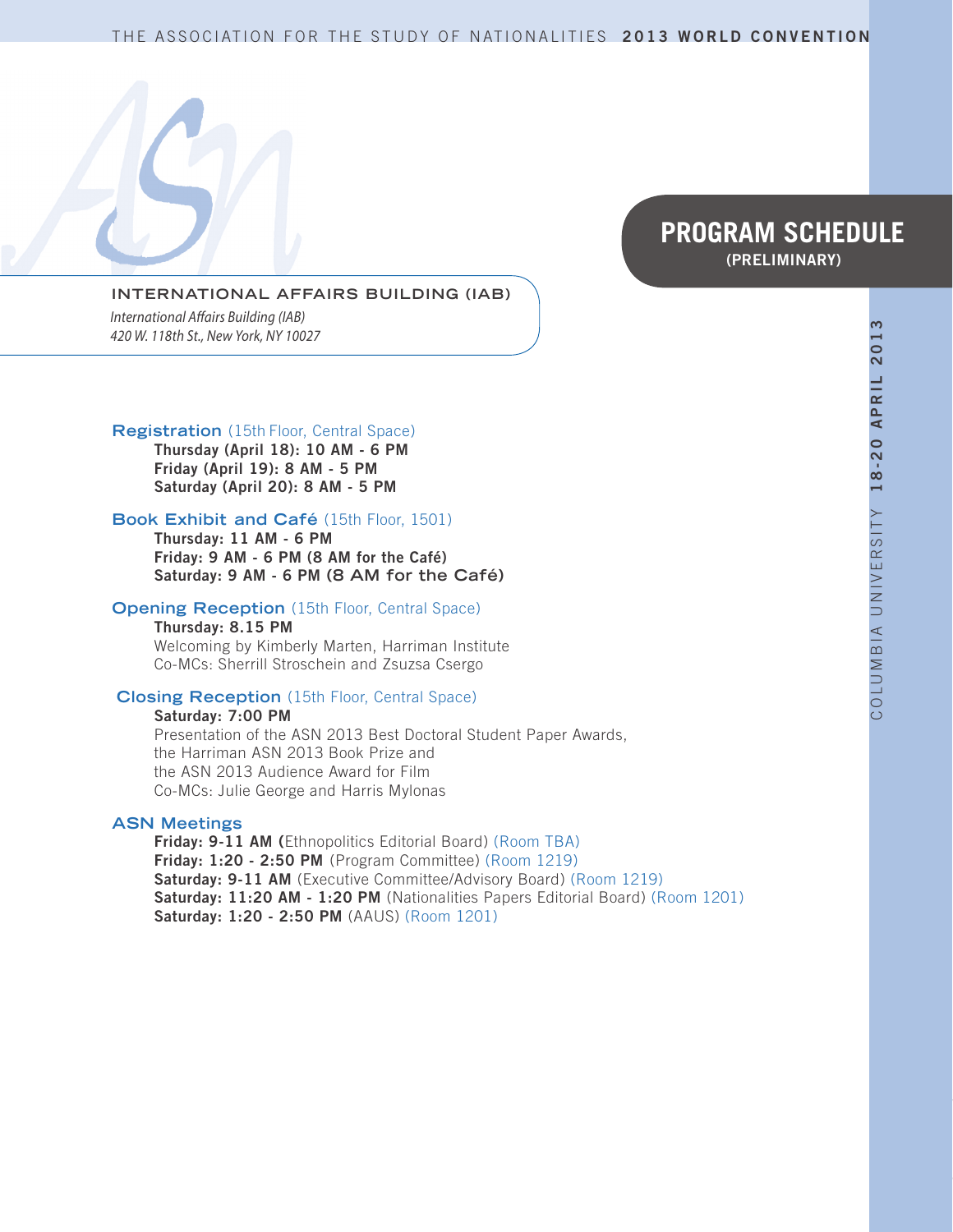# PROGRAM SCHEDULE
**(PRELIMINARY)**

THE ASSOCIATION FOR THE STUDY OF NATIONALITIES **2013 WORLD CONVENTION**

COLUMBIA UNIVERSITY **18-20 APRIL 2013**

## INTERNATIONAL AFFAIRS BUILDING (IAB)

*International Affairs Building (IAB)*
*420 W. 118th St., New York, NY 10027*

### Registration (15th Floor, Central Space)

**Thursday (April 18): 10 AM - 6 PM**
**Friday (April 19): 8 AM - 5 PM**
**Saturday (April 20): 8 AM - 5 PM**

### Book Exhibit and Café (15th Floor, 1501)

**Thursday: 11 AM - 6 PM**
**Friday: 9 AM - 6 PM (8 AM for the Café)**
**Saturday: 9 AM - 6 PM (8 AM for the Café)**

### Opening Reception (15th Floor, Central Space)

**Thursday: 8.15 PM**
Welcoming by Kimberly Marten, Harriman Institute
Co-MCs: Sherrill Stroschein and Zsuzsa Csergo

### Closing Reception (15th Floor, Central Space)

**Saturday: 7:00 PM**
Presentation of the ASN 2013 Best Doctoral Student Paper Awards,
the Harriman ASN 2013 Book Prize and
the ASN 2013 Audience Award for Film
Co-MCs: Julie George and Harris Mylonas

### ASN Meetings

**Friday: 9-11 AM (**Ethnopolitics Editorial Board) (Room TBA)
**Friday: 1:20 - 2:50 PM** (Program Committee) (Room 1219)
**Saturday: 9-11 AM** (Executive Committee/Advisory Board) (Room 1219)
**Saturday: 11:20 AM - 1:20 PM** (Nationalities Papers Editorial Board) (Room 1201)
**Saturday: 1:20 - 2:50 PM** (AAUS) (Room 1201)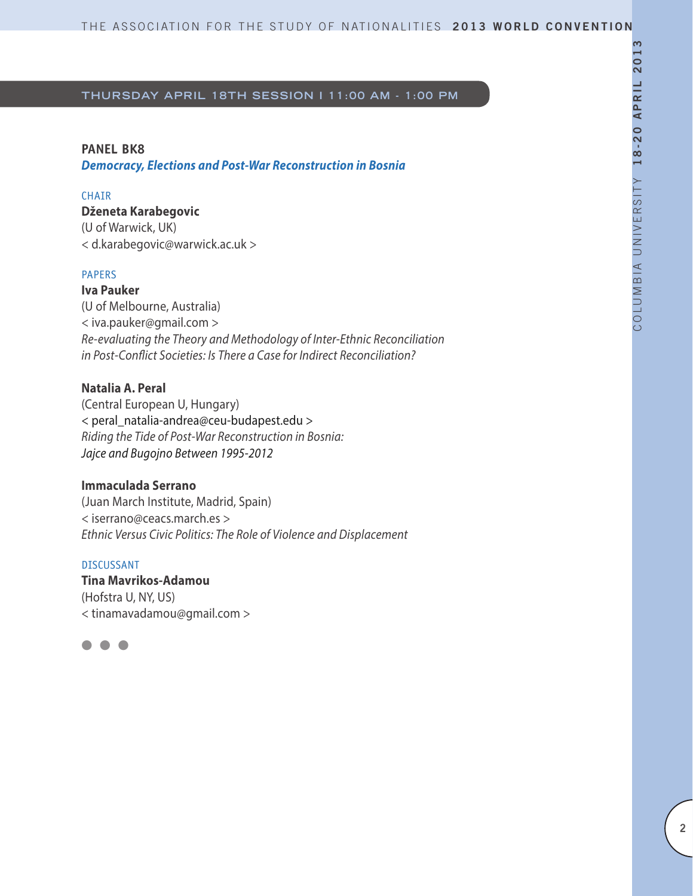THURSDAY APRIL 18TH SESSION I 11:00 AM - 1:00 PM

## PANEL BK8

***Democracy, Elections and Post-War Reconstruction in Bosnia***

CHAIR

**Dženeta Karabegovic**
(U of Warwick, UK)
< d.karabegovic@warwick.ac.uk >

PAPERS

**Iva Pauker**
(U of Melbourne, Australia)
< iva.pauker@gmail.com >
*Re-evaluating the Theory and Methodology of Inter-Ethnic Reconciliation in Post-Conflict Societies: Is There a Case for Indirect Reconciliation?*

**Natalia A. Peral**
(Central European U, Hungary)
< peral_natalia-andrea@ceu-budapest.edu >
*Riding the Tide of Post-War Reconstruction in Bosnia: Jajce and Bugojno Between 1995-2012*

**Immaculada Serrano**
(Juan March Institute, Madrid, Spain)
< iserrano@ceacs.march.es >
*Ethnic Versus Civic Politics: The Role of Violence and Displacement*

DISCUSSANT

**Tina Mavrikos-Adamou**
(Hofstra U, NY, US)
< tinamavadamou@gmail.com >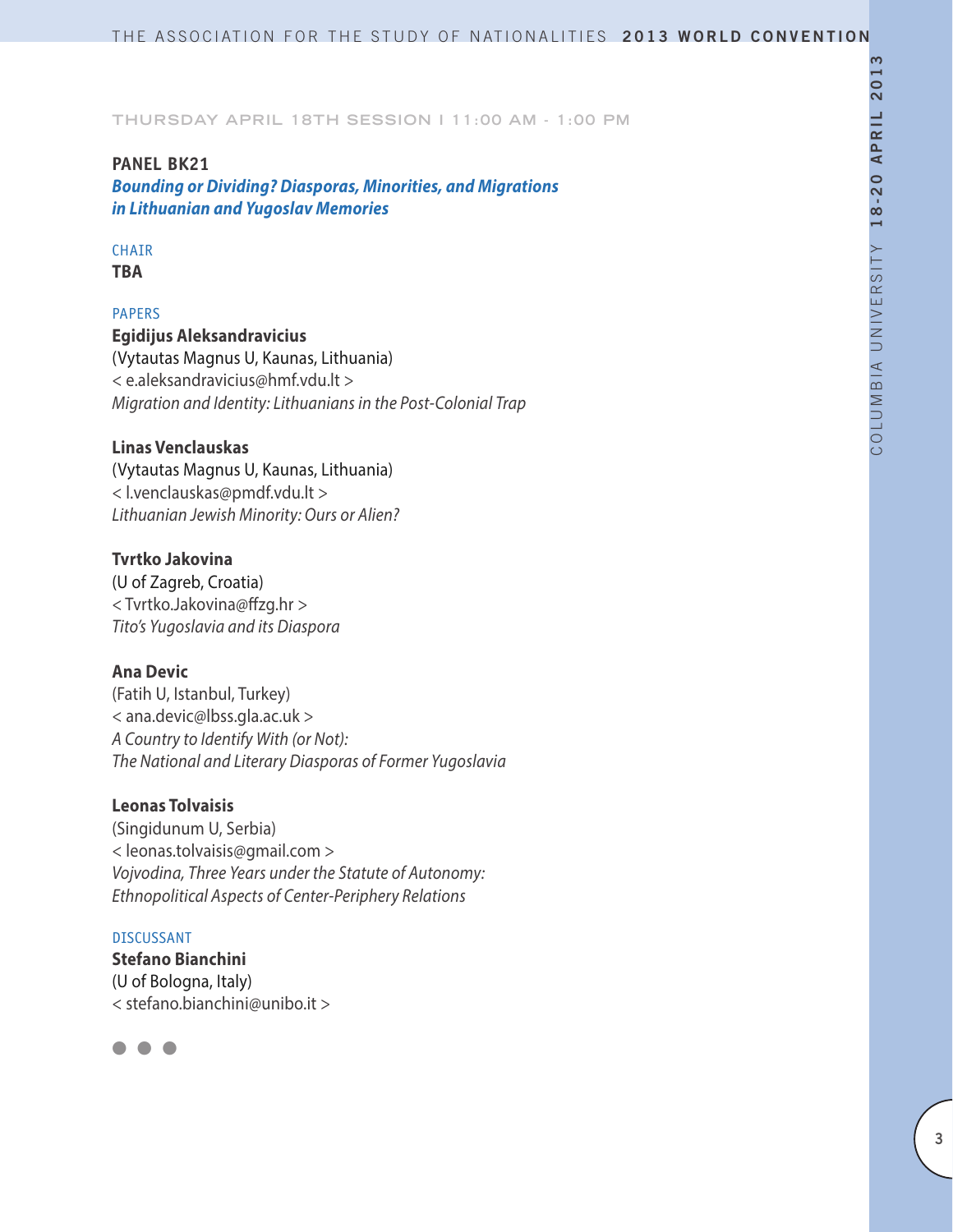THURSDAY APRIL 18TH SESSION I 11:00 AM - 1:00 PM

## PANEL BK21

### *Bounding or Dividing? Diasporas, Minorities, and Migrations in Lithuanian and Yugoslav Memories*

CHAIR

**TBA**

PAPERS

**Egidijus Aleksandravicius**
(Vytautas Magnus U, Kaunas, Lithuania)
< e.aleksandravicius@hmf.vdu.lt >
*Migration and Identity: Lithuanians in the Post-Colonial Trap*

**Linas Venclauskas**
(Vytautas Magnus U, Kaunas, Lithuania)
< l.venclauskas@pmdf.vdu.lt >
*Lithuanian Jewish Minority: Ours or Alien?*

**Tvrtko Jakovina**
(U of Zagreb, Croatia)
< Tvrtko.Jakovina@ffzg.hr >
*Tito's Yugoslavia and its Diaspora*

**Ana Devic**
(Fatih U, Istanbul, Turkey)
< ana.devic@lbss.gla.ac.uk >
*A Country to Identify With (or Not): The National and Literary Diasporas of Former Yugoslavia*

**Leonas Tolvaisis**
(Singidunum U, Serbia)
< leonas.tolvaisis@gmail.com >
*Vojvodina, Three Years under the Statute of Autonomy: Ethnopolitical Aspects of Center-Periphery Relations*

DISCUSSANT

**Stefano Bianchini**
(U of Bologna, Italy)
< stefano.bianchini@unibo.it >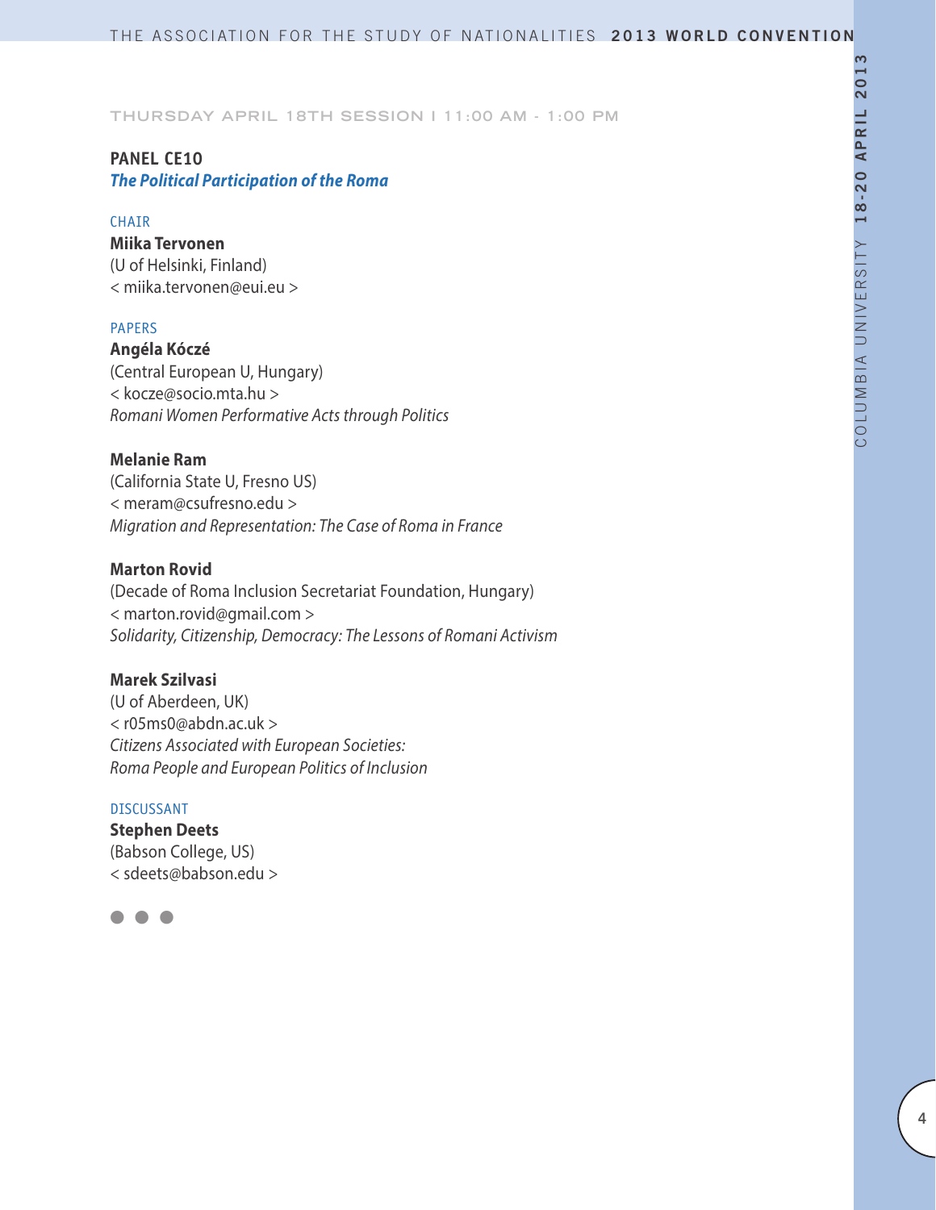THURSDAY APRIL 18TH SESSION I 11:00 AM - 1:00 PM

## PANEL CE10

### *The Political Participation of the Roma*

CHAIR

**Miika Tervonen**
(U of Helsinki, Finland)
< miika.tervonen@eui.eu >

PAPERS

**Angéla Kóczé**
(Central European U, Hungary)
< kocze@socio.mta.hu >
*Romani Women Performative Acts through Politics*

**Melanie Ram**
(California State U, Fresno US)
< meram@csufresno.edu >
*Migration and Representation: The Case of Roma in France*

**Marton Rovid**
(Decade of Roma Inclusion Secretariat Foundation, Hungary)
< marton.rovid@gmail.com >
*Solidarity, Citizenship, Democracy: The Lessons of Romani Activism*

**Marek Szilvasi**
(U of Aberdeen, UK)
< r05ms0@abdn.ac.uk >
*Citizens Associated with European Societies: Roma People and European Politics of Inclusion*

DISCUSSANT

**Stephen Deets**
(Babson College, US)
< sdeets@babson.edu >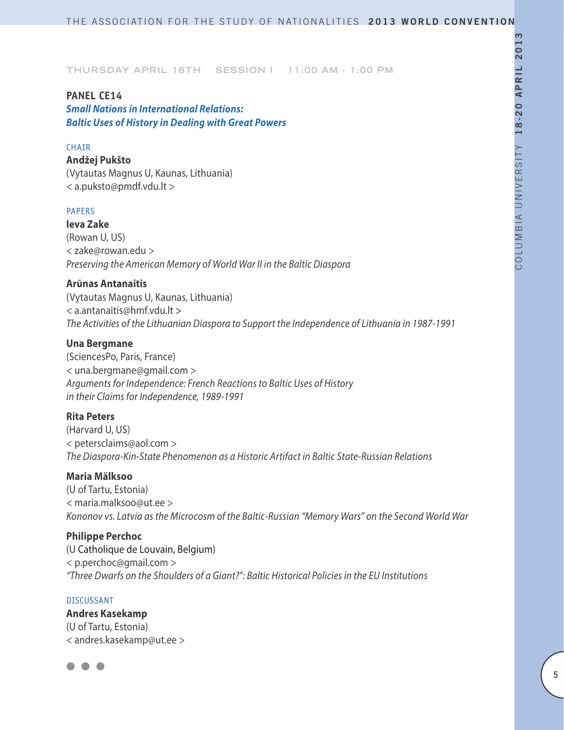THURSDAY APRIL 18TH SESSION I 11:00 AM - 1:00 PM

## PANEL CE14

### *Small Nations in International Relations: Baltic Uses of History in Dealing with Great Powers*

CHAIR

**Andžej Pukšto**
(Vytautas Magnus U, Kaunas, Lithuania)
< a.puksto@pmdf.vdu.lt >

PAPERS

**Ieva Zake**
(Rowan U, US)
< zake@rowan.edu >
*Preserving the American Memory of World War II in the Baltic Diaspora*

**Arūnas Antanaitis**
(Vytautas Magnus U, Kaunas, Lithuania)
< a.antanaitis@hmf.vdu.lt >
*The Activities of the Lithuanian Diaspora to Support the Independence of Lithuania in 1987-1991*

**Una Bergmane**
(SciencesPo, Paris, France)
< una.bergmane@gmail.com >
*Arguments for Independence: French Reactions to Baltic Uses of History in their Claims for Independence, 1989-1991*

**Rita Peters**
(Harvard U, US)
< petersclaims@aol.com >
*The Diaspora-Kin-State Phenomenon as a Historic Artifact in Baltic State-Russian Relations*

**Maria Mälksoo**
(U of Tartu, Estonia)
< maria.malksoo@ut.ee >
*Kononov vs. Latvia as the Microcosm of the Baltic-Russian "Memory Wars" on the Second World War*

**Philippe Perchoc**
(U Catholique de Louvain, Belgium)
< p.perchoc@gmail.com >
*"Three Dwarfs on the Shoulders of a Giant?": Baltic Historical Policies in the EU Institutions*

DISCUSSANT

**Andres Kasekamp**
(U of Tartu, Estonia)
< andres.kasekamp@ut.ee >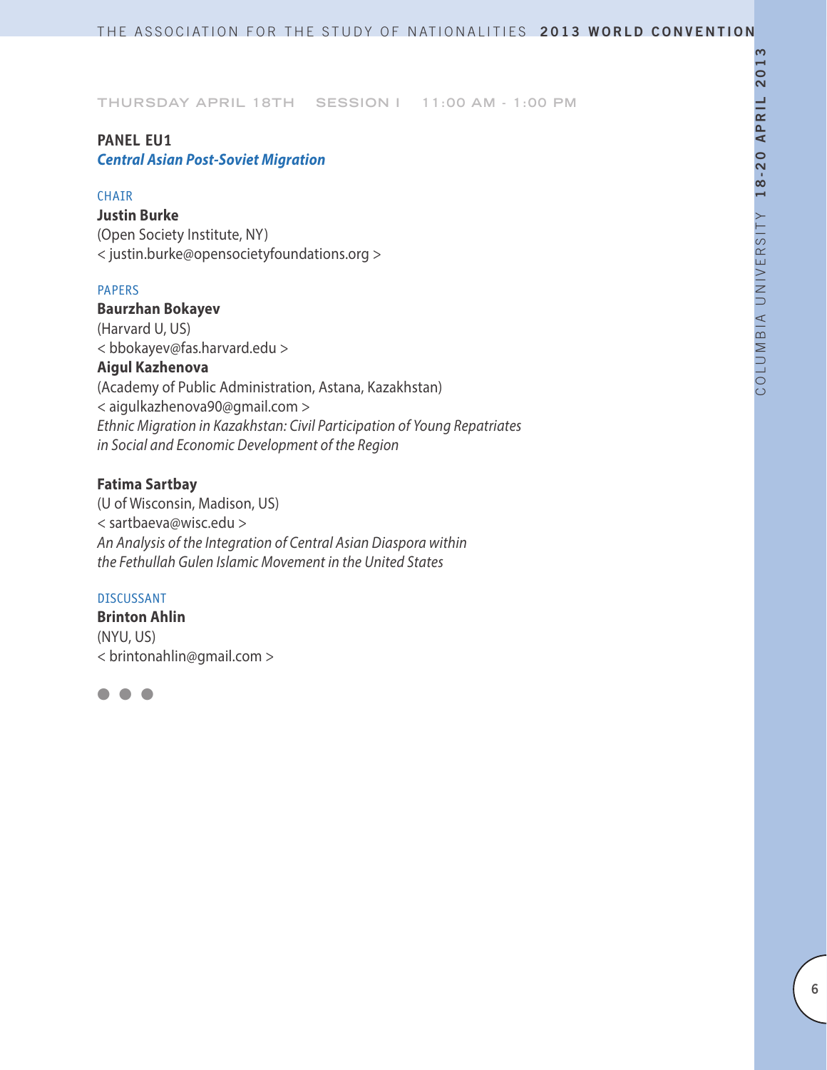THURSDAY APRIL 18TH SESSION I 11:00 AM - 1:00 PM

## PANEL EU1

***Central Asian Post-Soviet Migration***

CHAIR

**Justin Burke**
(Open Society Institute, NY)
< justin.burke@opensocietyfoundations.org >

PAPERS

**Baurzhan Bokayev**
(Harvard U, US)
< bbokayev@fas.harvard.edu >
**Aigul Kazhenova**
(Academy of Public Administration, Astana, Kazakhstan)
< aigulkazhenova90@gmail.com >
*Ethnic Migration in Kazakhstan: Civil Participation of Young Repatriates in Social and Economic Development of the Region*

**Fatima Sartbay**
(U of Wisconsin, Madison, US)
< sartbaeva@wisc.edu >
*An Analysis of the Integration of Central Asian Diaspora within the Fethullah Gulen Islamic Movement in the United States*

DISCUSSANT

**Brinton Ahlin**
(NYU, US)
< brintonahlin@gmail.com >

● ● ●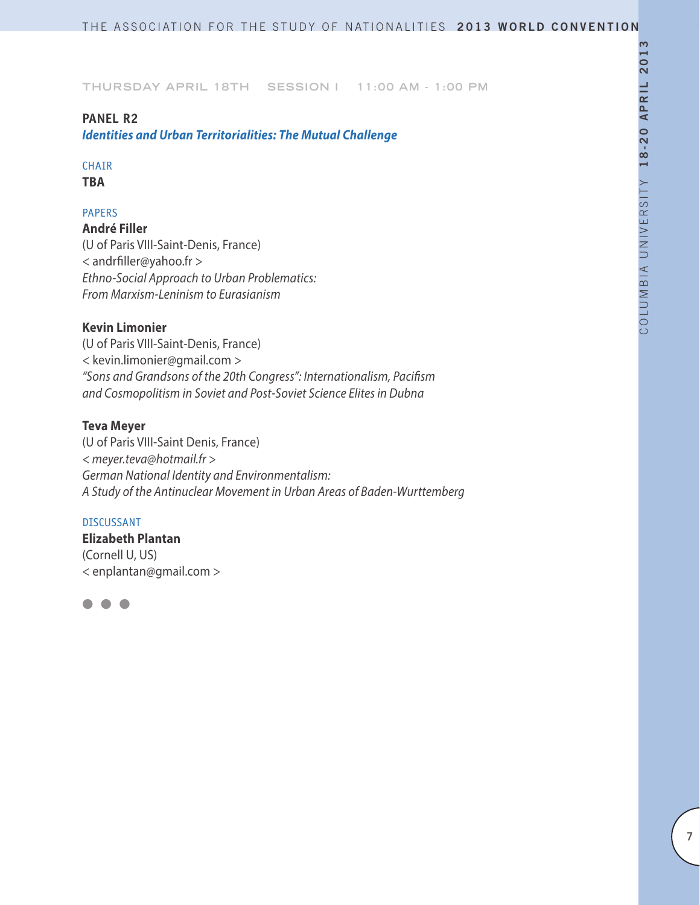THURSDAY APRIL 18TH   SESSION I   11:00 AM - 1:00 PM

## PANEL R2

### *Identities and Urban Territorialities: The Mutual Challenge*

CHAIR

**TBA**

PAPERS

**André Filler**
(U of Paris VIII-Saint-Denis, France)
< andrfiller@yahoo.fr >
*Ethno-Social Approach to Urban Problematics:*
*From Marxism-Leninism to Eurasianism*

**Kevin Limonier**
(U of Paris VIII-Saint-Denis, France)
< kevin.limonier@gmail.com >
*"Sons and Grandsons of the 20th Congress": Internationalism, Pacifism and Cosmopolitism in Soviet and Post-Soviet Science Elites in Dubna*

**Teva Meyer**
(U of Paris VIII-Saint Denis, France)
*< meyer.teva@hotmail.fr >*
*German National Identity and Environmentalism:*
*A Study of the Antinuclear Movement in Urban Areas of Baden-Wurttemberg*

DISCUSSANT

**Elizabeth Plantan**
(Cornell U, US)
< enplantan@gmail.com >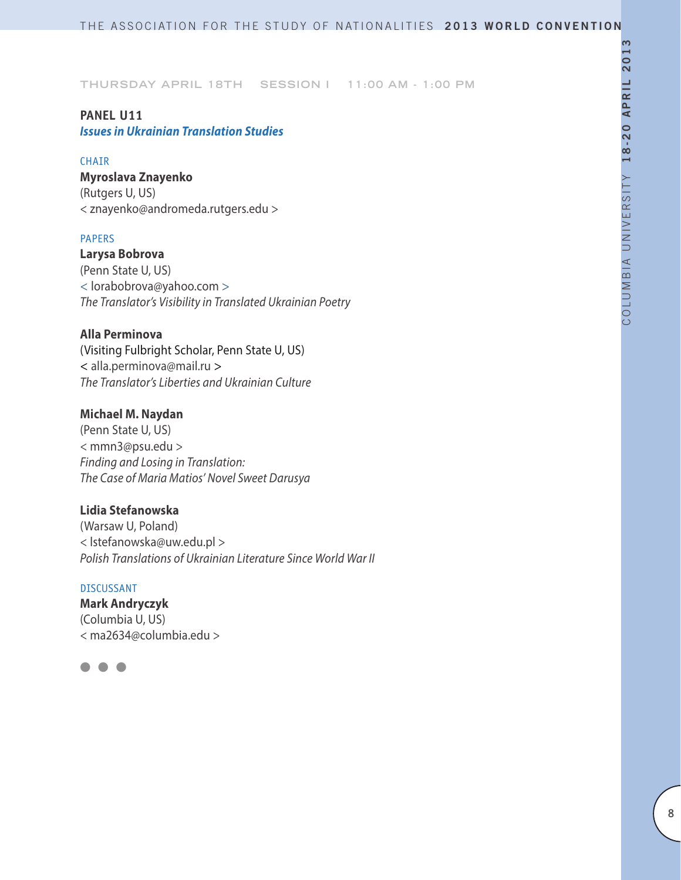THURSDAY APRIL 18TH SESSION I 11:00 AM - 1:00 PM

## PANEL U11
### *Issues in Ukrainian Translation Studies*

CHAIR

**Myroslava Znayenko**
(Rutgers U, US)
< znayenko@andromeda.rutgers.edu >

PAPERS

**Larysa Bobrova**
(Penn State U, US)
< lorabobrova@yahoo.com >
*The Translator's Visibility in Translated Ukrainian Poetry*

**Alla Perminova**
(Visiting Fulbright Scholar, Penn State U, US)
< alla.perminova@mail.ru >
*The Translator's Liberties and Ukrainian Culture*

**Michael M. Naydan**
(Penn State U, US)
< mmn3@psu.edu >
*Finding and Losing in Translation:*
*The Case of Maria Matios' Novel Sweet Darusya*

**Lidia Stefanowska**
(Warsaw U, Poland)
< lstefanowska@uw.edu.pl >
*Polish Translations of Ukrainian Literature Since World War II*

DISCUSSANT

**Mark Andryczyk**
(Columbia U, US)
< ma2634@columbia.edu >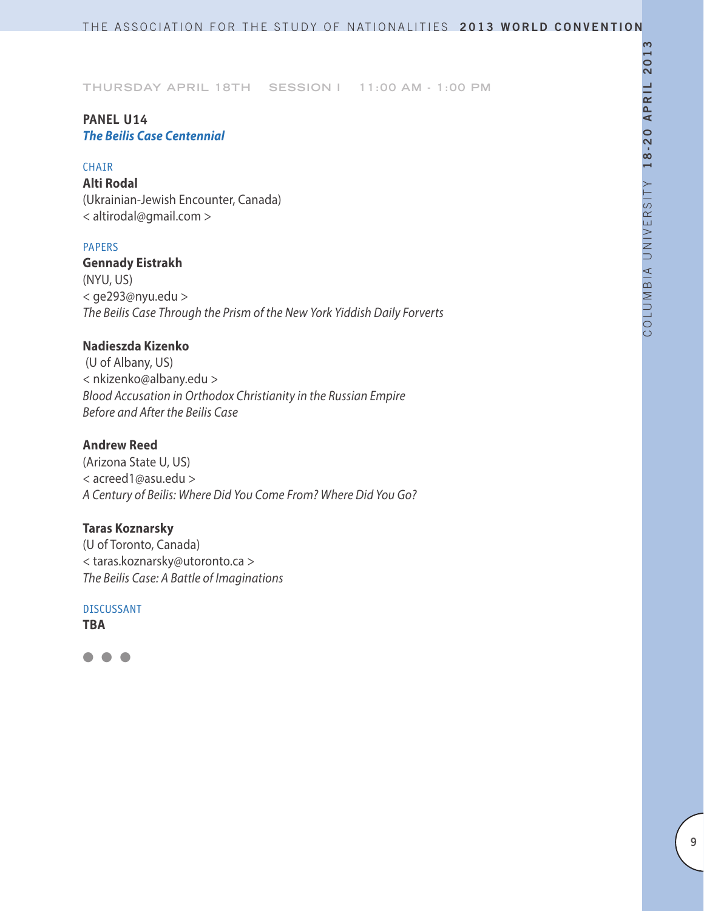THURSDAY APRIL 18TH SESSION I 11:00 AM - 1:00 PM

## PANEL U14
***The Beilis Case Centennial***

CHAIR

**Alti Rodal**
(Ukrainian-Jewish Encounter, Canada)
< altirodal@gmail.com >

PAPERS

**Gennady Eistrakh**
(NYU, US)
< ge293@nyu.edu >
*The Beilis Case Through the Prism of the New York Yiddish Daily Forverts*

**Nadieszda Kizenko**
(U of Albany, US)
< nkizenko@albany.edu >
*Blood Accusation in Orthodox Christianity in the Russian Empire Before and After the Beilis Case*

**Andrew Reed**
(Arizona State U, US)
< acreed1@asu.edu >
*A Century of Beilis: Where Did You Come From? Where Did You Go?*

**Taras Koznarsky**
(U of Toronto, Canada)
< taras.koznarsky@utoronto.ca >
*The Beilis Case: A Battle of Imaginations*

DISCUSSANT

**TBA**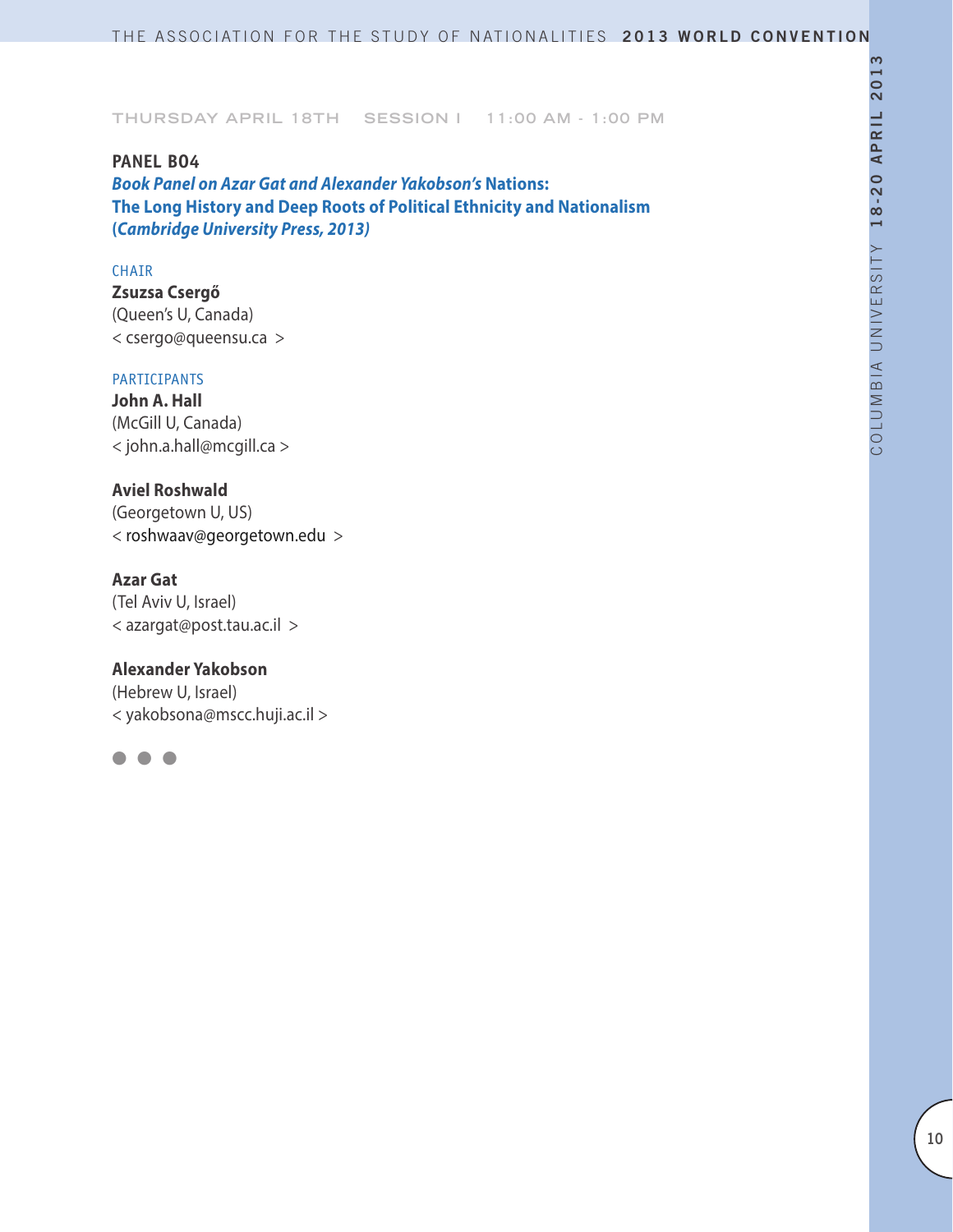THURSDAY APRIL 18TH SESSION I 11:00 AM - 1:00 PM

## PANEL B04

***Book Panel on Azar Gat and Alexander Yakobson's* Nations: The Long History and Deep Roots of Political Ethnicity and Nationalism (*Cambridge University Press, 2013)***

CHAIR

**Zsuzsa Csergő**
(Queen's U, Canada)
< csergo@queensu.ca >

PARTICIPANTS

**John A. Hall**
(McGill U, Canada)
< john.a.hall@mcgill.ca >

**Aviel Roshwald**
(Georgetown U, US)
< roshwaav@georgetown.edu >

**Azar Gat**
(Tel Aviv U, Israel)
< azargat@post.tau.ac.il >

**Alexander Yakobson**
(Hebrew U, Israel)
< yakobsona@mscc.huji.ac.il >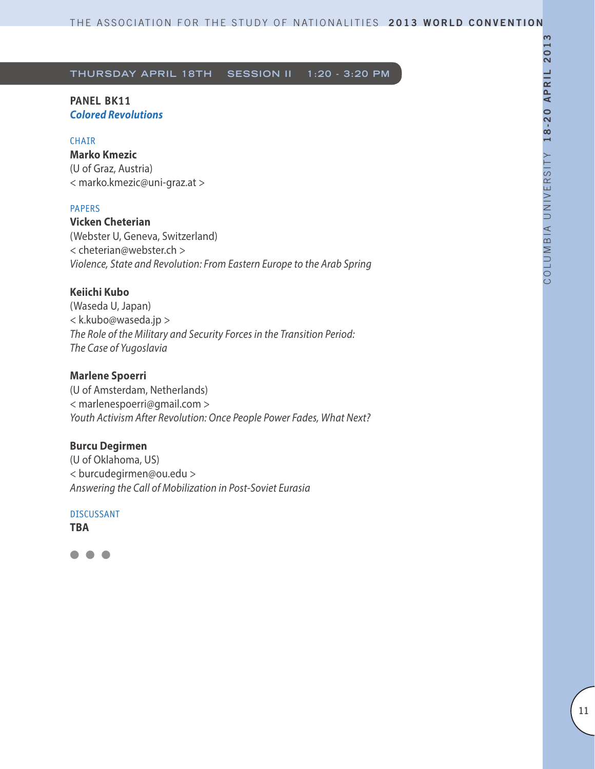## THURSDAY APRIL 18TH SESSION II 1:20 - 3:20 PM

### PANEL BK11
***Colored Revolutions***

CHAIR

**Marko Kmezic**
(U of Graz, Austria)
< marko.kmezic@uni-graz.at >

PAPERS

**Vicken Cheterian**
(Webster U, Geneva, Switzerland)
< cheterian@webster.ch >
*Violence, State and Revolution: From Eastern Europe to the Arab Spring*

**Keiichi Kubo**
(Waseda U, Japan)
< k.kubo@waseda.jp >
*The Role of the Military and Security Forces in the Transition Period: The Case of Yugoslavia*

**Marlene Spoerri**
(U of Amsterdam, Netherlands)
< marlenespoerri@gmail.com >
*Youth Activism After Revolution: Once People Power Fades, What Next?*

**Burcu Degirmen**
(U of Oklahoma, US)
< burcudegirmen@ou.edu >
*Answering the Call of Mobilization in Post-Soviet Eurasia*

DISCUSSANT

**TBA**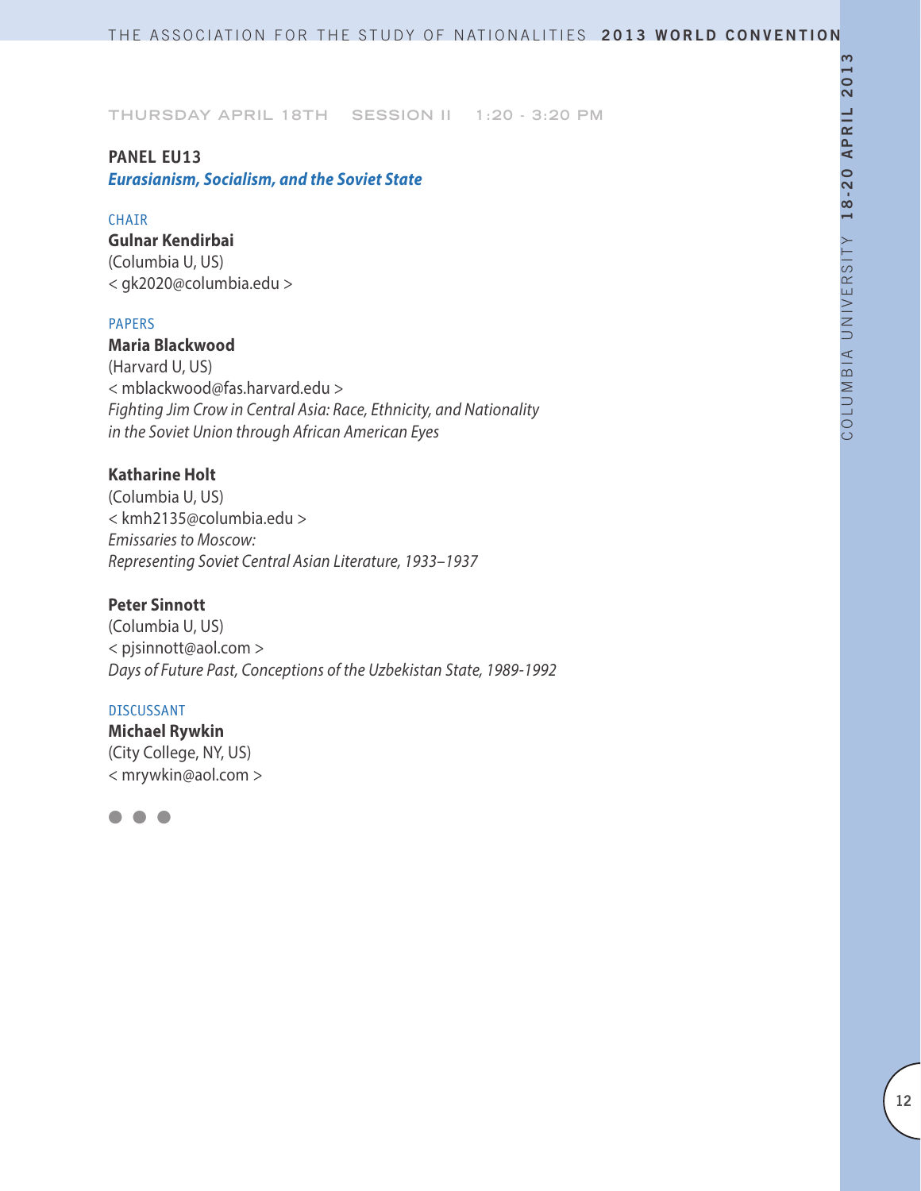THURSDAY APRIL 18TH SESSION II 1:20 - 3:20 PM

## PANEL EU13

***Eurasianism, Socialism, and the Soviet State***

CHAIR

**Gulnar Kendirbai**
(Columbia U, US)
< gk2020@columbia.edu >

PAPERS

**Maria Blackwood**
(Harvard U, US)
< mblackwood@fas.harvard.edu >
*Fighting Jim Crow in Central Asia: Race, Ethnicity, and Nationality in the Soviet Union through African American Eyes*

**Katharine Holt**
(Columbia U, US)
< kmh2135@columbia.edu >
*Emissaries to Moscow: Representing Soviet Central Asian Literature, 1933–1937*

**Peter Sinnott**
(Columbia U, US)
< pjsinnott@aol.com >
*Days of Future Past, Conceptions of the Uzbekistan State, 1989-1992*

DISCUSSANT

**Michael Rywkin**
(City College, NY, US)
< mrywkin@aol.com >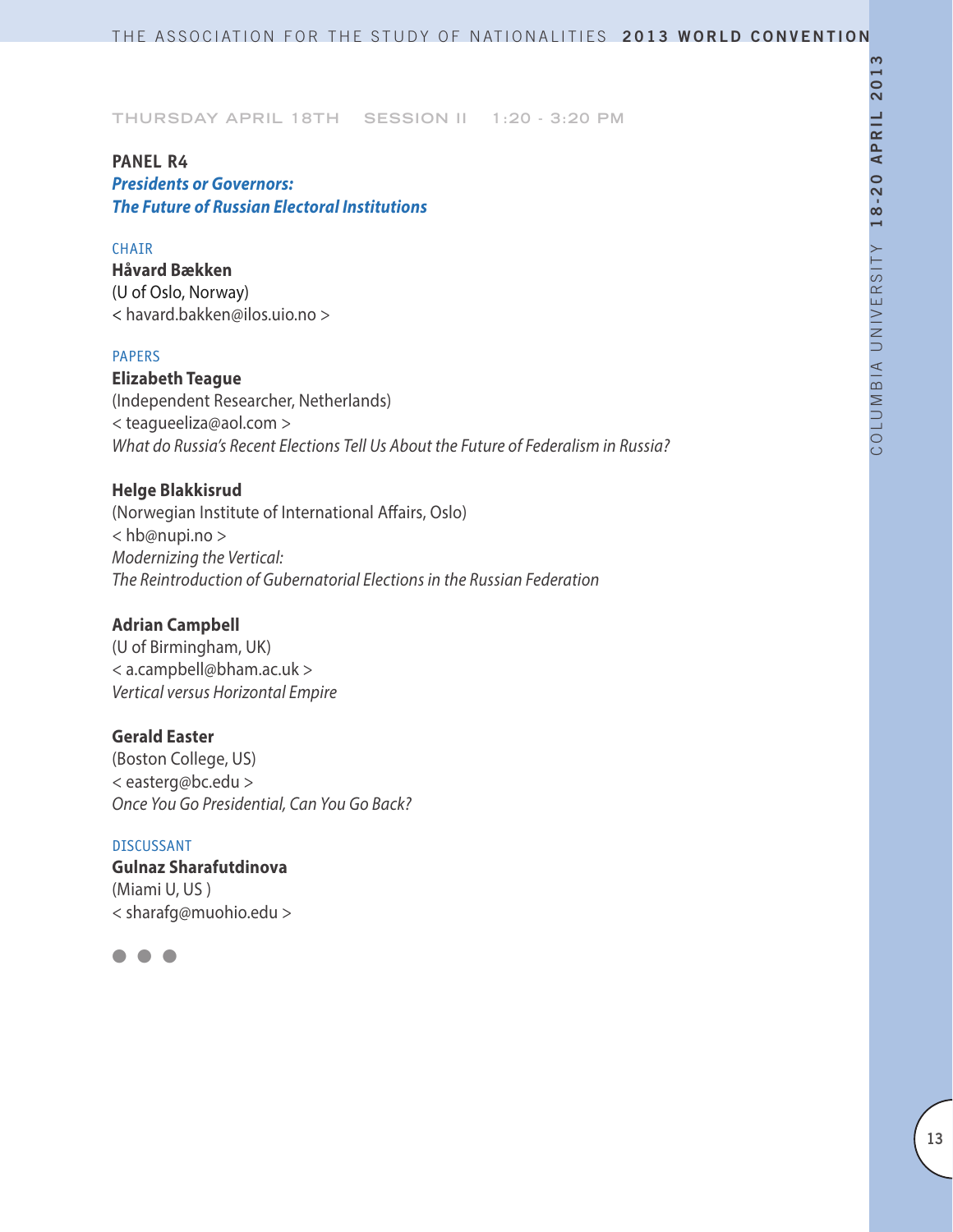THURSDAY APRIL 18TH SESSION II 1:20 - 3:20 PM

## PANEL R4
### *Presidents or Governors: The Future of Russian Electoral Institutions*

CHAIR

**Håvard Bækken**
(U of Oslo, Norway)
< havard.bakken@ilos.uio.no >

PAPERS

**Elizabeth Teague**
(Independent Researcher, Netherlands)
< teagueeliza@aol.com >
*What do Russia's Recent Elections Tell Us About the Future of Federalism in Russia?*

**Helge Blakkisrud**
(Norwegian Institute of International Affairs, Oslo)
< hb@nupi.no >
*Modernizing the Vertical: The Reintroduction of Gubernatorial Elections in the Russian Federation*

**Adrian Campbell**
(U of Birmingham, UK)
< a.campbell@bham.ac.uk >
*Vertical versus Horizontal Empire*

**Gerald Easter**
(Boston College, US)
< easterg@bc.edu >
*Once You Go Presidential, Can You Go Back?*

DISCUSSANT

**Gulnaz Sharafutdinova**
(Miami U, US )
< sharafg@muohio.edu >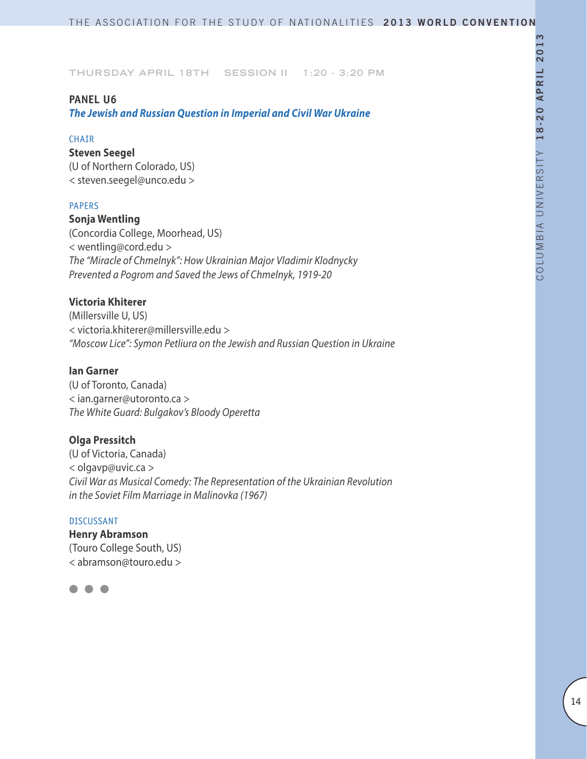THURSDAY APRIL 18TH SESSION II 1:20 - 3:20 PM

## PANEL U6

### *The Jewish and Russian Question in Imperial and Civil War Ukraine*

CHAIR

**Steven Seegel**
(U of Northern Colorado, US)
< steven.seegel@unco.edu >

PAPERS

**Sonja Wentling**
(Concordia College, Moorhead, US)
< wentling@cord.edu >
*The "Miracle of Chmelnyk": How Ukrainian Major Vladimir Klodnycky Prevented a Pogrom and Saved the Jews of Chmelnyk, 1919-20*

**Victoria Khiterer**
(Millersville U, US)
< victoria.khiterer@millersville.edu >
*"Moscow Lice": Symon Petliura on the Jewish and Russian Question in Ukraine*

**Ian Garner**
(U of Toronto, Canada)
< ian.garner@utoronto.ca >
*The White Guard: Bulgakov's Bloody Operetta*

**Olga Pressitch**
(U of Victoria, Canada)
< olgavp@uvic.ca >
*Civil War as Musical Comedy: The Representation of the Ukrainian Revolution in the Soviet Film Marriage in Malinovka (1967)*

DISCUSSANT

**Henry Abramson**
(Touro College South, US)
< abramson@touro.edu >

● ● ●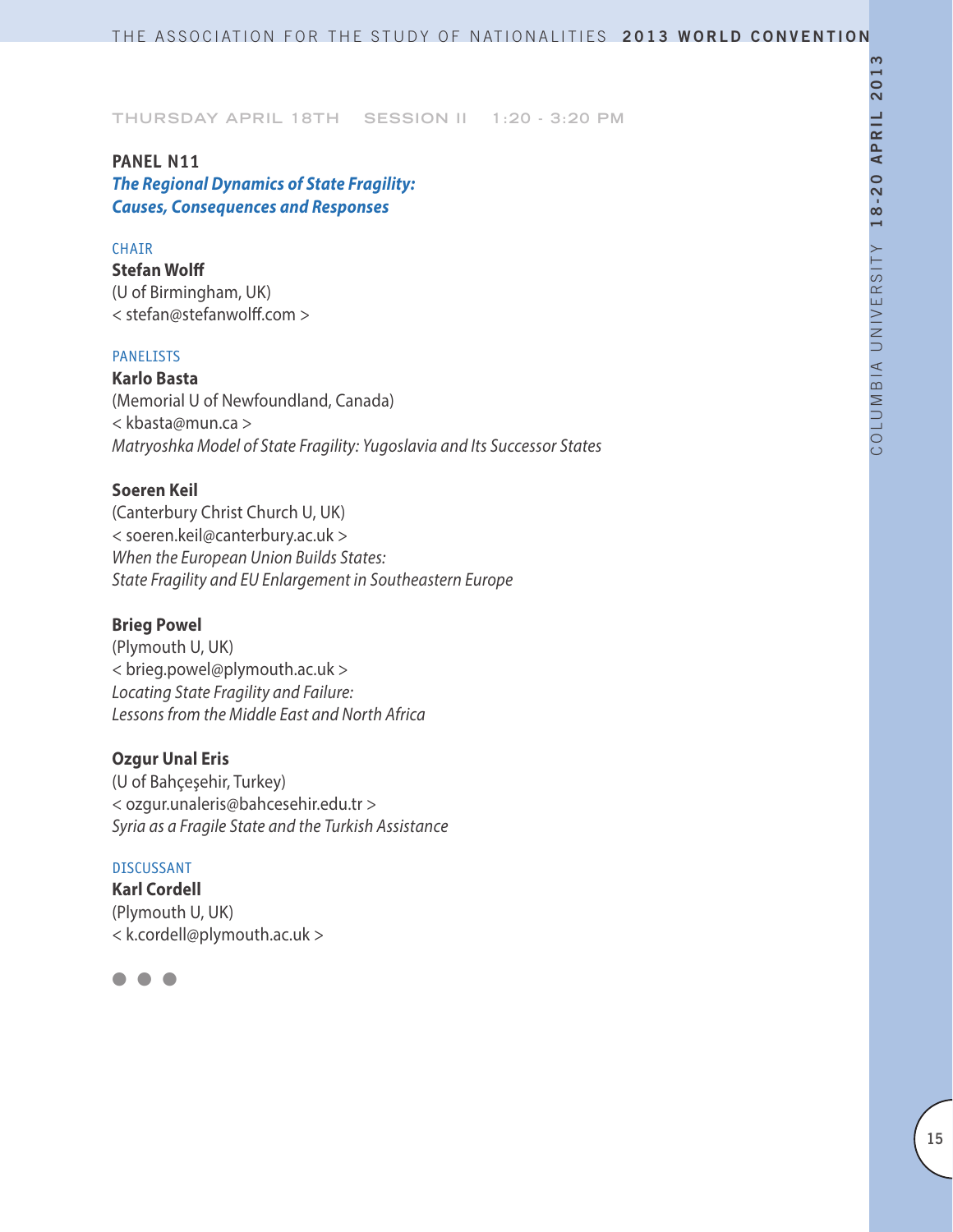THURSDAY APRIL 18TH SESSION II 1:20 - 3:20 PM

## PANEL N11

### *The Regional Dynamics of State Fragility: Causes, Consequences and Responses*

CHAIR

**Stefan Wolff**
(U of Birmingham, UK)
< stefan@stefanwolff.com >

PANELISTS

**Karlo Basta**
(Memorial U of Newfoundland, Canada)
< kbasta@mun.ca >
*Matryoshka Model of State Fragility: Yugoslavia and Its Successor States*

**Soeren Keil**
(Canterbury Christ Church U, UK)
< soeren.keil@canterbury.ac.uk >
*When the European Union Builds States: State Fragility and EU Enlargement in Southeastern Europe*

**Brieg Powel**
(Plymouth U, UK)
< brieg.powel@plymouth.ac.uk >
*Locating State Fragility and Failure: Lessons from the Middle East and North Africa*

**Ozgur Unal Eris**
(U of Bahçeşehir, Turkey)
< ozgur.unaleris@bahcesehir.edu.tr >
*Syria as a Fragile State and the Turkish Assistance*

DISCUSSANT

**Karl Cordell**
(Plymouth U, UK)
< k.cordell@plymouth.ac.uk >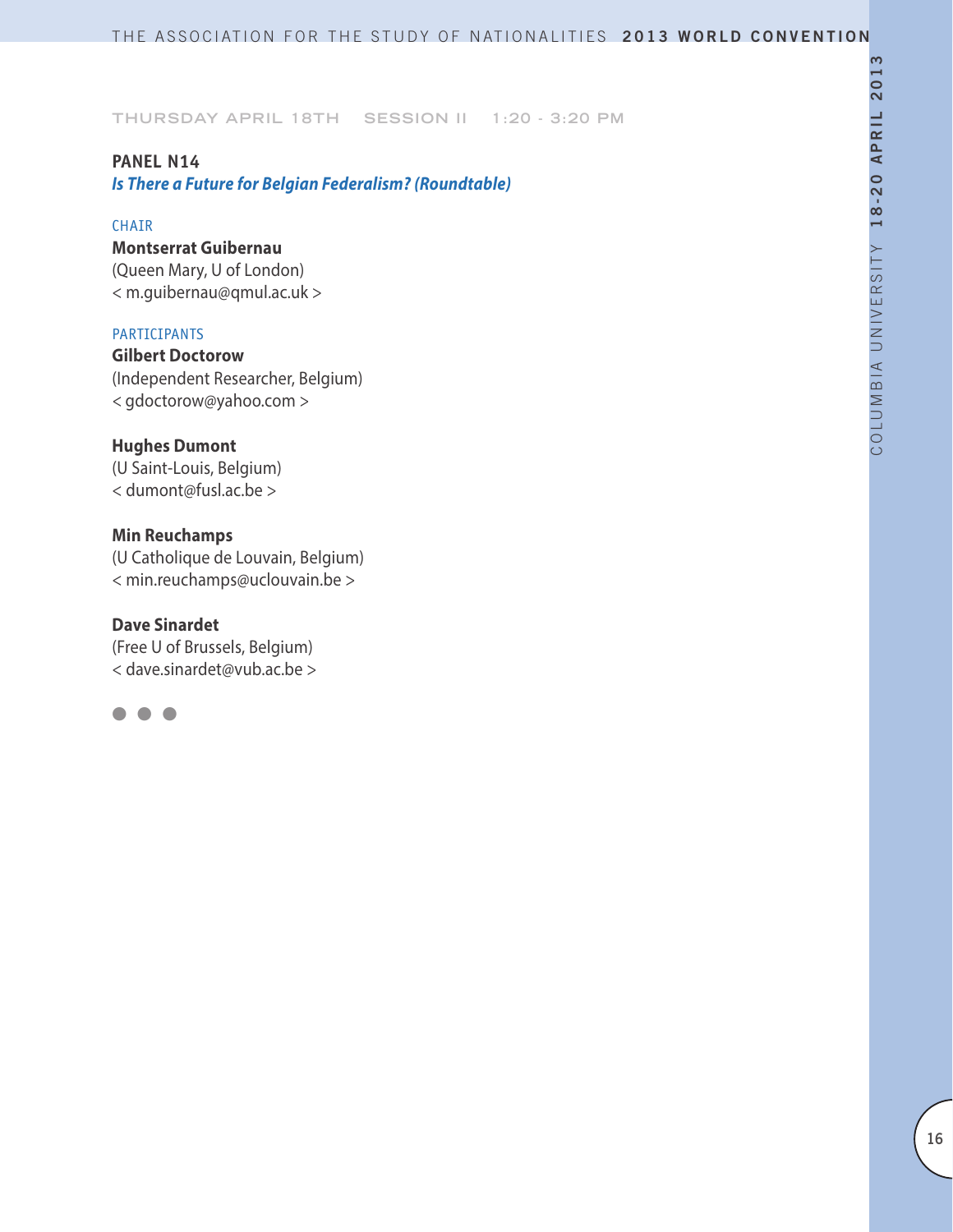THURSDAY APRIL 18TH SESSION II 1:20 - 3:20 PM

**PANEL N14**

***Is There a Future for Belgian Federalism? (Roundtable)***

CHAIR

**Montserrat Guibernau**
(Queen Mary, U of London)
< m.guibernau@qmul.ac.uk >

PARTICIPANTS

**Gilbert Doctorow**
(Independent Researcher, Belgium)
< gdoctorow@yahoo.com >

**Hughes Dumont**
(U Saint-Louis, Belgium)
< dumont@fusl.ac.be >

**Min Reuchamps**
(U Catholique de Louvain, Belgium)
< min.reuchamps@uclouvain.be >

**Dave Sinardet**
(Free U of Brussels, Belgium)
< dave.sinardet@vub.ac.be >

● ● ●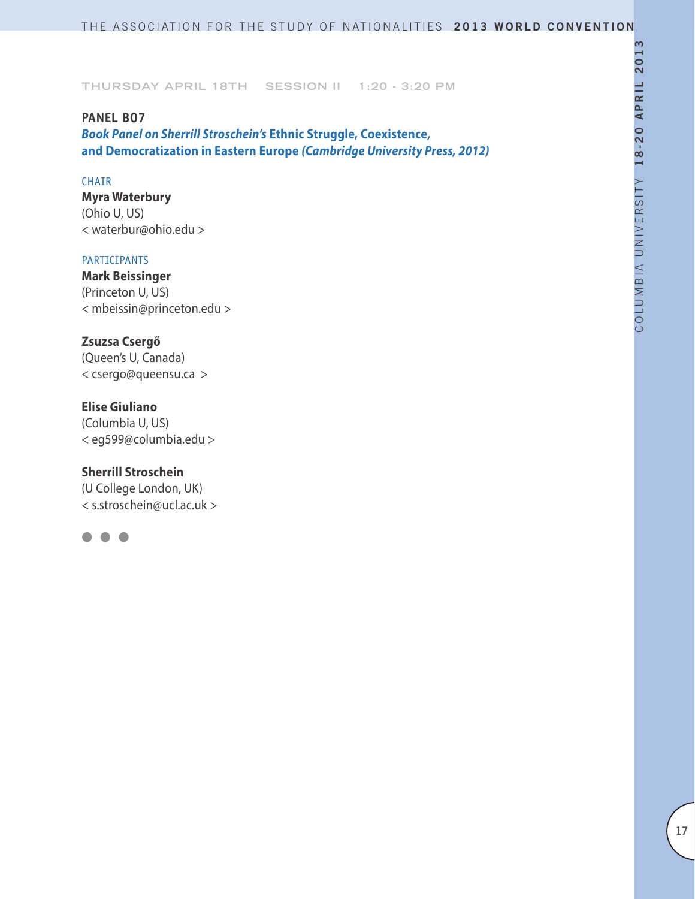THURSDAY APRIL 18TH SESSION II 1:20 - 3:20 PM

## PANEL B07

***Book Panel on Sherrill Stroschein's* Ethnic Struggle, Coexistence, and Democratization in Eastern Europe *(Cambridge University Press, 2012)***

CHAIR

**Myra Waterbury**
(Ohio U, US)
< waterbur@ohio.edu >

PARTICIPANTS

**Mark Beissinger**
(Princeton U, US)
< mbeissin@princeton.edu >

**Zsuzsa Csergő**
(Queen's U, Canada)
< csergo@queensu.ca >

**Elise Giuliano**
(Columbia U, US)
< eg599@columbia.edu >

**Sherrill Stroschein**
(U College London, UK)
< s.stroschein@ucl.ac.uk >

● ● ●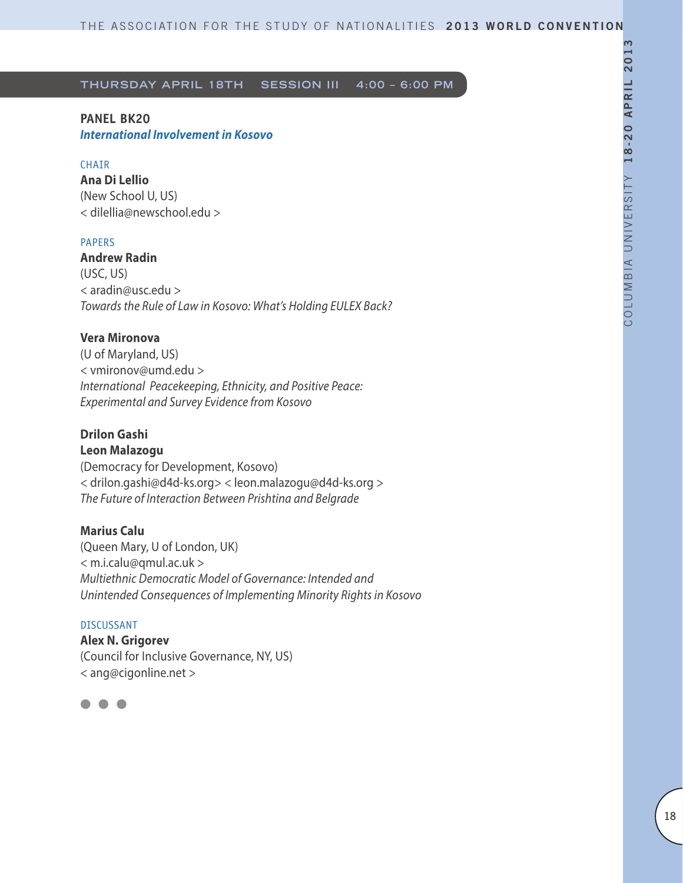## THURSDAY APRIL 18TH SESSION III 4:00 – 6:00 PM

### PANEL BK20
***International Involvement in Kosovo***

CHAIR

**Ana Di Lellio**
(New School U, US)
< dilellia@newschool.edu >

PAPERS

**Andrew Radin**
(USC, US)
< aradin@usc.edu >
*Towards the Rule of Law in Kosovo: What's Holding EULEX Back?*

**Vera Mironova**
(U of Maryland, US)
< vmironov@umd.edu >
*International Peacekeeping, Ethnicity, and Positive Peace: Experimental and Survey Evidence from Kosovo*

**Drilon Gashi**
**Leon Malazogu**
(Democracy for Development, Kosovo)
< drilon.gashi@d4d-ks.org> < leon.malazogu@d4d-ks.org >
*The Future of Interaction Between Prishtina and Belgrade*

**Marius Calu**
(Queen Mary, U of London, UK)
< m.i.calu@qmul.ac.uk >
*Multiethnic Democratic Model of Governance: Intended and Unintended Consequences of Implementing Minority Rights in Kosovo*

DISCUSSANT

**Alex N. Grigorev**
(Council for Inclusive Governance, NY, US)
< ang@cigonline.net >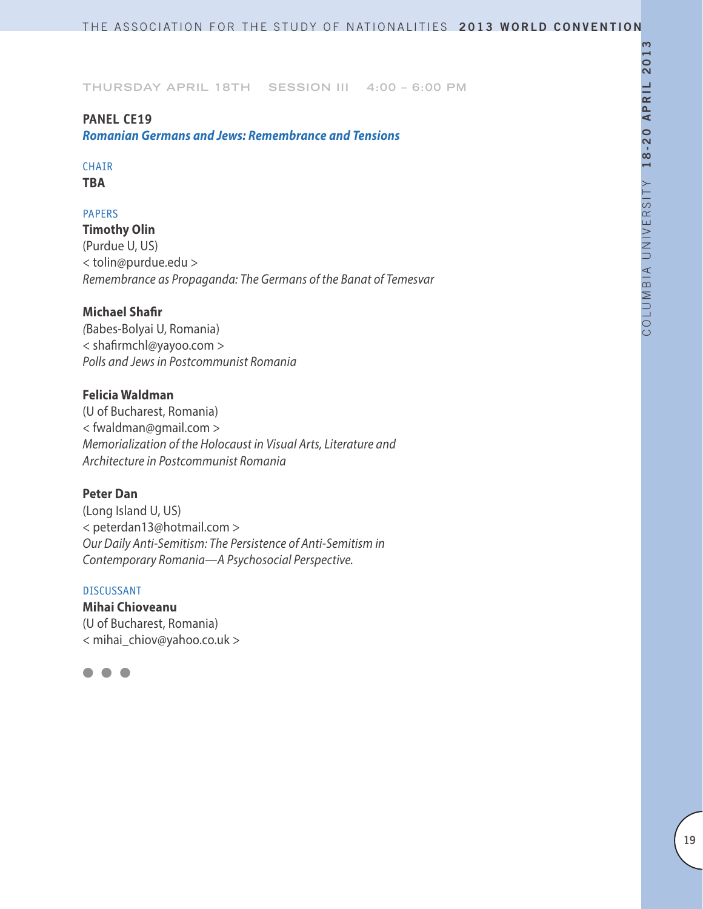THURSDAY APRIL 18TH SESSION III 4:00 – 6:00 PM

## PANEL CE19

### *Romanian Germans and Jews: Remembrance and Tensions*

CHAIR

**TBA**

PAPERS

**Timothy Olin**
(Purdue U, US)
< tolin@purdue.edu >
*Remembrance as Propaganda: The Germans of the Banat of Temesvar*

**Michael Shafir**
(Babes-Bolyai U, Romania)
< shafirmchl@yayoo.com >
*Polls and Jews in Postcommunist Romania*

**Felicia Waldman**
(U of Bucharest, Romania)
< fwaldman@gmail.com >
*Memorialization of the Holocaust in Visual Arts, Literature and Architecture in Postcommunist Romania*

**Peter Dan**
(Long Island U, US)
< peterdan13@hotmail.com >
*Our Daily Anti-Semitism: The Persistence of Anti-Semitism in Contemporary Romania—A Psychosocial Perspective.*

DISCUSSANT

**Mihai Chioveanu**
(U of Bucharest, Romania)
< mihai_chiov@yahoo.co.uk >

● ● ●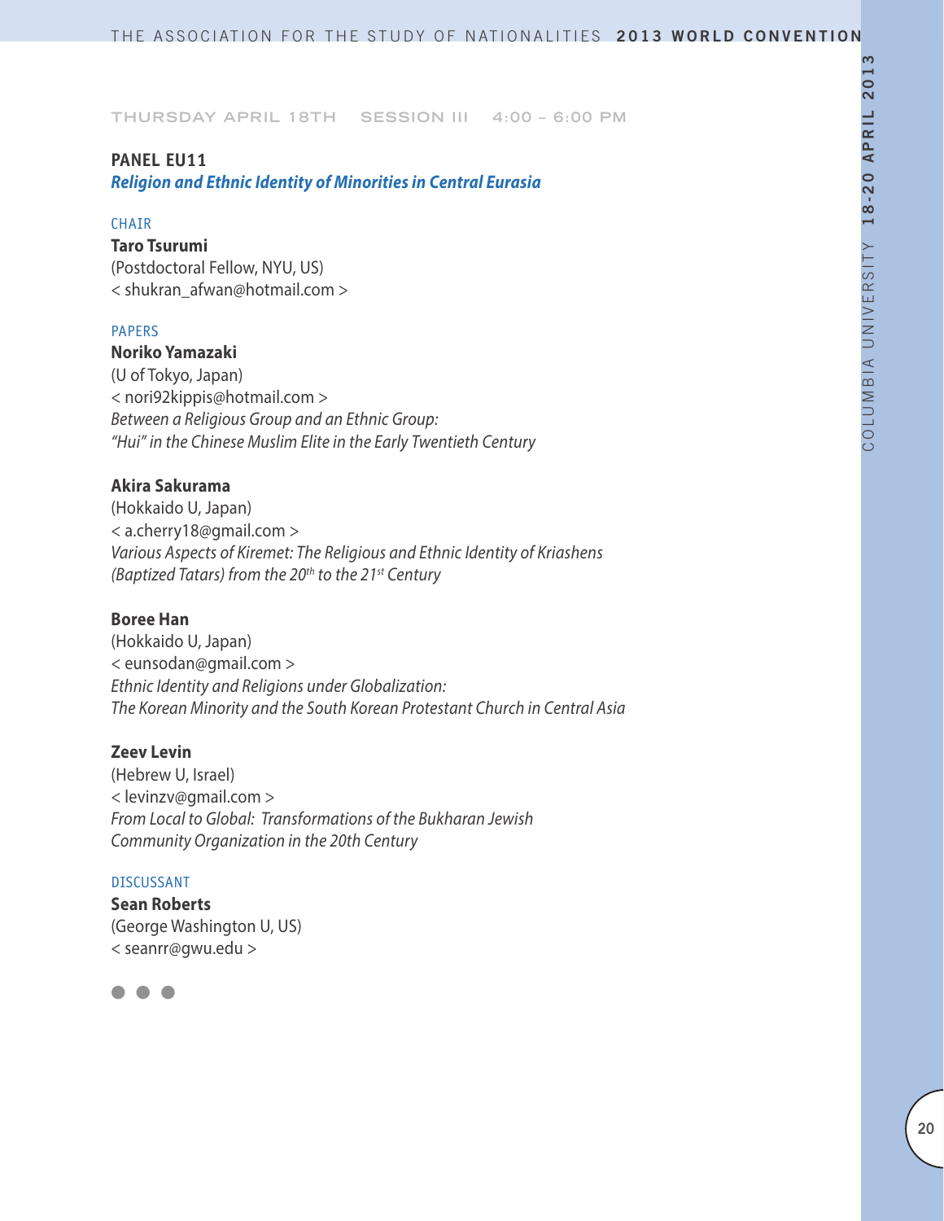THURSDAY APRIL 18TH SESSION III 4:00 – 6:00 PM

## PANEL EU11

### *Religion and Ethnic Identity of Minorities in Central Eurasia*

CHAIR

**Taro Tsurumi**
(Postdoctoral Fellow, NYU, US)
< shukran_afwan@hotmail.com >

PAPERS

**Noriko Yamazaki**
(U of Tokyo, Japan)
< nori92kippis@hotmail.com >
*Between a Religious Group and an Ethnic Group:*
*"Hui" in the Chinese Muslim Elite in the Early Twentieth Century*

**Akira Sakurama**
(Hokkaido U, Japan)
< a.cherry18@gmail.com >
*Various Aspects of Kiremet: The Religious and Ethnic Identity of Kriashens (Baptized Tatars) from the 20th to the 21st Century*

**Boree Han**
(Hokkaido U, Japan)
< eunsodan@gmail.com >
*Ethnic Identity and Religions under Globalization:*
*The Korean Minority and the South Korean Protestant Church in Central Asia*

**Zeev Levin**
(Hebrew U, Israel)
< levinzv@gmail.com >
*From Local to Global: Transformations of the Bukharan Jewish Community Organization in the 20th Century*

DISCUSSANT

**Sean Roberts**
(George Washington U, US)
< seanrr@gwu.edu >

● ● ●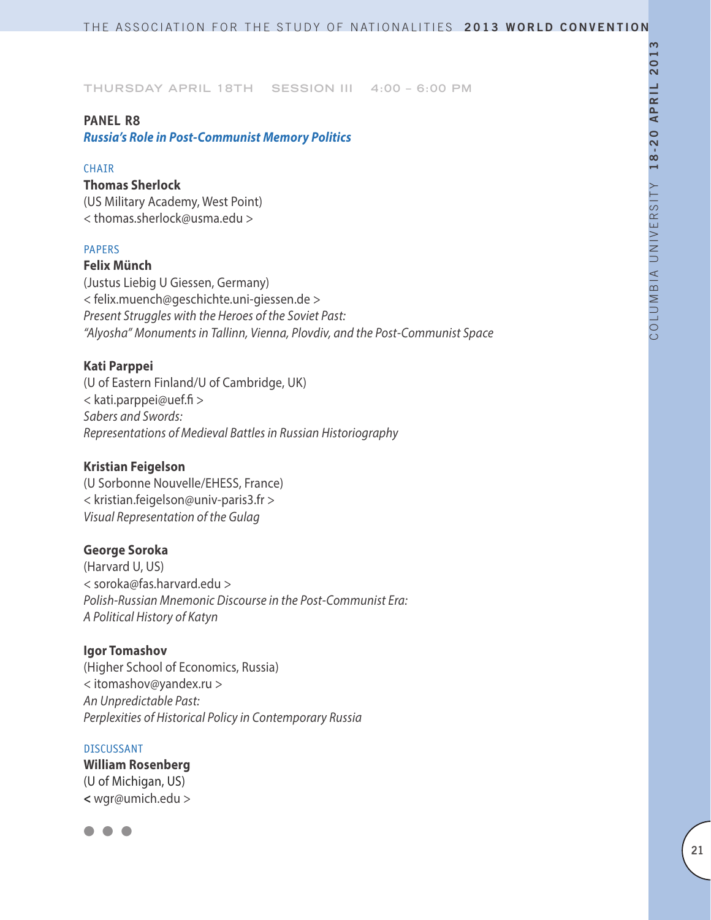THURSDAY APRIL 18TH SESSION III 4:00 – 6:00 PM

## PANEL R8

### *Russia's Role in Post-Communist Memory Politics*

CHAIR

**Thomas Sherlock**
(US Military Academy, West Point)
< thomas.sherlock@usma.edu >

PAPERS

**Felix Münch**
(Justus Liebig U Giessen, Germany)
< felix.muench@geschichte.uni-giessen.de >
*Present Struggles with the Heroes of the Soviet Past:*
*"Alyosha" Monuments in Tallinn, Vienna, Plovdiv, and the Post-Communist Space*

**Kati Parppei**
(U of Eastern Finland/U of Cambridge, UK)
< kati.parppei@uef.fi >
*Sabers and Swords:*
*Representations of Medieval Battles in Russian Historiography*

**Kristian Feigelson**
(U Sorbonne Nouvelle/EHESS, France)
< kristian.feigelson@univ-paris3.fr >
*Visual Representation of the Gulag*

**George Soroka**
(Harvard U, US)
< soroka@fas.harvard.edu >
*Polish-Russian Mnemonic Discourse in the Post-Communist Era:*
*A Political History of Katyn*

**Igor Tomashov**
(Higher School of Economics, Russia)
< itomashov@yandex.ru >
*An Unpredictable Past:*
*Perplexities of Historical Policy in Contemporary Russia*

DISCUSSANT

**William Rosenberg**
(U of Michigan, US)
< wgr@umich.edu >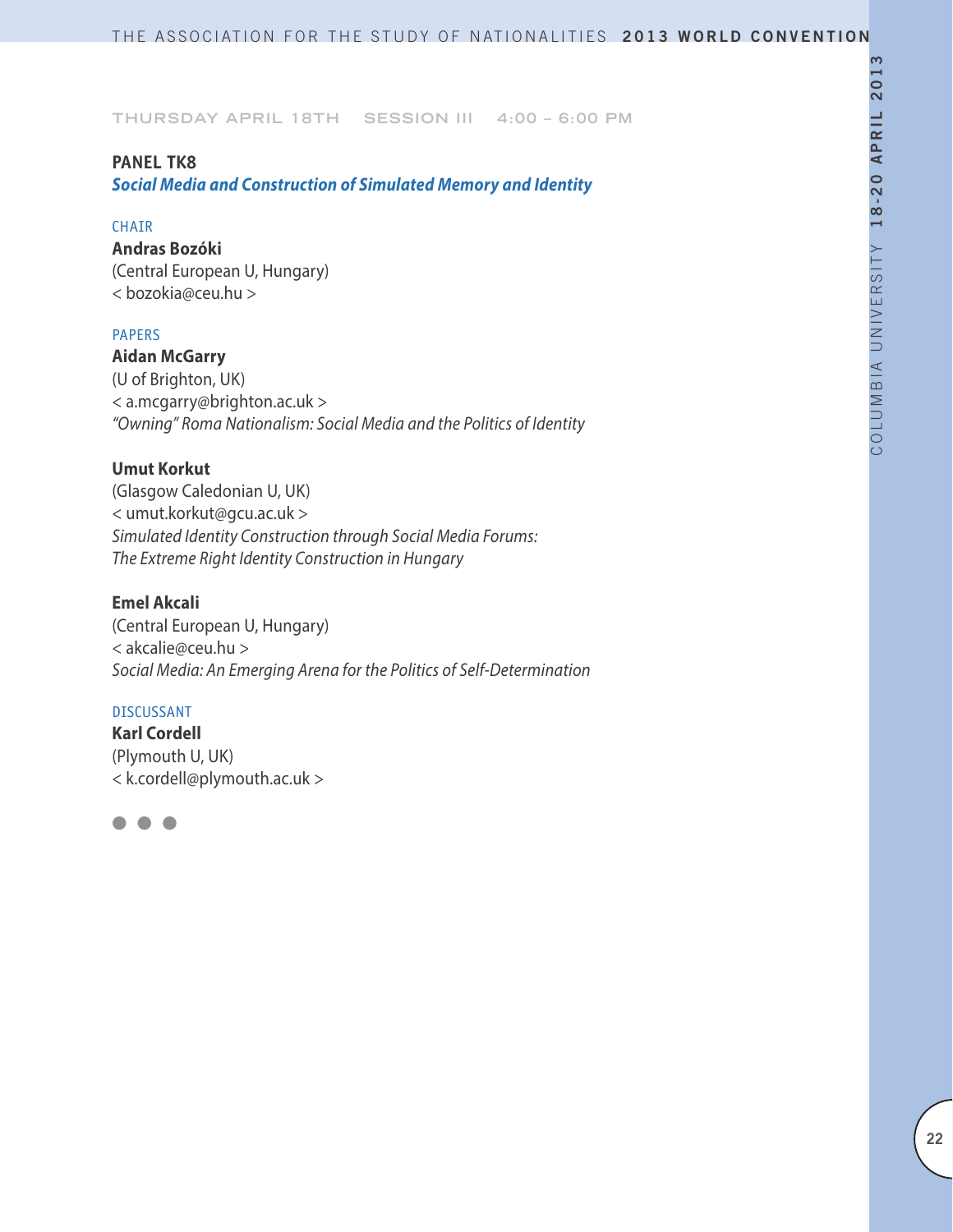THURSDAY APRIL 18TH SESSION III 4:00 – 6:00 PM

## PANEL TK8

### *Social Media and Construction of Simulated Memory and Identity*

CHAIR

**Andras Bozóki**
(Central European U, Hungary)
< bozokia@ceu.hu >

PAPERS

**Aidan McGarry**
(U of Brighton, UK)
< a.mcgarry@brighton.ac.uk >
*"Owning" Roma Nationalism: Social Media and the Politics of Identity*

**Umut Korkut**
(Glasgow Caledonian U, UK)
< umut.korkut@gcu.ac.uk >
*Simulated Identity Construction through Social Media Forums: The Extreme Right Identity Construction in Hungary*

**Emel Akcali**
(Central European U, Hungary)
< akcalie@ceu.hu >
*Social Media: An Emerging Arena for the Politics of Self-Determination*

DISCUSSANT

**Karl Cordell**
(Plymouth U, UK)
< k.cordell@plymouth.ac.uk >

● ● ●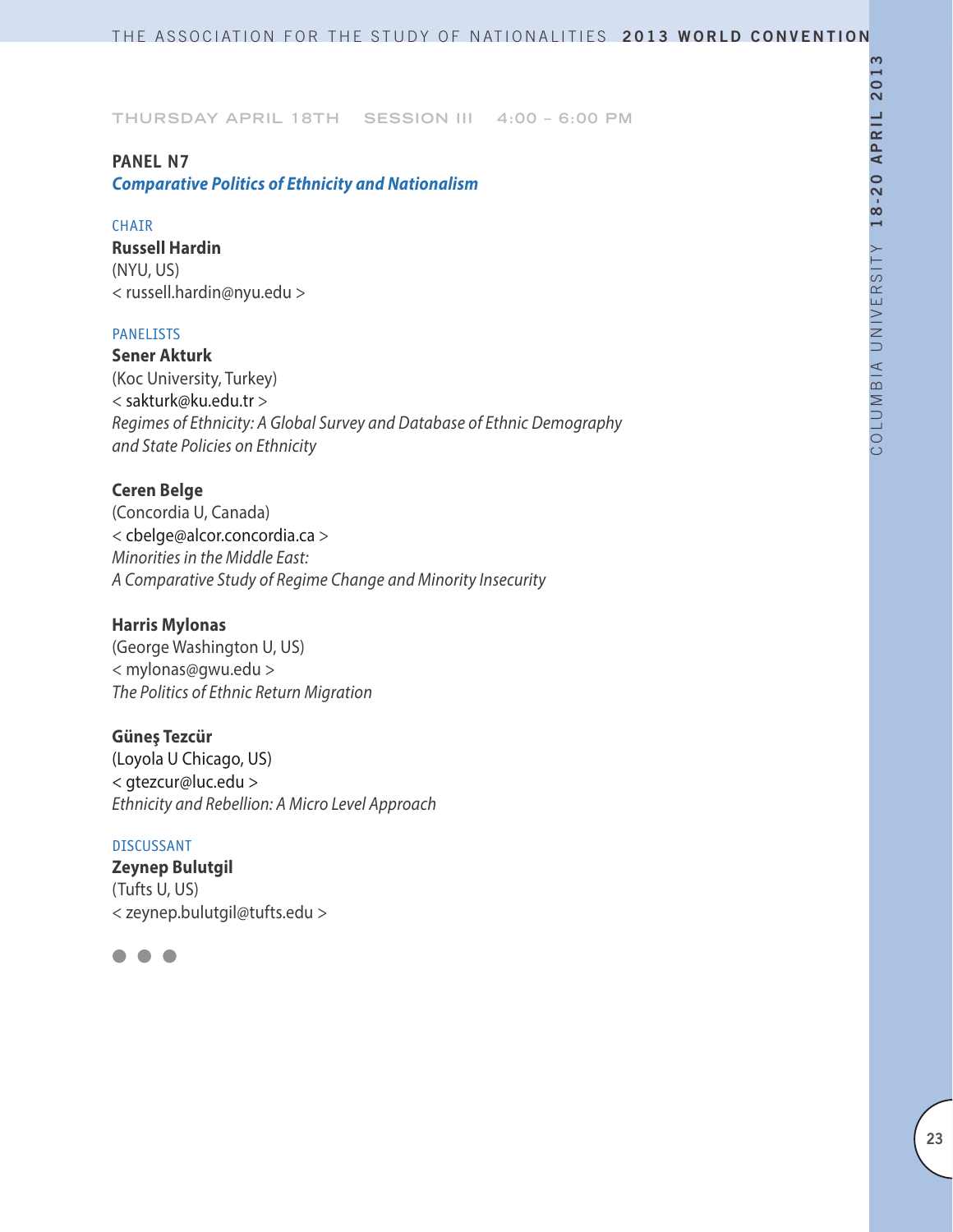THURSDAY APRIL 18TH SESSION III 4:00 – 6:00 PM

## PANEL N7

### *Comparative Politics of Ethnicity and Nationalism*

CHAIR

**Russell Hardin**
(NYU, US)
< russell.hardin@nyu.edu >

PANELISTS

**Sener Akturk**
(Koc University, Turkey)
< sakturk@ku.edu.tr >
*Regimes of Ethnicity: A Global Survey and Database of Ethnic Demography and State Policies on Ethnicity*

**Ceren Belge**
(Concordia U, Canada)
< cbelge@alcor.concordia.ca >
*Minorities in the Middle East: A Comparative Study of Regime Change and Minority Insecurity*

**Harris Mylonas**
(George Washington U, US)
< mylonas@gwu.edu >
*The Politics of Ethnic Return Migration*

**Güneş Tezcür**
(Loyola U Chicago, US)
< gtezcur@luc.edu >
*Ethnicity and Rebellion: A Micro Level Approach*

DISCUSSANT

**Zeynep Bulutgil**
(Tufts U, US)
< zeynep.bulutgil@tufts.edu >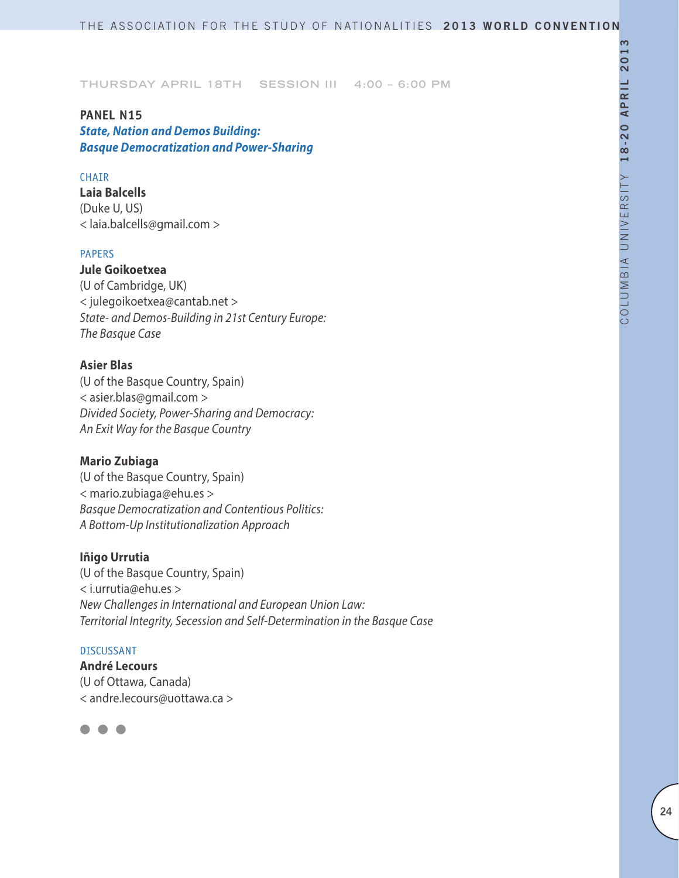THURSDAY APRIL 18TH SESSION III 4:00 – 6:00 PM

## PANEL N15

### *State, Nation and Demos Building: Basque Democratization and Power-Sharing*

CHAIR

**Laia Balcells**
(Duke U, US)
< laia.balcells@gmail.com >

PAPERS

**Jule Goikoetxea**
(U of Cambridge, UK)
< julegoikoetxea@cantab.net >
*State- and Demos-Building in 21st Century Europe: The Basque Case*

**Asier Blas**
(U of the Basque Country, Spain)
< asier.blas@gmail.com >
*Divided Society, Power-Sharing and Democracy: An Exit Way for the Basque Country*

**Mario Zubiaga**
(U of the Basque Country, Spain)
< mario.zubiaga@ehu.es >
*Basque Democratization and Contentious Politics: A Bottom-Up Institutionalization Approach*

**Iñigo Urrutia**
(U of the Basque Country, Spain)
< i.urrutia@ehu.es >
*New Challenges in International and European Union Law: Territorial Integrity, Secession and Self-Determination in the Basque Case*

DISCUSSANT

**André Lecours**
(U of Ottawa, Canada)
< andre.lecours@uottawa.ca >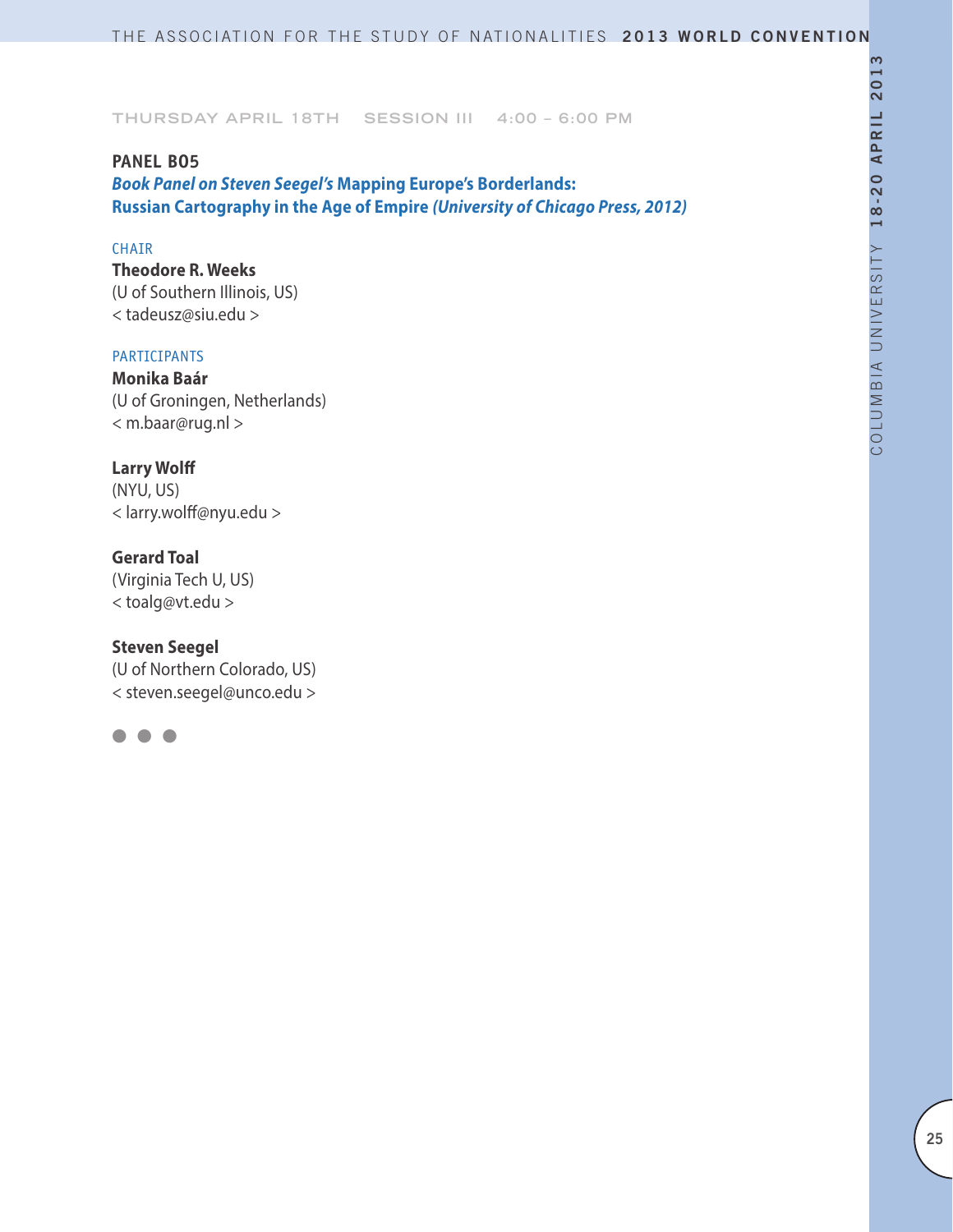THURSDAY APRIL 18TH    SESSION III    4:00 – 6:00 PM

## PANEL B05

### *Book Panel on Steven Seegel's* Mapping Europe's Borderlands: Russian Cartography in the Age of Empire *(University of Chicago Press, 2012)*

CHAIR

**Theodore R. Weeks**
(U of Southern Illinois, US)
< tadeusz@siu.edu >

PARTICIPANTS

**Monika Baár**
(U of Groningen, Netherlands)
< m.baar@rug.nl >

**Larry Wolff**
(NYU, US)
< larry.wolff@nyu.edu >

**Gerard Toal**
(Virginia Tech U, US)
< toalg@vt.edu >

**Steven Seegel**
(U of Northern Colorado, US)
< steven.seegel@unco.edu >

● ● ●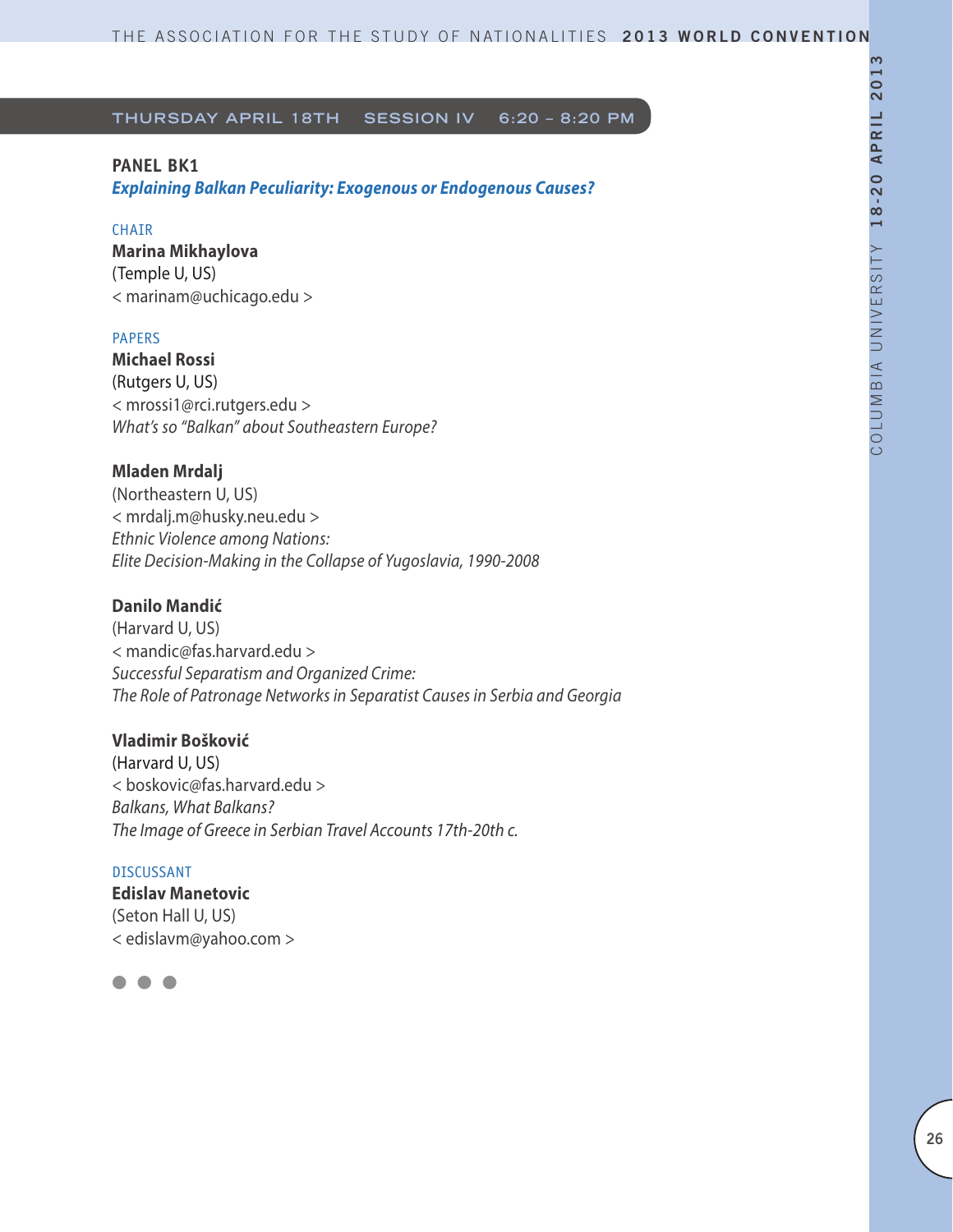## THURSDAY APRIL 18TH SESSION IV 6:20 – 8:20 PM

### PANEL BK1

***Explaining Balkan Peculiarity: Exogenous or Endogenous Causes?***

CHAIR

**Marina Mikhaylova**
(Temple U, US)
< marinam@uchicago.edu >

PAPERS

**Michael Rossi**
(Rutgers U, US)
< mrossi1@rci.rutgers.edu >
*What's so "Balkan" about Southeastern Europe?*

**Mladen Mrdalj**
(Northeastern U, US)
< mrdalj.m@husky.neu.edu >
*Ethnic Violence among Nations:*
*Elite Decision-Making in the Collapse of Yugoslavia, 1990-2008*

**Danilo Mandić**
(Harvard U, US)
< mandic@fas.harvard.edu >
*Successful Separatism and Organized Crime:*
*The Role of Patronage Networks in Separatist Causes in Serbia and Georgia*

**Vladimir Bošković**
(Harvard U, US)
< boskovic@fas.harvard.edu >
*Balkans, What Balkans?*
*The Image of Greece in Serbian Travel Accounts 17th-20th c.*

DISCUSSANT

**Edislav Manetovic**
(Seton Hall U, US)
< edislavm@yahoo.com >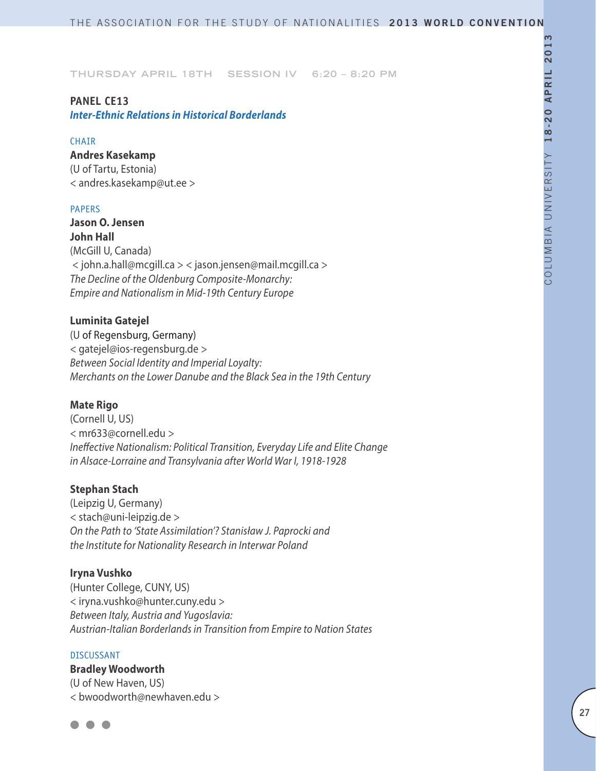THURSDAY APRIL 18TH SESSION IV 6:20 – 8:20 PM

## PANEL CE13

### *Inter-Ethnic Relations in Historical Borderlands*

CHAIR

**Andres Kasekamp**
(U of Tartu, Estonia)
< andres.kasekamp@ut.ee >

PAPERS

**Jason O. Jensen**
**John Hall**
(McGill U, Canada)
< john.a.hall@mcgill.ca > < jason.jensen@mail.mcgill.ca >
*The Decline of the Oldenburg Composite-Monarchy:*
*Empire and Nationalism in Mid-19th Century Europe*

**Luminita Gatejel**
(U of Regensburg, Germany)
< gatejel@ios-regensburg.de >
*Between Social Identity and Imperial Loyalty:*
*Merchants on the Lower Danube and the Black Sea in the 19th Century*

**Mate Rigo**
(Cornell U, US)
< mr633@cornell.edu >
*Ineffective Nationalism: Political Transition, Everyday Life and Elite Change*
*in Alsace-Lorraine and Transylvania after World War I, 1918-1928*

**Stephan Stach**
(Leipzig U, Germany)
< stach@uni-leipzig.de >
*On the Path to 'State Assimilation'? Stanisław J. Paprocki and*
*the Institute for Nationality Research in Interwar Poland*

**Iryna Vushko**
(Hunter College, CUNY, US)
< iryna.vushko@hunter.cuny.edu >
*Between Italy, Austria and Yugoslavia:*
*Austrian-Italian Borderlands in Transition from Empire to Nation States*

DISCUSSANT

**Bradley Woodworth**
(U of New Haven, US)
< bwoodworth@newhaven.edu >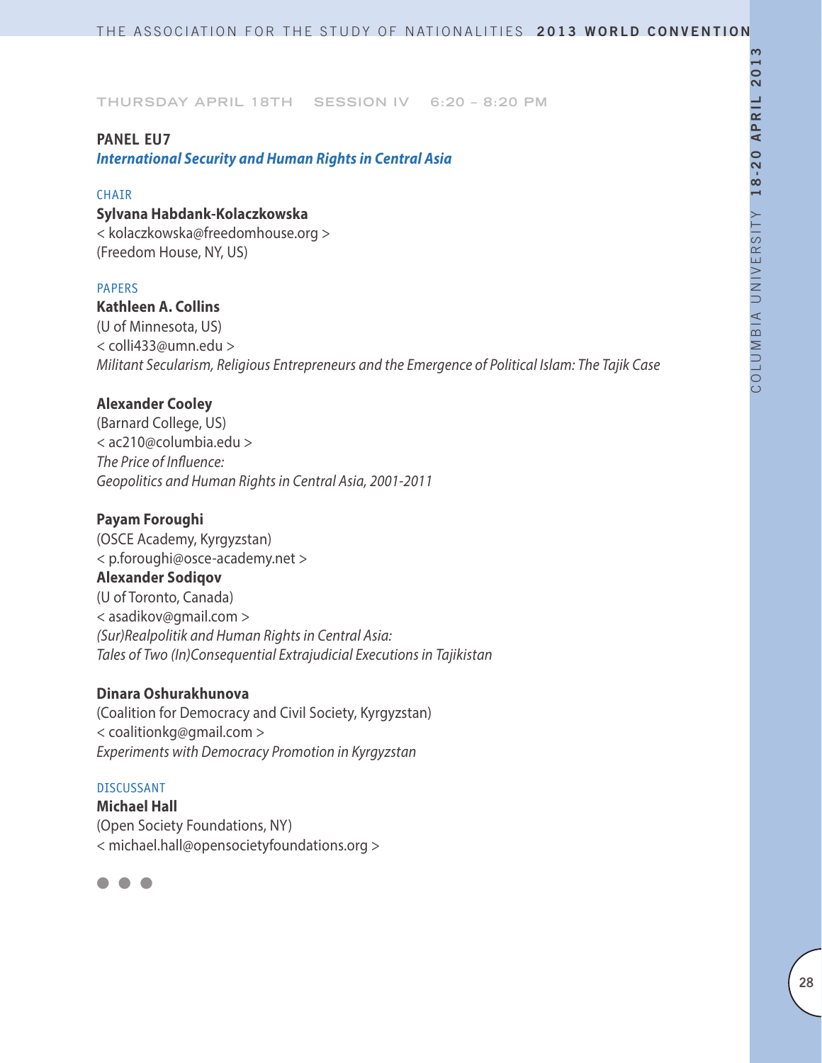THURSDAY APRIL 18TH SESSION IV 6:20 – 8:20 PM

## PANEL EU7

### *International Security and Human Rights in Central Asia*

CHAIR

**Sylvana Habdank-Kolaczkowska**
< kolaczkowska@freedomhouse.org >
(Freedom House, NY, US)

PAPERS

**Kathleen A. Collins**
(U of Minnesota, US)
< colli433@umn.edu >
*Militant Secularism, Religious Entrepreneurs and the Emergence of Political Islam: The Tajik Case*

**Alexander Cooley**
(Barnard College, US)
< ac210@columbia.edu >
*The Price of Influence:*
*Geopolitics and Human Rights in Central Asia, 2001-2011*

**Payam Foroughi**
(OSCE Academy, Kyrgyzstan)
< p.foroughi@osce-academy.net >
**Alexander Sodiqov**
(U of Toronto, Canada)
< asadikov@gmail.com >
*(Sur)Realpolitik and Human Rights in Central Asia:*
*Tales of Two (In)Consequential Extrajudicial Executions in Tajikistan*

**Dinara Oshurakhunova**
(Coalition for Democracy and Civil Society, Kyrgyzstan)
< coalitionkg@gmail.com >
*Experiments with Democracy Promotion in Kyrgyzstan*

DISCUSSANT

**Michael Hall**
(Open Society Foundations, NY)
< michael.hall@opensocietyfoundations.org >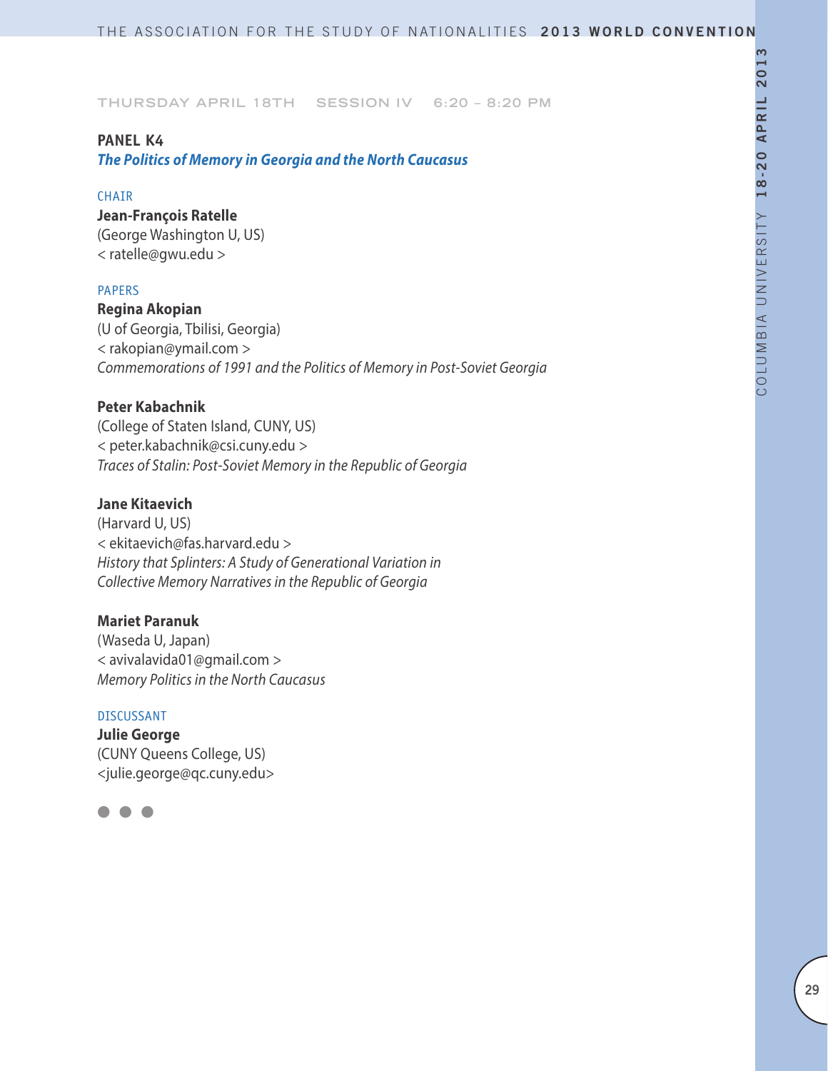THURSDAY APRIL 18TH SESSION IV 6:20 – 8:20 PM

## PANEL K4

### *The Politics of Memory in Georgia and the North Caucasus*

CHAIR

**Jean-François Ratelle**
(George Washington U, US)
< ratelle@gwu.edu >

PAPERS

**Regina Akopian**
(U of Georgia, Tbilisi, Georgia)
< rakopian@ymail.com >
*Commemorations of 1991 and the Politics of Memory in Post-Soviet Georgia*

**Peter Kabachnik**
(College of Staten Island, CUNY, US)
< peter.kabachnik@csi.cuny.edu >
*Traces of Stalin: Post-Soviet Memory in the Republic of Georgia*

**Jane Kitaevich**
(Harvard U, US)
< ekitaevich@fas.harvard.edu >
*History that Splinters: A Study of Generational Variation in Collective Memory Narratives in the Republic of Georgia*

**Mariet Paranuk**
(Waseda U, Japan)
< avivalavida01@gmail.com >
*Memory Politics in the North Caucasus*

DISCUSSANT

**Julie George**
(CUNY Queens College, US)
<julie.george@qc.cuny.edu>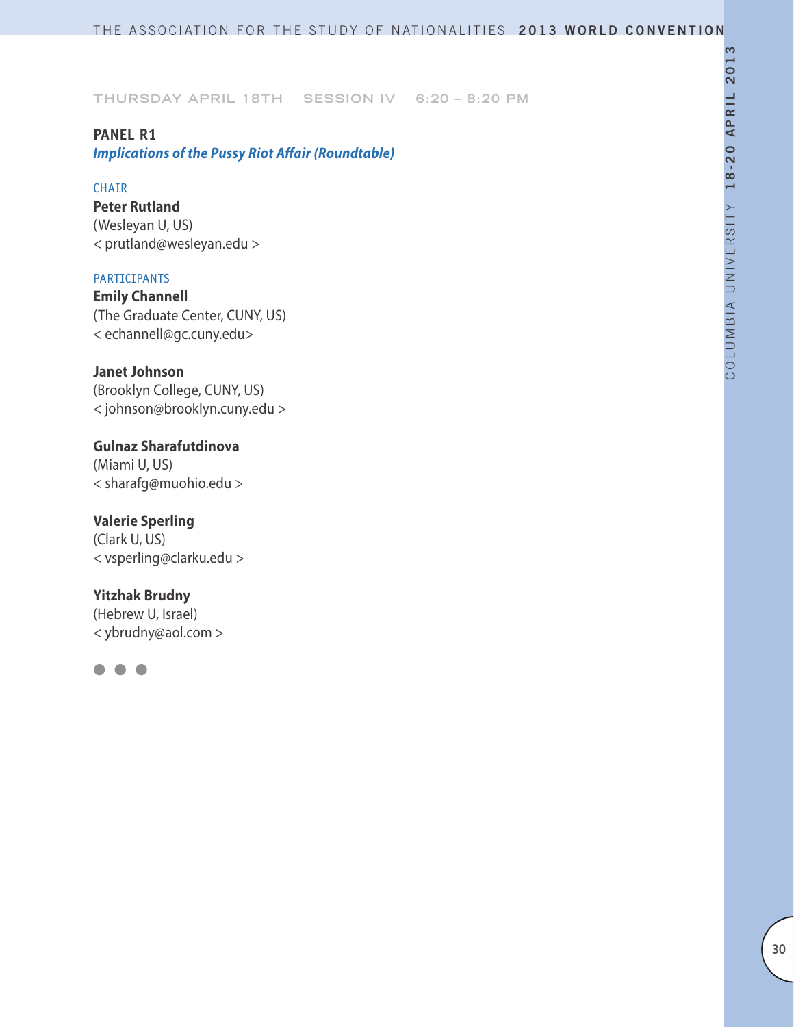THURSDAY APRIL 18TH SESSION IV 6:20 – 8:20 PM

## PANEL R1

### *Implications of the Pussy Riot Affair (Roundtable)*

CHAIR

**Peter Rutland**
(Wesleyan U, US)
< prutland@wesleyan.edu >

PARTICIPANTS

**Emily Channell**
(The Graduate Center, CUNY, US)
< echannell@gc.cuny.edu>

**Janet Johnson**
(Brooklyn College, CUNY, US)
< johnson@brooklyn.cuny.edu >

**Gulnaz Sharafutdinova**
(Miami U, US)
< sharafg@muohio.edu >

**Valerie Sperling**
(Clark U, US)
< vsperling@clarku.edu >

**Yitzhak Brudny**
(Hebrew U, Israel)
< ybrudny@aol.com >

● ● ●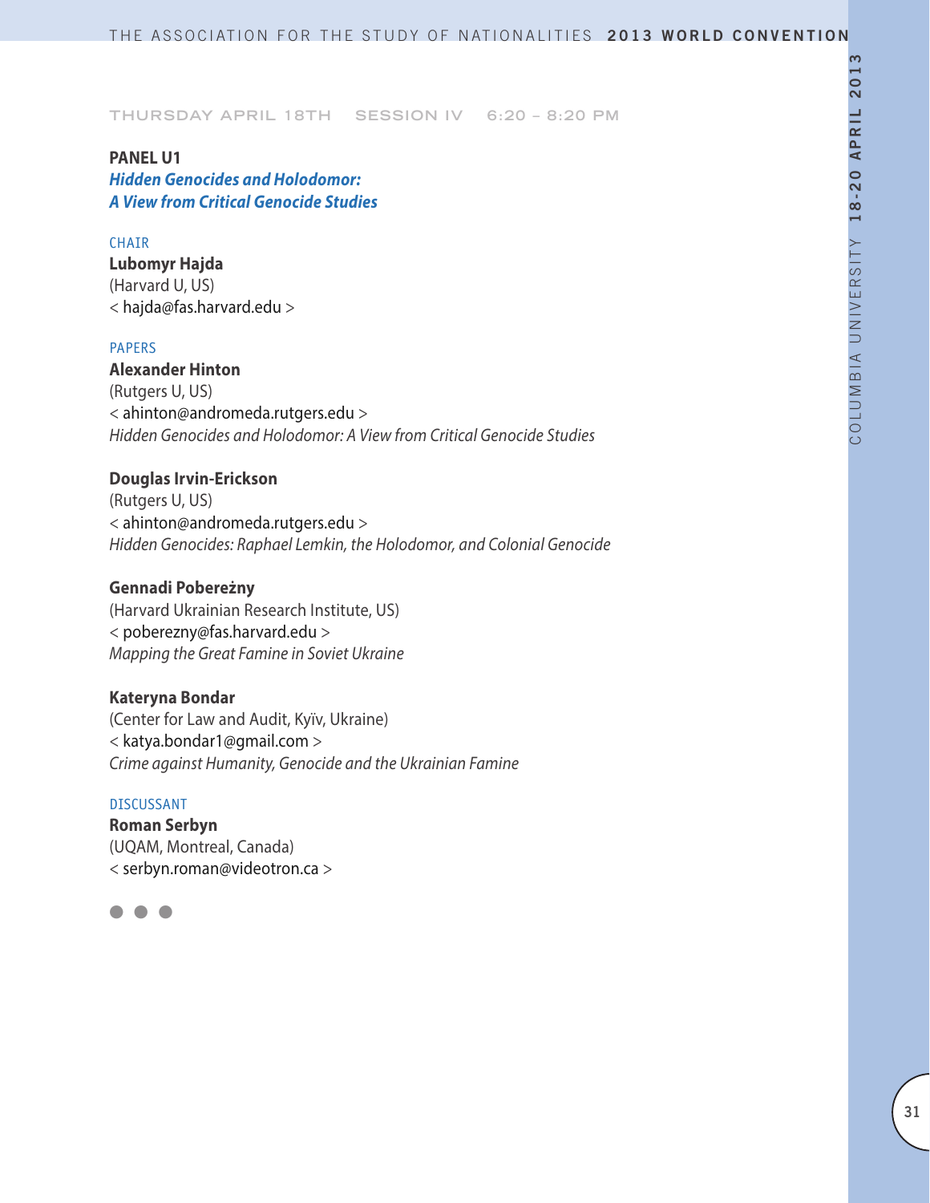THURSDAY APRIL 18TH SESSION IV 6:20 – 8:20 PM

## PANEL U1

### *Hidden Genocides and Holodomor: A View from Critical Genocide Studies*

CHAIR

**Lubomyr Hajda**
(Harvard U, US)
< hajda@fas.harvard.edu >

PAPERS

**Alexander Hinton**
(Rutgers U, US)
< ahinton@andromeda.rutgers.edu >
*Hidden Genocides and Holodomor: A View from Critical Genocide Studies*

**Douglas Irvin-Erickson**
(Rutgers U, US)
< ahinton@andromeda.rutgers.edu >
*Hidden Genocides: Raphael Lemkin, the Holodomor, and Colonial Genocide*

**Gennadi Pobereżny**
(Harvard Ukrainian Research Institute, US)
< poberezny@fas.harvard.edu >
*Mapping the Great Famine in Soviet Ukraine*

**Kateryna Bondar**
(Center for Law and Audit, Kyïv, Ukraine)
< katya.bondar1@gmail.com >
*Crime against Humanity, Genocide and the Ukrainian Famine*

DISCUSSANT

**Roman Serbyn**
(UQAM, Montreal, Canada)
< serbyn.roman@videotron.ca >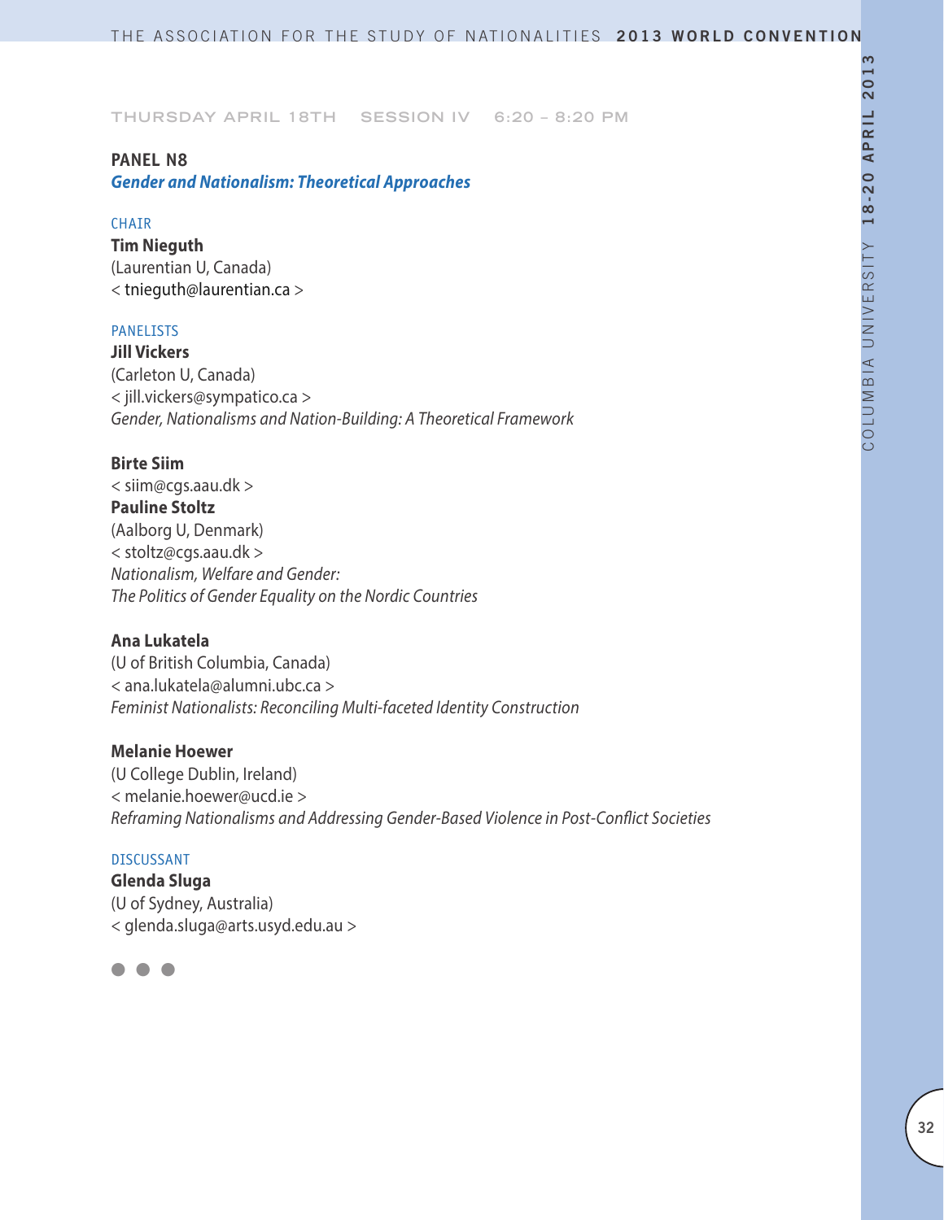THURSDAY APRIL 18TH SESSION IV 6:20 – 8:20 PM

## PANEL N8

### *Gender and Nationalism: Theoretical Approaches*

CHAIR

**Tim Nieguth**
(Laurentian U, Canada)
< tnieguth@laurentian.ca >

PANELISTS

**Jill Vickers**
(Carleton U, Canada)
< jill.vickers@sympatico.ca >
*Gender, Nationalisms and Nation-Building: A Theoretical Framework*

**Birte Siim**
< siim@cgs.aau.dk >
**Pauline Stoltz**
(Aalborg U, Denmark)
< stoltz@cgs.aau.dk >
*Nationalism, Welfare and Gender:*
*The Politics of Gender Equality on the Nordic Countries*

**Ana Lukatela**
(U of British Columbia, Canada)
< ana.lukatela@alumni.ubc.ca >
*Feminist Nationalists: Reconciling Multi-faceted Identity Construction*

**Melanie Hoewer**
(U College Dublin, Ireland)
< melanie.hoewer@ucd.ie >
*Reframing Nationalisms and Addressing Gender-Based Violence in Post-Conflict Societies*

DISCUSSANT

**Glenda Sluga**
(U of Sydney, Australia)
< glenda.sluga@arts.usyd.edu.au >

● ● ●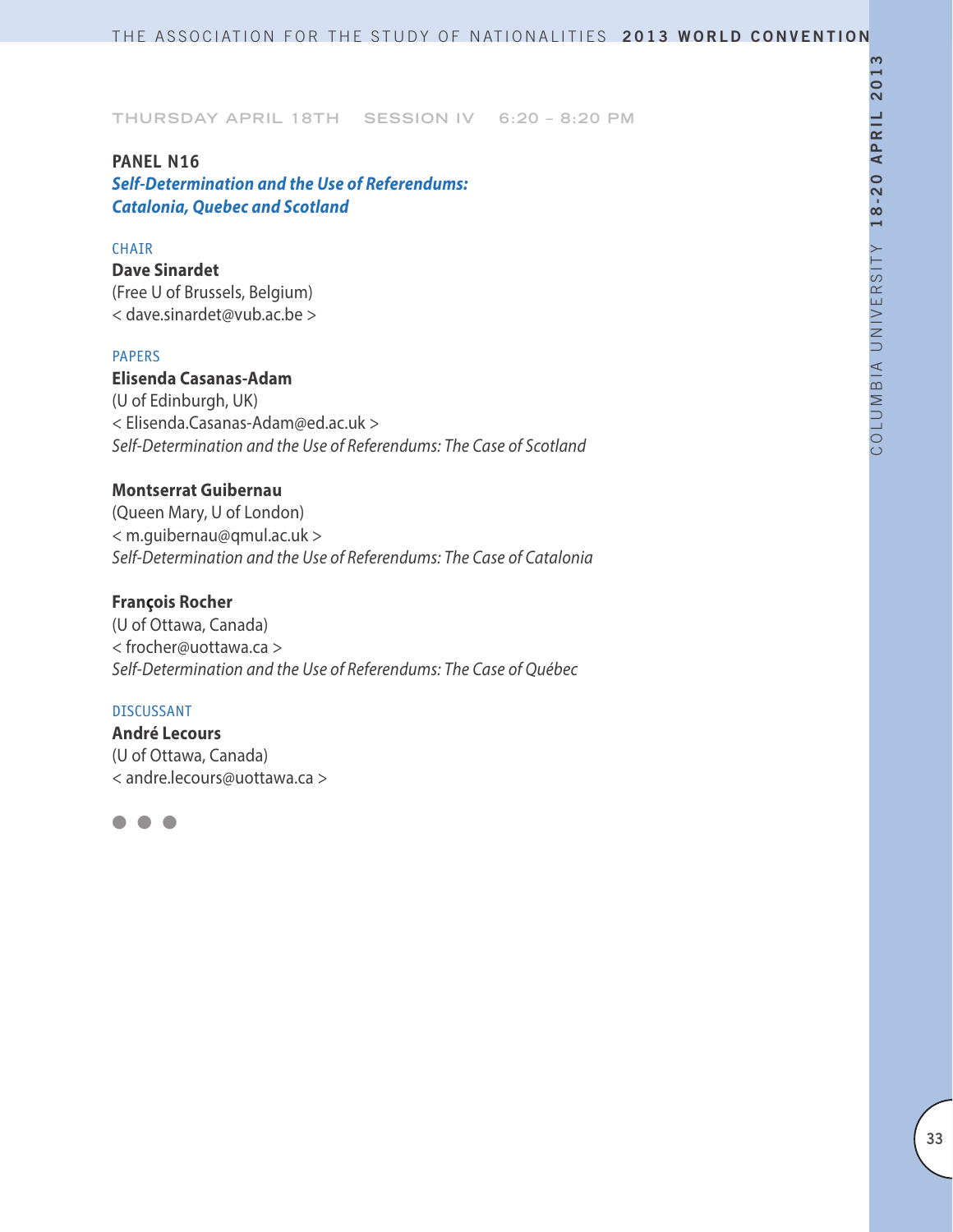THURSDAY APRIL 18TH SESSION IV 6:20 – 8:20 PM

## PANEL N16

***Self-Determination and the Use of Referendums: Catalonia, Quebec and Scotland***

CHAIR

**Dave Sinardet**
(Free U of Brussels, Belgium)
< dave.sinardet@vub.ac.be >

PAPERS

**Elisenda Casanas-Adam**
(U of Edinburgh, UK)
< Elisenda.Casanas-Adam@ed.ac.uk >
*Self-Determination and the Use of Referendums: The Case of Scotland*

**Montserrat Guibernau**
(Queen Mary, U of London)
< m.guibernau@qmul.ac.uk >
*Self-Determination and the Use of Referendums: The Case of Catalonia*

**François Rocher**
(U of Ottawa, Canada)
< frocher@uottawa.ca >
*Self-Determination and the Use of Referendums: The Case of Québec*

DISCUSSANT

**André Lecours**
(U of Ottawa, Canada)
< andre.lecours@uottawa.ca >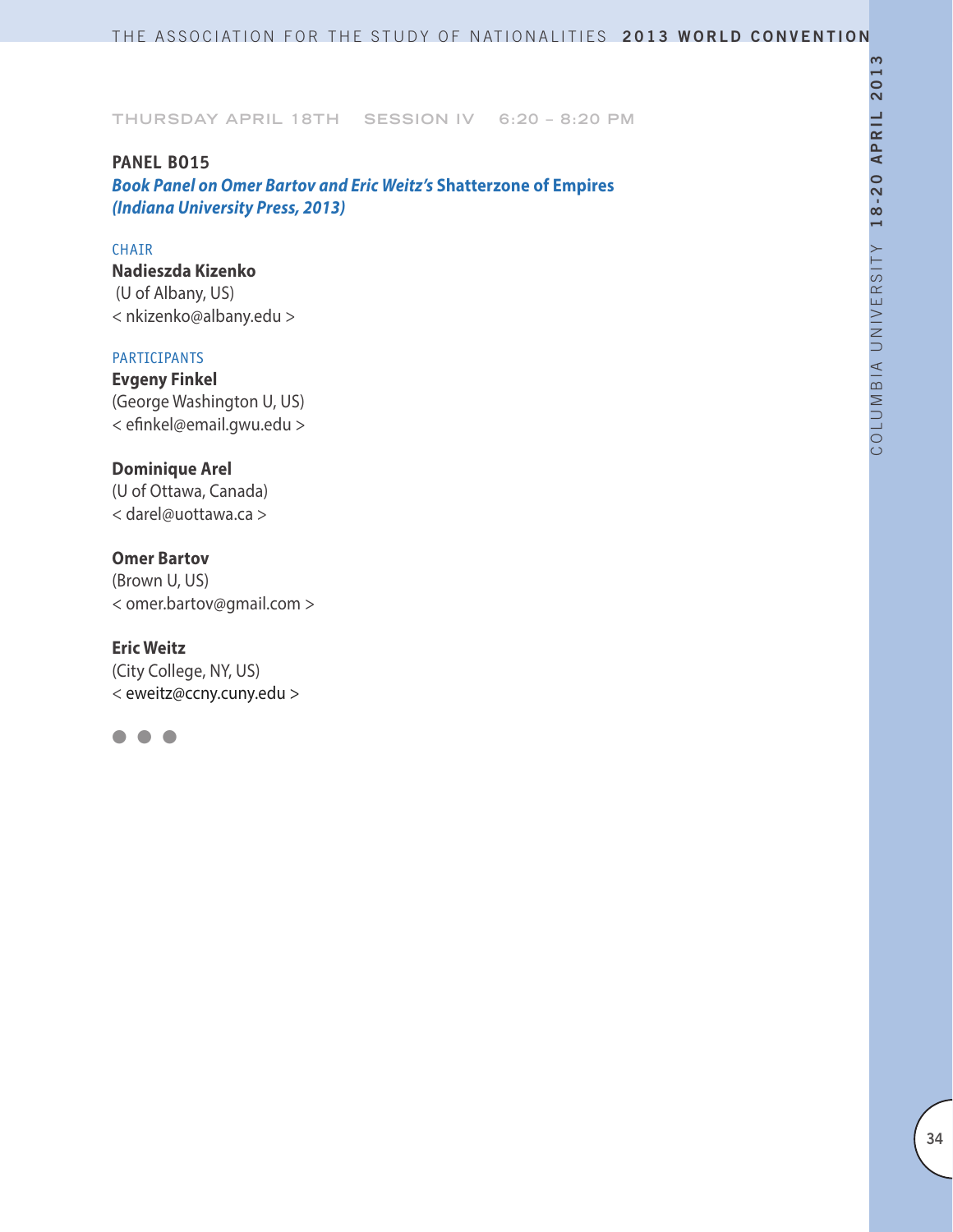THURSDAY APRIL 18TH SESSION IV 6:20 – 8:20 PM

## PANEL B015

***Book Panel on Omer Bartov and Eric Weitz's* Shatterzone of Empires *(Indiana University Press, 2013)***

CHAIR

**Nadieszda Kizenko**
(U of Albany, US)
< nkizenko@albany.edu >

PARTICIPANTS

**Evgeny Finkel**
(George Washington U, US)
< efinkel@email.gwu.edu >

**Dominique Arel**
(U of Ottawa, Canada)
< darel@uottawa.ca >

**Omer Bartov**
(Brown U, US)
< omer.bartov@gmail.com >

**Eric Weitz**
(City College, NY, US)
< eweitz@ccny.cuny.edu >

● ● ●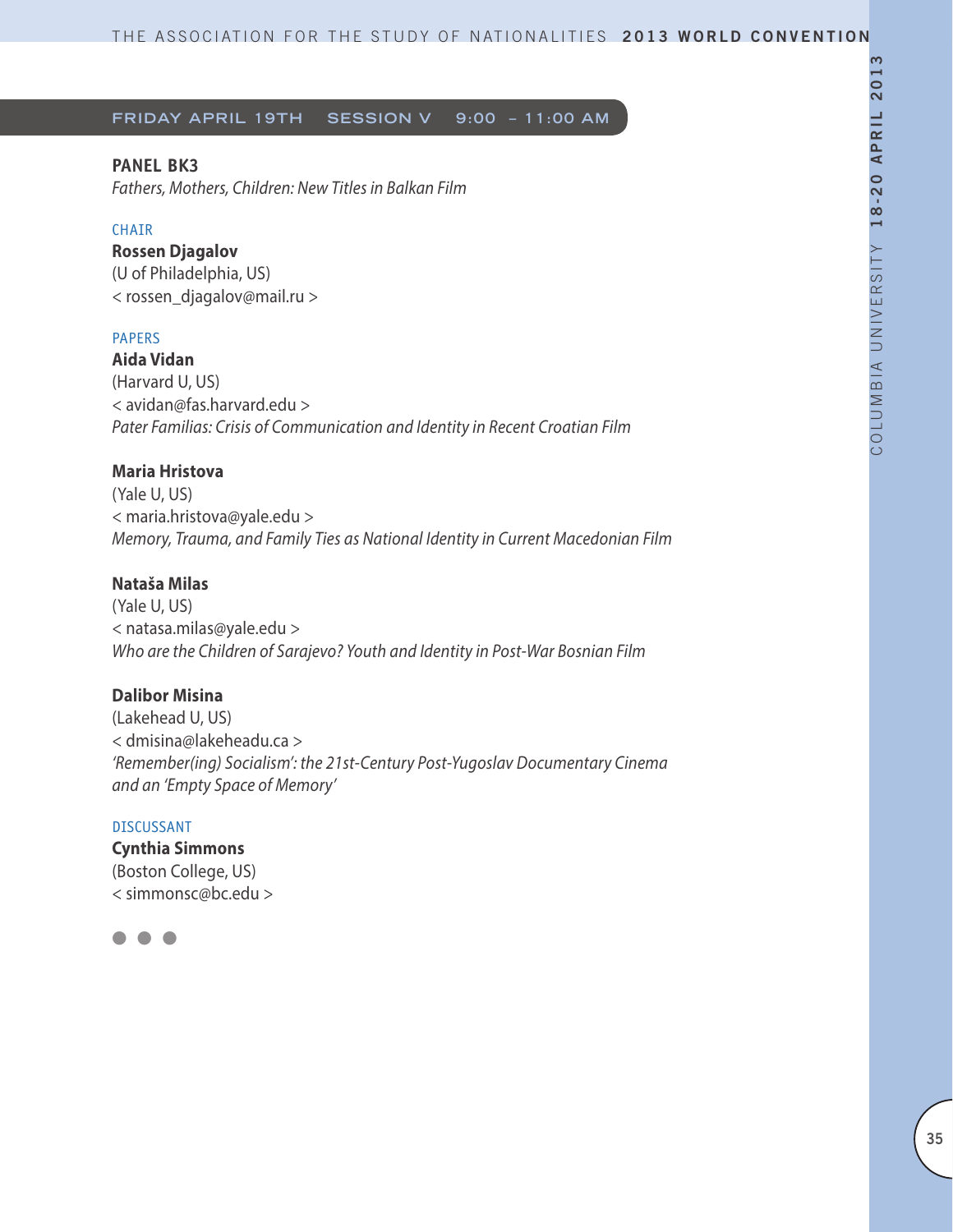## FRIDAY APRIL 19TH SESSION V 9:00 – 11:00 AM

### PANEL BK3

*Fathers, Mothers, Children: New Titles in Balkan Film*

CHAIR

**Rossen Djagalov**
(U of Philadelphia, US)
< rossen_djagalov@mail.ru >

PAPERS

**Aida Vidan**
(Harvard U, US)
< avidan@fas.harvard.edu >
*Pater Familias: Crisis of Communication and Identity in Recent Croatian Film*

**Maria Hristova**
(Yale U, US)
< maria.hristova@yale.edu >
*Memory, Trauma, and Family Ties as National Identity in Current Macedonian Film*

**Nataša Milas**
(Yale U, US)
< natasa.milas@yale.edu >
*Who are the Children of Sarajevo? Youth and Identity in Post-War Bosnian Film*

**Dalibor Misina**
(Lakehead U, US)
< dmisina@lakeheadu.ca >
*'Remember(ing) Socialism': the 21st-Century Post-Yugoslav Documentary Cinema and an 'Empty Space of Memory'*

DISCUSSANT

**Cynthia Simmons**
(Boston College, US)
< simmonsc@bc.edu >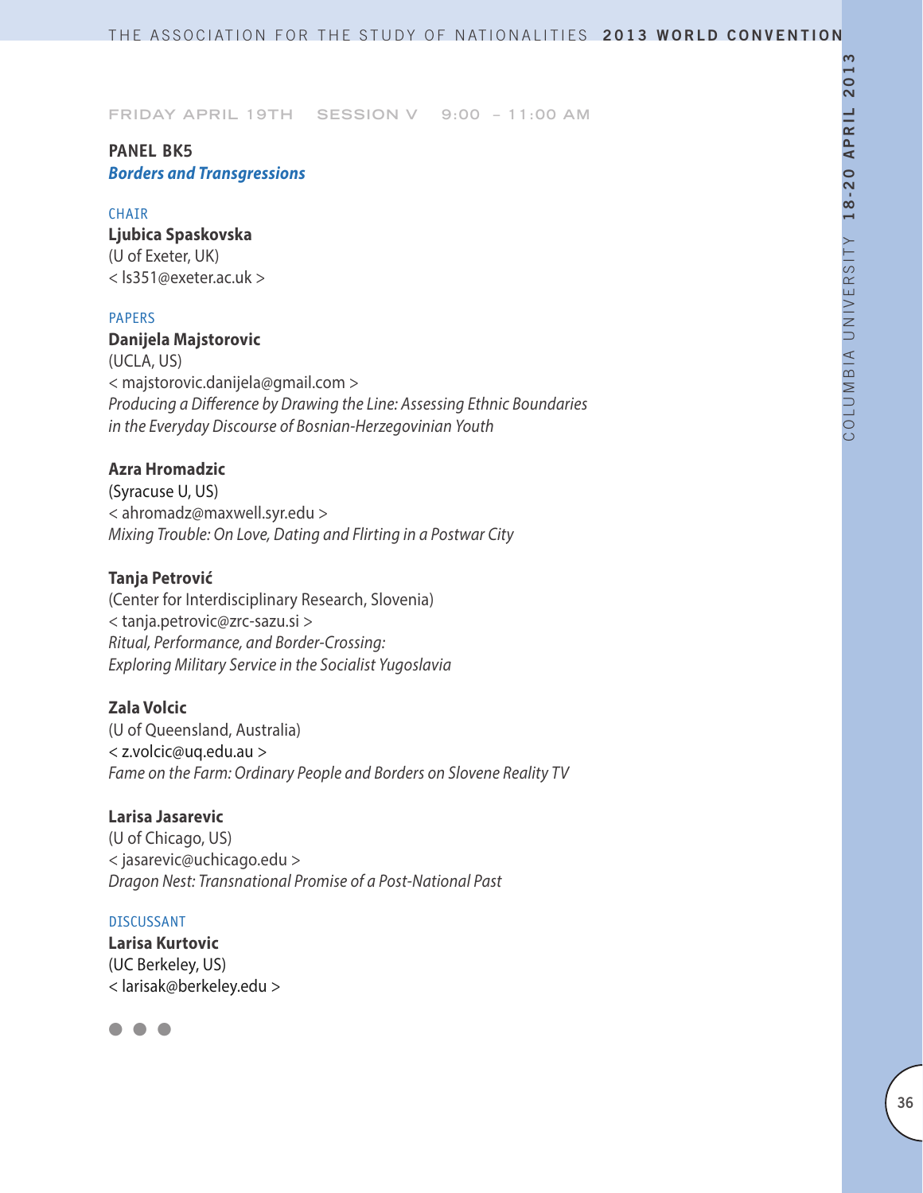FRIDAY APRIL 19TH SESSION V 9:00 – 11:00 AM

## PANEL BK5

### *Borders and Transgressions*

CHAIR

**Ljubica Spaskovska**
(U of Exeter, UK)
< ls351@exeter.ac.uk >

PAPERS

**Danijela Majstorovic**
(UCLA, US)
< majstorovic.danijela@gmail.com >
*Producing a Difference by Drawing the Line: Assessing Ethnic Boundaries in the Everyday Discourse of Bosnian-Herzegovinian Youth*

**Azra Hromadzic**
(Syracuse U, US)
< ahromadz@maxwell.syr.edu >
*Mixing Trouble: On Love, Dating and Flirting in a Postwar City*

**Tanja Petrović**
(Center for Interdisciplinary Research, Slovenia)
< tanja.petrovic@zrc-sazu.si >
*Ritual, Performance, and Border-Crossing: Exploring Military Service in the Socialist Yugoslavia*

**Zala Volcic**
(U of Queensland, Australia)
< z.volcic@uq.edu.au >
*Fame on the Farm: Ordinary People and Borders on Slovene Reality TV*

**Larisa Jasarevic**
(U of Chicago, US)
< jasarevic@uchicago.edu >
*Dragon Nest: Transnational Promise of a Post-National Past*

DISCUSSANT

**Larisa Kurtovic**
(UC Berkeley, US)
< larisak@berkeley.edu >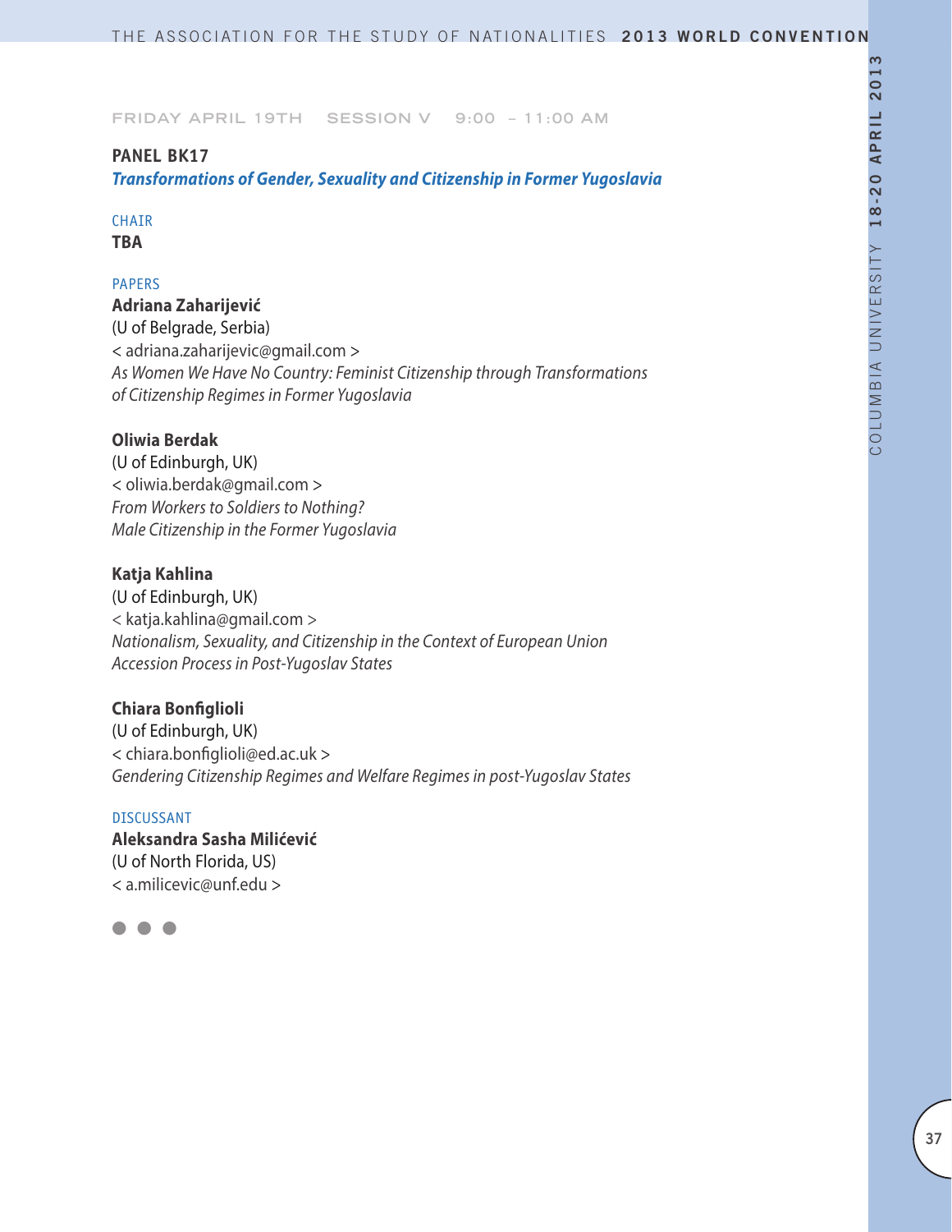FRIDAY APRIL 19TH SESSION V 9:00 – 11:00 AM

## PANEL BK17

### *Transformations of Gender, Sexuality and Citizenship in Former Yugoslavia*

CHAIR

**TBA**

PAPERS

**Adriana Zaharijević**
(U of Belgrade, Serbia)
< adriana.zaharijevic@gmail.com >
*As Women We Have No Country: Feminist Citizenship through Transformations of Citizenship Regimes in Former Yugoslavia*

**Oliwia Berdak**
(U of Edinburgh, UK)
< oliwia.berdak@gmail.com >
*From Workers to Soldiers to Nothing? Male Citizenship in the Former Yugoslavia*

**Katja Kahlina**
(U of Edinburgh, UK)
< katja.kahlina@gmail.com >
*Nationalism, Sexuality, and Citizenship in the Context of European Union Accession Process in Post-Yugoslav States*

**Chiara Bonfiglioli**
(U of Edinburgh, UK)
< chiara.bonfiglioli@ed.ac.uk >
*Gendering Citizenship Regimes and Welfare Regimes in post-Yugoslav States*

DISCUSSANT

**Aleksandra Sasha Milićević**
(U of North Florida, US)
< a.milicevic@unf.edu >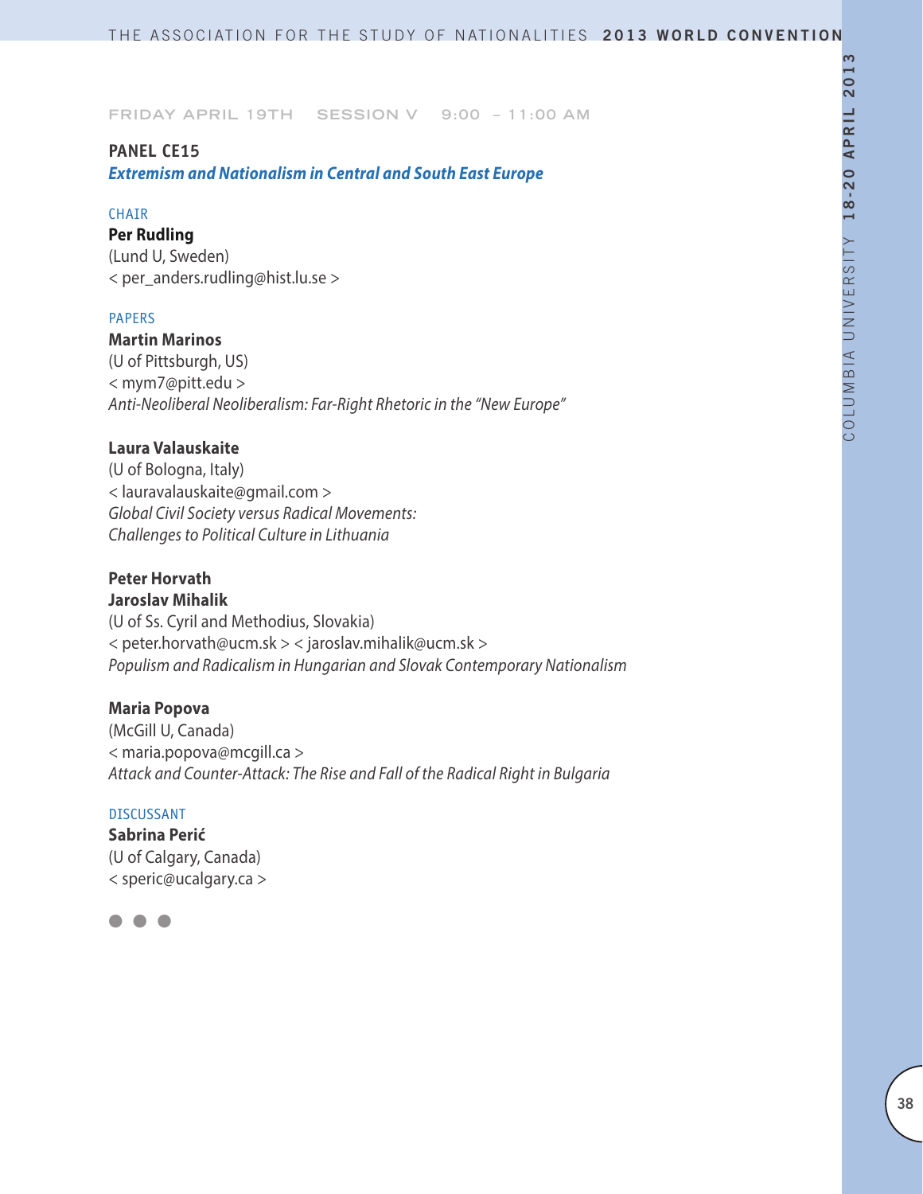FRIDAY APRIL 19TH SESSION V 9:00 – 11:00 AM

## PANEL CE15

### *Extremism and Nationalism in Central and South East Europe*

CHAIR

**Per Rudling**
(Lund U, Sweden)
< per_anders.rudling@hist.lu.se >

PAPERS

**Martin Marinos**
(U of Pittsburgh, US)
< mym7@pitt.edu >
*Anti-Neoliberal Neoliberalism: Far-Right Rhetoric in the "New Europe"*

**Laura Valauskaite**
(U of Bologna, Italy)
< lauravalauskaite@gmail.com >
*Global Civil Society versus Radical Movements: Challenges to Political Culture in Lithuania*

**Peter Horvath**
**Jaroslav Mihalik**
(U of Ss. Cyril and Methodius, Slovakia)
< peter.horvath@ucm.sk > < jaroslav.mihalik@ucm.sk >
*Populism and Radicalism in Hungarian and Slovak Contemporary Nationalism*

**Maria Popova**
(McGill U, Canada)
< maria.popova@mcgill.ca >
*Attack and Counter-Attack: The Rise and Fall of the Radical Right in Bulgaria*

DISCUSSANT

**Sabrina Perić**
(U of Calgary, Canada)
< speric@ucalgary.ca >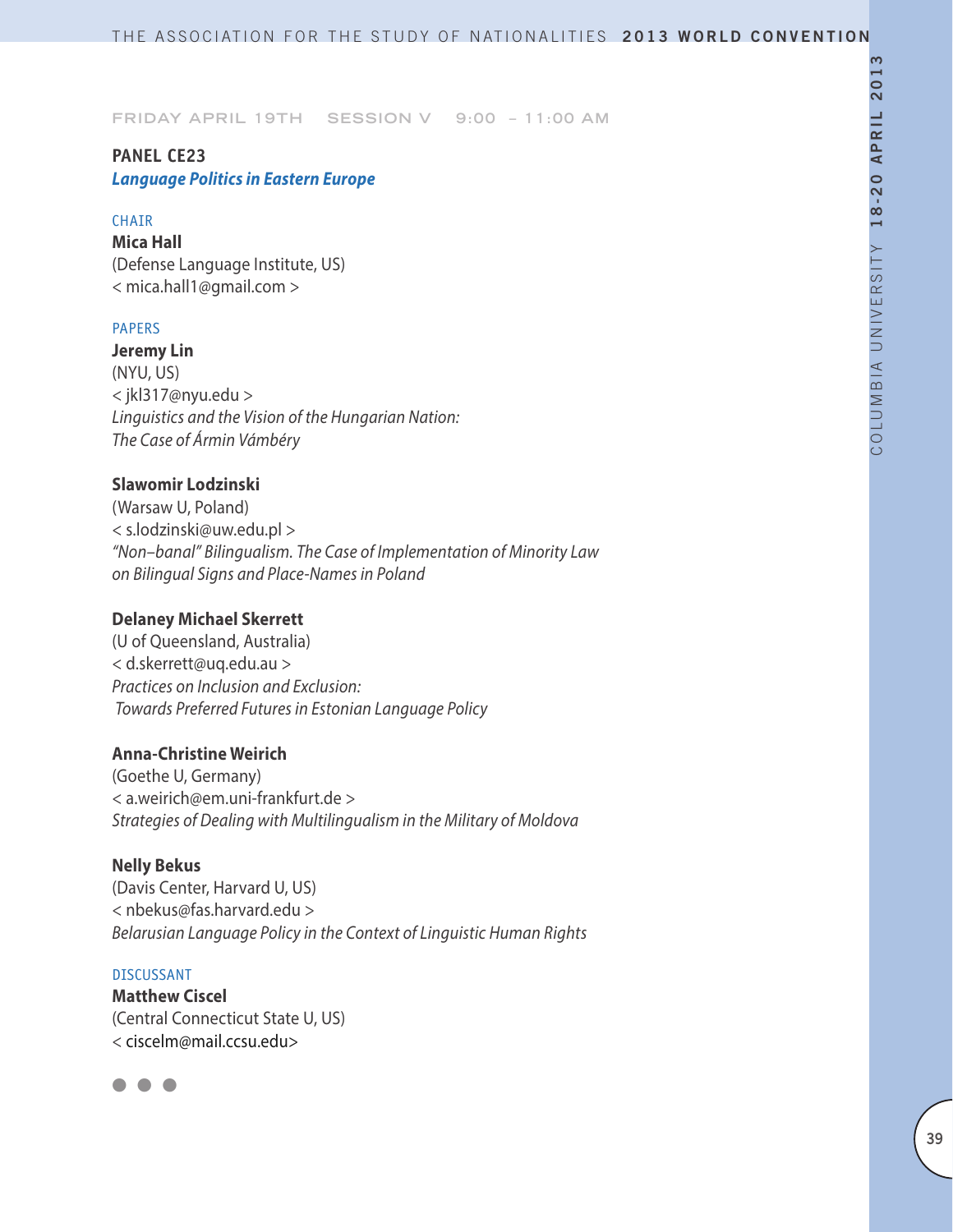FRIDAY APRIL 19TH SESSION V 9:00 – 11:00 AM

## PANEL CE23

### *Language Politics in Eastern Europe*

CHAIR

**Mica Hall**
(Defense Language Institute, US)
< mica.hall1@gmail.com >

PAPERS

**Jeremy Lin**
(NYU, US)
< jkl317@nyu.edu >
*Linguistics and the Vision of the Hungarian Nation: The Case of Ármin Vámbéry*

**Slawomir Lodzinski**
(Warsaw U, Poland)
< s.lodzinski@uw.edu.pl >
*"Non–banal" Bilingualism. The Case of Implementation of Minority Law on Bilingual Signs and Place-Names in Poland*

**Delaney Michael Skerrett**
(U of Queensland, Australia)
< d.skerrett@uq.edu.au >
*Practices on Inclusion and Exclusion: Towards Preferred Futures in Estonian Language Policy*

**Anna-Christine Weirich**
(Goethe U, Germany)
< a.weirich@em.uni-frankfurt.de >
*Strategies of Dealing with Multilingualism in the Military of Moldova*

**Nelly Bekus**
(Davis Center, Harvard U, US)
< nbekus@fas.harvard.edu >
*Belarusian Language Policy in the Context of Linguistic Human Rights*

DISCUSSANT

**Matthew Ciscel**
(Central Connecticut State U, US)
< ciscelm@mail.ccsu.edu>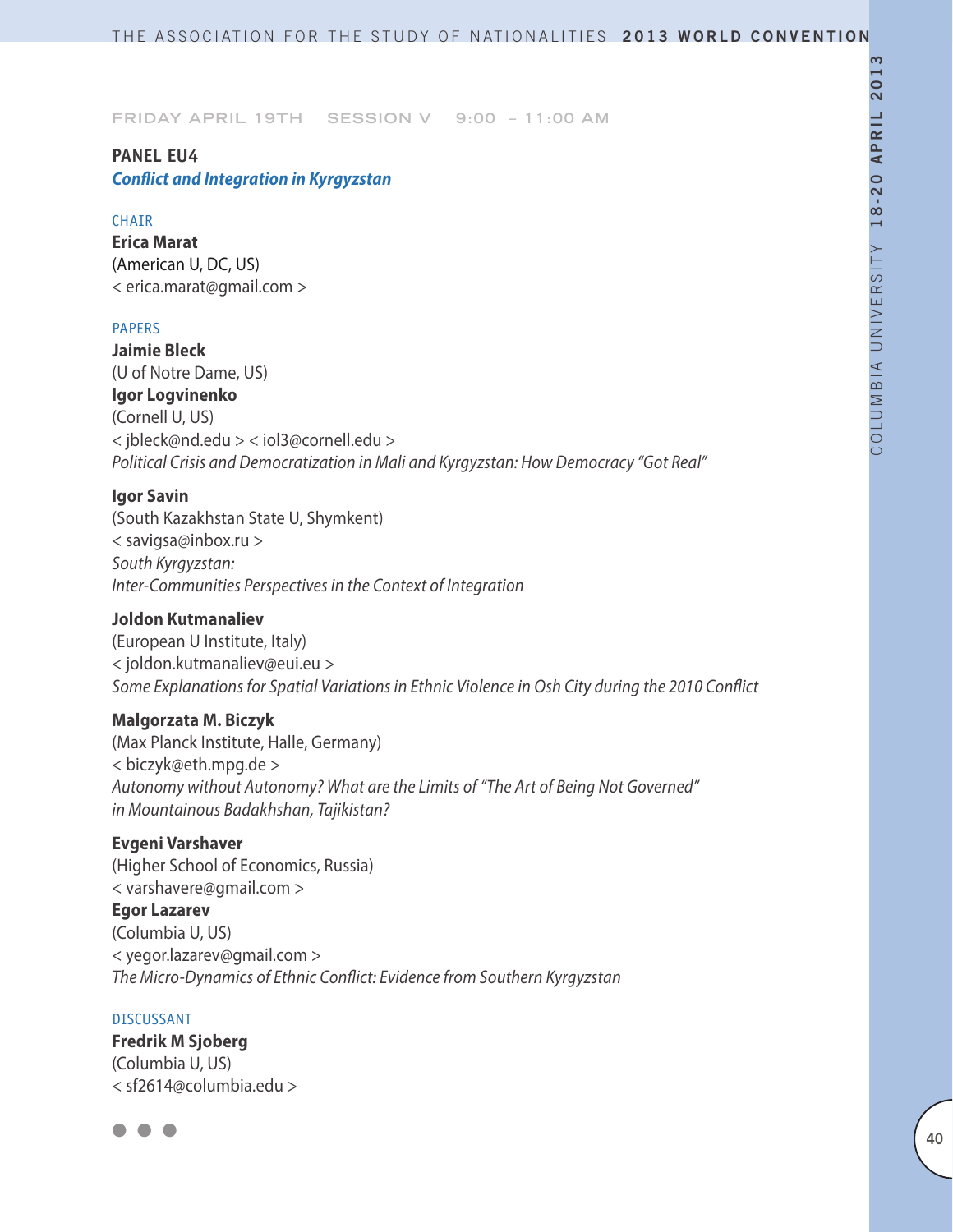FRIDAY APRIL 19TH SESSION V 9:00 – 11:00 AM

## PANEL EU4

### *Conflict and Integration in Kyrgyzstan*

CHAIR

**Erica Marat**
(American U, DC, US)
< erica.marat@gmail.com >

PAPERS

**Jaimie Bleck**
(U of Notre Dame, US)
**Igor Logvinenko**
(Cornell U, US)
< jbleck@nd.edu > < iol3@cornell.edu >
*Political Crisis and Democratization in Mali and Kyrgyzstan: How Democracy "Got Real"*

**Igor Savin**
(South Kazakhstan State U, Shymkent)
< savigsa@inbox.ru >
*South Kyrgyzstan:*
*Inter-Communities Perspectives in the Context of Integration*

**Joldon Kutmanaliev**
(European U Institute, Italy)
< joldon.kutmanaliev@eui.eu >
*Some Explanations for Spatial Variations in Ethnic Violence in Osh City during the 2010 Conflict*

**Malgorzata M. Biczyk**
(Max Planck Institute, Halle, Germany)
< biczyk@eth.mpg.de >
*Autonomy without Autonomy? What are the Limits of "The Art of Being Not Governed" in Mountainous Badakhshan, Tajikistan?*

**Evgeni Varshaver**
(Higher School of Economics, Russia)
< varshavere@gmail.com >
**Egor Lazarev**
(Columbia U, US)
< yegor.lazarev@gmail.com >
*The Micro-Dynamics of Ethnic Conflict: Evidence from Southern Kyrgyzstan*

DISCUSSANT

**Fredrik M Sjoberg**
(Columbia U, US)
< sf2614@columbia.edu >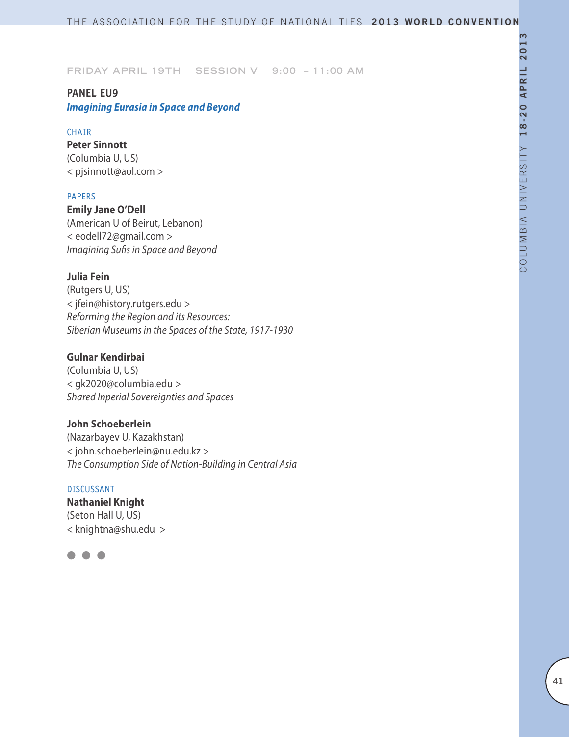FRIDAY APRIL 19TH SESSION V 9:00 – 11:00 AM

## PANEL EU9

### *Imagining Eurasia in Space and Beyond*

CHAIR

**Peter Sinnott**
(Columbia U, US)
< pjsinnott@aol.com >

PAPERS

**Emily Jane O'Dell**
(American U of Beirut, Lebanon)
< eodell72@gmail.com >
*Imagining Sufis in Space and Beyond*

**Julia Fein**
(Rutgers U, US)
< jfein@history.rutgers.edu >
*Reforming the Region and its Resources: Siberian Museums in the Spaces of the State, 1917-1930*

**Gulnar Kendirbai**
(Columbia U, US)
< gk2020@columbia.edu >
*Shared Inperial Sovereignties and Spaces*

**John Schoeberlein**
(Nazarbayev U, Kazakhstan)
< john.schoeberlein@nu.edu.kz >
*The Consumption Side of Nation-Building in Central Asia*

DISCUSSANT

**Nathaniel Knight**
(Seton Hall U, US)
< knightna@shu.edu >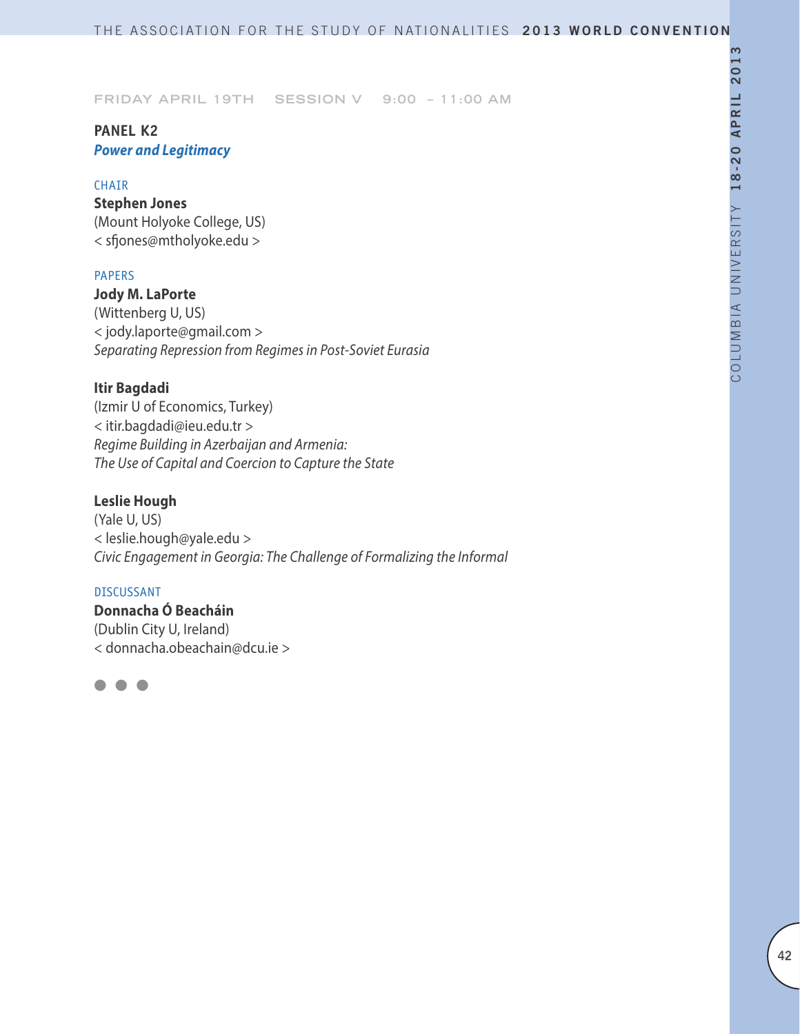FRIDAY APRIL 19TH SESSION V 9:00 – 11:00 AM

## PANEL K2
***Power and Legitimacy***

CHAIR

**Stephen Jones**
(Mount Holyoke College, US)
< sfjones@mtholyoke.edu >

PAPERS

**Jody M. LaPorte**
(Wittenberg U, US)
< jody.laporte@gmail.com >
*Separating Repression from Regimes in Post-Soviet Eurasia*

**Itir Bagdadi**
(Izmir U of Economics, Turkey)
< itir.bagdadi@ieu.edu.tr >
*Regime Building in Azerbaijan and Armenia:*
*The Use of Capital and Coercion to Capture the State*

**Leslie Hough**
(Yale U, US)
< leslie.hough@yale.edu >
*Civic Engagement in Georgia: The Challenge of Formalizing the Informal*

DISCUSSANT

**Donnacha Ó Beacháin**
(Dublin City U, Ireland)
< donnacha.obeachain@dcu.ie >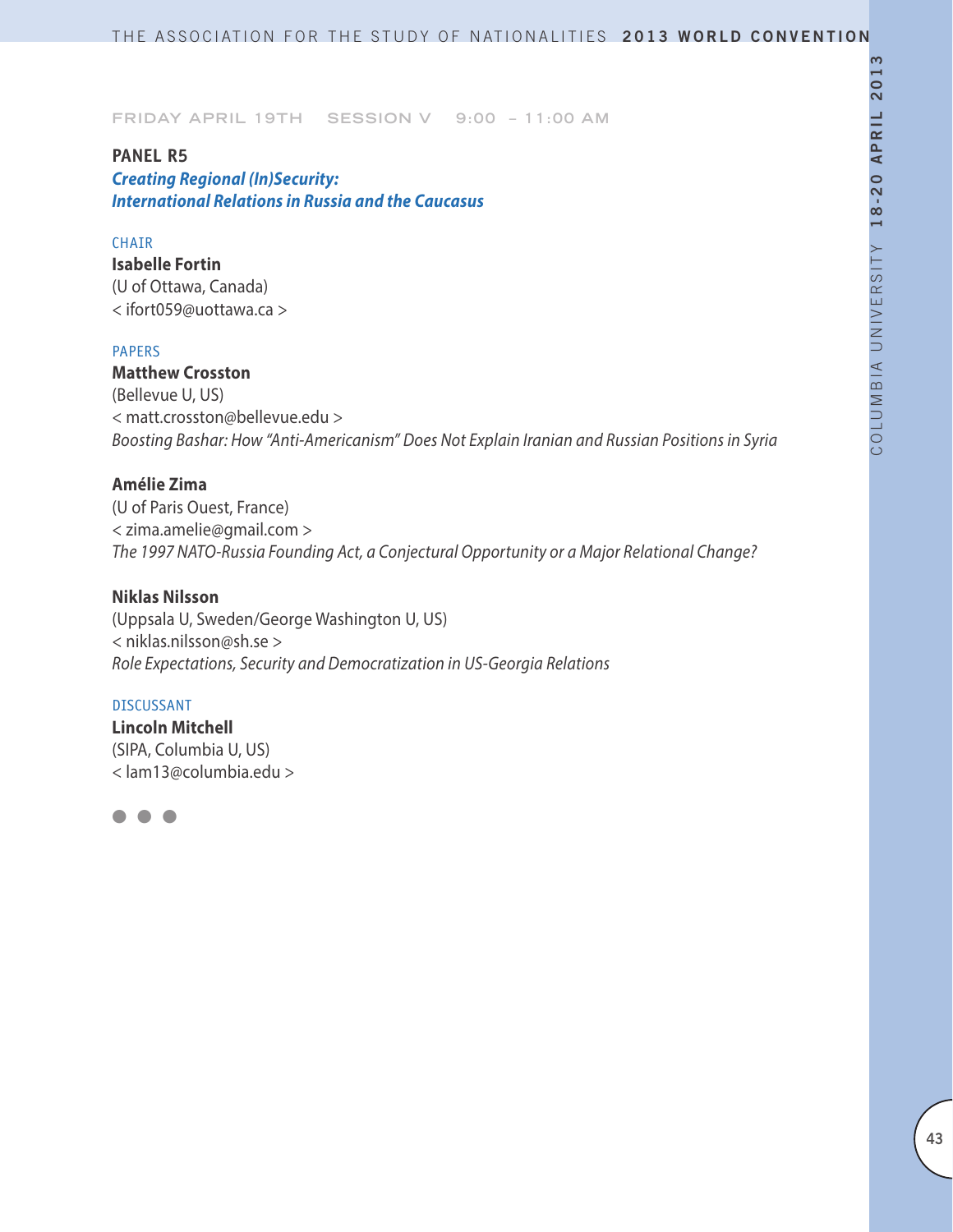FRIDAY APRIL 19TH SESSION V 9:00 – 11:00 AM

## PANEL R5

### *Creating Regional (In)Security: International Relations in Russia and the Caucasus*

CHAIR

**Isabelle Fortin**
(U of Ottawa, Canada)
< ifort059@uottawa.ca >

PAPERS

**Matthew Crosston**
(Bellevue U, US)
< matt.crosston@bellevue.edu >
*Boosting Bashar: How "Anti-Americanism" Does Not Explain Iranian and Russian Positions in Syria*

**Amélie Zima**
(U of Paris Ouest, France)
< zima.amelie@gmail.com >
*The 1997 NATO-Russia Founding Act, a Conjectural Opportunity or a Major Relational Change?*

**Niklas Nilsson**
(Uppsala U, Sweden/George Washington U, US)
< niklas.nilsson@sh.se >
*Role Expectations, Security and Democratization in US-Georgia Relations*

DISCUSSANT

**Lincoln Mitchell**
(SIPA, Columbia U, US)
< lam13@columbia.edu >

● ● ●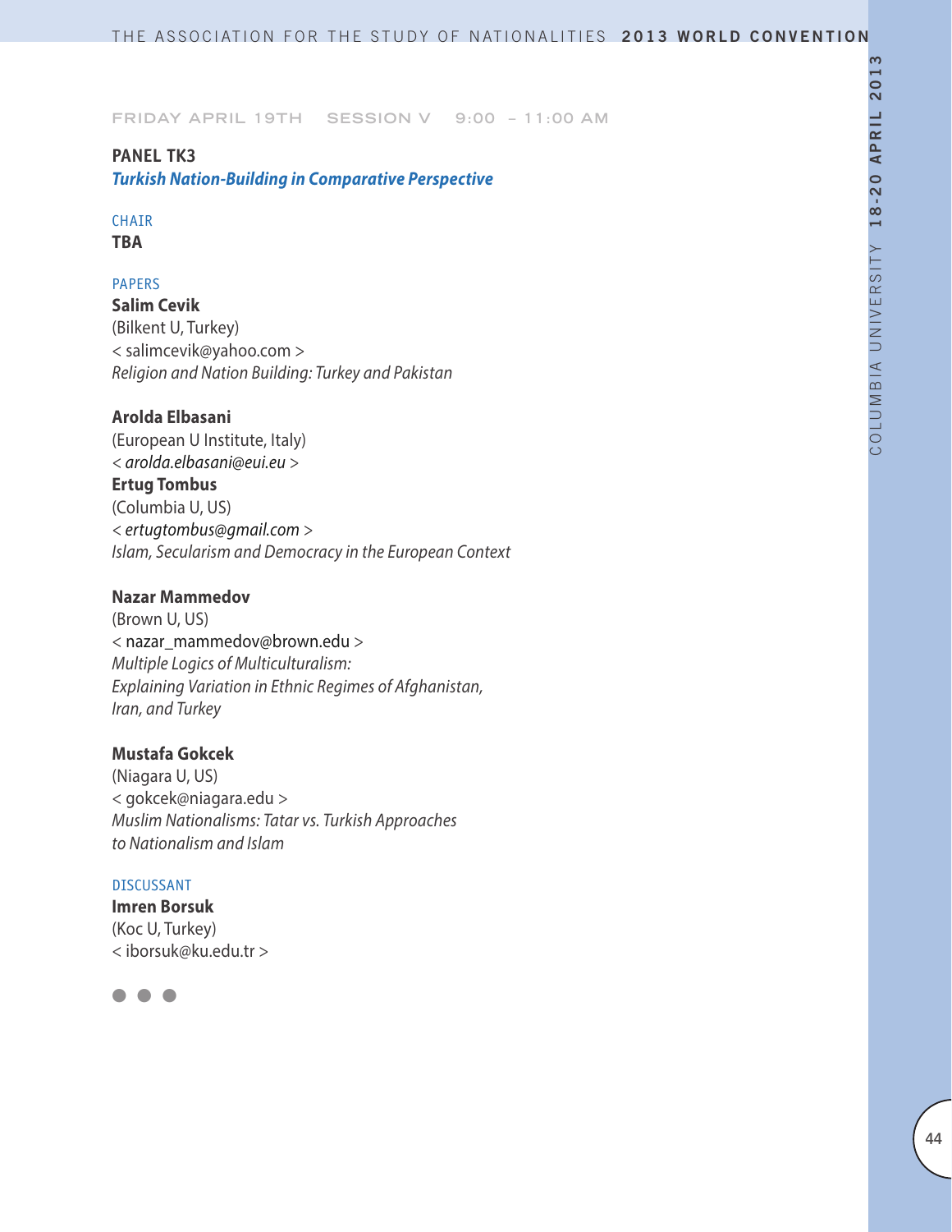FRIDAY APRIL 19TH SESSION V 9:00 – 11:00 AM

## PANEL TK3

### *Turkish Nation-Building in Comparative Perspective*

CHAIR

**TBA**

PAPERS

**Salim Cevik**
(Bilkent U, Turkey)
< salimcevik@yahoo.com >
*Religion and Nation Building: Turkey and Pakistan*

**Arolda Elbasani**
(European U Institute, Italy)
< *arolda.elbasani@eui.eu* >
**Ertug Tombus**
(Columbia U, US)
< *ertugtombus@gmail.com* >
*Islam, Secularism and Democracy in the European Context*

**Nazar Mammedov**
(Brown U, US)
< nazar_mammedov@brown.edu >
*Multiple Logics of Multiculturalism:*
*Explaining Variation in Ethnic Regimes of Afghanistan, Iran, and Turkey*

**Mustafa Gokcek**
(Niagara U, US)
< gokcek@niagara.edu >
*Muslim Nationalisms: Tatar vs. Turkish Approaches to Nationalism and Islam*

DISCUSSANT

**Imren Borsuk**
(Koc U, Turkey)
< iborsuk@ku.edu.tr >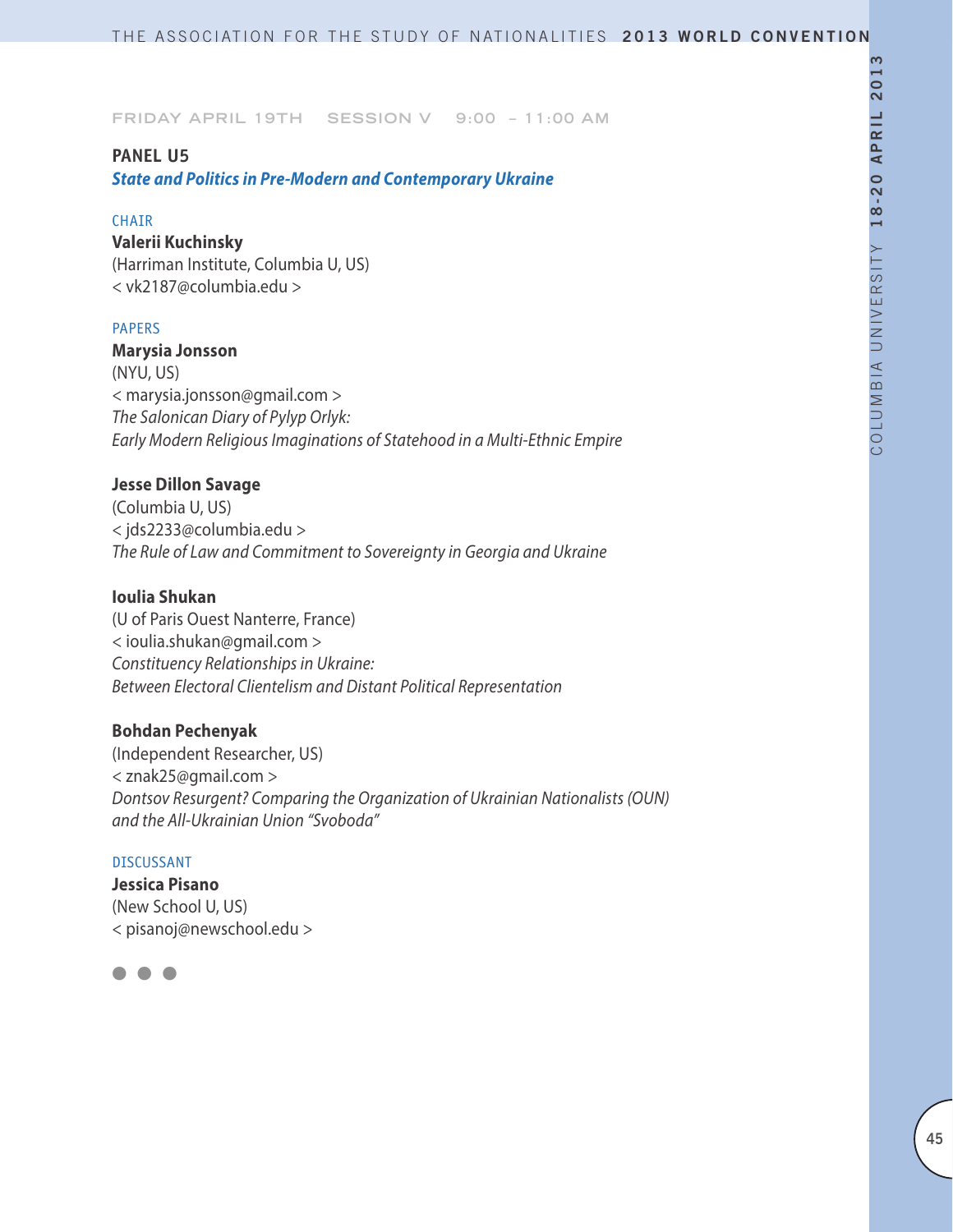FRIDAY APRIL 19TH SESSION V 9:00 – 11:00 AM

## PANEL U5

### *State and Politics in Pre-Modern and Contemporary Ukraine*

CHAIR

**Valerii Kuchinsky**
(Harriman Institute, Columbia U, US)
< vk2187@columbia.edu >

PAPERS

**Marysia Jonsson**
(NYU, US)
< marysia.jonsson@gmail.com >
*The Salonican Diary of Pylyp Orlyk:*
*Early Modern Religious Imaginations of Statehood in a Multi-Ethnic Empire*

**Jesse Dillon Savage**
(Columbia U, US)
< jds2233@columbia.edu >
*The Rule of Law and Commitment to Sovereignty in Georgia and Ukraine*

**Ioulia Shukan**
(U of Paris Ouest Nanterre, France)
< ioulia.shukan@gmail.com >
*Constituency Relationships in Ukraine:*
*Between Electoral Clientelism and Distant Political Representation*

**Bohdan Pechenyak**
(Independent Researcher, US)
< znak25@gmail.com >
*Dontsov Resurgent? Comparing the Organization of Ukrainian Nationalists (OUN)*
*and the All-Ukrainian Union "Svoboda"*

DISCUSSANT

**Jessica Pisano**
(New School U, US)
< pisanoj@newschool.edu >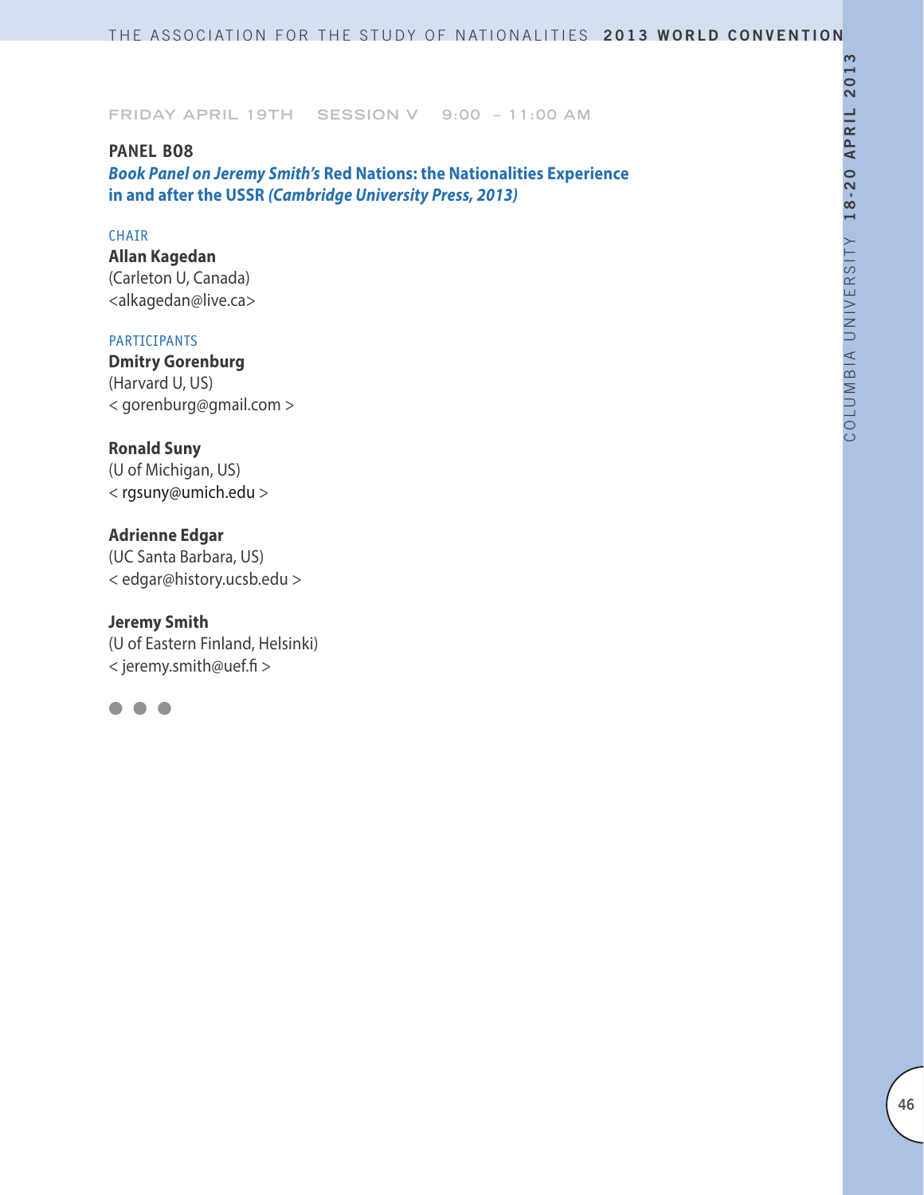FRIDAY APRIL 19TH SESSION V 9:00 – 11:00 AM

## PANEL B08

### *Book Panel on Jeremy Smith's* Red Nations: the Nationalities Experience in and after the USSR *(Cambridge University Press, 2013)*

CHAIR

**Allan Kagedan**
(Carleton U, Canada)
<alkagedan@live.ca>

PARTICIPANTS

**Dmitry Gorenburg**
(Harvard U, US)
< gorenburg@gmail.com >

**Ronald Suny**
(U of Michigan, US)
< rgsuny@umich.edu >

**Adrienne Edgar**
(UC Santa Barbara, US)
< edgar@history.ucsb.edu >

**Jeremy Smith**
(U of Eastern Finland, Helsinki)
< jeremy.smith@uef.fi >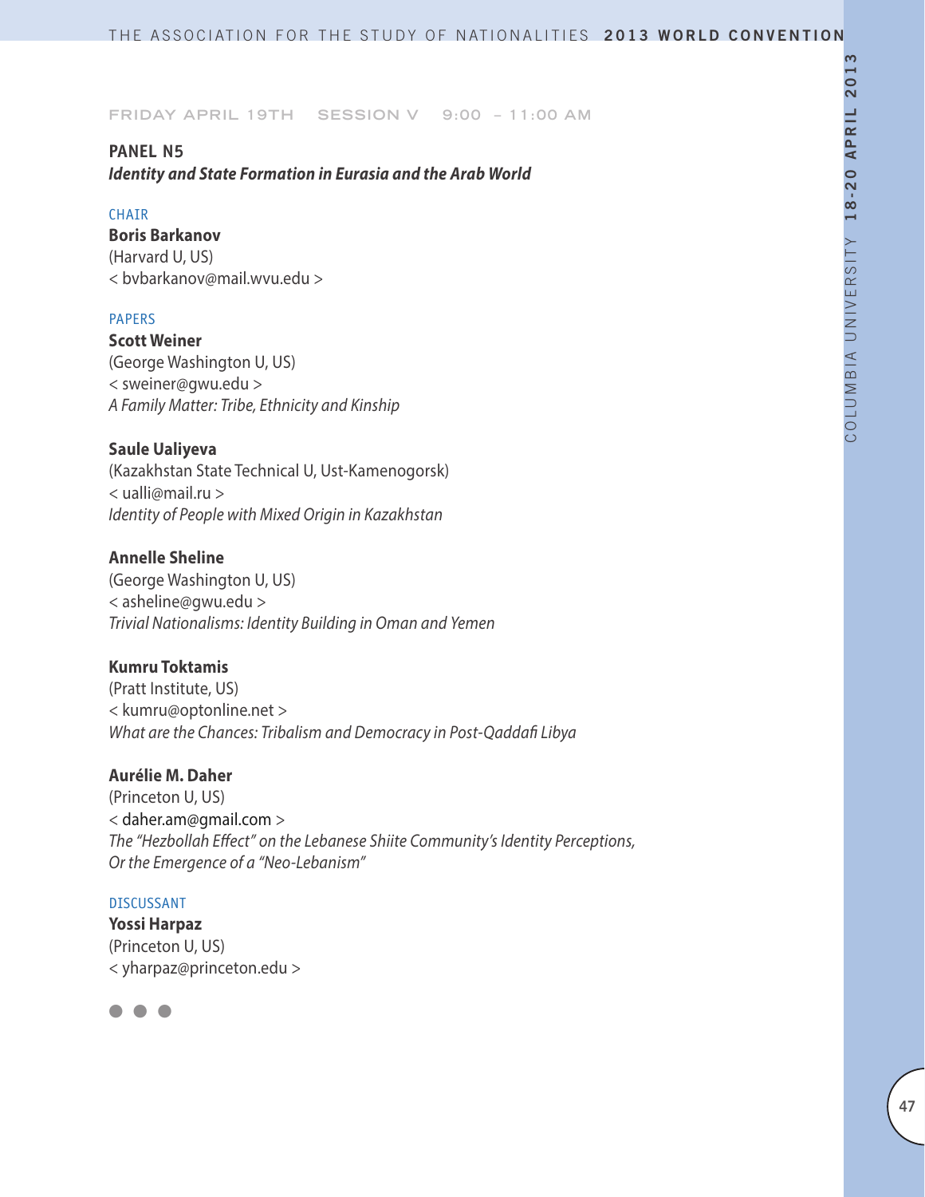FRIDAY APRIL 19TH SESSION V 9:00 – 11:00 AM

## PANEL N5

***Identity and State Formation in Eurasia and the Arab World***

CHAIR

**Boris Barkanov**
(Harvard U, US)
< bvbarkanov@mail.wvu.edu >

PAPERS

**Scott Weiner**
(George Washington U, US)
< sweiner@gwu.edu >
*A Family Matter: Tribe, Ethnicity and Kinship*

**Saule Ualiyeva**
(Kazakhstan State Technical U, Ust-Kamenogorsk)
< ualli@mail.ru >
*Identity of People with Mixed Origin in Kazakhstan*

**Annelle Sheline**
(George Washington U, US)
< asheline@gwu.edu >
*Trivial Nationalisms: Identity Building in Oman and Yemen*

**Kumru Toktamis**
(Pratt Institute, US)
< kumru@optonline.net >
*What are the Chances: Tribalism and Democracy in Post-Qaddafi Libya*

**Aurélie M. Daher**
(Princeton U, US)
< daher.am@gmail.com >
*The "Hezbollah Effect" on the Lebanese Shiite Community's Identity Perceptions, Or the Emergence of a "Neo-Lebanism"*

DISCUSSANT

**Yossi Harpaz**
(Princeton U, US)
< yharpaz@princeton.edu >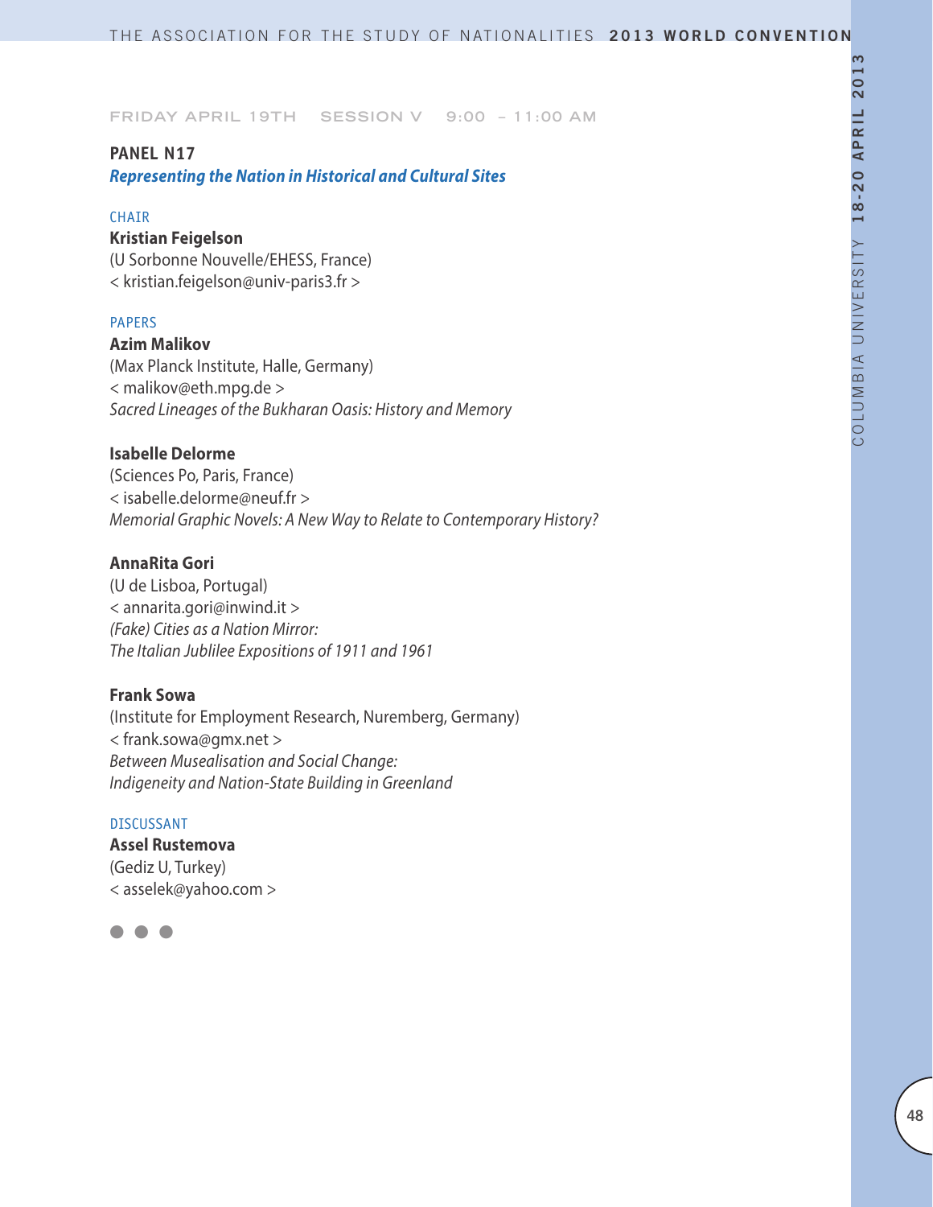FRIDAY APRIL 19TH SESSION V 9:00 – 11:00 AM

## PANEL N17

***Representing the Nation in Historical and Cultural Sites***

CHAIR

**Kristian Feigelson**
(U Sorbonne Nouvelle/EHESS, France)
< kristian.feigelson@univ-paris3.fr >

PAPERS

**Azim Malikov**
(Max Planck Institute, Halle, Germany)
< malikov@eth.mpg.de >
*Sacred Lineages of the Bukharan Oasis: History and Memory*

**Isabelle Delorme**
(Sciences Po, Paris, France)
< isabelle.delorme@neuf.fr >
*Memorial Graphic Novels: A New Way to Relate to Contemporary History?*

**AnnaRita Gori**
(U de Lisboa, Portugal)
< annarita.gori@inwind.it >
*(Fake) Cities as a Nation Mirror: The Italian Jublilee Expositions of 1911 and 1961*

**Frank Sowa**
(Institute for Employment Research, Nuremberg, Germany)
< frank.sowa@gmx.net >
*Between Musealisation and Social Change: Indigeneity and Nation-State Building in Greenland*

DISCUSSANT

**Assel Rustemova**
(Gediz U, Turkey)
< asselek@yahoo.com >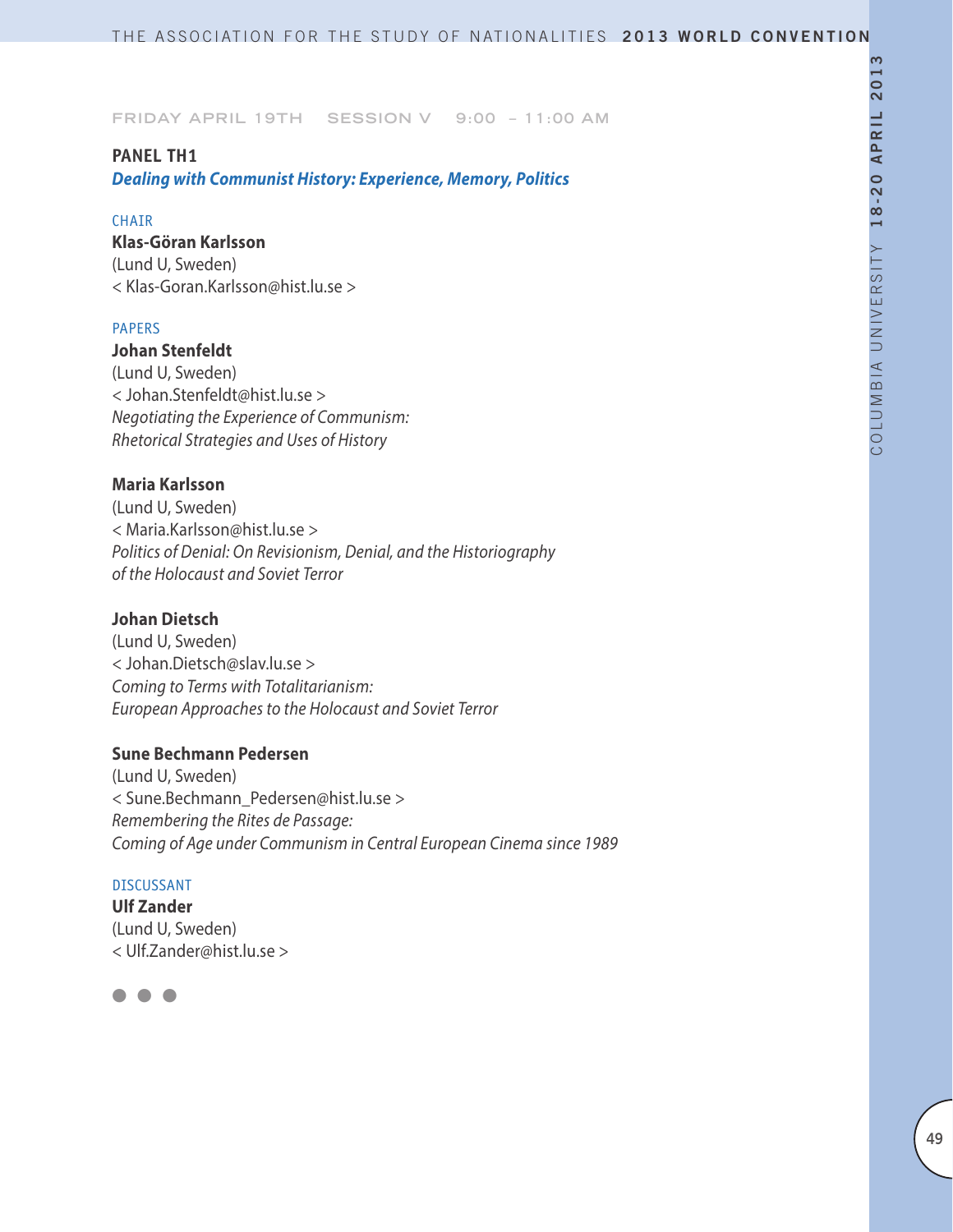FRIDAY APRIL 19TH SESSION V 9:00 – 11:00 AM

**PANEL TH1**
***Dealing with Communist History: Experience, Memory, Politics***

CHAIR
**Klas-Göran Karlsson**
(Lund U, Sweden)
< Klas-Goran.Karlsson@hist.lu.se >

PAPERS
**Johan Stenfeldt**
(Lund U, Sweden)
< Johan.Stenfeldt@hist.lu.se >
*Negotiating the Experience of Communism: Rhetorical Strategies and Uses of History*

**Maria Karlsson**
(Lund U, Sweden)
< Maria.Karlsson@hist.lu.se >
*Politics of Denial: On Revisionism, Denial, and the Historiography of the Holocaust and Soviet Terror*

**Johan Dietsch**
(Lund U, Sweden)
< Johan.Dietsch@slav.lu.se >
*Coming to Terms with Totalitarianism: European Approaches to the Holocaust and Soviet Terror*

**Sune Bechmann Pedersen**
(Lund U, Sweden)
< Sune.Bechmann_Pedersen@hist.lu.se >
*Remembering the Rites de Passage: Coming of Age under Communism in Central European Cinema since 1989*

DISCUSSANT
**Ulf Zander**
(Lund U, Sweden)
< Ulf.Zander@hist.lu.se >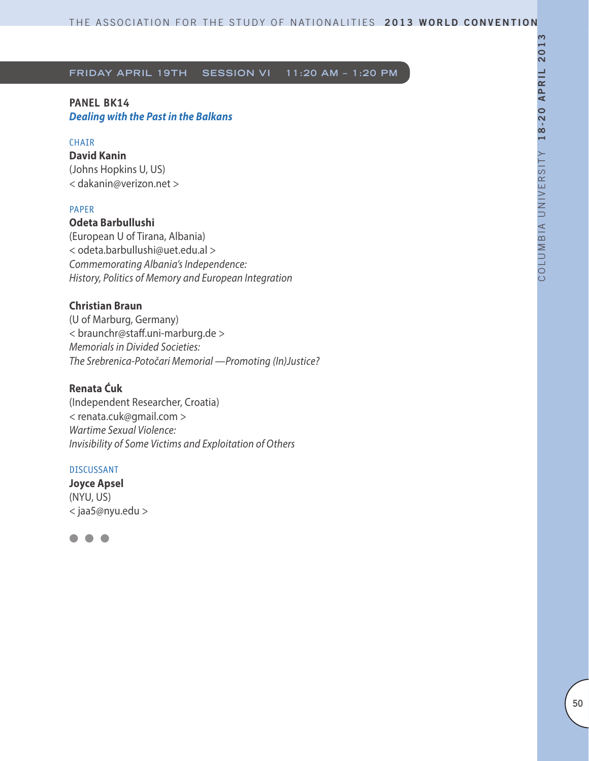FRIDAY APRIL 19TH SESSION VI 11:20 AM – 1:20 PM

## PANEL BK14

### *Dealing with the Past in the Balkans*

CHAIR

**David Kanin**
(Johns Hopkins U, US)
< dakanin@verizon.net >

PAPER

**Odeta Barbullushi**
(European U of Tirana, Albania)
< odeta.barbullushi@uet.edu.al >
*Commemorating Albania's Independence:*
*History, Politics of Memory and European Integration*

**Christian Braun**
(U of Marburg, Germany)
< braunchr@staff.uni-marburg.de >
*Memorials in Divided Societies:*
*The Srebrenica-Potočari Memorial —Promoting (In)Justice?*

**Renata Ćuk**
(Independent Researcher, Croatia)
< renata.cuk@gmail.com >
*Wartime Sexual Violence:*
*Invisibility of Some Victims and Exploitation of Others*

DISCUSSANT

**Joyce Apsel**
(NYU, US)
< jaa5@nyu.edu >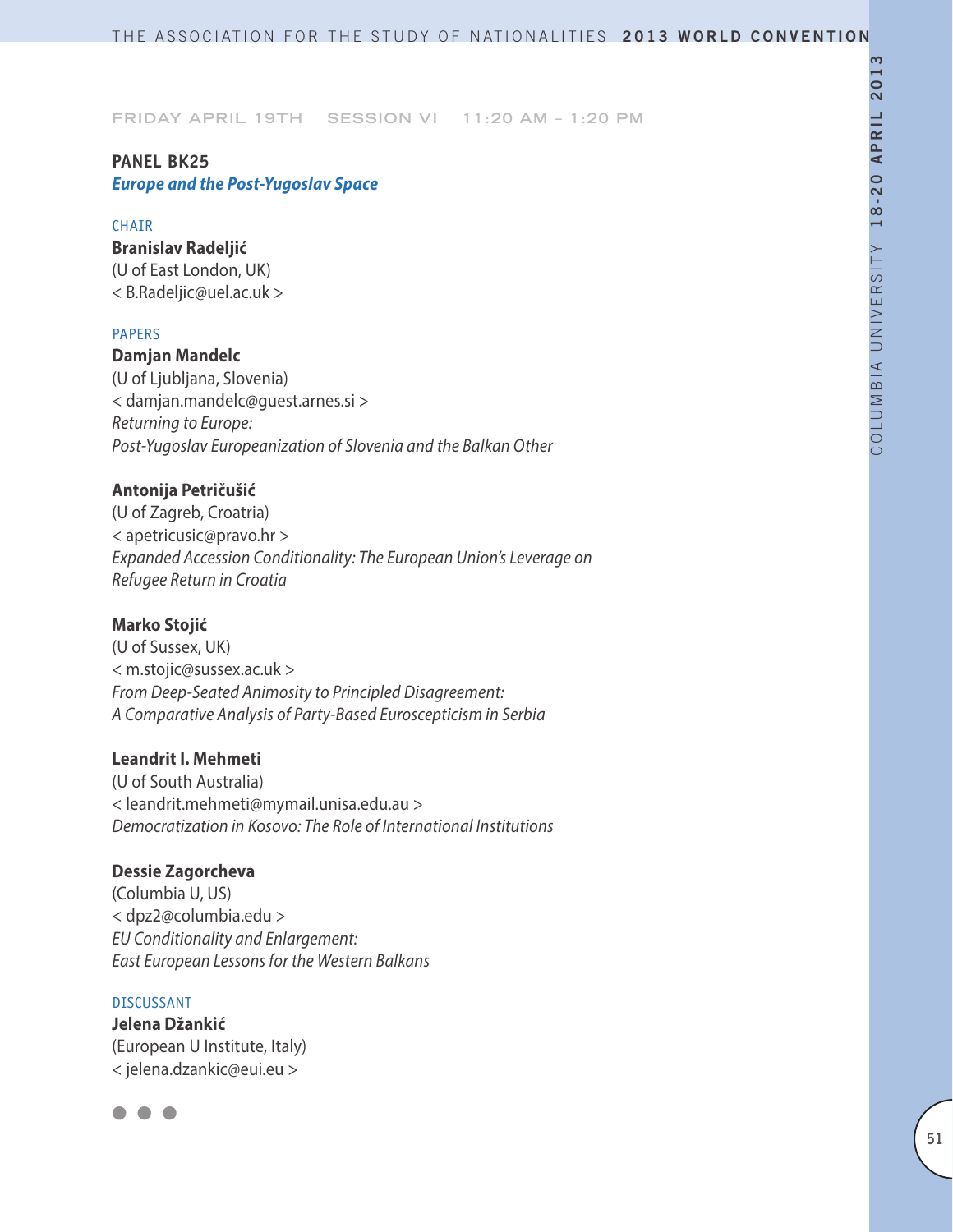FRIDAY APRIL 19TH    SESSION VI    11:20 AM – 1:20 PM

**PANEL BK25**
***Europe and the Post-Yugoslav Space***

CHAIR
**Branislav Radeljić**
(U of East London, UK)
< B.Radeljic@uel.ac.uk >

PAPERS
**Damjan Mandelc**
(U of Ljubljana, Slovenia)
< damjan.mandelc@guest.arnes.si >
*Returning to Europe:*
*Post-Yugoslav Europeanization of Slovenia and the Balkan Other*

**Antonija Petričušić**
(U of Zagreb, Croatria)
< apetricusic@pravo.hr >
*Expanded Accession Conditionality: The European Union's Leverage on Refugee Return in Croatia*

**Marko Stojić**
(U of Sussex, UK)
< m.stojic@sussex.ac.uk >
*From Deep-Seated Animosity to Principled Disagreement:*
*A Comparative Analysis of Party-Based Euroscepticism in Serbia*

**Leandrit I. Mehmeti**
(U of South Australia)
< leandrit.mehmeti@mymail.unisa.edu.au >
*Democratization in Kosovo: The Role of International Institutions*

**Dessie Zagorcheva**
(Columbia U, US)
< dpz2@columbia.edu >
*EU Conditionality and Enlargement:*
*East European Lessons for the Western Balkans*

DISCUSSANT
**Jelena Džankić**
(European U Institute, Italy)
< jelena.dzankic@eui.eu >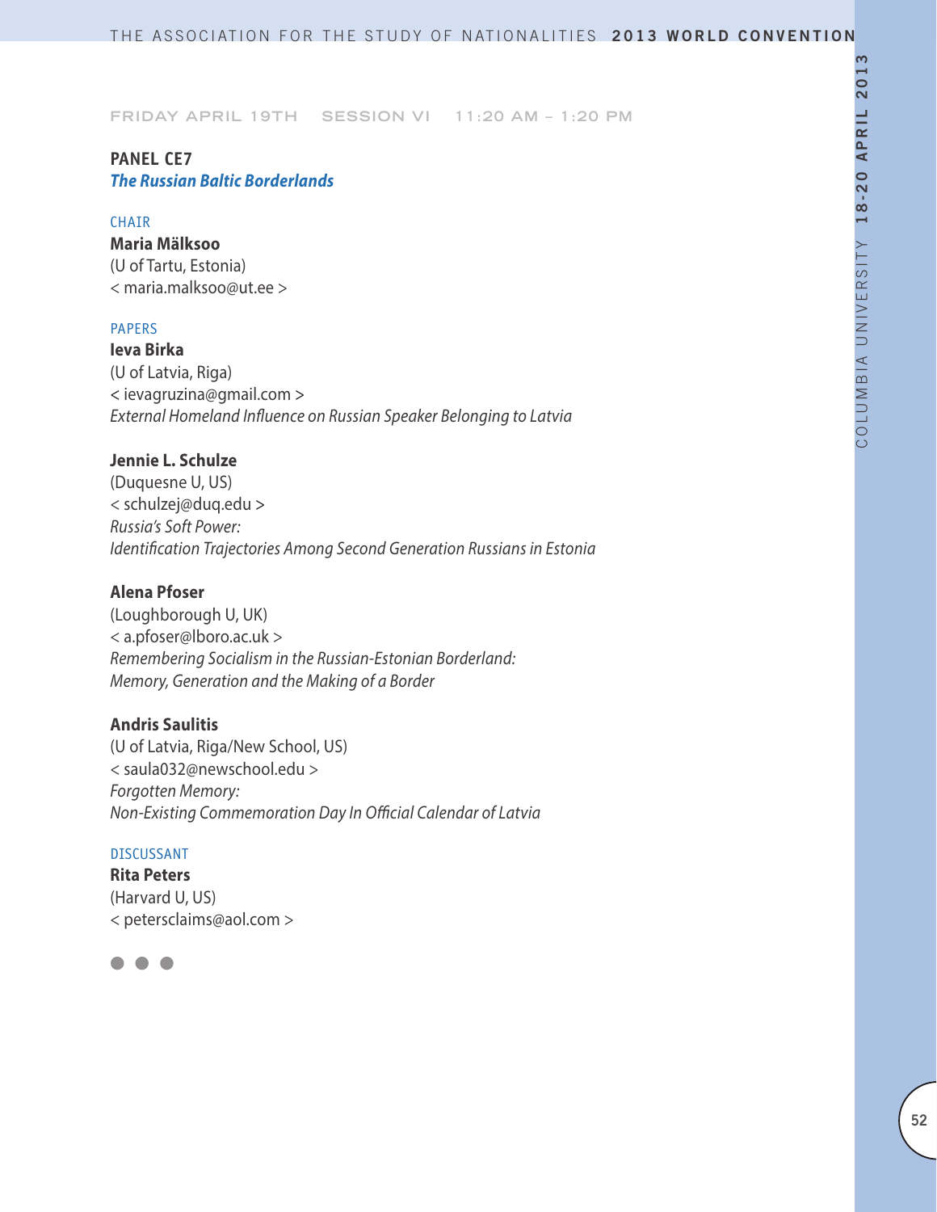FRIDAY APRIL 19TH SESSION VI 11:20 AM – 1:20 PM

## PANEL CE7

### *The Russian Baltic Borderlands*

CHAIR

**Maria Mälksoo**
(U of Tartu, Estonia)
< maria.malksoo@ut.ee >

PAPERS

**Ieva Birka**
(U of Latvia, Riga)
< ievagruzina@gmail.com >
*External Homeland Influence on Russian Speaker Belonging to Latvia*

**Jennie L. Schulze**
(Duquesne U, US)
< schulzej@duq.edu >
*Russia's Soft Power:*
*Identification Trajectories Among Second Generation Russians in Estonia*

**Alena Pfoser**
(Loughborough U, UK)
< a.pfoser@lboro.ac.uk >
*Remembering Socialism in the Russian-Estonian Borderland:*
*Memory, Generation and the Making of a Border*

**Andris Saulitis**
(U of Latvia, Riga/New School, US)
< saula032@newschool.edu >
*Forgotten Memory:*
*Non-Existing Commemoration Day In Official Calendar of Latvia*

DISCUSSANT

**Rita Peters**
(Harvard U, US)
< petersclaims@aol.com >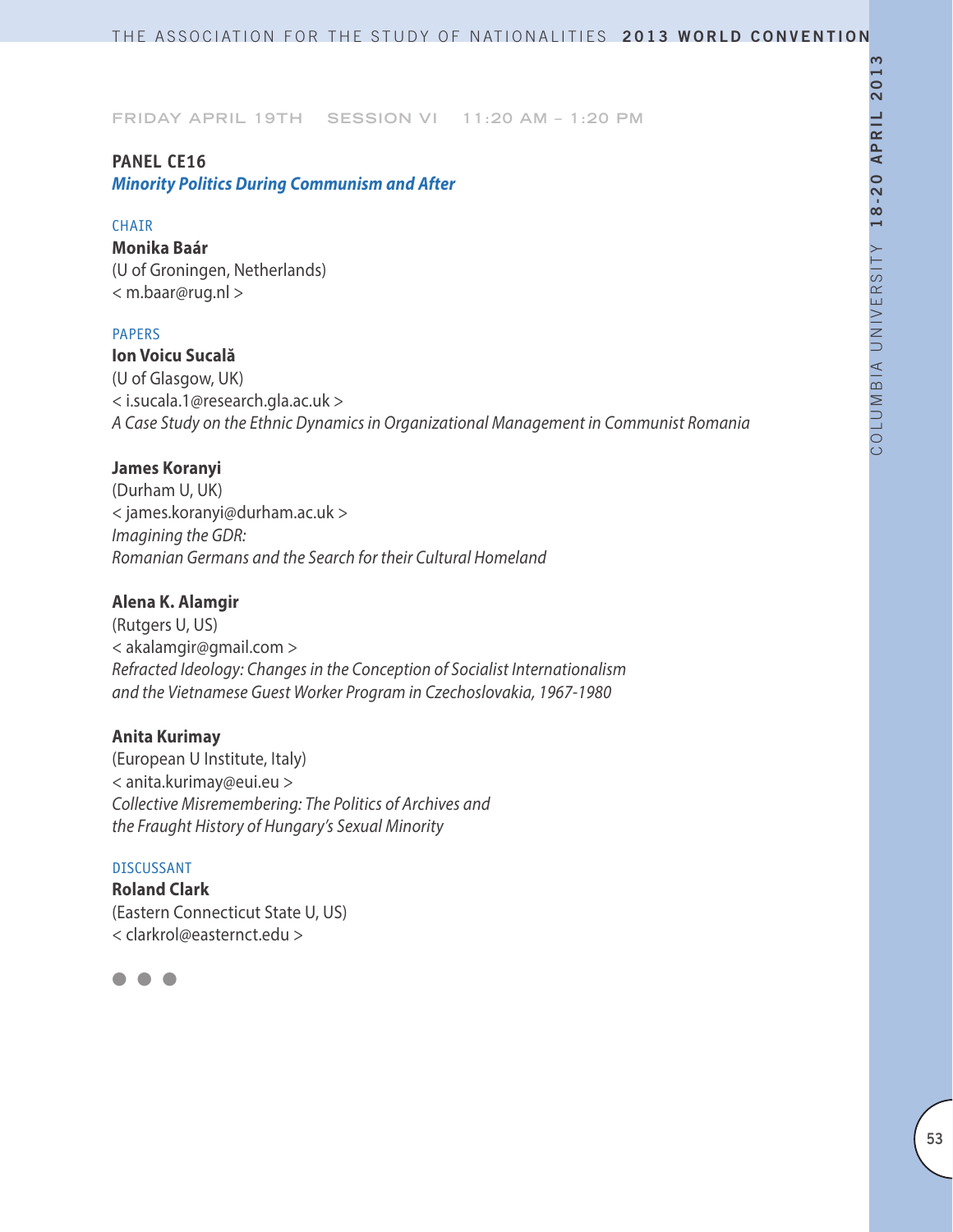FRIDAY APRIL 19TH SESSION VI 11:20 AM – 1:20 PM

## PANEL CE16
### *Minority Politics During Communism and After*

CHAIR

**Monika Baár**
(U of Groningen, Netherlands)
< m.baar@rug.nl >

PAPERS

**Ion Voicu Sucală**
(U of Glasgow, UK)
< i.sucala.1@research.gla.ac.uk >
*A Case Study on the Ethnic Dynamics in Organizational Management in Communist Romania*

**James Koranyi**
(Durham U, UK)
< james.koranyi@durham.ac.uk >
*Imagining the GDR:*
*Romanian Germans and the Search for their Cultural Homeland*

**Alena K. Alamgir**
(Rutgers U, US)
< akalamgir@gmail.com >
*Refracted Ideology: Changes in the Conception of Socialist Internationalism and the Vietnamese Guest Worker Program in Czechoslovakia, 1967-1980*

**Anita Kurimay**
(European U Institute, Italy)
< anita.kurimay@eui.eu >
*Collective Misremembering: The Politics of Archives and the Fraught History of Hungary's Sexual Minority*

DISCUSSANT

**Roland Clark**
(Eastern Connecticut State U, US)
< clarkrol@easternct.edu >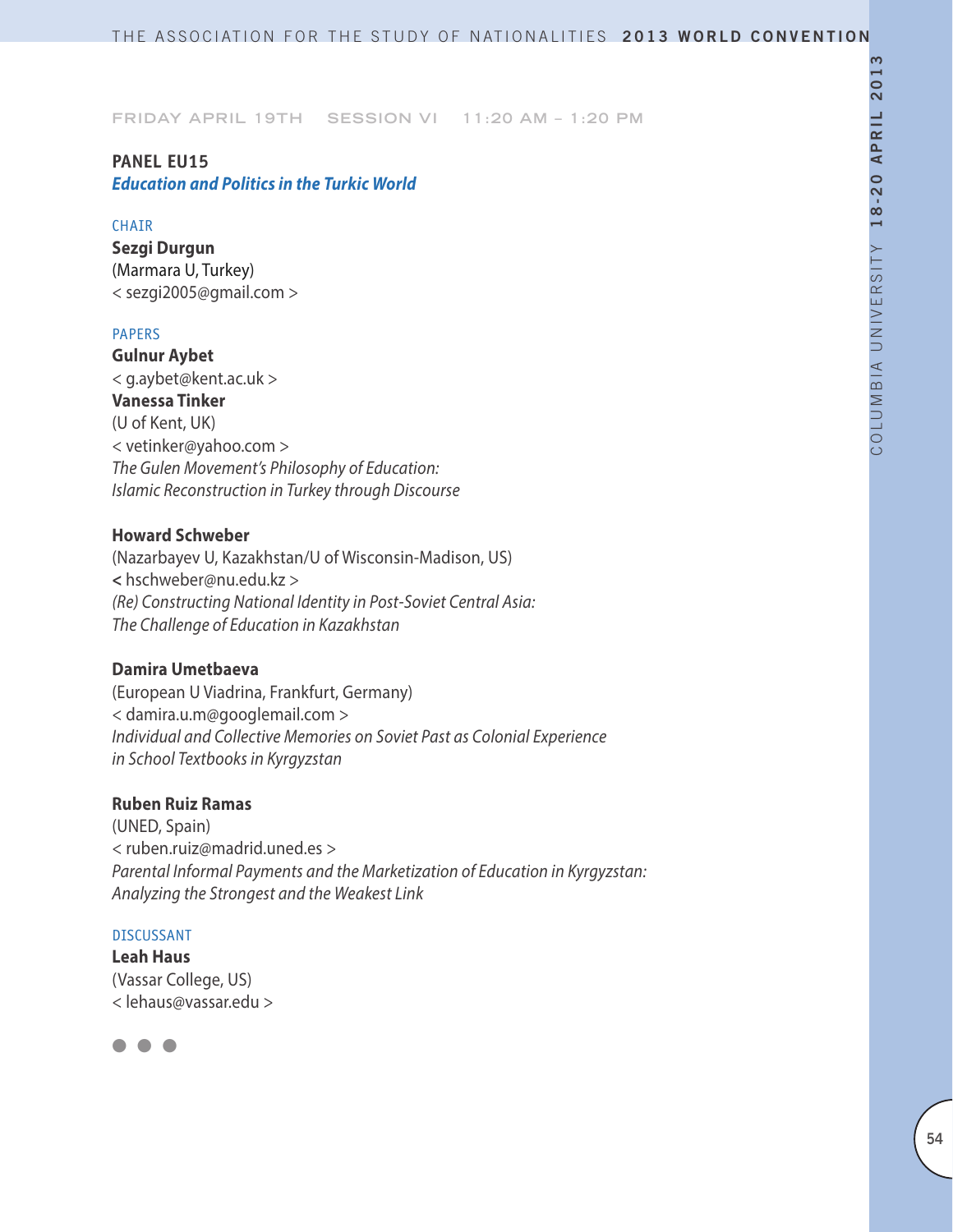FRIDAY APRIL 19TH SESSION VI 11:20 AM – 1:20 PM

## PANEL EU15

***Education and Politics in the Turkic World***

CHAIR

**Sezgi Durgun**
(Marmara U, Turkey)
< sezgi2005@gmail.com >

PAPERS

**Gulnur Aybet**
< g.aybet@kent.ac.uk >
**Vanessa Tinker**
(U of Kent, UK)
< vetinker@yahoo.com >
*The Gulen Movement's Philosophy of Education: Islamic Reconstruction in Turkey through Discourse*

**Howard Schweber**
(Nazarbayev U, Kazakhstan/U of Wisconsin-Madison, US)
< hschweber@nu.edu.kz >
*(Re) Constructing National Identity in Post-Soviet Central Asia: The Challenge of Education in Kazakhstan*

**Damira Umetbaeva**
(European U Viadrina, Frankfurt, Germany)
< damira.u.m@googlemail.com >
*Individual and Collective Memories on Soviet Past as Colonial Experience in School Textbooks in Kyrgyzstan*

**Ruben Ruiz Ramas**
(UNED, Spain)
< ruben.ruiz@madrid.uned.es >
*Parental Informal Payments and the Marketization of Education in Kyrgyzstan: Analyzing the Strongest and the Weakest Link*

DISCUSSANT

**Leah Haus**
(Vassar College, US)
< lehaus@vassar.edu >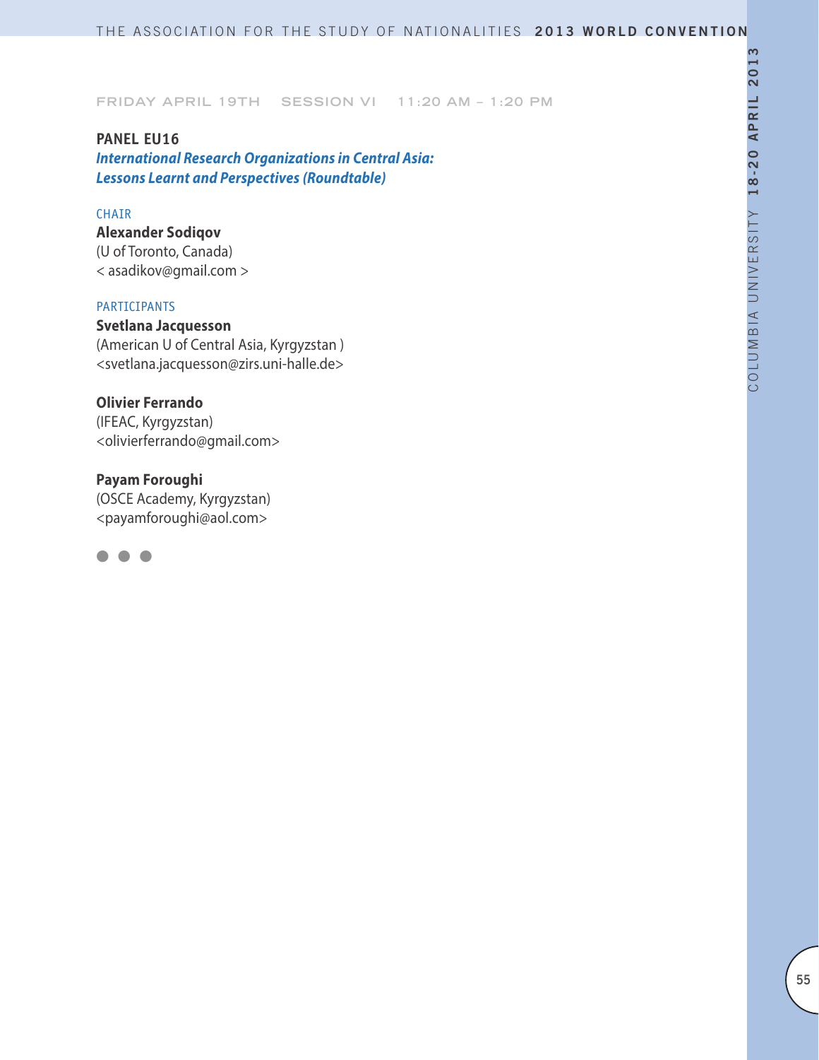FRIDAY APRIL 19TH SESSION VI 11:20 AM – 1:20 PM

## PANEL EU16

***International Research Organizations in Central Asia: Lessons Learnt and Perspectives (Roundtable)***

CHAIR

**Alexander Sodiqov**
(U of Toronto, Canada)
< asadikov@gmail.com >

PARTICIPANTS

**Svetlana Jacquesson**
(American U of Central Asia, Kyrgyzstan )
<svetlana.jacquesson@zirs.uni-halle.de>

**Olivier Ferrando**
(IFEAC, Kyrgyzstan)
<olivierferrando@gmail.com>

**Payam Foroughi**
(OSCE Academy, Kyrgyzstan)
<payamforoughi@aol.com>

● ● ●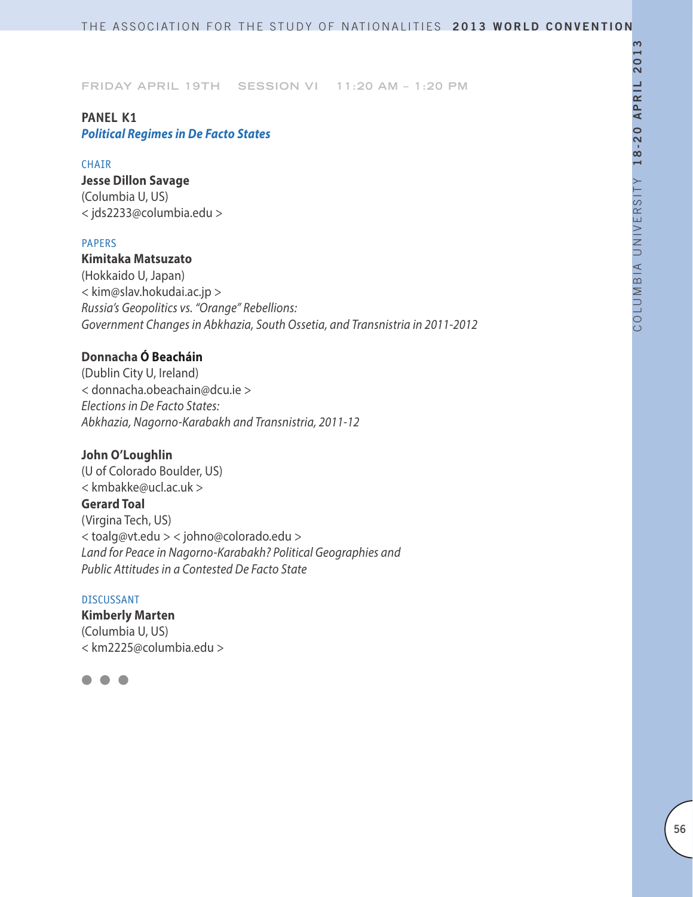FRIDAY APRIL 19TH SESSION VI 11:20 AM – 1:20 PM

## PANEL K1

### *Political Regimes in De Facto States*

CHAIR

**Jesse Dillon Savage**
(Columbia U, US)
< jds2233@columbia.edu >

PAPERS

**Kimitaka Matsuzato**
(Hokkaido U, Japan)
< kim@slav.hokudai.ac.jp >
*Russia's Geopolitics vs. "Orange" Rebellions:*
*Government Changes in Abkhazia, South Ossetia, and Transnistria in 2011-2012*

**Donnacha Ó Beacháin**
(Dublin City U, Ireland)
< donnacha.obeachain@dcu.ie >
*Elections in De Facto States:*
*Abkhazia, Nagorno-Karabakh and Transnistria, 2011-12*

**John O'Loughlin**
(U of Colorado Boulder, US)
< kmbakke@ucl.ac.uk >
**Gerard Toal**
(Virgina Tech, US)
< toalg@vt.edu > < johno@colorado.edu >
*Land for Peace in Nagorno-Karabakh? Political Geographies and*
*Public Attitudes in a Contested De Facto State*

DISCUSSANT

**Kimberly Marten**
(Columbia U, US)
< km2225@columbia.edu >

● ● ●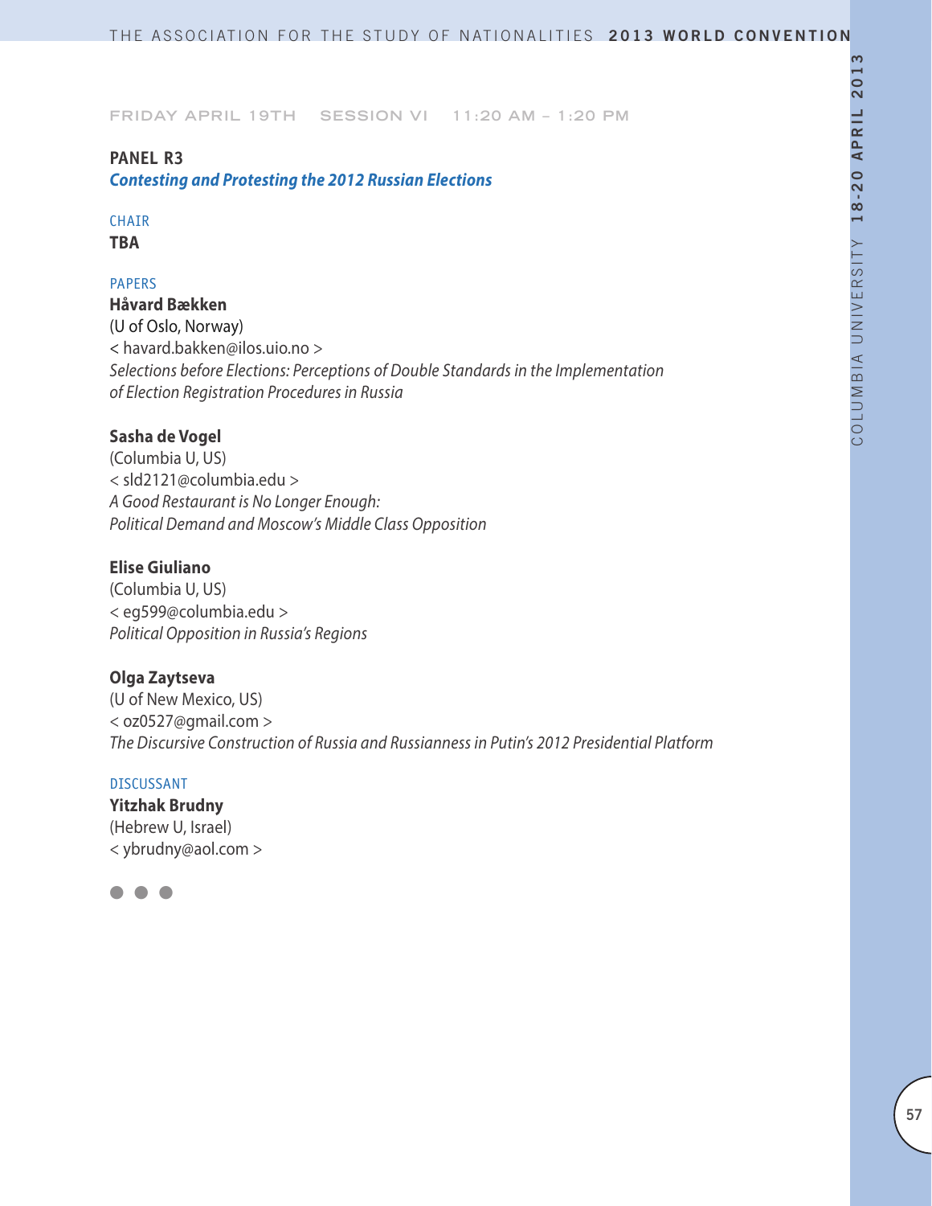FRIDAY APRIL 19TH SESSION VI 11:20 AM – 1:20 PM

## PANEL R3

***Contesting and Protesting the 2012 Russian Elections***

CHAIR

**TBA**

PAPERS

**Håvard Bækken**
(U of Oslo, Norway)
< havard.bakken@ilos.uio.no >
*Selections before Elections: Perceptions of Double Standards in the Implementation of Election Registration Procedures in Russia*

**Sasha de Vogel**
(Columbia U, US)
< sld2121@columbia.edu >
*A Good Restaurant is No Longer Enough:*
*Political Demand and Moscow's Middle Class Opposition*

**Elise Giuliano**
(Columbia U, US)
< eg599@columbia.edu >
*Political Opposition in Russia's Regions*

**Olga Zaytseva**
(U of New Mexico, US)
< oz0527@gmail.com >
*The Discursive Construction of Russia and Russianness in Putin's 2012 Presidential Platform*

DISCUSSANT

**Yitzhak Brudny**
(Hebrew U, Israel)
< ybrudny@aol.com >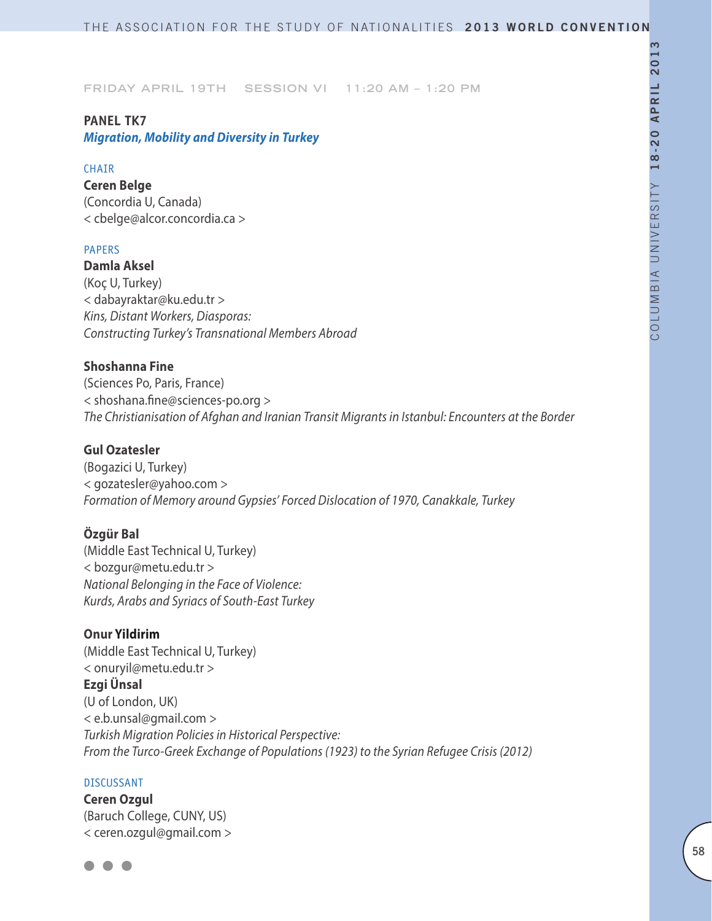FRIDAY APRIL 19TH SESSION VI 11:20 AM – 1:20 PM

## PANEL TK7

***Migration, Mobility and Diversity in Turkey***

CHAIR

**Ceren Belge**
(Concordia U, Canada)
< cbelge@alcor.concordia.ca >

PAPERS

**Damla Aksel**
(Koç U, Turkey)
< dabayraktar@ku.edu.tr >
*Kins, Distant Workers, Diasporas: Constructing Turkey's Transnational Members Abroad*

**Shoshanna Fine**
(Sciences Po, Paris, France)
< shoshana.fine@sciences-po.org >
*The Christianisation of Afghan and Iranian Transit Migrants in Istanbul: Encounters at the Border*

**Gul Ozatesler**
(Bogazici U, Turkey)
< gozatesler@yahoo.com >
*Formation of Memory around Gypsies' Forced Dislocation of 1970, Canakkale, Turkey*

**Özgür Bal**
(Middle East Technical U, Turkey)
< bozgur@metu.edu.tr >
*National Belonging in the Face of Violence: Kurds, Arabs and Syriacs of South-East Turkey*

**Onur Yildirim**
(Middle East Technical U, Turkey)
< onuryil@metu.edu.tr >
**Ezgi Ünsal**
(U of London, UK)
< e.b.unsal@gmail.com >
*Turkish Migration Policies in Historical Perspective: From the Turco-Greek Exchange of Populations (1923) to the Syrian Refugee Crisis (2012)*

DISCUSSANT

**Ceren Ozgul**
(Baruch College, CUNY, US)
< ceren.ozgul@gmail.com >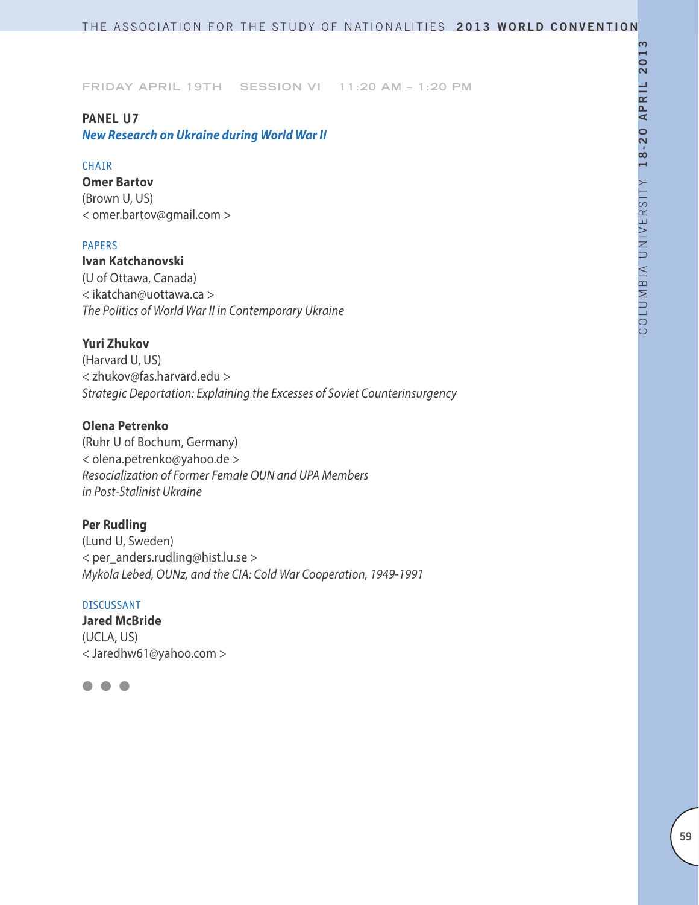FRIDAY APRIL 19TH SESSION VI 11:20 AM – 1:20 PM

## PANEL U7

### *New Research on Ukraine during World War II*

CHAIR

**Omer Bartov**
(Brown U, US)
< omer.bartov@gmail.com >

PAPERS

**Ivan Katchanovski**
(U of Ottawa, Canada)
< ikatchan@uottawa.ca >
*The Politics of World War II in Contemporary Ukraine*

**Yuri Zhukov**
(Harvard U, US)
< zhukov@fas.harvard.edu >
*Strategic Deportation: Explaining the Excesses of Soviet Counterinsurgency*

**Olena Petrenko**
(Ruhr U of Bochum, Germany)
< olena.petrenko@yahoo.de >
*Resocialization of Former Female OUN and UPA Members in Post-Stalinist Ukraine*

**Per Rudling**
(Lund U, Sweden)
< per_anders.rudling@hist.lu.se >
*Mykola Lebed, OUNz, and the CIA: Cold War Cooperation, 1949-1991*

DISCUSSANT

**Jared McBride**
(UCLA, US)
< Jaredhw61@yahoo.com >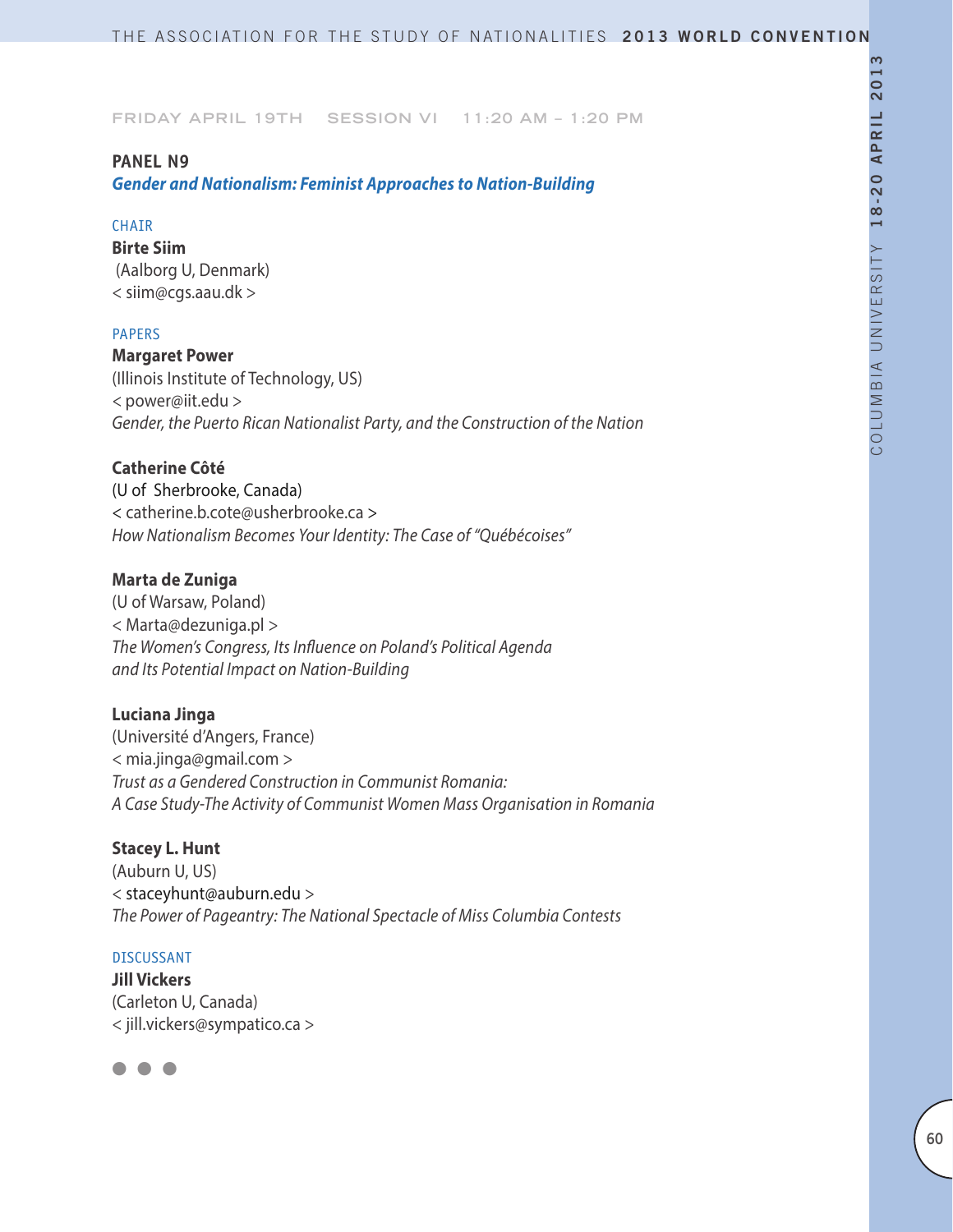FRIDAY APRIL 19TH  SESSION VI  11:20 AM – 1:20 PM

## PANEL N9

### *Gender and Nationalism: Feminist Approaches to Nation-Building*

CHAIR

**Birte Siim**
(Aalborg U, Denmark)
< siim@cgs.aau.dk >

PAPERS

**Margaret Power**
(Illinois Institute of Technology, US)
< power@iit.edu >
*Gender, the Puerto Rican Nationalist Party, and the Construction of the Nation*

**Catherine Côté**
(U of Sherbrooke, Canada)
< catherine.b.cote@usherbrooke.ca >
*How Nationalism Becomes Your Identity: The Case of "Québécoises"*

**Marta de Zuniga**
(U of Warsaw, Poland)
< Marta@dezuniga.pl >
*The Women's Congress, Its Influence on Poland's Political Agenda and Its Potential Impact on Nation-Building*

**Luciana Jinga**
(Université d'Angers, France)
< mia.jinga@gmail.com >
*Trust as a Gendered Construction in Communist Romania: A Case Study-The Activity of Communist Women Mass Organisation in Romania*

**Stacey L. Hunt**
(Auburn U, US)
< staceyhunt@auburn.edu >
*The Power of Pageantry: The National Spectacle of Miss Columbia Contests*

DISCUSSANT

**Jill Vickers**
(Carleton U, Canada)
< jill.vickers@sympatico.ca >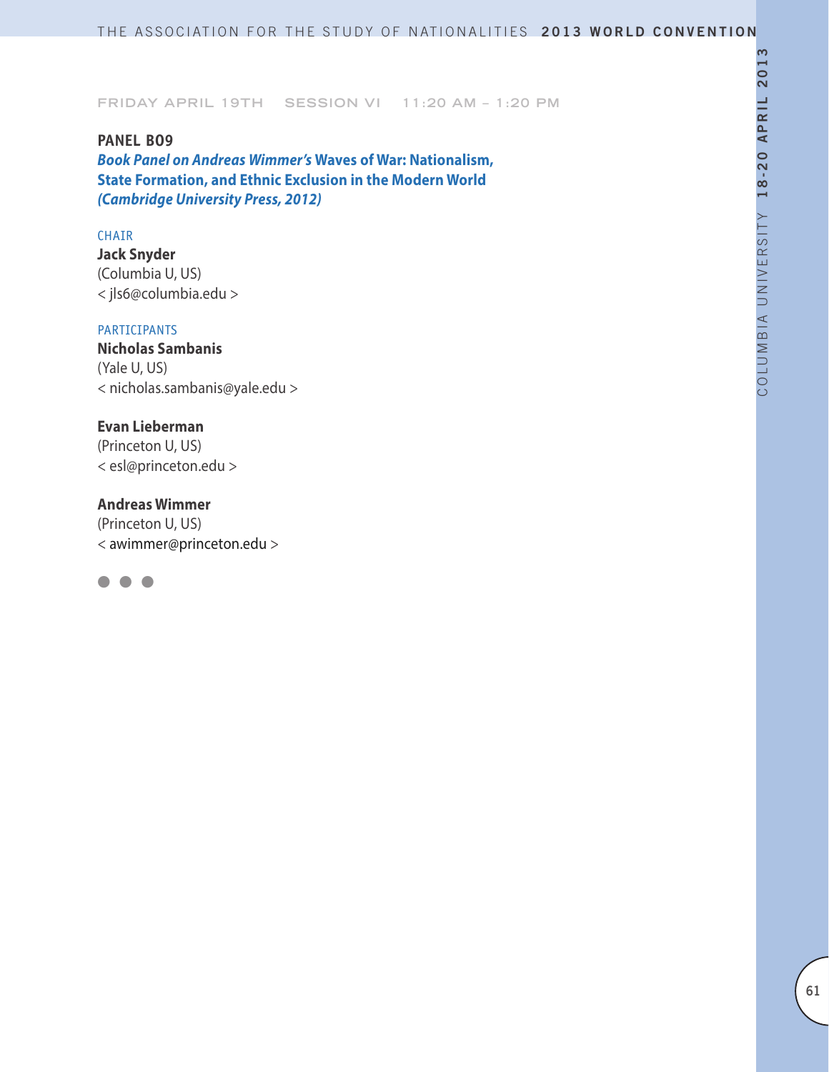FRIDAY APRIL 19TH SESSION VI 11:20 AM – 1:20 PM

**PANEL B09**

***Book Panel on Andreas Wimmer's* Waves of War: Nationalism, State Formation, and Ethnic Exclusion in the Modern World *(Cambridge University Press, 2012)***

CHAIR

**Jack Snyder**
(Columbia U, US)
< jls6@columbia.edu >

PARTICIPANTS

**Nicholas Sambanis**
(Yale U, US)
< nicholas.sambanis@yale.edu >

**Evan Lieberman**
(Princeton U, US)
< esl@princeton.edu >

**Andreas Wimmer**
(Princeton U, US)
< awimmer@princeton.edu >

● ● ●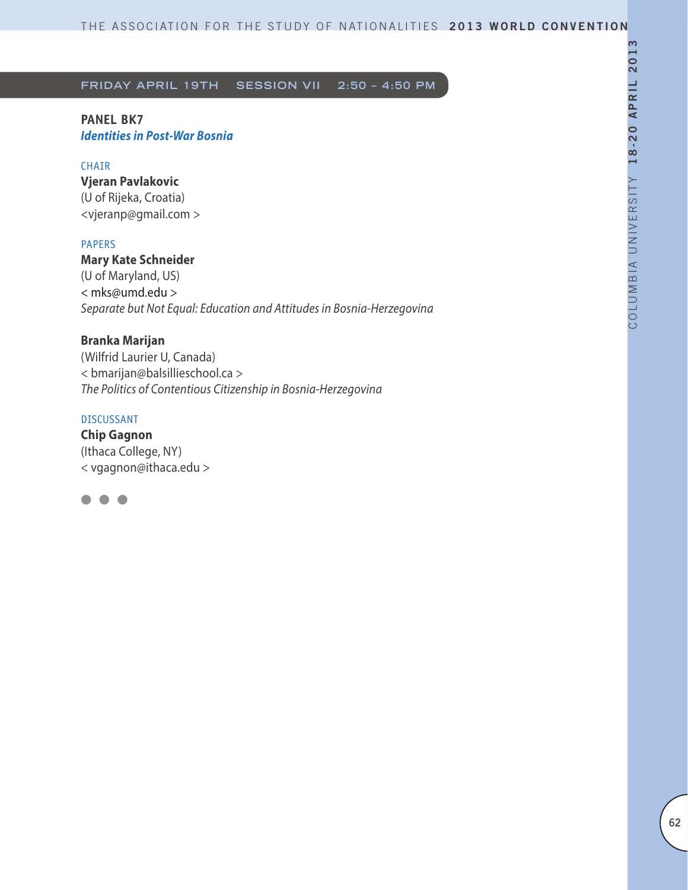## FRIDAY APRIL 19TH SESSION VII 2:50 – 4:50 PM

### PANEL BK7
***Identities in Post-War Bosnia***

CHAIR

**Vjeran Pavlakovic**
(U of Rijeka, Croatia)
<vjeranp@gmail.com >

PAPERS

**Mary Kate Schneider**
(U of Maryland, US)
< mks@umd.edu >
*Separate but Not Equal: Education and Attitudes in Bosnia-Herzegovina*

**Branka Marijan**
(Wilfrid Laurier U, Canada)
< bmarijan@balsillieschool.ca >
*The Politics of Contentious Citizenship in Bosnia-Herzegovina*

DISCUSSANT

**Chip Gagnon**
(Ithaca College, NY)
< vgagnon@ithaca.edu >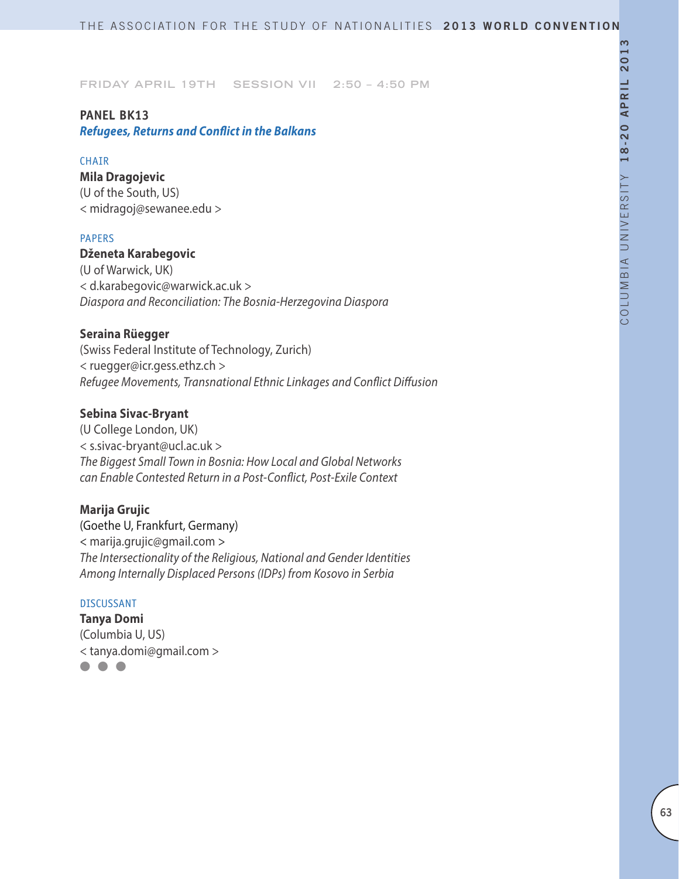FRIDAY APRIL 19TH SESSION VII 2:50 – 4:50 PM

## PANEL BK13

***Refugees, Returns and Conflict in the Balkans***

CHAIR

**Mila Dragojevic**
(U of the South, US)
< midragoj@sewanee.edu >

PAPERS

**Dženeta Karabegovic**
(U of Warwick, UK)
< d.karabegovic@warwick.ac.uk >
*Diaspora and Reconciliation: The Bosnia-Herzegovina Diaspora*

**Seraina Rüegger**
(Swiss Federal Institute of Technology, Zurich)
< ruegger@icr.gess.ethz.ch >
*Refugee Movements, Transnational Ethnic Linkages and Conflict Diffusion*

**Sebina Sivac-Bryant**
(U College London, UK)
< s.sivac-bryant@ucl.ac.uk >
*The Biggest Small Town in Bosnia: How Local and Global Networks can Enable Contested Return in a Post-Conflict, Post-Exile Context*

**Marija Grujic**
(Goethe U, Frankfurt, Germany)
< marija.grujic@gmail.com >
*The Intersectionality of the Religious, National and Gender Identities Among Internally Displaced Persons (IDPs) from Kosovo in Serbia*

DISCUSSANT

**Tanya Domi**
(Columbia U, US)
< tanya.domi@gmail.com >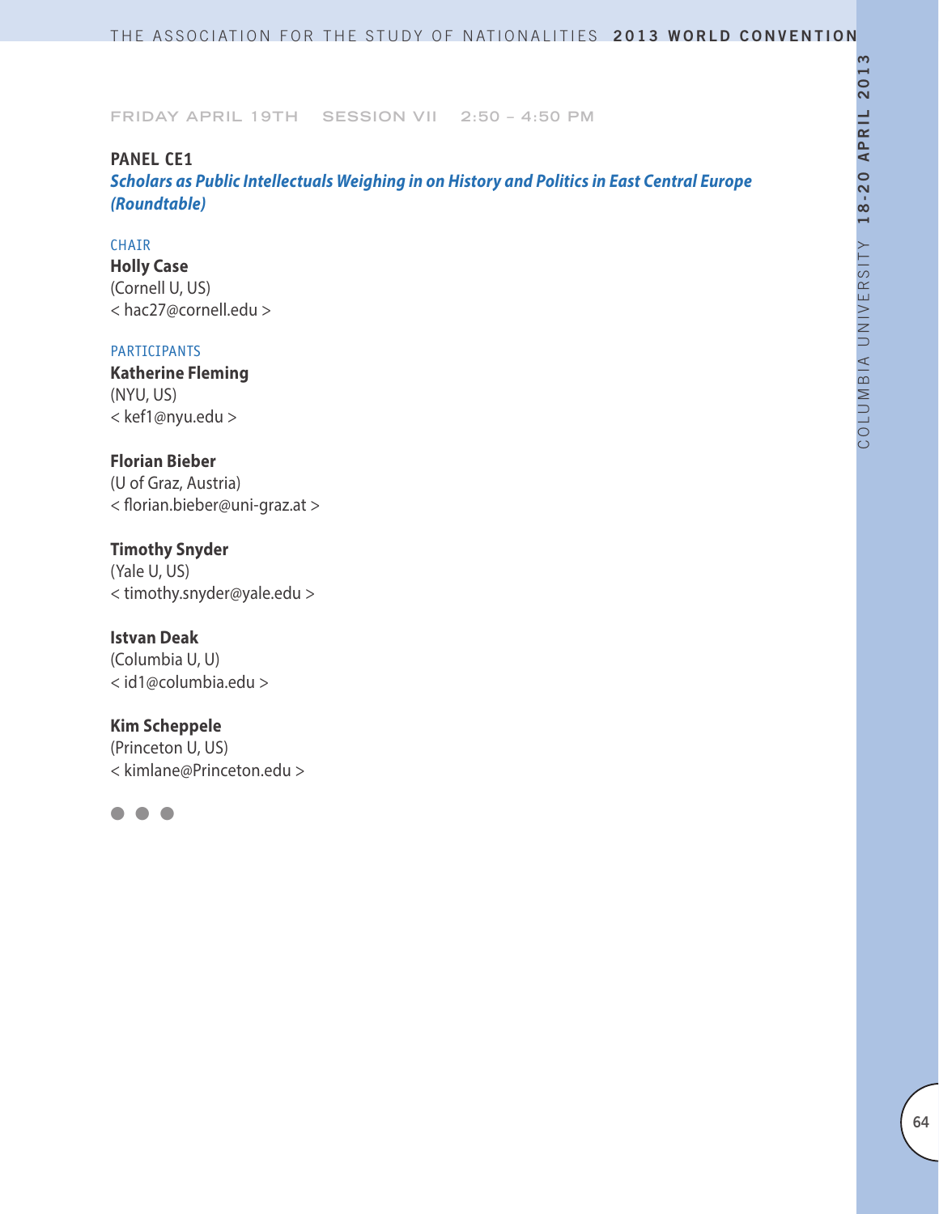FRIDAY APRIL 19TH SESSION VII 2:50 – 4:50 PM

**PANEL CE1**

***Scholars as Public Intellectuals Weighing in on History and Politics in East Central Europe (Roundtable)***

CHAIR

**Holly Case**
(Cornell U, US)
< hac27@cornell.edu >

PARTICIPANTS

**Katherine Fleming**
(NYU, US)
< kef1@nyu.edu >

**Florian Bieber**
(U of Graz, Austria)
< florian.bieber@uni-graz.at >

**Timothy Snyder**
(Yale U, US)
< timothy.snyder@yale.edu >

**Istvan Deak**
(Columbia U, U)
< id1@columbia.edu >

**Kim Scheppele**
(Princeton U, US)
< kimlane@Princeton.edu >

● ● ●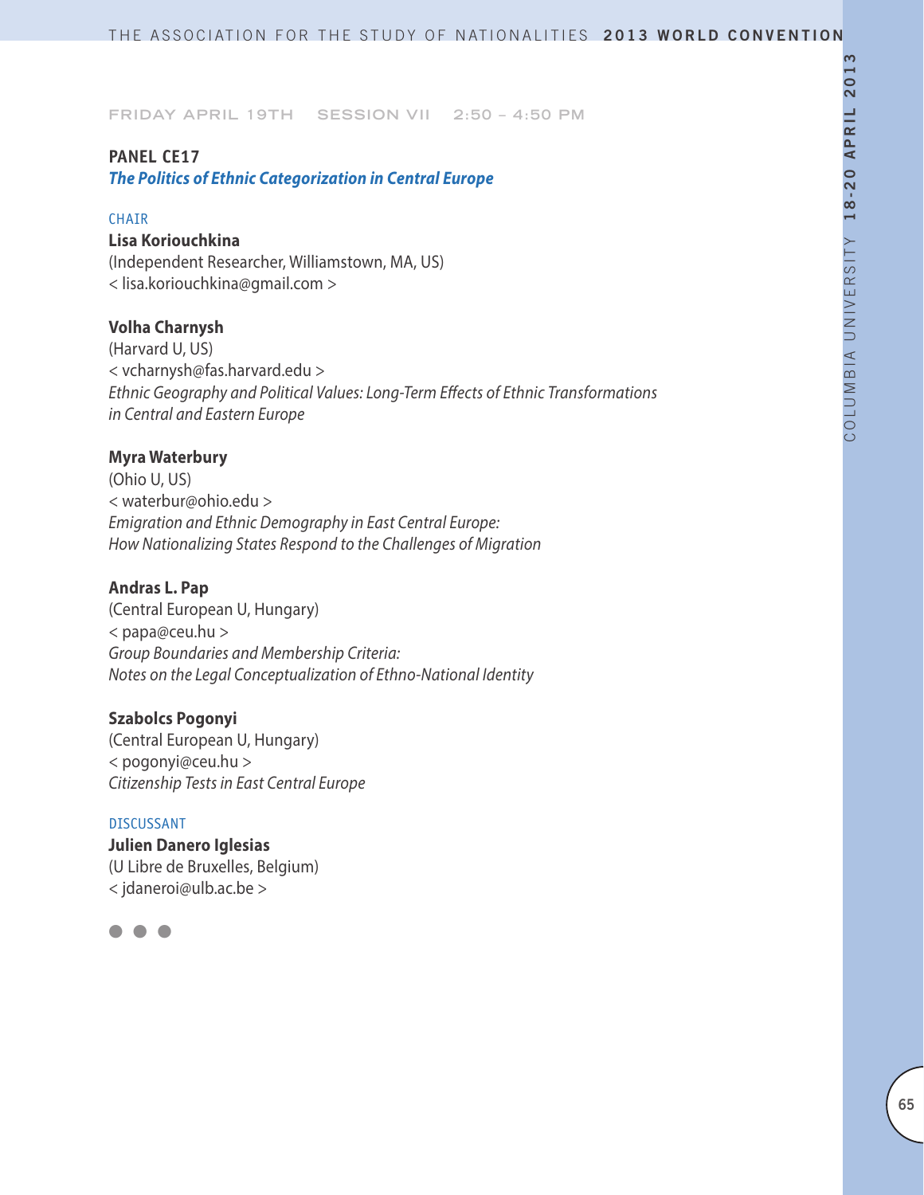FRIDAY APRIL 19TH SESSION VII 2:50 – 4:50 PM

## PANEL CE17

### *The Politics of Ethnic Categorization in Central Europe*

CHAIR

**Lisa Koriouchkina**
(Independent Researcher, Williamstown, MA, US)
< lisa.koriouchkina@gmail.com >

**Volha Charnysh**
(Harvard U, US)
< vcharnysh@fas.harvard.edu >
*Ethnic Geography and Political Values: Long-Term Effects of Ethnic Transformations in Central and Eastern Europe*

**Myra Waterbury**
(Ohio U, US)
< waterbur@ohio.edu >
*Emigration and Ethnic Demography in East Central Europe: How Nationalizing States Respond to the Challenges of Migration*

**Andras L. Pap**
(Central European U, Hungary)
< papa@ceu.hu >
*Group Boundaries and Membership Criteria: Notes on the Legal Conceptualization of Ethno-National Identity*

**Szabolcs Pogonyi**
(Central European U, Hungary)
< pogonyi@ceu.hu >
*Citizenship Tests in East Central Europe*

DISCUSSANT

**Julien Danero Iglesias**
(U Libre de Bruxelles, Belgium)
< jdaneroi@ulb.ac.be >

● ● ●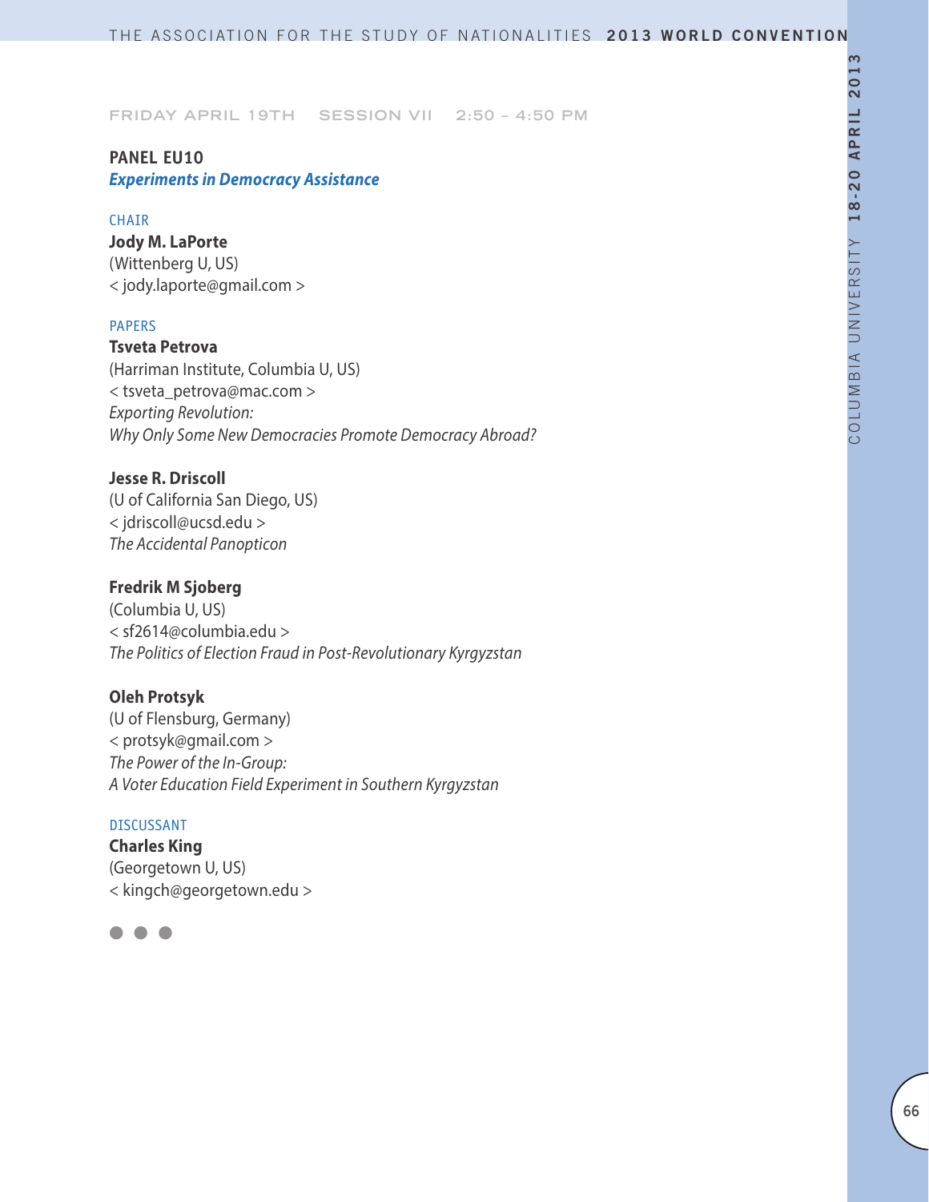FRIDAY APRIL 19TH SESSION VII 2:50 – 4:50 PM

## PANEL EU10
### *Experiments in Democracy Assistance*

CHAIR

**Jody M. LaPorte**
(Wittenberg U, US)
< jody.laporte@gmail.com >

PAPERS

**Tsveta Petrova**
(Harriman Institute, Columbia U, US)
< tsveta_petrova@mac.com >
*Exporting Revolution:*
*Why Only Some New Democracies Promote Democracy Abroad?*

**Jesse R. Driscoll**
(U of California San Diego, US)
< jdriscoll@ucsd.edu >
*The Accidental Panopticon*

**Fredrik M Sjoberg**
(Columbia U, US)
< sf2614@columbia.edu >
*The Politics of Election Fraud in Post-Revolutionary Kyrgyzstan*

**Oleh Protsyk**
(U of Flensburg, Germany)
< protsyk@gmail.com >
*The Power of the In-Group:*
*A Voter Education Field Experiment in Southern Kyrgyzstan*

DISCUSSANT

**Charles King**
(Georgetown U, US)
< kingch@georgetown.edu >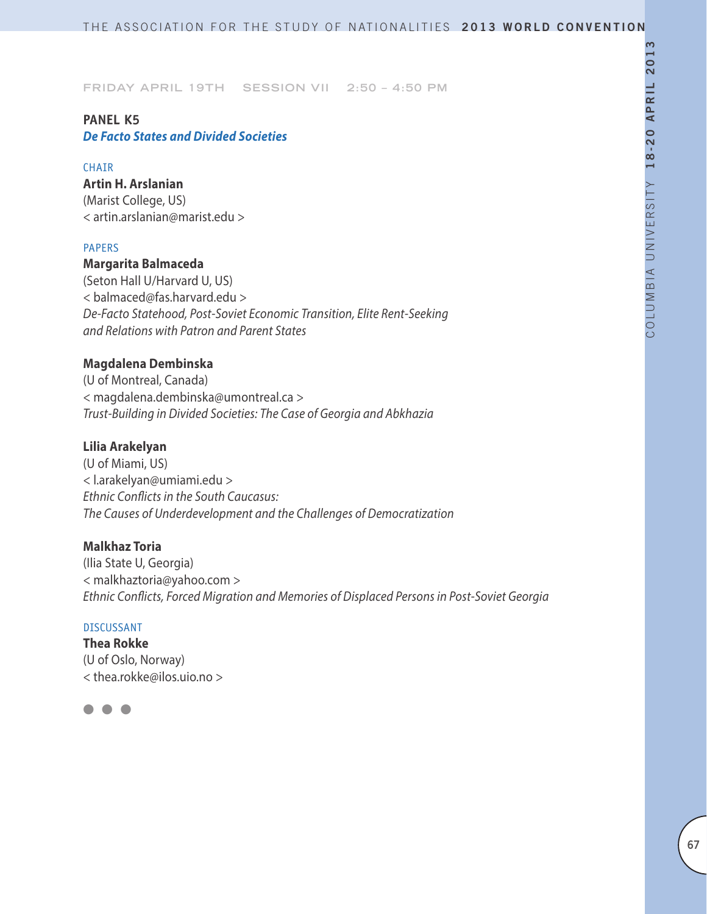FRIDAY APRIL 19TH SESSION VII 2:50 – 4:50 PM

## PANEL K5

### *De Facto States and Divided Societies*

CHAIR

**Artin H. Arslanian**
(Marist College, US)
< artin.arslanian@marist.edu >

PAPERS

**Margarita Balmaceda**
(Seton Hall U/Harvard U, US)
< balmaced@fas.harvard.edu >
*De-Facto Statehood, Post-Soviet Economic Transition, Elite Rent-Seeking and Relations with Patron and Parent States*

**Magdalena Dembinska**
(U of Montreal, Canada)
< magdalena.dembinska@umontreal.ca >
*Trust-Building in Divided Societies: The Case of Georgia and Abkhazia*

**Lilia Arakelyan**
(U of Miami, US)
< l.arakelyan@umiami.edu >
*Ethnic Conflicts in the South Caucasus: The Causes of Underdevelopment and the Challenges of Democratization*

**Malkhaz Toria**
(Ilia State U, Georgia)
< malkhaztoria@yahoo.com >
*Ethnic Conflicts, Forced Migration and Memories of Displaced Persons in Post-Soviet Georgia*

DISCUSSANT

**Thea Rokke**
(U of Oslo, Norway)
< thea.rokke@ilos.uio.no >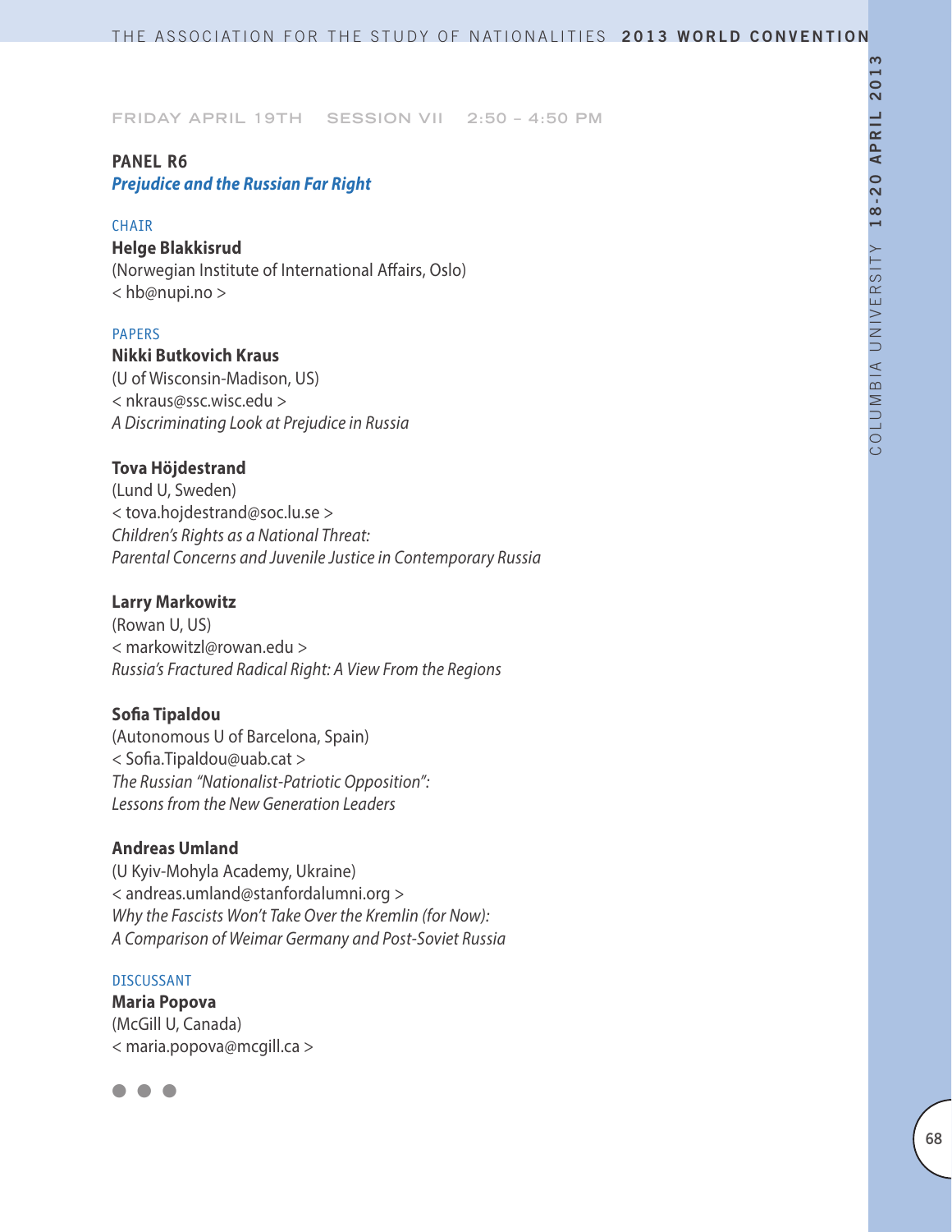FRIDAY APRIL 19TH SESSION VII 2:50 – 4:50 PM

## PANEL R6

### *Prejudice and the Russian Far Right*

CHAIR

**Helge Blakkisrud**
(Norwegian Institute of International Affairs, Oslo)
< hb@nupi.no >

PAPERS

**Nikki Butkovich Kraus**
(U of Wisconsin-Madison, US)
< nkraus@ssc.wisc.edu >
*A Discriminating Look at Prejudice in Russia*

**Tova Höjdestrand**
(Lund U, Sweden)
< tova.hojdestrand@soc.lu.se >
*Children's Rights as a National Threat:*
*Parental Concerns and Juvenile Justice in Contemporary Russia*

**Larry Markowitz**
(Rowan U, US)
< markowitzl@rowan.edu >
*Russia's Fractured Radical Right: A View From the Regions*

**Sofia Tipaldou**
(Autonomous U of Barcelona, Spain)
< Sofia.Tipaldou@uab.cat >
*The Russian "Nationalist-Patriotic Opposition":*
*Lessons from the New Generation Leaders*

**Andreas Umland**
(U Kyiv-Mohyla Academy, Ukraine)
< andreas.umland@stanfordalumni.org >
*Why the Fascists Won't Take Over the Kremlin (for Now):*
*A Comparison of Weimar Germany and Post-Soviet Russia*

DISCUSSANT

**Maria Popova**
(McGill U, Canada)
< maria.popova@mcgill.ca >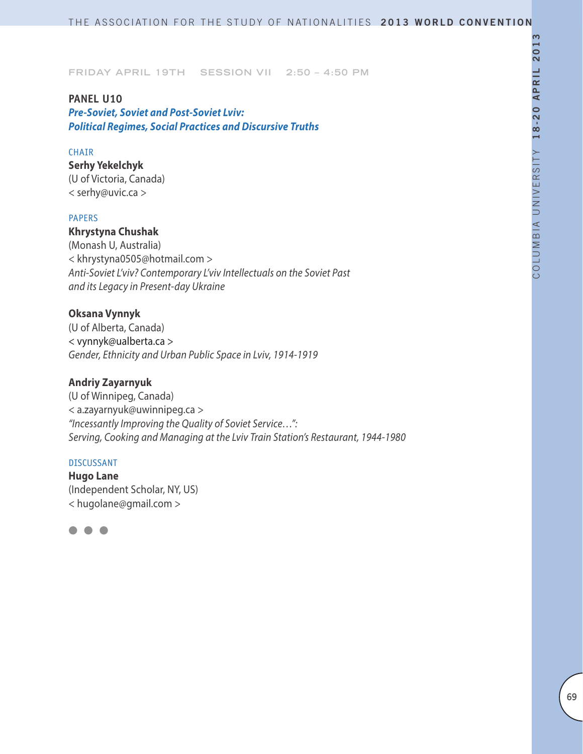FRIDAY APRIL 19TH SESSION VII 2:50 – 4:50 PM

## PANEL U10

***Pre-Soviet, Soviet and Post-Soviet Lviv: Political Regimes, Social Practices and Discursive Truths***

CHAIR

**Serhy Yekelchyk**
(U of Victoria, Canada)
< serhy@uvic.ca >

PAPERS

**Khrystyna Chushak**
(Monash U, Australia)
< khrystyna0505@hotmail.com >
*Anti-Soviet L'viv? Contemporary L'viv Intellectuals on the Soviet Past and its Legacy in Present-day Ukraine*

**Oksana Vynnyk**
(U of Alberta, Canada)
< vynnyk@ualberta.ca >
*Gender, Ethnicity and Urban Public Space in Lviv, 1914-1919*

**Andriy Zayarnyuk**
(U of Winnipeg, Canada)
< a.zayarnyuk@uwinnipeg.ca >
*"Incessantly Improving the Quality of Soviet Service…": Serving, Cooking and Managing at the Lviv Train Station's Restaurant, 1944-1980*

DISCUSSANT

**Hugo Lane**
(Independent Scholar, NY, US)
< hugolane@gmail.com >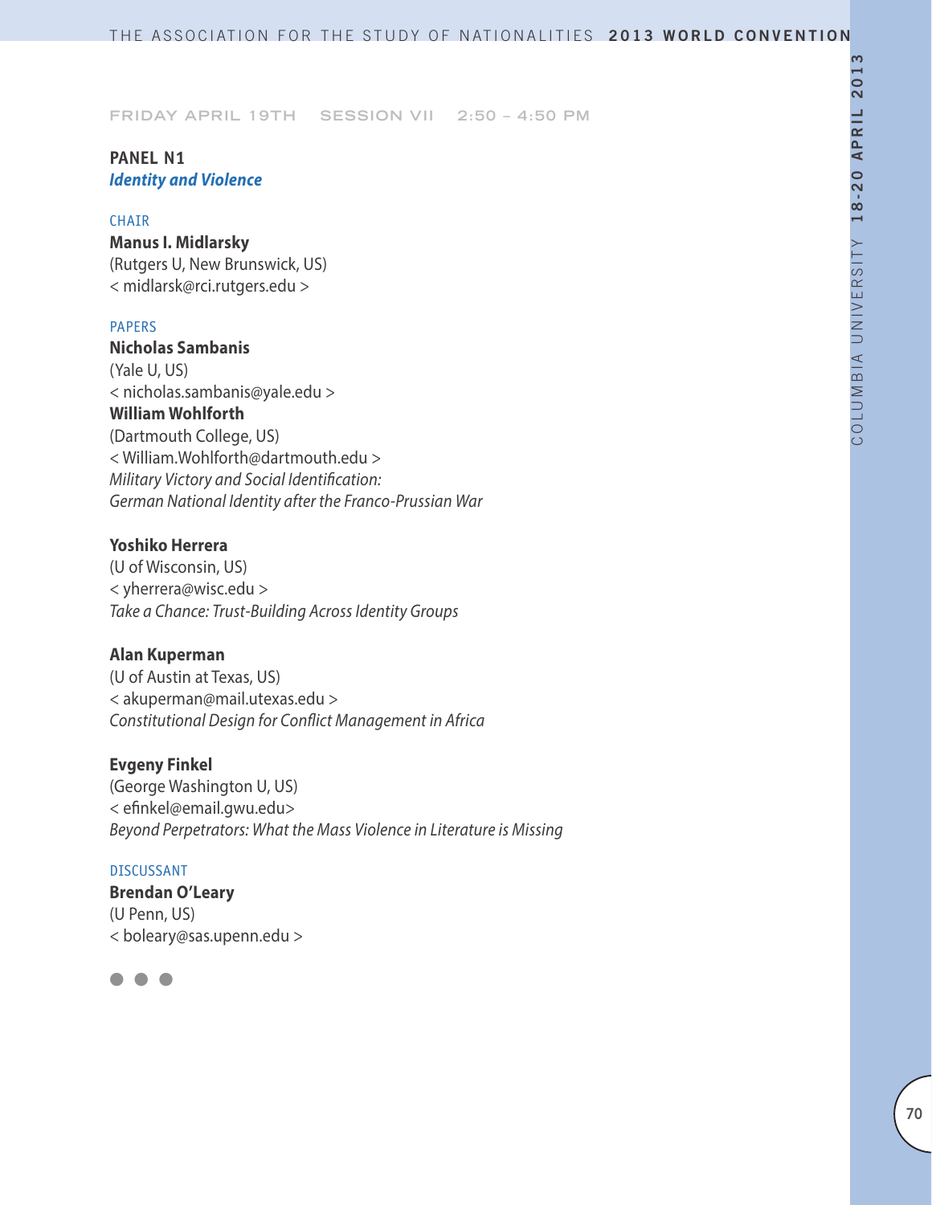FRIDAY APRIL 19TH SESSION VII 2:50 – 4:50 PM

## PANEL N1

### *Identity and Violence*

CHAIR

**Manus I. Midlarsky**
(Rutgers U, New Brunswick, US)
< midlarsk@rci.rutgers.edu >

PAPERS

**Nicholas Sambanis**
(Yale U, US)
< nicholas.sambanis@yale.edu >
**William Wohlforth**
(Dartmouth College, US)
< William.Wohlforth@dartmouth.edu >
*Military Victory and Social Identification:*
*German National Identity after the Franco-Prussian War*

**Yoshiko Herrera**
(U of Wisconsin, US)
< yherrera@wisc.edu >
*Take a Chance: Trust-Building Across Identity Groups*

**Alan Kuperman**
(U of Austin at Texas, US)
< akuperman@mail.utexas.edu >
*Constitutional Design for Conflict Management in Africa*

**Evgeny Finkel**
(George Washington U, US)
< efinkel@email.gwu.edu>
*Beyond Perpetrators: What the Mass Violence in Literature is Missing*

DISCUSSANT

**Brendan O'Leary**
(U Penn, US)
< boleary@sas.upenn.edu >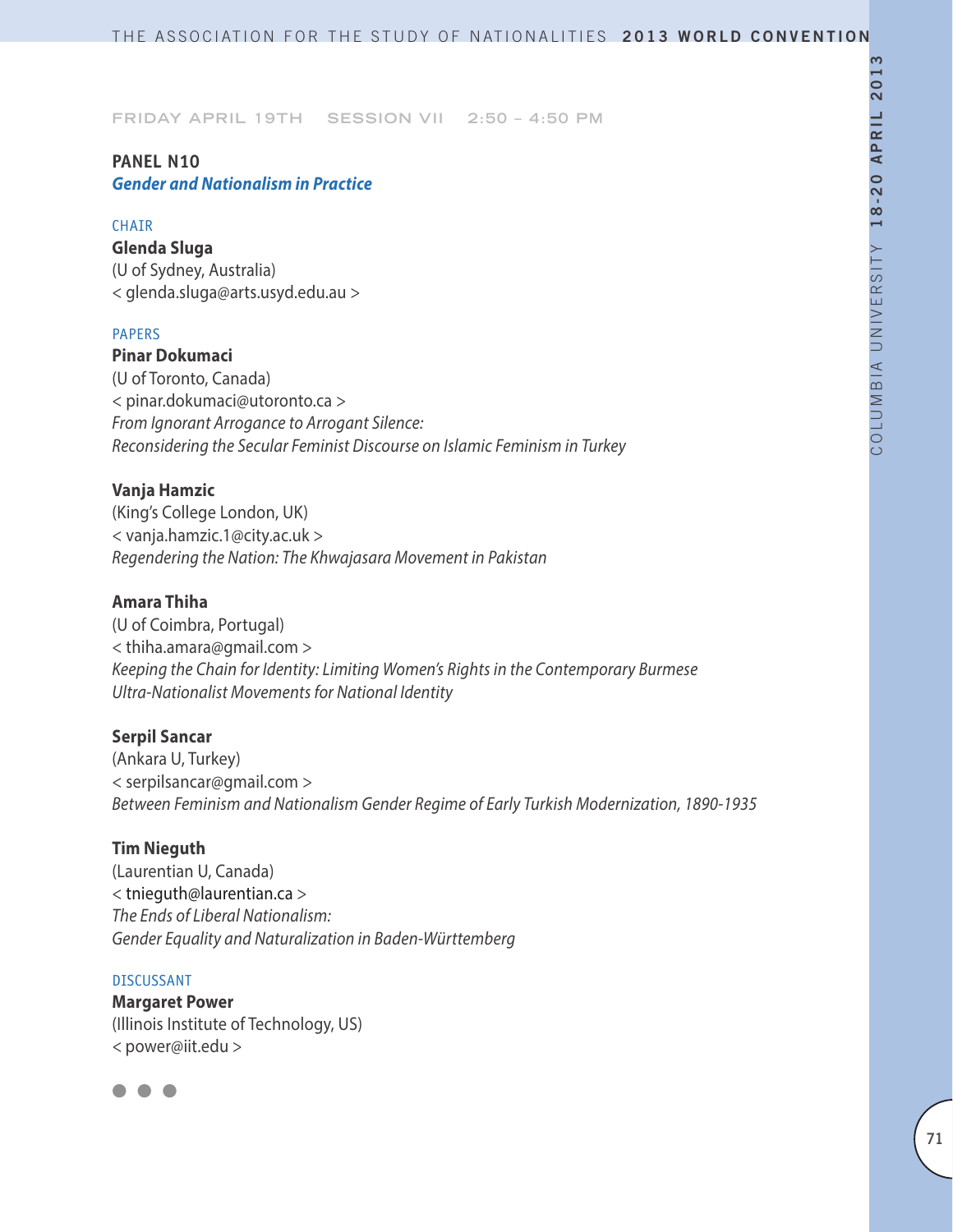FRIDAY APRIL 19TH SESSION VII 2:50 – 4:50 PM

## PANEL N10

### *Gender and Nationalism in Practice*

CHAIR

**Glenda Sluga**
(U of Sydney, Australia)
< glenda.sluga@arts.usyd.edu.au >

PAPERS

**Pinar Dokumaci**
(U of Toronto, Canada)
< pinar.dokumaci@utoronto.ca >
*From Ignorant Arrogance to Arrogant Silence: Reconsidering the Secular Feminist Discourse on Islamic Feminism in Turkey*

**Vanja Hamzic**
(King's College London, UK)
< vanja.hamzic.1@city.ac.uk >
*Regendering the Nation: The Khwajasara Movement in Pakistan*

**Amara Thiha**
(U of Coimbra, Portugal)
< thiha.amara@gmail.com >
*Keeping the Chain for Identity: Limiting Women's Rights in the Contemporary Burmese Ultra-Nationalist Movements for National Identity*

**Serpil Sancar**
(Ankara U, Turkey)
< serpilsancar@gmail.com >
*Between Feminism and Nationalism Gender Regime of Early Turkish Modernization, 1890-1935*

**Tim Nieguth**
(Laurentian U, Canada)
< tnieguth@laurentian.ca >
*The Ends of Liberal Nationalism: Gender Equality and Naturalization in Baden-Württemberg*

DISCUSSANT

**Margaret Power**
(Illinois Institute of Technology, US)
< power@iit.edu >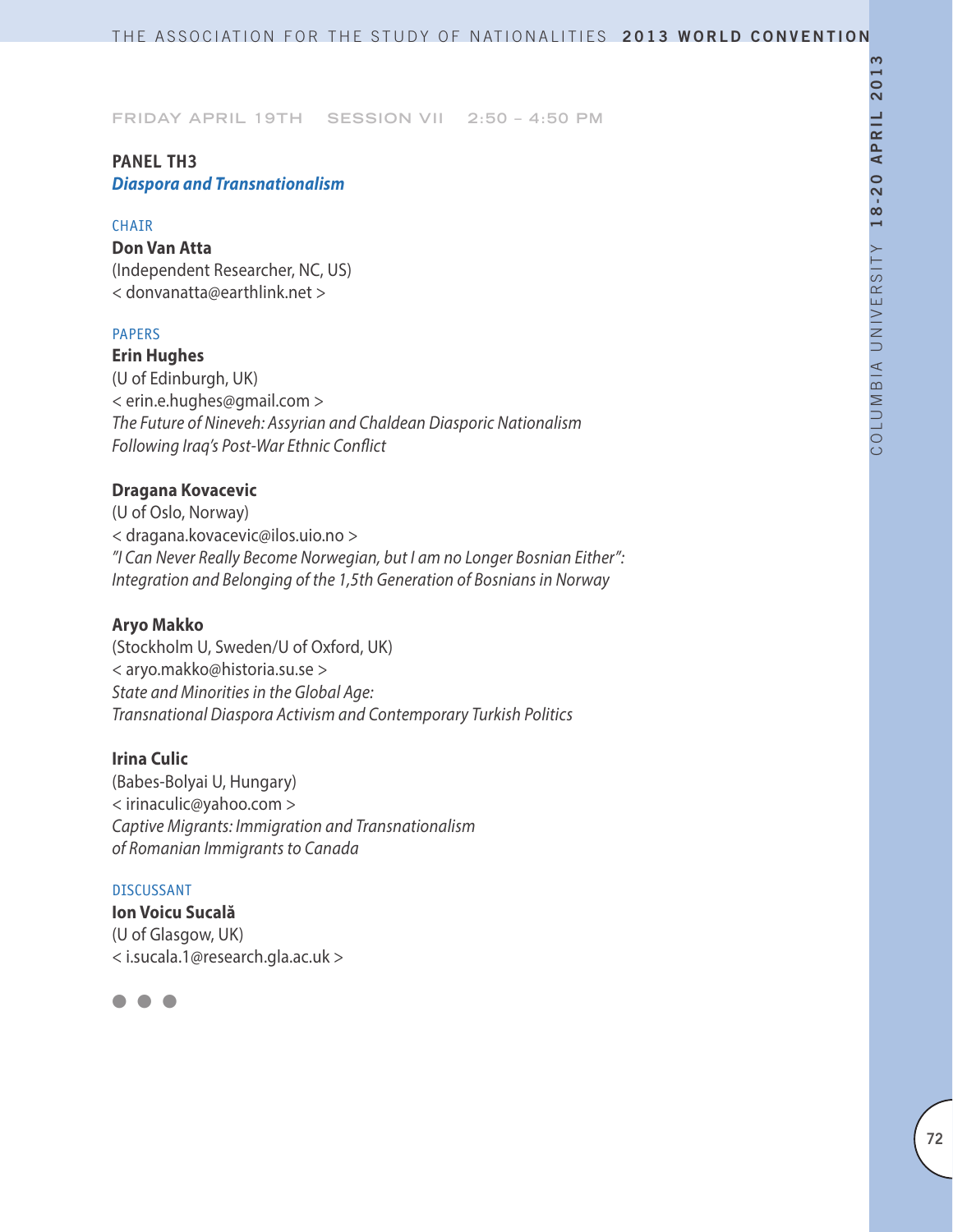FRIDAY APRIL 19TH SESSION VII 2:50 – 4:50 PM

## PANEL TH3

### *Diaspora and Transnationalism*

CHAIR

**Don Van Atta**
(Independent Researcher, NC, US)
< donvanatta@earthlink.net >

PAPERS

**Erin Hughes**
(U of Edinburgh, UK)
< erin.e.hughes@gmail.com >
*The Future of Nineveh: Assyrian and Chaldean Diasporic Nationalism Following Iraq's Post-War Ethnic Conflict*

**Dragana Kovacevic**
(U of Oslo, Norway)
< dragana.kovacevic@ilos.uio.no >
*"I Can Never Really Become Norwegian, but I am no Longer Bosnian Either": Integration and Belonging of the 1,5th Generation of Bosnians in Norway*

**Aryo Makko**
(Stockholm U, Sweden/U of Oxford, UK)
< aryo.makko@historia.su.se >
*State and Minorities in the Global Age: Transnational Diaspora Activism and Contemporary Turkish Politics*

**Irina Culic**
(Babes-Bolyai U, Hungary)
< irinaculic@yahoo.com >
*Captive Migrants: Immigration and Transnationalism of Romanian Immigrants to Canada*

DISCUSSANT

**Ion Voicu Sucală**
(U of Glasgow, UK)
< i.sucala.1@research.gla.ac.uk >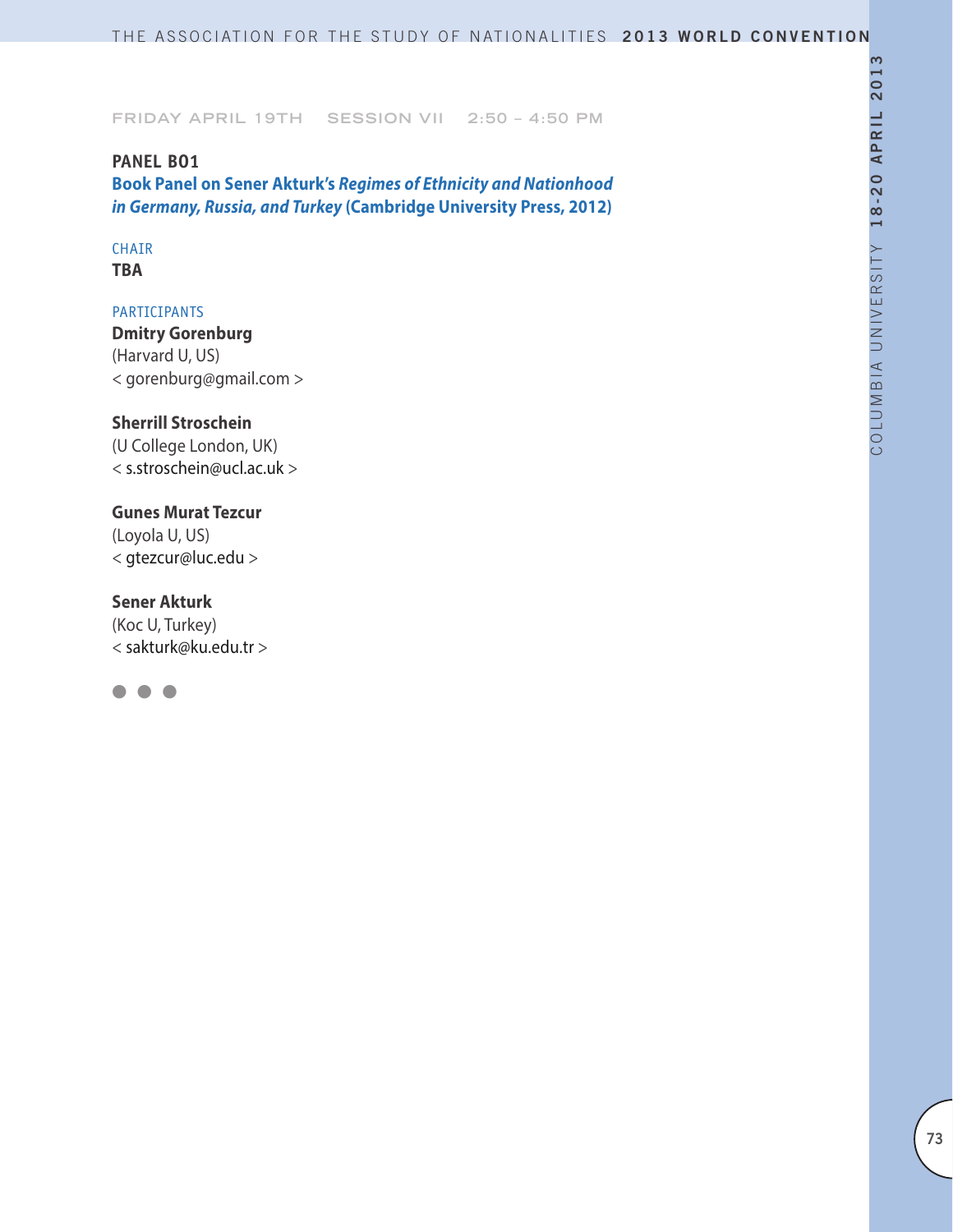FRIDAY APRIL 19TH SESSION VII 2:50 – 4:50 PM

**PANEL B01**

**Book Panel on Sener Akturk's *Regimes of Ethnicity and Nationhood in Germany, Russia, and Turkey* (Cambridge University Press, 2012)**

CHAIR

**TBA**

PARTICIPANTS

**Dmitry Gorenburg**
(Harvard U, US)
< gorenburg@gmail.com >

**Sherrill Stroschein**
(U College London, UK)
< s.stroschein@ucl.ac.uk >

**Gunes Murat Tezcur**
(Loyola U, US)
< gtezcur@luc.edu >

**Sener Akturk**
(Koc U, Turkey)
< sakturk@ku.edu.tr >

● ● ●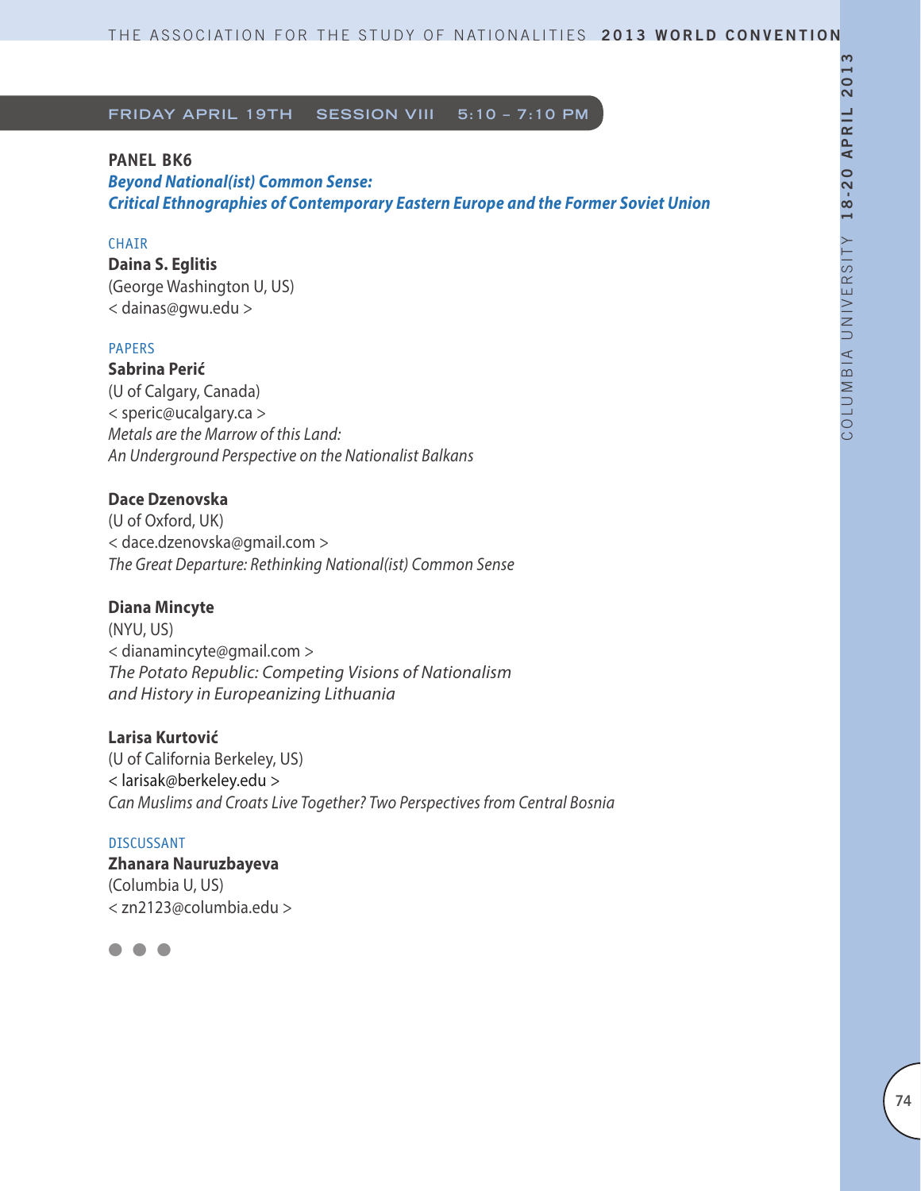FRIDAY APRIL 19TH SESSION VIII 5:10 – 7:10 PM

## PANEL BK6

### *Beyond National(ist) Common Sense: Critical Ethnographies of Contemporary Eastern Europe and the Former Soviet Union*

CHAIR

**Daina S. Eglitis**
(George Washington U, US)
< dainas@gwu.edu >

PAPERS

**Sabrina Perić**
(U of Calgary, Canada)
< speric@ucalgary.ca >
*Metals are the Marrow of this Land: An Underground Perspective on the Nationalist Balkans*

**Dace Dzenovska**
(U of Oxford, UK)
< dace.dzenovska@gmail.com >
*The Great Departure: Rethinking National(ist) Common Sense*

**Diana Mincyte**
(NYU, US)
< dianamincyte@gmail.com >
*The Potato Republic: Competing Visions of Nationalism and History in Europeanizing Lithuania*

**Larisa Kurtović**
(U of California Berkeley, US)
< larisak@berkeley.edu >
*Can Muslims and Croats Live Together? Two Perspectives from Central Bosnia*

DISCUSSANT

**Zhanara Nauruzbayeva**
(Columbia U, US)
< zn2123@columbia.edu >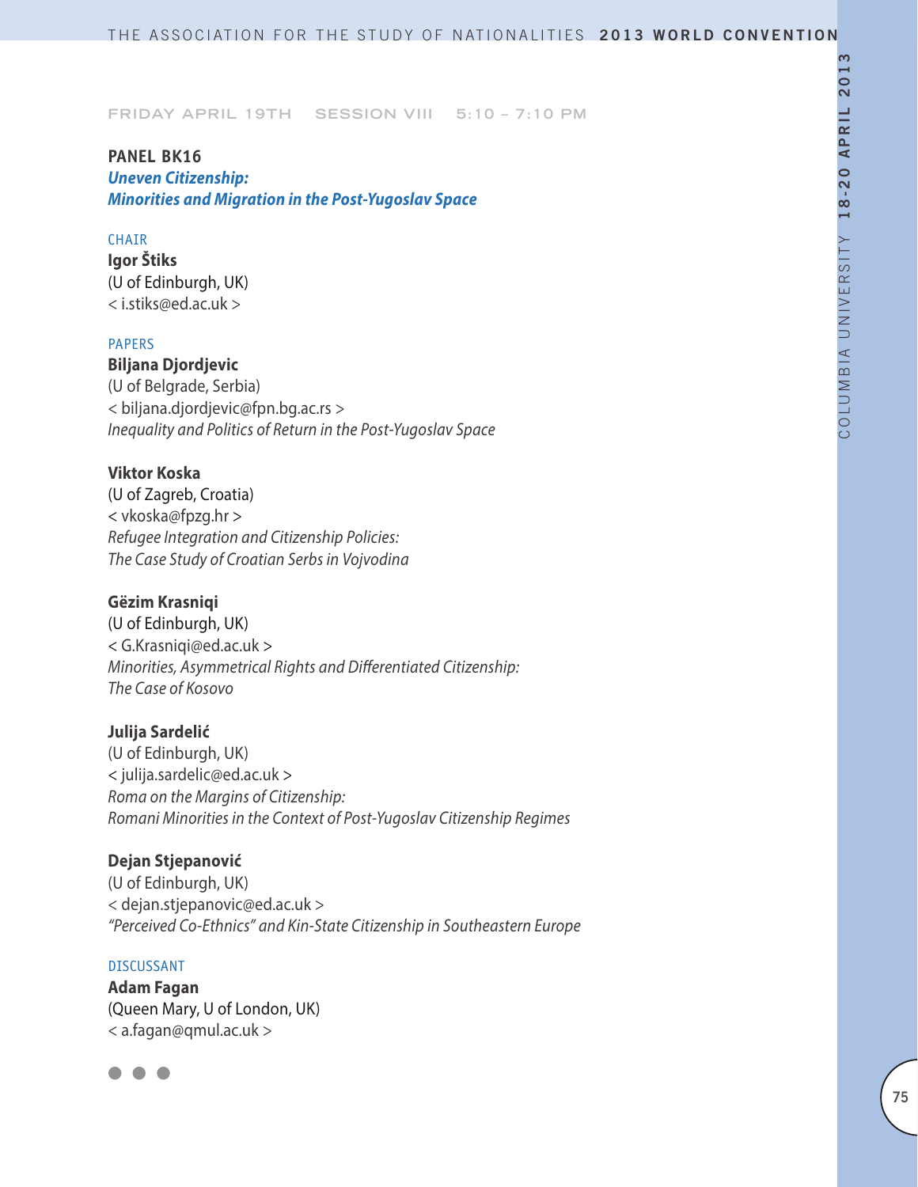FRIDAY APRIL 19TH SESSION VIII 5:10 – 7:10 PM

**PANEL BK16**
***Uneven Citizenship: Minorities and Migration in the Post-Yugoslav Space***

CHAIR

**Igor Štiks**
(U of Edinburgh, UK)
< i.stiks@ed.ac.uk >

PAPERS

**Biljana Djordjevic**
(U of Belgrade, Serbia)
< biljana.djordjevic@fpn.bg.ac.rs >
*Inequality and Politics of Return in the Post-Yugoslav Space*

**Viktor Koska**
(U of Zagreb, Croatia)
< vkoska@fpzg.hr >
*Refugee Integration and Citizenship Policies: The Case Study of Croatian Serbs in Vojvodina*

**Gëzim Krasniqi**
(U of Edinburgh, UK)
< G.Krasniqi@ed.ac.uk >
*Minorities, Asymmetrical Rights and Differentiated Citizenship: The Case of Kosovo*

**Julija Sardelić**
(U of Edinburgh, UK)
< julija.sardelic@ed.ac.uk >
*Roma on the Margins of Citizenship: Romani Minorities in the Context of Post-Yugoslav Citizenship Regimes*

**Dejan Stjepanović**
(U of Edinburgh, UK)
< dejan.stjepanovic@ed.ac.uk >
*"Perceived Co-Ethnics" and Kin-State Citizenship in Southeastern Europe*

DISCUSSANT

**Adam Fagan**
(Queen Mary, U of London, UK)
< a.fagan@qmul.ac.uk >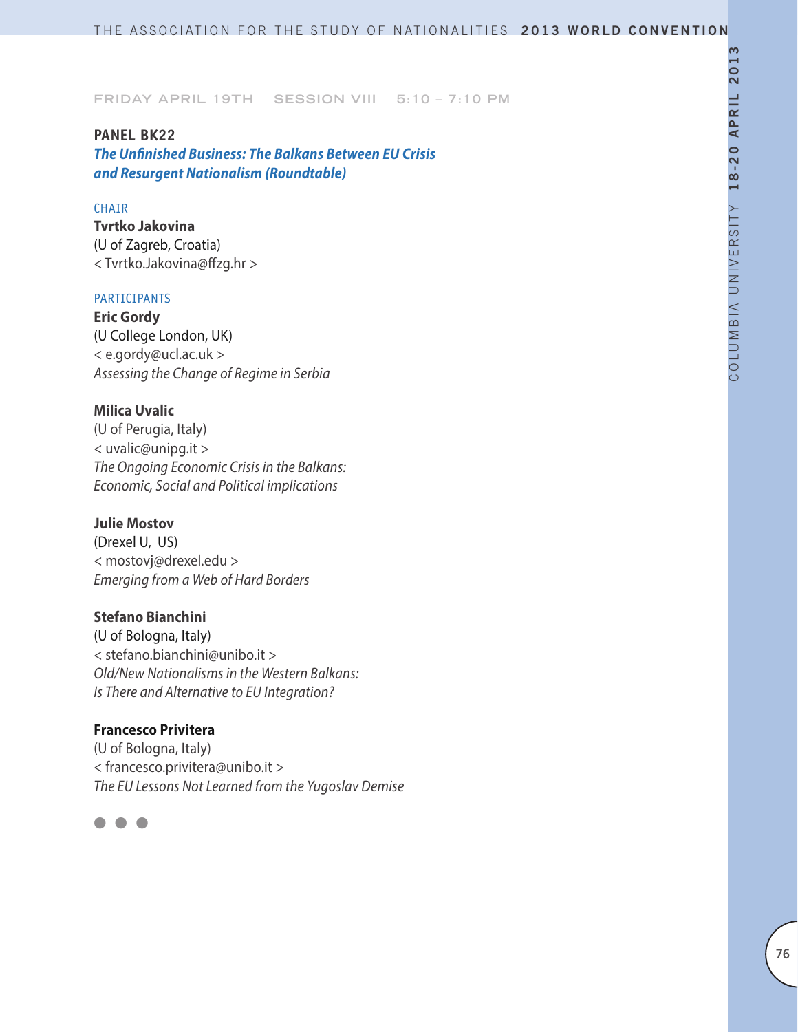FRIDAY APRIL 19TH SESSION VIII 5:10 – 7:10 PM

## PANEL BK22

### *The Unfinished Business: The Balkans Between EU Crisis and Resurgent Nationalism (Roundtable)*

CHAIR

**Tvrtko Jakovina**
(U of Zagreb, Croatia)
< Tvrtko.Jakovina@ffzg.hr >

PARTICIPANTS

**Eric Gordy**
(U College London, UK)
< e.gordy@ucl.ac.uk >
*Assessing the Change of Regime in Serbia*

**Milica Uvalic**
(U of Perugia, Italy)
< uvalic@unipg.it >
*The Ongoing Economic Crisis in the Balkans: Economic, Social and Political implications*

**Julie Mostov**
(Drexel U, US)
< mostovj@drexel.edu >
*Emerging from a Web of Hard Borders*

**Stefano Bianchini**
(U of Bologna, Italy)
< stefano.bianchini@unibo.it >
*Old/New Nationalisms in the Western Balkans: Is There and Alternative to EU Integration?*

**Francesco Privitera**
(U of Bologna, Italy)
< francesco.privitera@unibo.it >
*The EU Lessons Not Learned from the Yugoslav Demise*

● ● ●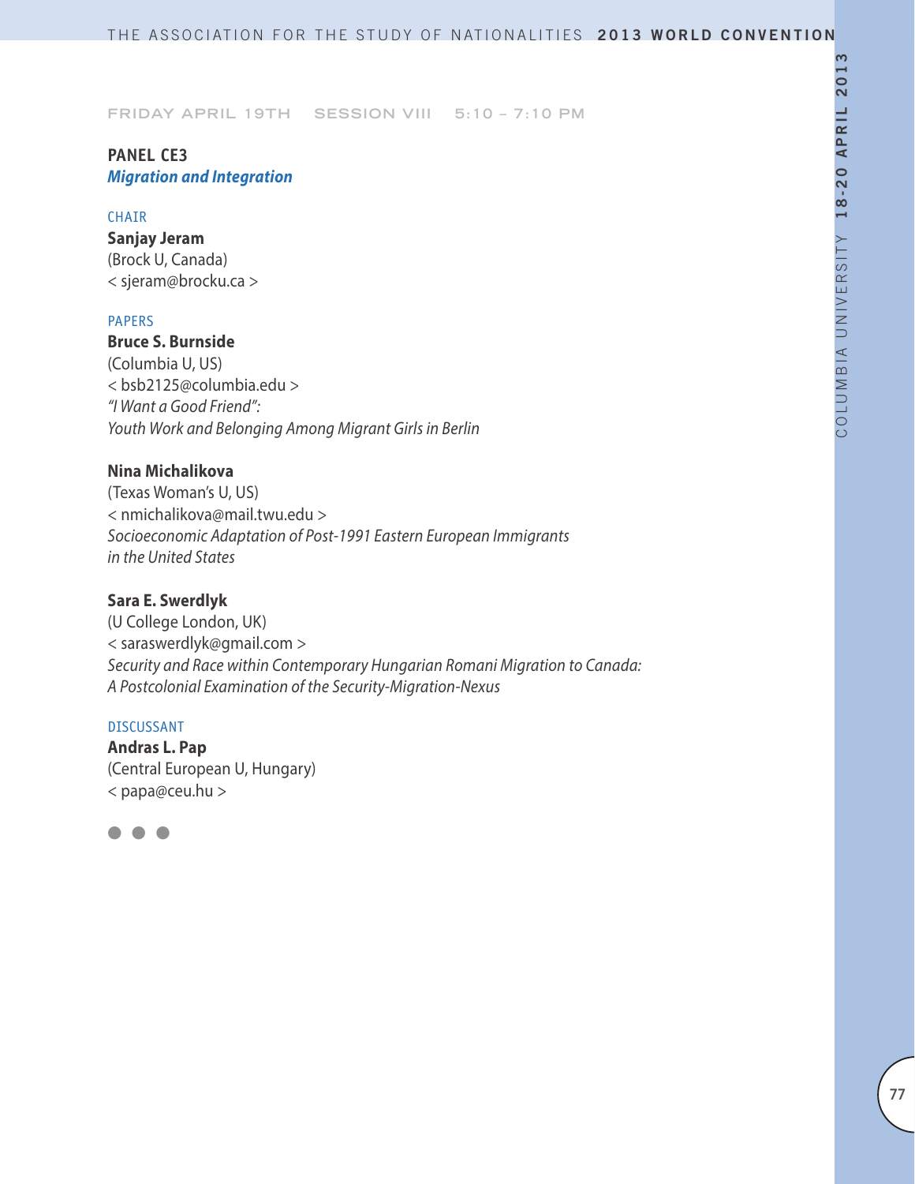FRIDAY APRIL 19TH SESSION VIII 5:10 – 7:10 PM

## PANEL CE3
### *Migration and Integration*

CHAIR

**Sanjay Jeram**
(Brock U, Canada)
< sjeram@brocku.ca >

PAPERS

**Bruce S. Burnside**
(Columbia U, US)
< bsb2125@columbia.edu >
*"I Want a Good Friend": Youth Work and Belonging Among Migrant Girls in Berlin*

**Nina Michalikova**
(Texas Woman's U, US)
< nmichalikova@mail.twu.edu >
*Socioeconomic Adaptation of Post-1991 Eastern European Immigrants in the United States*

**Sara E. Swerdlyk**
(U College London, UK)
< saraswerdlyk@gmail.com >
*Security and Race within Contemporary Hungarian Romani Migration to Canada: A Postcolonial Examination of the Security-Migration-Nexus*

DISCUSSANT

**Andras L. Pap**
(Central European U, Hungary)
< papa@ceu.hu >

● ● ●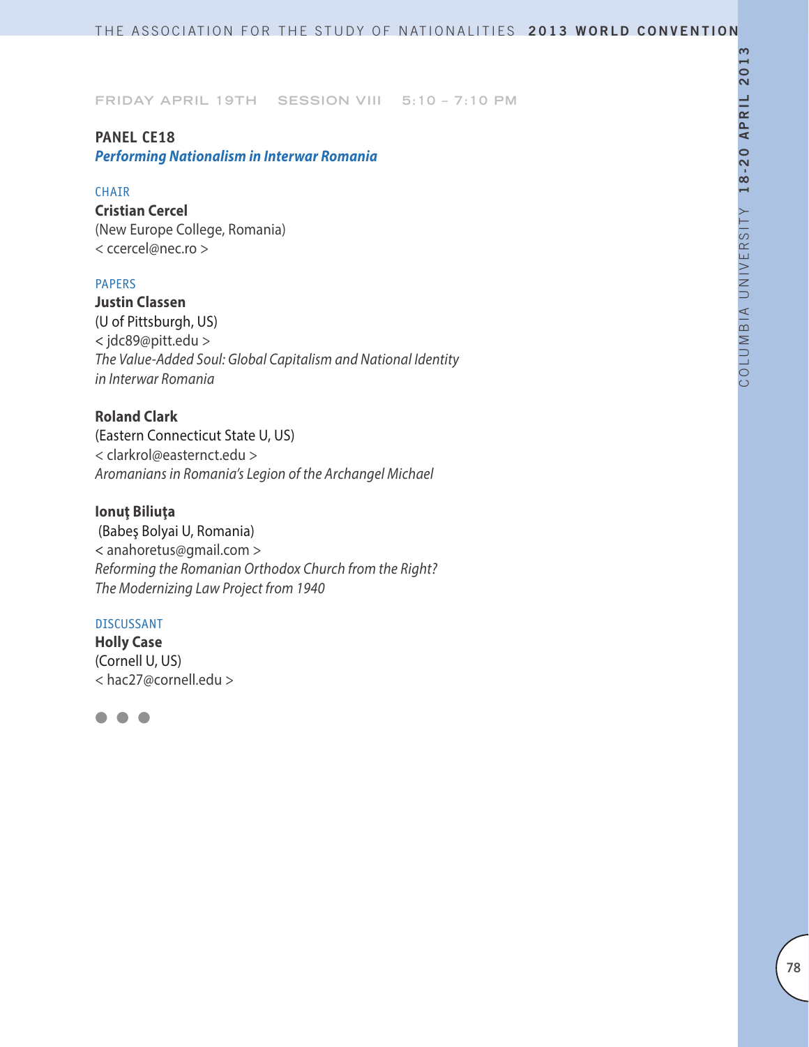FRIDAY APRIL 19TH SESSION VIII 5:10 – 7:10 PM

## PANEL CE18
***Performing Nationalism in Interwar Romania***

CHAIR

**Cristian Cercel**
(New Europe College, Romania)
< ccercel@nec.ro >

PAPERS

**Justin Classen**
(U of Pittsburgh, US)
< jdc89@pitt.edu >
*The Value-Added Soul: Global Capitalism and National Identity in Interwar Romania*

**Roland Clark**
(Eastern Connecticut State U, US)
< clarkrol@easternct.edu >
*Aromanians in Romania's Legion of the Archangel Michael*

**Ionuţ Biliuţa**
(Babeş Bolyai U, Romania)
< anahoretus@gmail.com >
*Reforming the Romanian Orthodox Church from the Right? The Modernizing Law Project from 1940*

DISCUSSANT

**Holly Case**
(Cornell U, US)
< hac27@cornell.edu >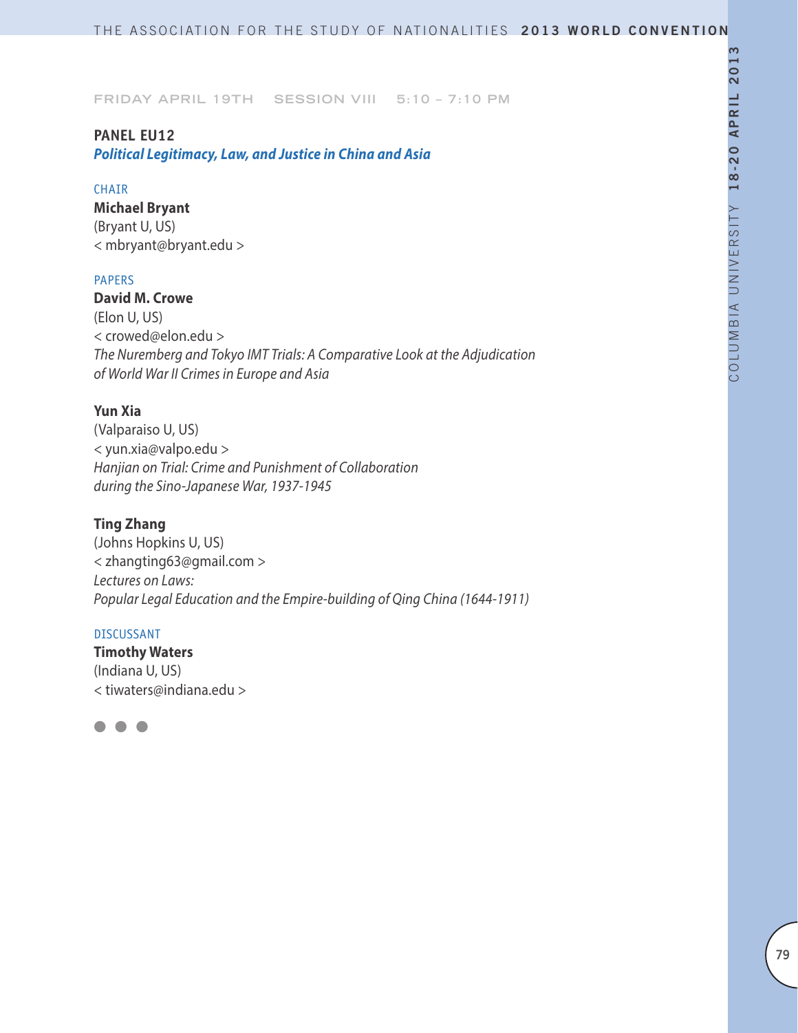FRIDAY APRIL 19TH SESSION VIII 5:10 – 7:10 PM

## PANEL EU12

***Political Legitimacy, Law, and Justice in China and Asia***

CHAIR

**Michael Bryant**
(Bryant U, US)
< mbryant@bryant.edu >

PAPERS

**David M. Crowe**
(Elon U, US)
< crowed@elon.edu >
*The Nuremberg and Tokyo IMT Trials: A Comparative Look at the Adjudication of World War II Crimes in Europe and Asia*

**Yun Xia**
(Valparaiso U, US)
< yun.xia@valpo.edu >
*Hanjian on Trial: Crime and Punishment of Collaboration during the Sino-Japanese War, 1937-1945*

**Ting Zhang**
(Johns Hopkins U, US)
< zhangting63@gmail.com >
*Lectures on Laws:*
*Popular Legal Education and the Empire-building of Qing China (1644-1911)*

DISCUSSANT

**Timothy Waters**
(Indiana U, US)
< tiwaters@indiana.edu >

● ● ●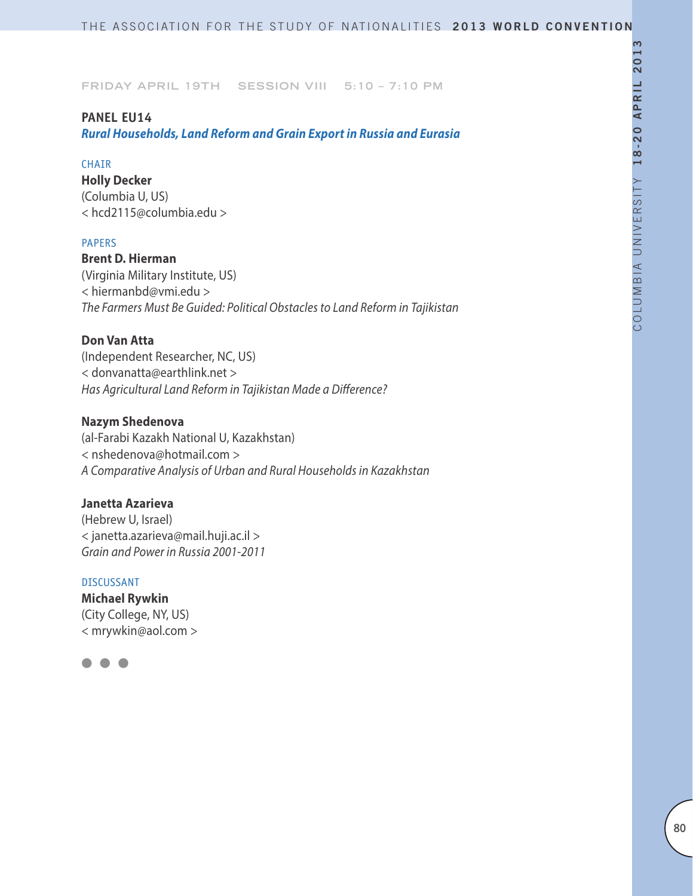FRIDAY APRIL 19TH SESSION VIII 5:10 – 7:10 PM

## PANEL EU14

***Rural Households, Land Reform and Grain Export in Russia and Eurasia***

CHAIR

**Holly Decker**
(Columbia U, US)
< hcd2115@columbia.edu >

PAPERS

**Brent D. Hierman**
(Virginia Military Institute, US)
< hiermanbd@vmi.edu >
*The Farmers Must Be Guided: Political Obstacles to Land Reform in Tajikistan*

**Don Van Atta**
(Independent Researcher, NC, US)
< donvanatta@earthlink.net >
*Has Agricultural Land Reform in Tajikistan Made a Difference?*

**Nazym Shedenova**
(al-Farabi Kazakh National U, Kazakhstan)
< nshedenova@hotmail.com >
*A Comparative Analysis of Urban and Rural Households in Kazakhstan*

**Janetta Azarieva**
(Hebrew U, Israel)
< janetta.azarieva@mail.huji.ac.il >
*Grain and Power in Russia 2001-2011*

DISCUSSANT

**Michael Rywkin**
(City College, NY, US)
< mrywkin@aol.com >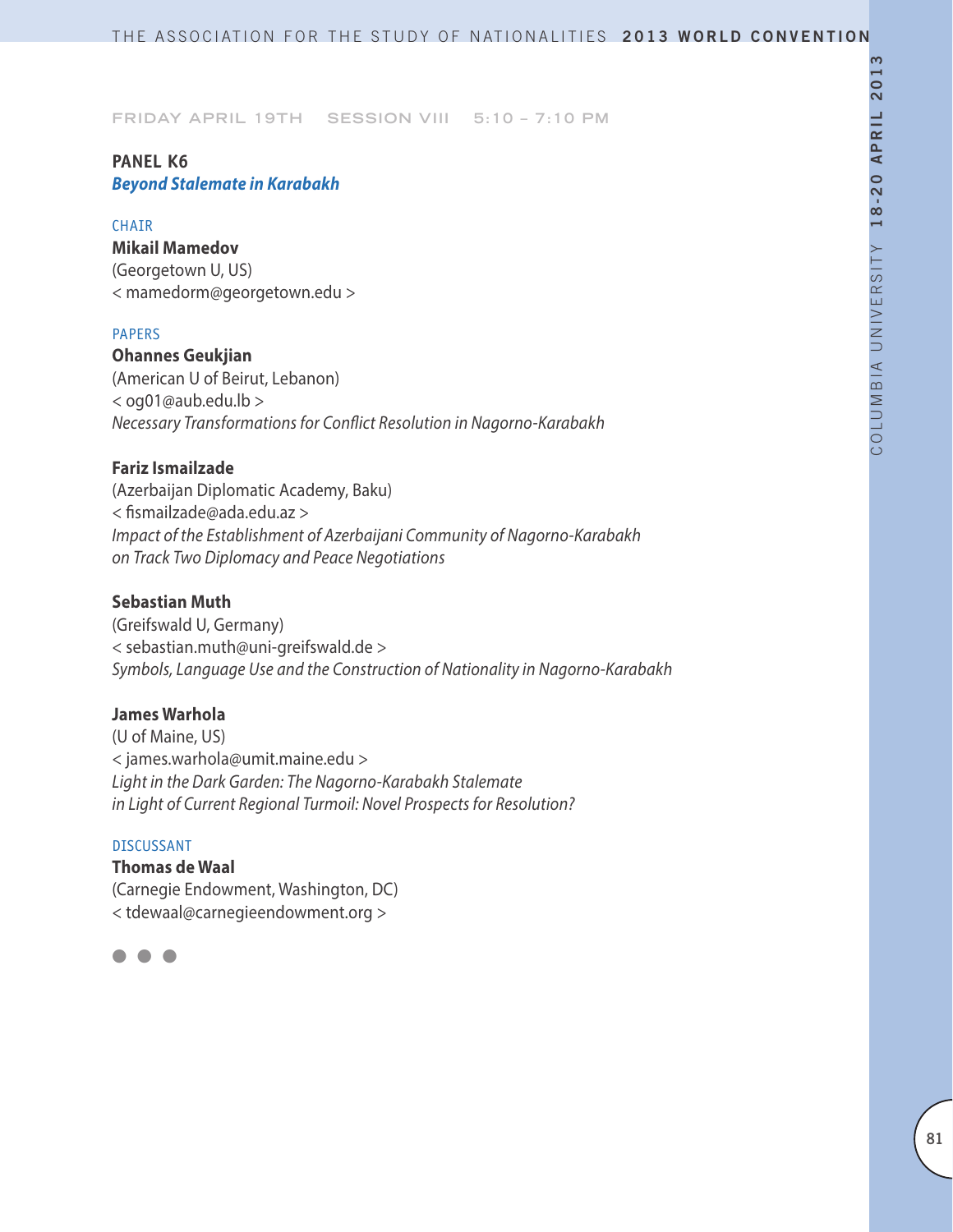FRIDAY APRIL 19TH SESSION VIII 5:10 – 7:10 PM

## PANEL K6

### *Beyond Stalemate in Karabakh*

CHAIR

**Mikail Mamedov**
(Georgetown U, US)
< mamedorm@georgetown.edu >

PAPERS

**Ohannes Geukjian**
(American U of Beirut, Lebanon)
< og01@aub.edu.lb >
*Necessary Transformations for Conflict Resolution in Nagorno-Karabakh*

**Fariz Ismailzade**
(Azerbaijan Diplomatic Academy, Baku)
< fismailzade@ada.edu.az >
*Impact of the Establishment of Azerbaijani Community of Nagorno-Karabakh on Track Two Diplomacy and Peace Negotiations*

**Sebastian Muth**
(Greifswald U, Germany)
< sebastian.muth@uni-greifswald.de >
*Symbols, Language Use and the Construction of Nationality in Nagorno-Karabakh*

**James Warhola**
(U of Maine, US)
< james.warhola@umit.maine.edu >
*Light in the Dark Garden: The Nagorno-Karabakh Stalemate in Light of Current Regional Turmoil: Novel Prospects for Resolution?*

DISCUSSANT

**Thomas de Waal**
(Carnegie Endowment, Washington, DC)
< tdewaal@carnegieendowment.org >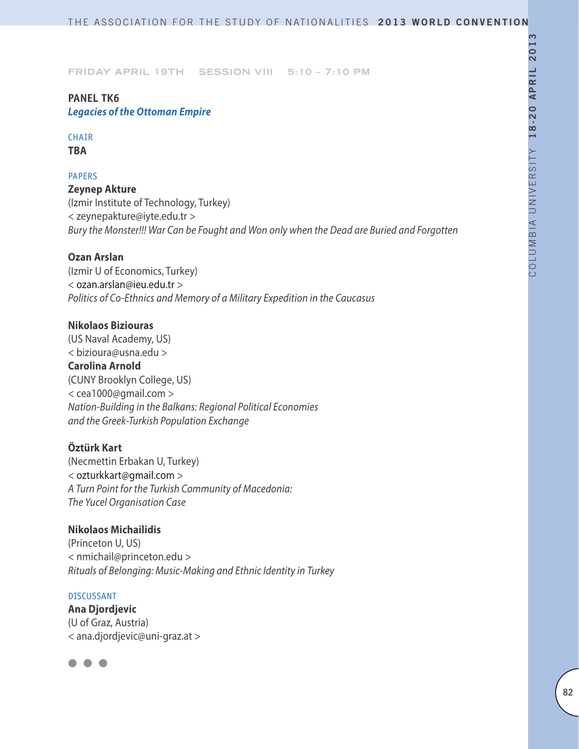FRIDAY APRIL 19TH SESSION VIII 5:10 – 7:10 PM

**PANEL TK6**
***Legacies of the Ottoman Empire***

CHAIR
**TBA**

PAPERS
**Zeynep Akture**
(Izmir Institute of Technology, Turkey)
< zeynepakture@iyte.edu.tr >
*Bury the Monster!!! War Can be Fought and Won only when the Dead are Buried and Forgotten*

**Ozan Arslan**
(Izmir U of Economics, Turkey)
< ozan.arslan@ieu.edu.tr >
*Politics of Co-Ethnics and Memory of a Military Expedition in the Caucasus*

**Nikolaos Biziouras**
(US Naval Academy, US)
< bizioura@usna.edu >
**Carolina Arnold**
(CUNY Brooklyn College, US)
< cea1000@gmail.com >
*Nation-Building in the Balkans: Regional Political Economies and the Greek-Turkish Population Exchange*

**Öztürk Kart**
(Necmettin Erbakan U, Turkey)
< ozturkkart@gmail.com >
*A Turn Point for the Turkish Community of Macedonia: The Yucel Organisation Case*

**Nikolaos Michailidis**
(Princeton U, US)
< nmichail@princeton.edu >
*Rituals of Belonging: Music-Making and Ethnic Identity in Turkey*

DISCUSSANT
**Ana Djordjevic**
(U of Graz, Austria)
< ana.djordjevic@uni-graz.at >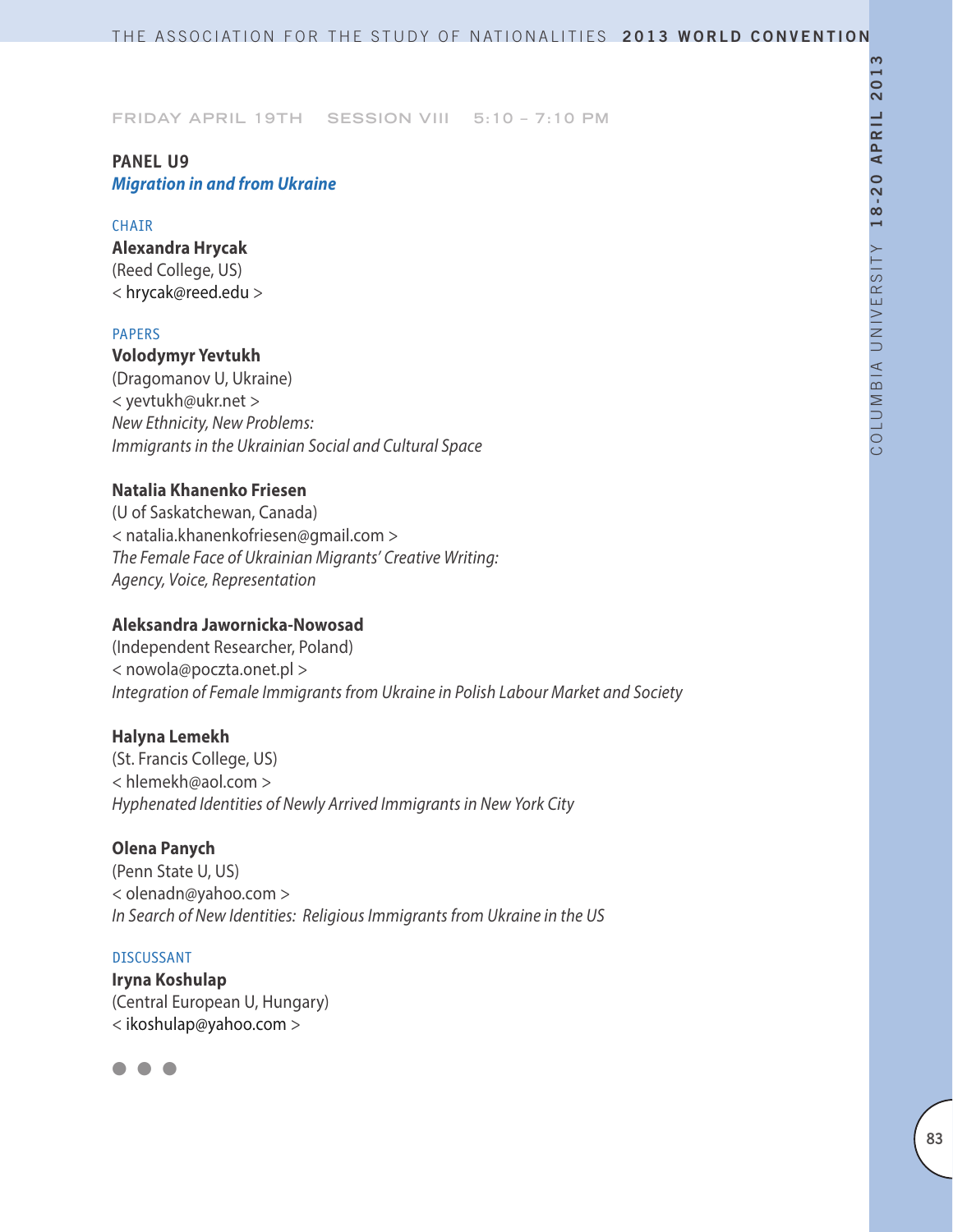FRIDAY APRIL 19TH SESSION VIII 5:10 – 7:10 PM

## PANEL U9
***Migration in and from Ukraine***

CHAIR

**Alexandra Hrycak**
(Reed College, US)
< hrycak@reed.edu >

PAPERS

**Volodymyr Yevtukh**
(Dragomanov U, Ukraine)
< yevtukh@ukr.net >
*New Ethnicity, New Problems:*
*Immigrants in the Ukrainian Social and Cultural Space*

**Natalia Khanenko Friesen**
(U of Saskatchewan, Canada)
< natalia.khanenkofriesen@gmail.com >
*The Female Face of Ukrainian Migrants' Creative Writing:*
*Agency, Voice, Representation*

**Aleksandra Jawornicka-Nowosad**
(Independent Researcher, Poland)
< nowola@poczta.onet.pl >
*Integration of Female Immigrants from Ukraine in Polish Labour Market and Society*

**Halyna Lemekh**
(St. Francis College, US)
< hlemekh@aol.com >
*Hyphenated Identities of Newly Arrived Immigrants in New York City*

**Olena Panych**
(Penn State U, US)
< olenadn@yahoo.com >
*In Search of New Identities: Religious Immigrants from Ukraine in the US*

DISCUSSANT

**Iryna Koshulap**
(Central European U, Hungary)
< ikoshulap@yahoo.com >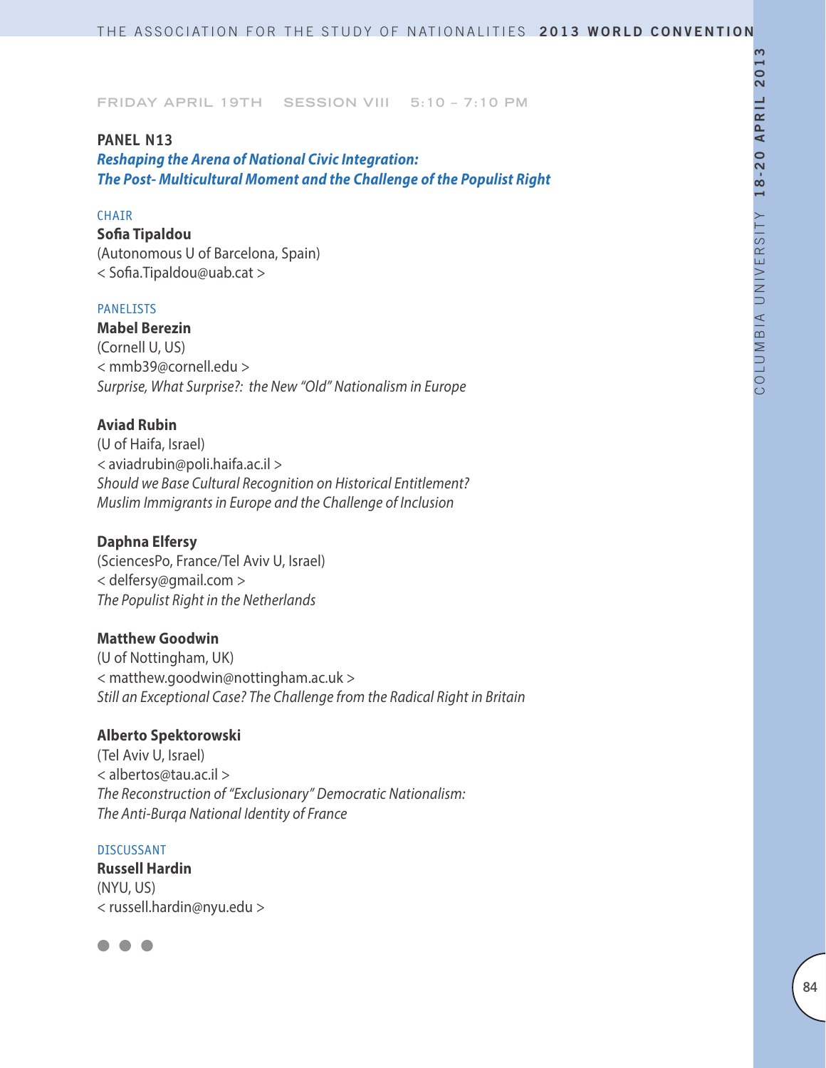FRIDAY APRIL 19TH SESSION VIII 5:10 – 7:10 PM

## PANEL N13

***Reshaping the Arena of National Civic Integration: The Post- Multicultural Moment and the Challenge of the Populist Right***

CHAIR

**Sofia Tipaldou**
(Autonomous U of Barcelona, Spain)
< Sofia.Tipaldou@uab.cat >

PANELISTS

**Mabel Berezin**
(Cornell U, US)
< mmb39@cornell.edu >
*Surprise, What Surprise?: the New "Old" Nationalism in Europe*

**Aviad Rubin**
(U of Haifa, Israel)
< aviadrubin@poli.haifa.ac.il >
*Should we Base Cultural Recognition on Historical Entitlement? Muslim Immigrants in Europe and the Challenge of Inclusion*

**Daphna Elfersy**
(SciencesPo, France/Tel Aviv U, Israel)
< delfersy@gmail.com >
*The Populist Right in the Netherlands*

**Matthew Goodwin**
(U of Nottingham, UK)
< matthew.goodwin@nottingham.ac.uk >
*Still an Exceptional Case? The Challenge from the Radical Right in Britain*

**Alberto Spektorowski**
(Tel Aviv U, Israel)
< albertos@tau.ac.il >
*The Reconstruction of "Exclusionary" Democratic Nationalism: The Anti-Burqa National Identity of France*

DISCUSSANT

**Russell Hardin**
(NYU, US)
< russell.hardin@nyu.edu >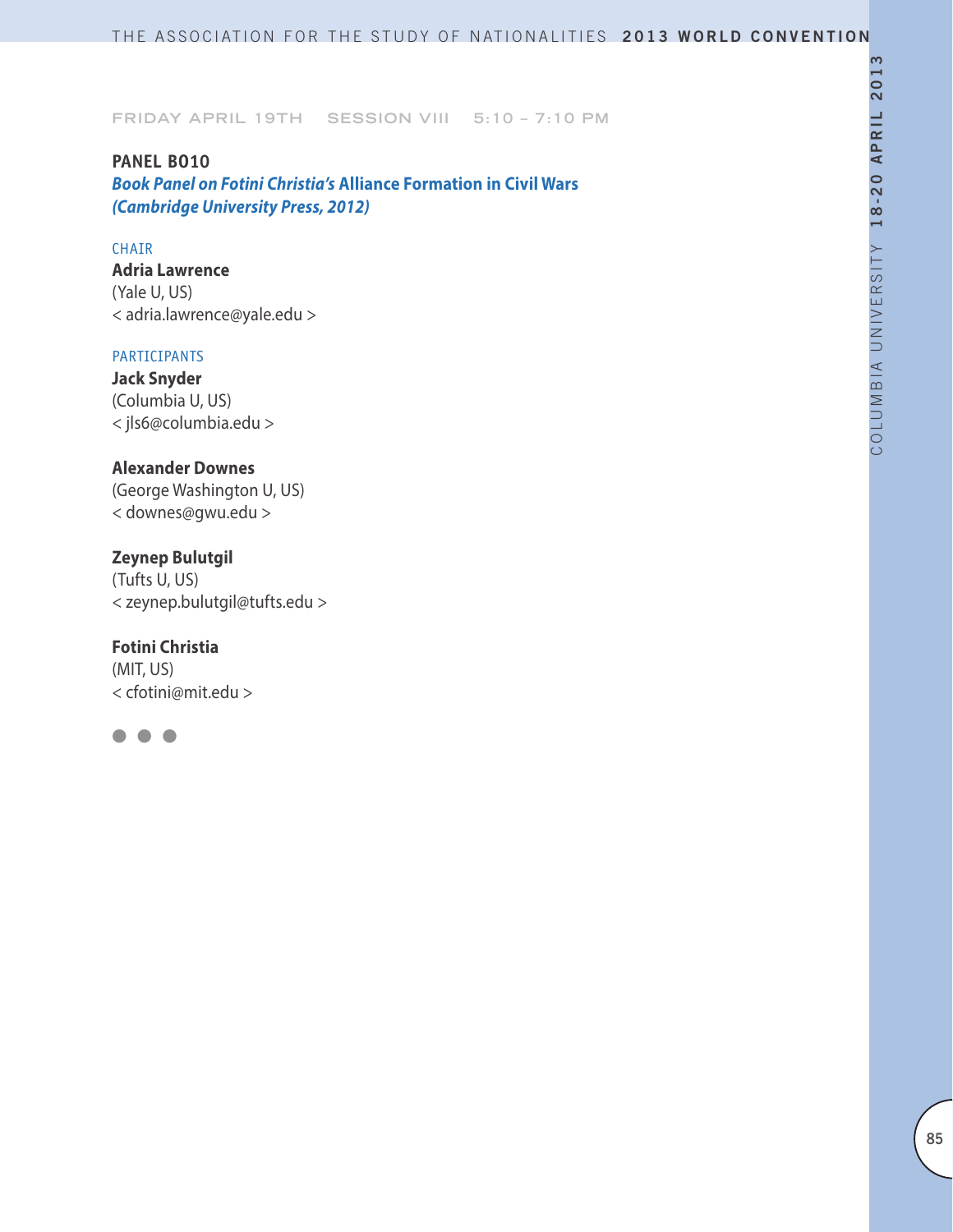FRIDAY APRIL 19TH SESSION VIII 5:10 – 7:10 PM

## PANEL B010

***Book Panel on Fotini Christia's* Alliance Formation in Civil Wars *(Cambridge University Press, 2012)***

CHAIR

**Adria Lawrence**
(Yale U, US)
< adria.lawrence@yale.edu >

PARTICIPANTS

**Jack Snyder**
(Columbia U, US)
< jls6@columbia.edu >

**Alexander Downes**
(George Washington U, US)
< downes@gwu.edu >

**Zeynep Bulutgil**
(Tufts U, US)
< zeynep.bulutgil@tufts.edu >

**Fotini Christia**
(MIT, US)
< cfotini@mit.edu >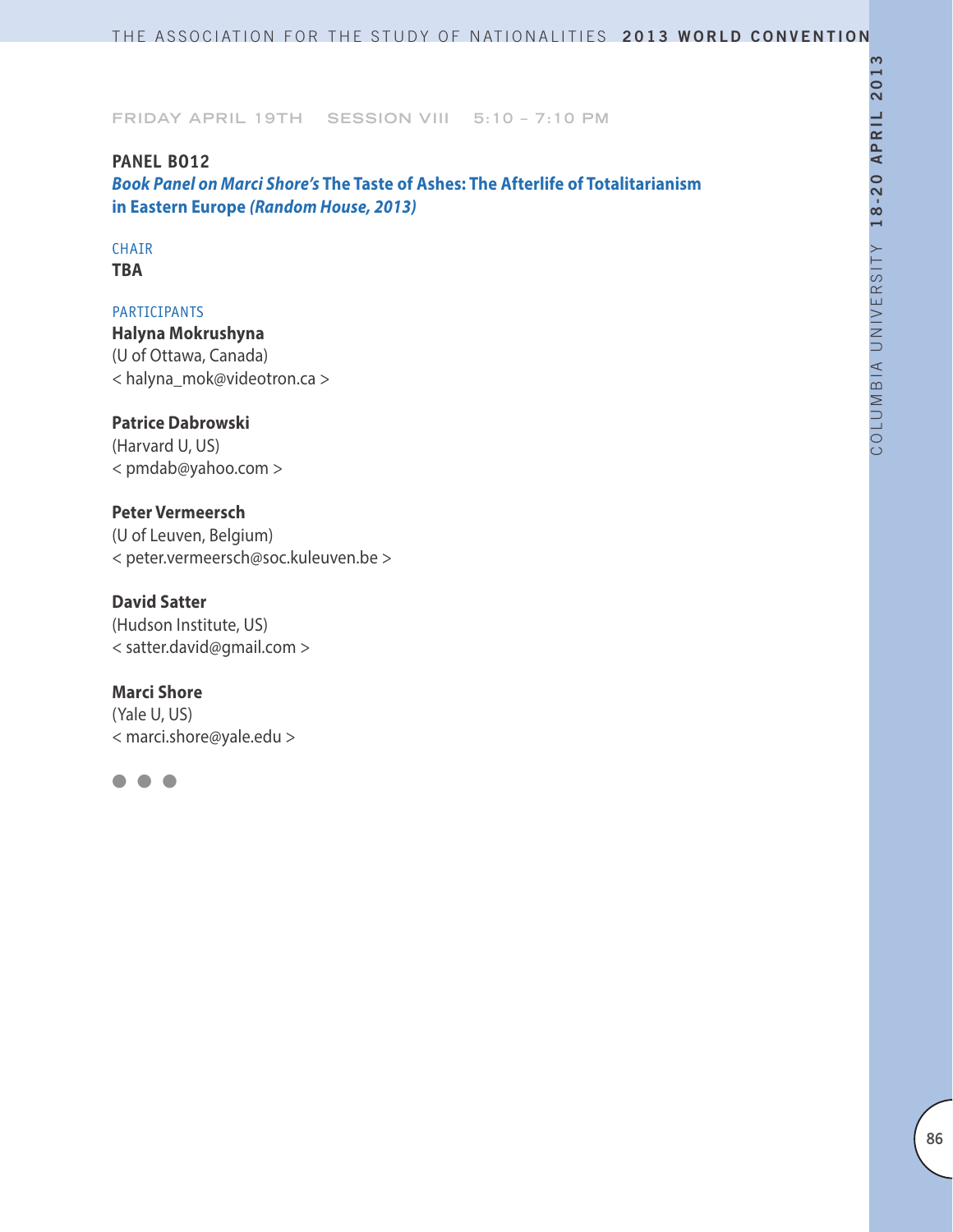FRIDAY APRIL 19TH SESSION VIII 5:10 – 7:10 PM

## PANEL B012

### *Book Panel on Marci Shore's* **The Taste of Ashes: The Afterlife of Totalitarianism in Eastern Europe** *(Random House, 2013)*

CHAIR

**TBA**

PARTICIPANTS

**Halyna Mokrushyna**
(U of Ottawa, Canada)
< halyna_mok@videotron.ca >

**Patrice Dabrowski**
(Harvard U, US)
< pmdab@yahoo.com >

**Peter Vermeersch**
(U of Leuven, Belgium)
< peter.vermeersch@soc.kuleuven.be >

**David Satter**
(Hudson Institute, US)
< satter.david@gmail.com >

**Marci Shore**
(Yale U, US)
< marci.shore@yale.edu >

● ● ●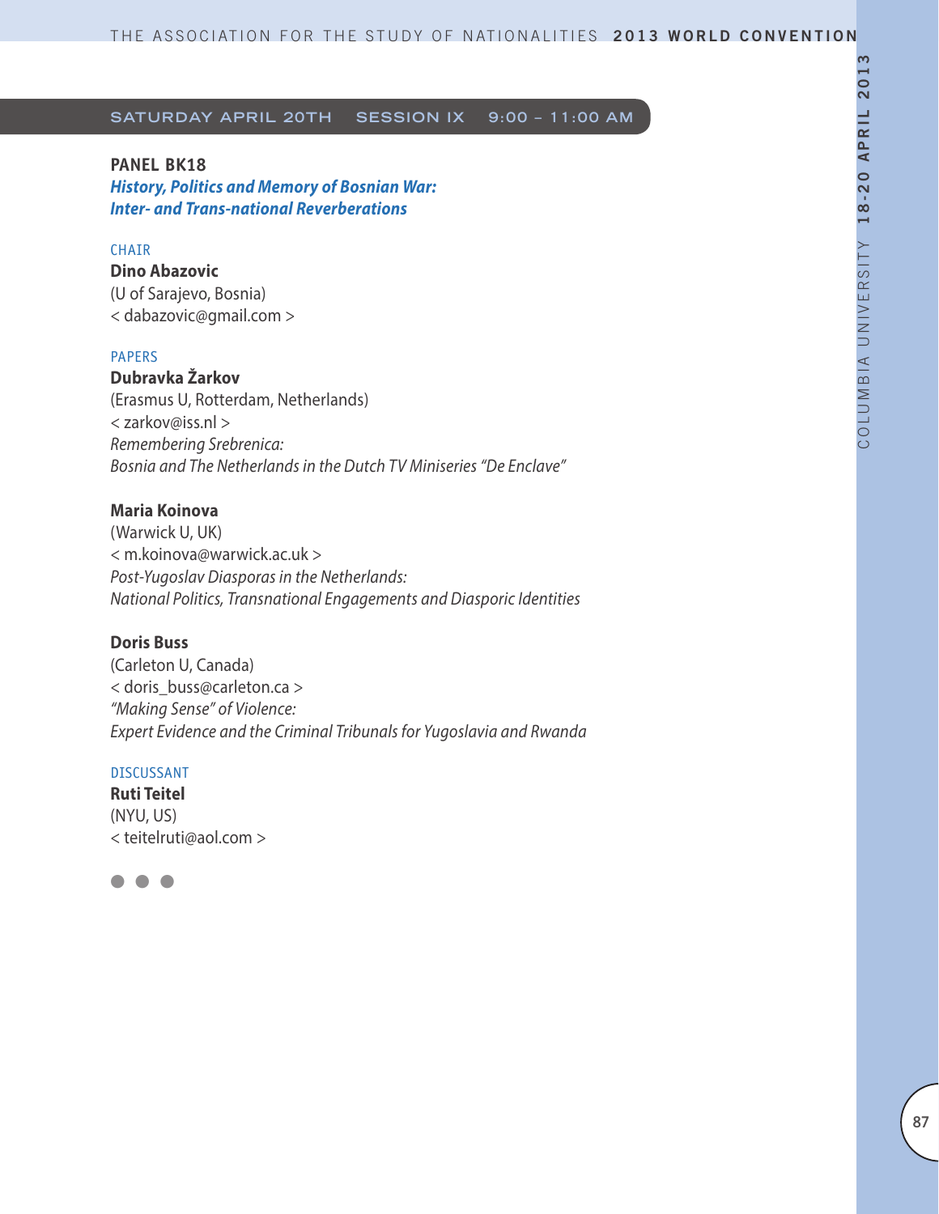## SATURDAY APRIL 20TH SESSION IX 9:00 – 11:00 AM

### PANEL BK18

***History, Politics and Memory of Bosnian War: Inter- and Trans-national Reverberations***

CHAIR

**Dino Abazovic**
(U of Sarajevo, Bosnia)
< dabazovic@gmail.com >

PAPERS

**Dubravka Žarkov**
(Erasmus U, Rotterdam, Netherlands)
< zarkov@iss.nl >
*Remembering Srebrenica: Bosnia and The Netherlands in the Dutch TV Miniseries "De Enclave"*

**Maria Koinova**
(Warwick U, UK)
< m.koinova@warwick.ac.uk >
*Post-Yugoslav Diasporas in the Netherlands: National Politics, Transnational Engagements and Diasporic Identities*

**Doris Buss**
(Carleton U, Canada)
< doris_buss@carleton.ca >
*"Making Sense" of Violence: Expert Evidence and the Criminal Tribunals for Yugoslavia and Rwanda*

DISCUSSANT

**Ruti Teitel**
(NYU, US)
< teitelruti@aol.com >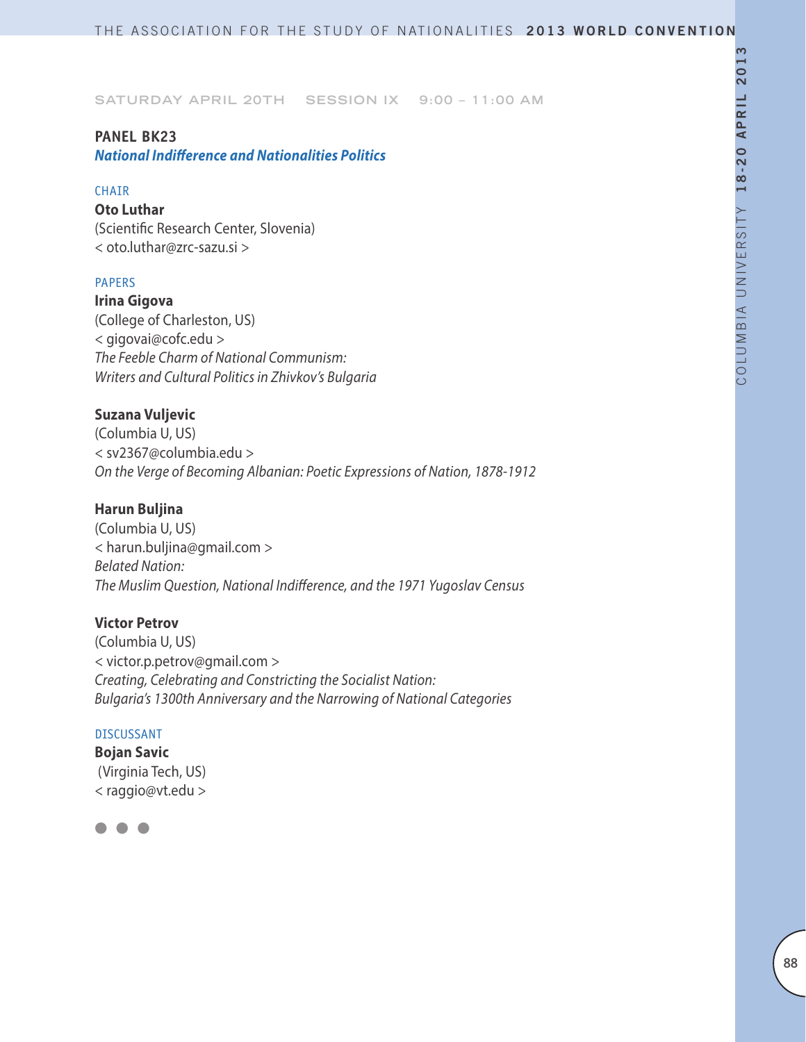SATURDAY APRIL 20TH SESSION IX 9:00 – 11:00 AM

## PANEL BK23

***National Indifference and Nationalities Politics***

CHAIR

**Oto Luthar**
(Scientific Research Center, Slovenia)
< oto.luthar@zrc-sazu.si >

PAPERS

**Irina Gigova**
(College of Charleston, US)
< gigovai@cofc.edu >
*The Feeble Charm of National Communism: Writers and Cultural Politics in Zhivkov's Bulgaria*

**Suzana Vuljevic**
(Columbia U, US)
< sv2367@columbia.edu >
*On the Verge of Becoming Albanian: Poetic Expressions of Nation, 1878-1912*

**Harun Buljina**
(Columbia U, US)
< harun.buljina@gmail.com >
*Belated Nation: The Muslim Question, National Indifference, and the 1971 Yugoslav Census*

**Victor Petrov**
(Columbia U, US)
< victor.p.petrov@gmail.com >
*Creating, Celebrating and Constricting the Socialist Nation: Bulgaria's 1300th Anniversary and the Narrowing of National Categories*

DISCUSSANT

**Bojan Savic**
(Virginia Tech, US)
< raggio@vt.edu >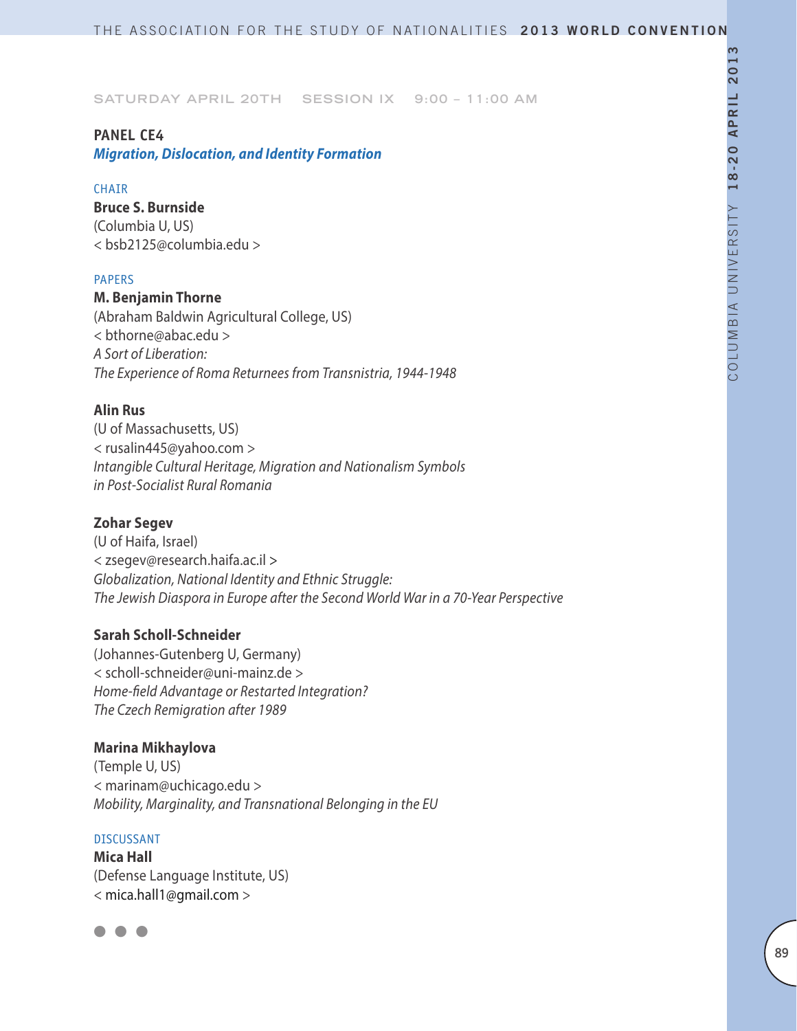SATURDAY APRIL 20TH SESSION IX 9:00 – 11:00 AM

## PANEL CE4

***Migration, Dislocation, and Identity Formation***

CHAIR

**Bruce S. Burnside**
(Columbia U, US)
< bsb2125@columbia.edu >

PAPERS

**M. Benjamin Thorne**
(Abraham Baldwin Agricultural College, US)
< bthorne@abac.edu >
*A Sort of Liberation:*
*The Experience of Roma Returnees from Transnistria, 1944-1948*

**Alin Rus**
(U of Massachusetts, US)
< rusalin445@yahoo.com >
*Intangible Cultural Heritage, Migration and Nationalism Symbols*
*in Post-Socialist Rural Romania*

**Zohar Segev**
(U of Haifa, Israel)
< zsegev@research.haifa.ac.il >
*Globalization, National Identity and Ethnic Struggle:*
*The Jewish Diaspora in Europe after the Second World War in a 70-Year Perspective*

**Sarah Scholl-Schneider**
(Johannes-Gutenberg U, Germany)
< scholl-schneider@uni-mainz.de >
*Home-field Advantage or Restarted Integration?*
*The Czech Remigration after 1989*

**Marina Mikhaylova**
(Temple U, US)
< marinam@uchicago.edu >
*Mobility, Marginality, and Transnational Belonging in the EU*

DISCUSSANT

**Mica Hall**
(Defense Language Institute, US)
< mica.hall1@gmail.com >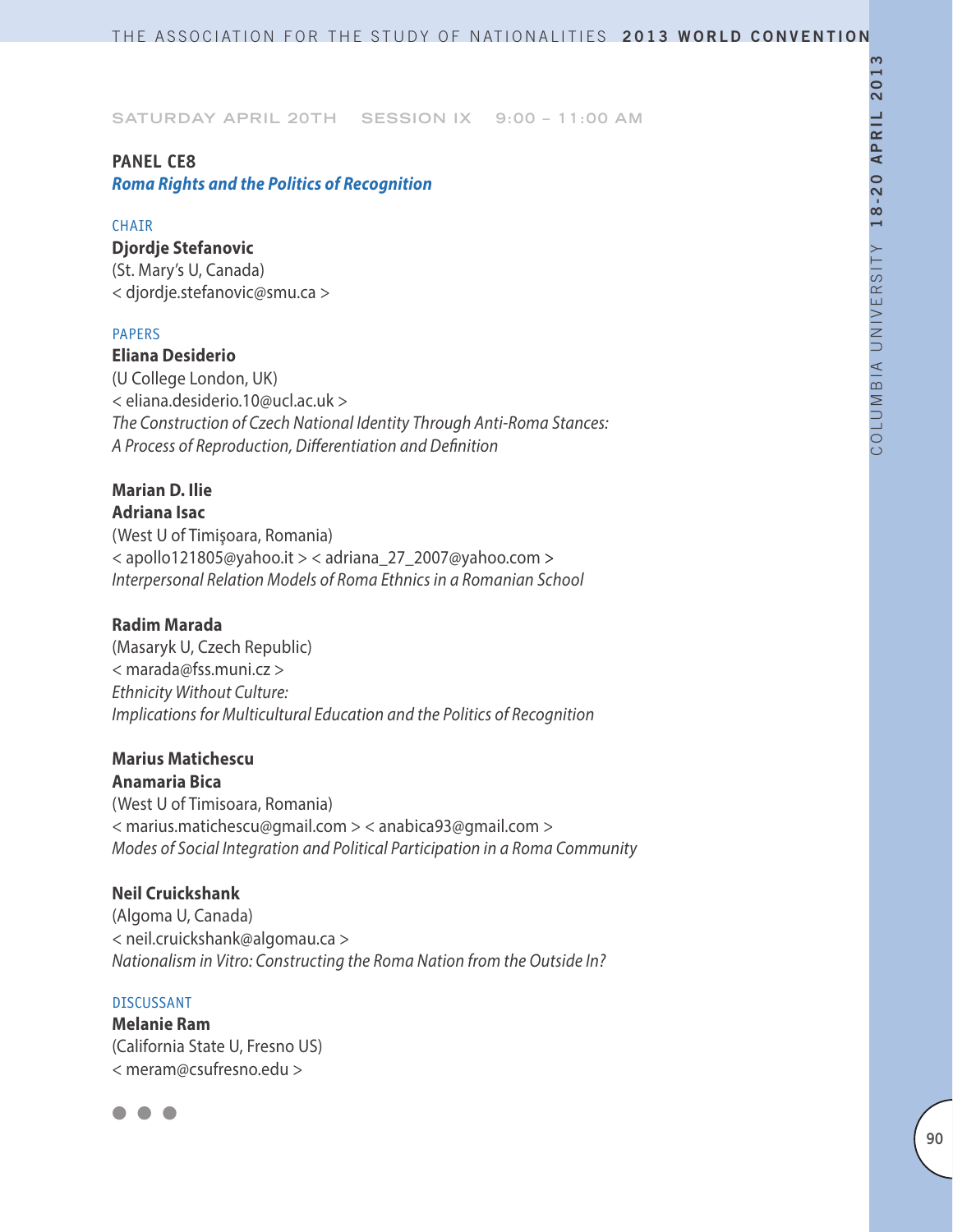SATURDAY APRIL 20TH SESSION IX 9:00 – 11:00 AM

## PANEL CE8

### *Roma Rights and the Politics of Recognition*

CHAIR

**Djordje Stefanovic**
(St. Mary's U, Canada)
< djordje.stefanovic@smu.ca >

PAPERS

**Eliana Desiderio**
(U College London, UK)
< eliana.desiderio.10@ucl.ac.uk >
*The Construction of Czech National Identity Through Anti-Roma Stances: A Process of Reproduction, Differentiation and Definition*

**Marian D. Ilie**
**Adriana Isac**
(West U of Timişoara, Romania)
< apollo121805@yahoo.it > < adriana_27_2007@yahoo.com >
*Interpersonal Relation Models of Roma Ethnics in a Romanian School*

**Radim Marada**
(Masaryk U, Czech Republic)
< marada@fss.muni.cz >
*Ethnicity Without Culture: Implications for Multicultural Education and the Politics of Recognition*

**Marius Matichescu**
**Anamaria Bica**
(West U of Timisoara, Romania)
< marius.matichescu@gmail.com > < anabica93@gmail.com >
*Modes of Social Integration and Political Participation in a Roma Community*

**Neil Cruickshank**
(Algoma U, Canada)
< neil.cruickshank@algomau.ca >
*Nationalism in Vitro: Constructing the Roma Nation from the Outside In?*

DISCUSSANT

**Melanie Ram**
(California State U, Fresno US)
< meram@csufresno.edu >

● ● ●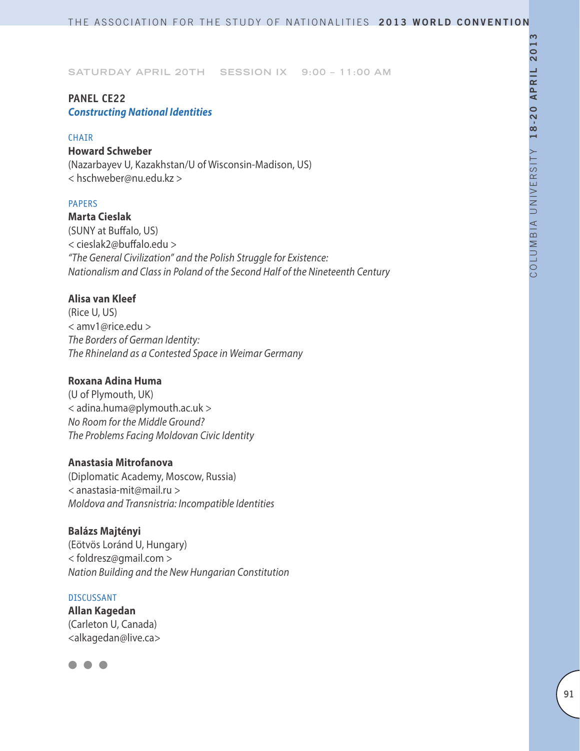SATURDAY APRIL 20TH SESSION IX 9:00 – 11:00 AM

## PANEL CE22

***Constructing National Identities***

CHAIR

**Howard Schweber**
(Nazarbayev U, Kazakhstan/U of Wisconsin-Madison, US)
< hschweber@nu.edu.kz >

PAPERS

**Marta Cieslak**
(SUNY at Buffalo, US)
< cieslak2@buffalo.edu >
*"The General Civilization" and the Polish Struggle for Existence: Nationalism and Class in Poland of the Second Half of the Nineteenth Century*

**Alisa van Kleef**
(Rice U, US)
< amv1@rice.edu >
*The Borders of German Identity: The Rhineland as a Contested Space in Weimar Germany*

**Roxana Adina Huma**
(U of Plymouth, UK)
< adina.huma@plymouth.ac.uk >
*No Room for the Middle Ground? The Problems Facing Moldovan Civic Identity*

**Anastasia Mitrofanova**
(Diplomatic Academy, Moscow, Russia)
< anastasia-mit@mail.ru >
*Moldova and Transnistria: Incompatible Identities*

**Balázs Majtényi**
(Eötvös Loránd U, Hungary)
< foldresz@gmail.com >
*Nation Building and the New Hungarian Constitution*

DISCUSSANT

**Allan Kagedan**
(Carleton U, Canada)
<alkagedan@live.ca>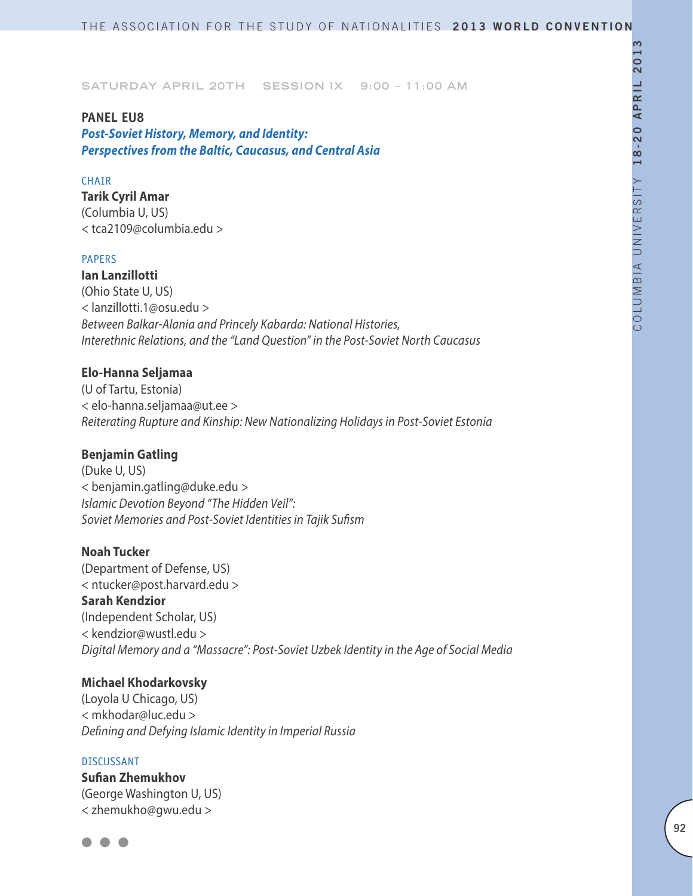SATURDAY APRIL 20TH SESSION IX 9:00 – 11:00 AM

## PANEL EU8

### *Post-Soviet History, Memory, and Identity: Perspectives from the Baltic, Caucasus, and Central Asia*

CHAIR

**Tarik Cyril Amar**
(Columbia U, US)
< tca2109@columbia.edu >

PAPERS

**Ian Lanzillotti**
(Ohio State U, US)
< lanzillotti.1@osu.edu >
*Between Balkar-Alania and Princely Kabarda: National Histories, Interethnic Relations, and the "Land Question" in the Post-Soviet North Caucasus*

**Elo-Hanna Seljamaa**
(U of Tartu, Estonia)
< elo-hanna.seljamaa@ut.ee >
*Reiterating Rupture and Kinship: New Nationalizing Holidays in Post-Soviet Estonia*

**Benjamin Gatling**
(Duke U, US)
< benjamin.gatling@duke.edu >
*Islamic Devotion Beyond "The Hidden Veil": Soviet Memories and Post-Soviet Identities in Tajik Sufism*

**Noah Tucker**
(Department of Defense, US)
< ntucker@post.harvard.edu >
**Sarah Kendzior**
(Independent Scholar, US)
< kendzior@wustl.edu >
*Digital Memory and a "Massacre": Post-Soviet Uzbek Identity in the Age of Social Media*

**Michael Khodarkovsky**
(Loyola U Chicago, US)
< mkhodar@luc.edu >
*Defining and Defying Islamic Identity in Imperial Russia*

DISCUSSANT

**Sufian Zhemukhov**
(George Washington U, US)
< zhemukho@gwu.edu >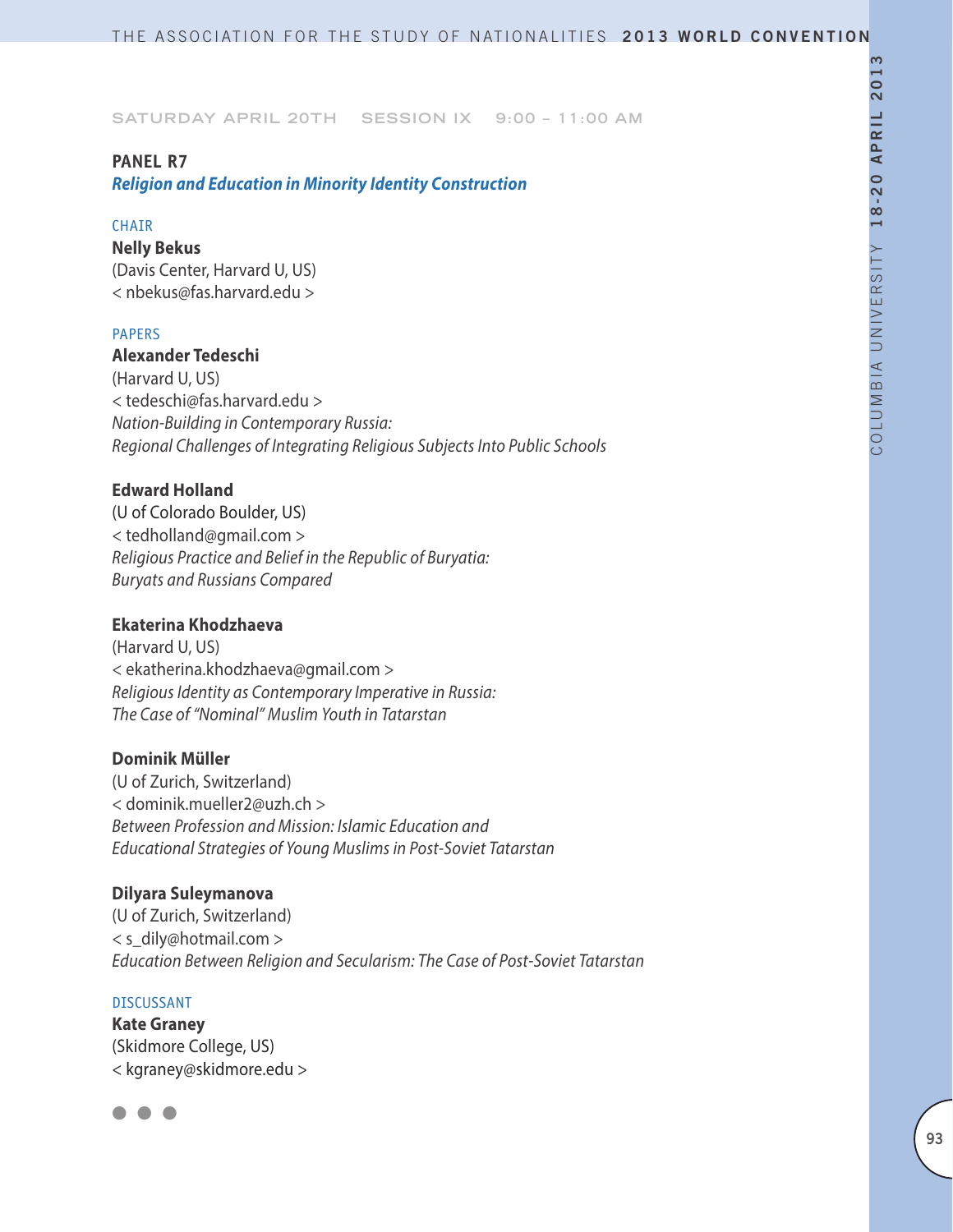SATURDAY APRIL 20TH SESSION IX 9:00 – 11:00 AM

## PANEL R7

### *Religion and Education in Minority Identity Construction*

CHAIR

**Nelly Bekus**
(Davis Center, Harvard U, US)
< nbekus@fas.harvard.edu >

PAPERS

**Alexander Tedeschi**
(Harvard U, US)
< tedeschi@fas.harvard.edu >
*Nation-Building in Contemporary Russia:*
*Regional Challenges of Integrating Religious Subjects Into Public Schools*

**Edward Holland**
(U of Colorado Boulder, US)
< tedholland@gmail.com >
*Religious Practice and Belief in the Republic of Buryatia:*
*Buryats and Russians Compared*

**Ekaterina Khodzhaeva**
(Harvard U, US)
< ekatherina.khodzhaeva@gmail.com >
*Religious Identity as Contemporary Imperative in Russia:*
*The Case of "Nominal" Muslim Youth in Tatarstan*

**Dominik Müller**
(U of Zurich, Switzerland)
< dominik.mueller2@uzh.ch >
*Between Profession and Mission: Islamic Education and*
*Educational Strategies of Young Muslims in Post-Soviet Tatarstan*

**Dilyara Suleymanova**
(U of Zurich, Switzerland)
< s_dily@hotmail.com >
*Education Between Religion and Secularism: The Case of Post-Soviet Tatarstan*

DISCUSSANT

**Kate Graney**
(Skidmore College, US)
< kgraney@skidmore.edu >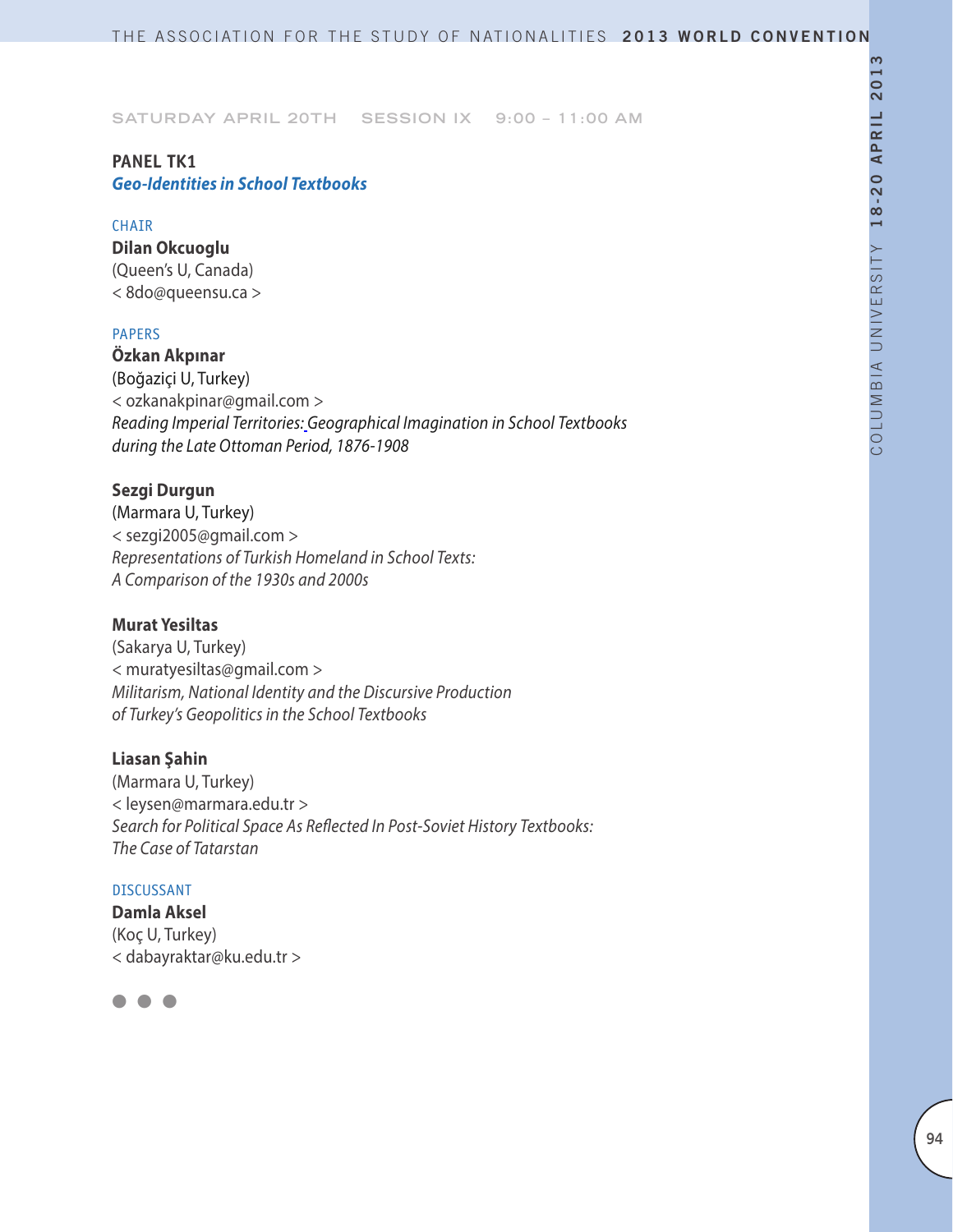SATURDAY APRIL 20TH SESSION IX 9:00 – 11:00 AM

## PANEL TK1

### *Geo-Identities in School Textbooks*

CHAIR

**Dilan Okcuoglu**
(Queen's U, Canada)
< 8do@queensu.ca >

PAPERS

**Özkan Akpınar**
(Boğaziçi U, Turkey)
< ozkanakpinar@gmail.com >
*Reading Imperial Territories: Geographical Imagination in School Textbooks during the Late Ottoman Period, 1876-1908*

**Sezgi Durgun**
(Marmara U, Turkey)
< sezgi2005@gmail.com >
*Representations of Turkish Homeland in School Texts: A Comparison of the 1930s and 2000s*

**Murat Yesiltas**
(Sakarya U, Turkey)
< muratyesiltas@gmail.com >
*Militarism, National Identity and the Discursive Production of Turkey's Geopolitics in the School Textbooks*

**Liasan Şahin**
(Marmara U, Turkey)
< leysen@marmara.edu.tr >
*Search for Political Space As Reflected In Post-Soviet History Textbooks: The Case of Tatarstan*

DISCUSSANT

**Damla Aksel**
(Koç U, Turkey)
< dabayraktar@ku.edu.tr >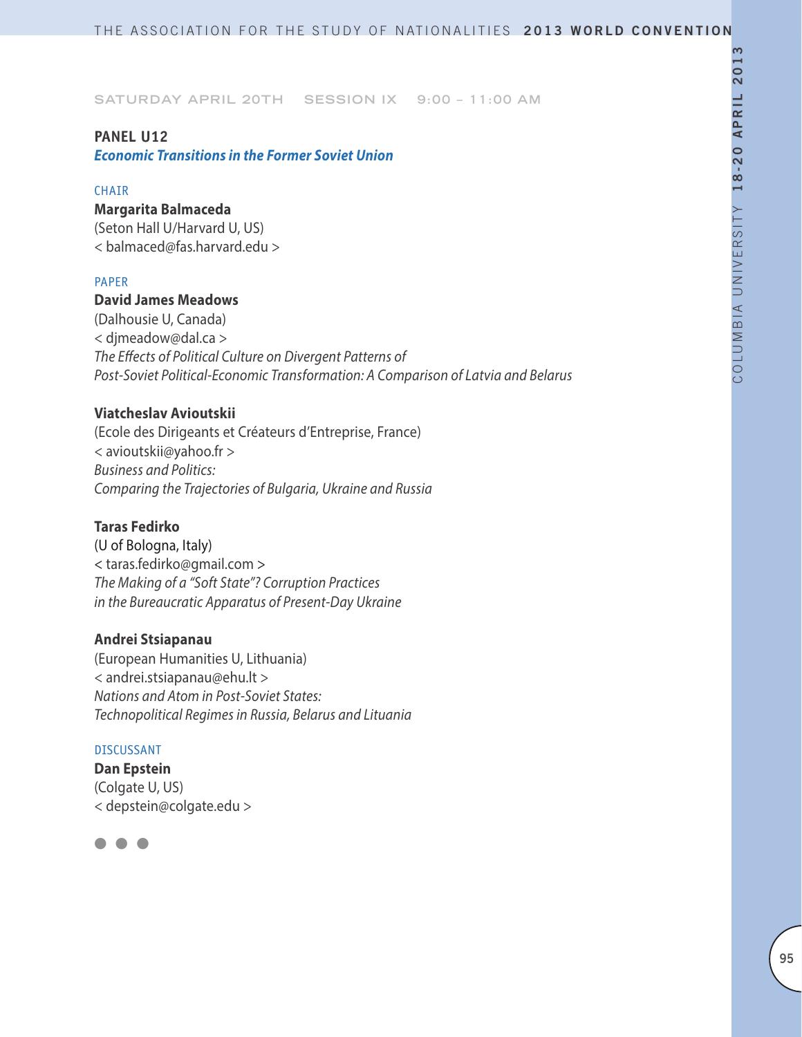SATURDAY APRIL 20TH SESSION IX 9:00 – 11:00 AM

## PANEL U12

### *Economic Transitions in the Former Soviet Union*

CHAIR

**Margarita Balmaceda**
(Seton Hall U/Harvard U, US)
< balmaced@fas.harvard.edu >

PAPER

**David James Meadows**
(Dalhousie U, Canada)
< djmeadow@dal.ca >
*The Effects of Political Culture on Divergent Patterns of Post-Soviet Political-Economic Transformation: A Comparison of Latvia and Belarus*

**Viatcheslav Avioutskii**
(Ecole des Dirigeants et Créateurs d'Entreprise, France)
< avioutskii@yahoo.fr >
*Business and Politics: Comparing the Trajectories of Bulgaria, Ukraine and Russia*

**Taras Fedirko**
(U of Bologna, Italy)
< taras.fedirko@gmail.com >
*The Making of a "Soft State"? Corruption Practices in the Bureaucratic Apparatus of Present-Day Ukraine*

**Andrei Stsiapanau**
(European Humanities U, Lithuania)
< andrei.stsiapanau@ehu.lt >
*Nations and Atom in Post-Soviet States: Technopolitical Regimes in Russia, Belarus and Lituania*

DISCUSSANT

**Dan Epstein**
(Colgate U, US)
< depstein@colgate.edu >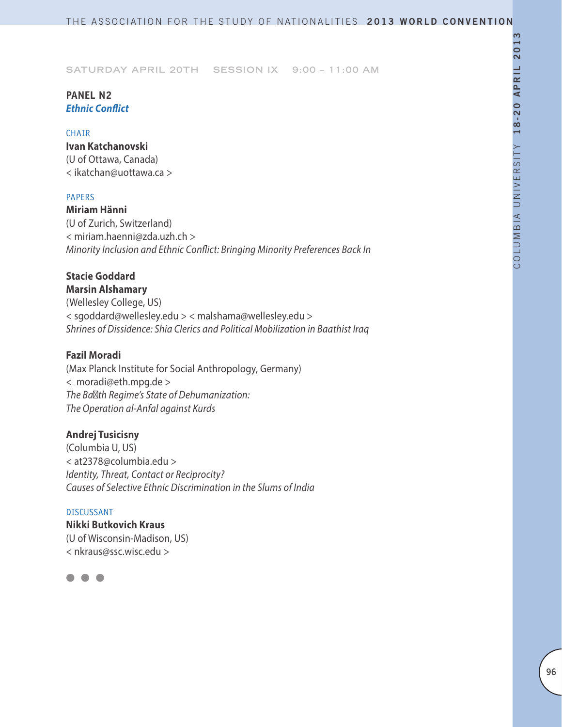SATURDAY APRIL 20TH SESSION IX 9:00 – 11:00 AM

## PANEL N2
### *Ethnic Conflict*

CHAIR

**Ivan Katchanovski**
(U of Ottawa, Canada)
< ikatchan@uottawa.ca >

PAPERS

**Miriam Hänni**
(U of Zurich, Switzerland)
< miriam.haenni@zda.uzh.ch >
*Minority Inclusion and Ethnic Conflict: Bringing Minority Preferences Back In*

**Stacie Goddard**
**Marsin Alshamary**
(Wellesley College, US)
< sgoddard@wellesley.edu > < malshama@wellesley.edu >
*Shrines of Dissidence: Shia Clerics and Political Mobilization in Baathist Iraq*

**Fazil Moradi**
(Max Planck Institute for Social Anthropology, Germany)
< moradi@eth.mpg.de >
*The Ba th Regime's State of Dehumanization:*
*The Operation al-Anfal against Kurds*

**Andrej Tusicisny**
(Columbia U, US)
< at2378@columbia.edu >
*Identity, Threat, Contact or Reciprocity?*
*Causes of Selective Ethnic Discrimination in the Slums of India*

DISCUSSANT

**Nikki Butkovich Kraus**
(U of Wisconsin-Madison, US)
< nkraus@ssc.wisc.edu >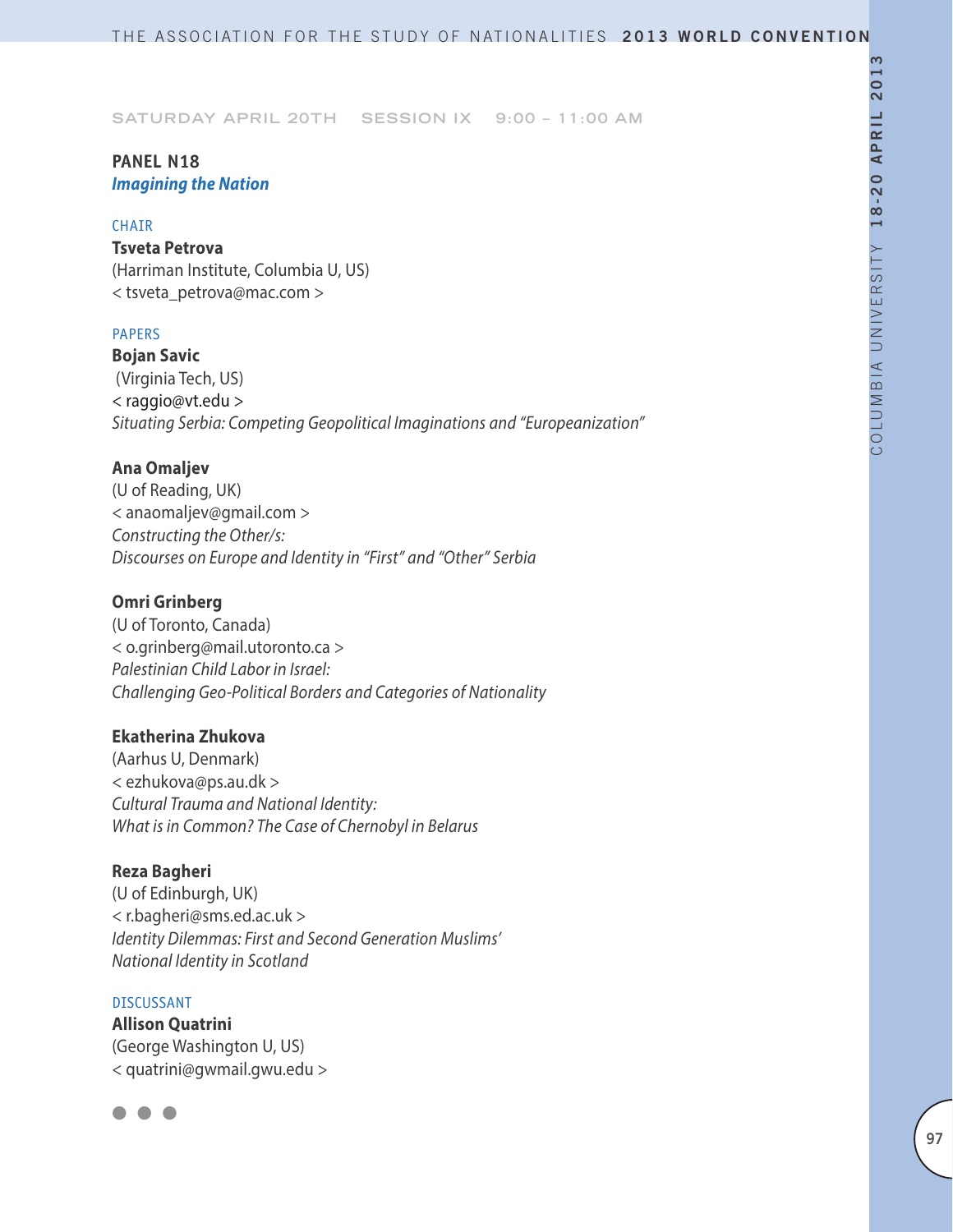SATURDAY APRIL 20TH SESSION IX 9:00 – 11:00 AM

## PANEL N18

### *Imagining the Nation*

CHAIR

**Tsveta Petrova**
(Harriman Institute, Columbia U, US)
< tsveta_petrova@mac.com >

PAPERS

**Bojan Savic**
(Virginia Tech, US)
< raggio@vt.edu >
*Situating Serbia: Competing Geopolitical Imaginations and "Europeanization"*

**Ana Omaljev**
(U of Reading, UK)
< anaomaljev@gmail.com >
*Constructing the Other/s:*
*Discourses on Europe and Identity in "First" and "Other" Serbia*

**Omri Grinberg**
(U of Toronto, Canada)
< o.grinberg@mail.utoronto.ca >
*Palestinian Child Labor in Israel:*
*Challenging Geo-Political Borders and Categories of Nationality*

**Ekatherina Zhukova**
(Aarhus U, Denmark)
< ezhukova@ps.au.dk >
*Cultural Trauma and National Identity:*
*What is in Common? The Case of Chernobyl in Belarus*

**Reza Bagheri**
(U of Edinburgh, UK)
< r.bagheri@sms.ed.ac.uk >
*Identity Dilemmas: First and Second Generation Muslims'*
*National Identity in Scotland*

DISCUSSANT

**Allison Quatrini**
(George Washington U, US)
< quatrini@gwmail.gwu.edu >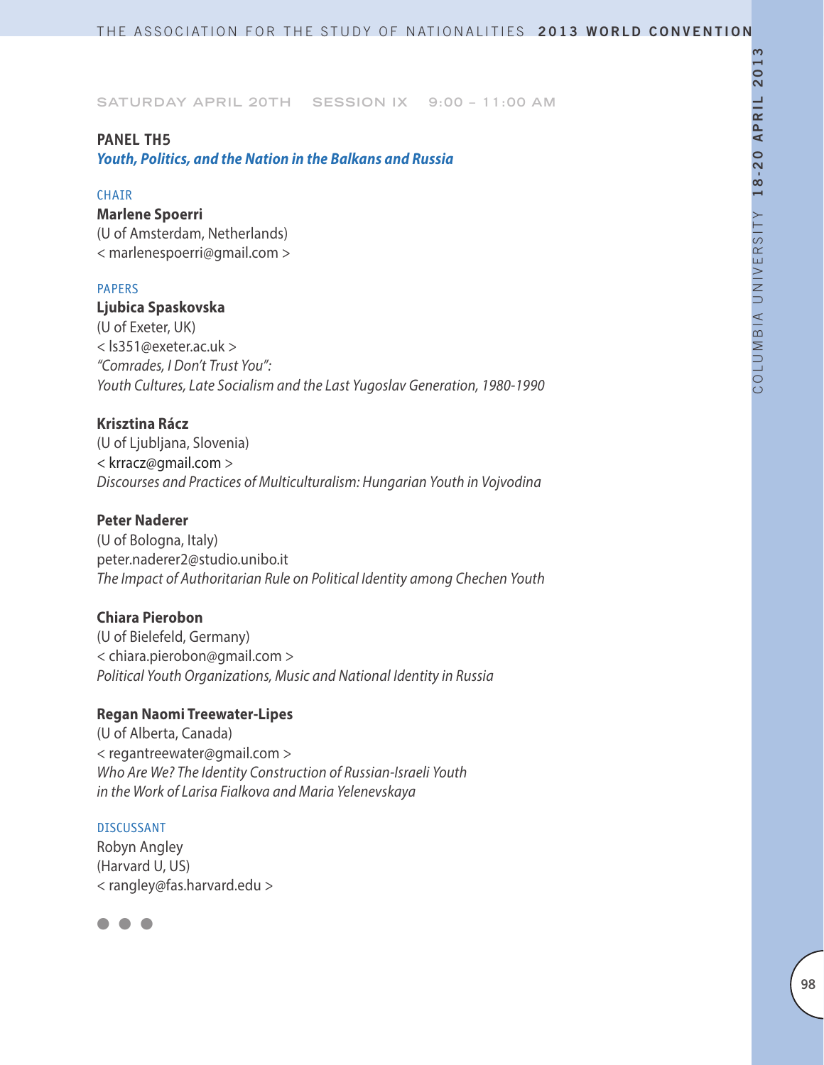SATURDAY APRIL 20TH SESSION IX 9:00 – 11:00 AM

## PANEL TH5

***Youth, Politics, and the Nation in the Balkans and Russia***

CHAIR

**Marlene Spoerri**
(U of Amsterdam, Netherlands)
< marlenespoerri@gmail.com >

PAPERS

**Ljubica Spaskovska**
(U of Exeter, UK)
< ls351@exeter.ac.uk >
*"Comrades, I Don't Trust You": Youth Cultures, Late Socialism and the Last Yugoslav Generation, 1980-1990*

**Krisztina Rácz**
(U of Ljubljana, Slovenia)
< krracz@gmail.com >
*Discourses and Practices of Multiculturalism: Hungarian Youth in Vojvodina*

**Peter Naderer**
(U of Bologna, Italy)
peter.naderer2@studio.unibo.it
*The Impact of Authoritarian Rule on Political Identity among Chechen Youth*

**Chiara Pierobon**
(U of Bielefeld, Germany)
< chiara.pierobon@gmail.com >
*Political Youth Organizations, Music and National Identity in Russia*

**Regan Naomi Treewater-Lipes**
(U of Alberta, Canada)
< regantreewater@gmail.com >
*Who Are We? The Identity Construction of Russian-Israeli Youth in the Work of Larisa Fialkova and Maria Yelenevskaya*

DISCUSSANT

Robyn Angley
(Harvard U, US)
< rangley@fas.harvard.edu >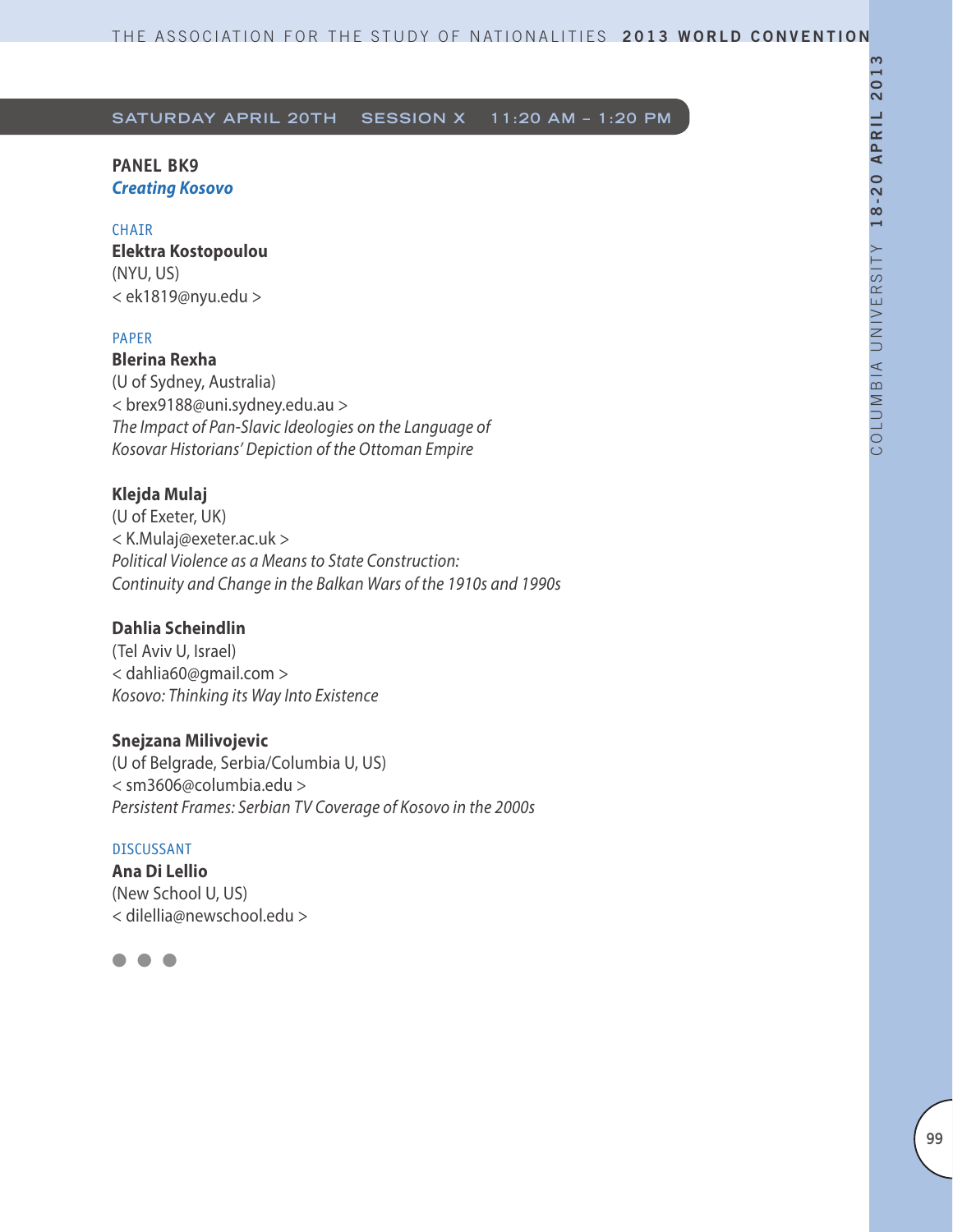## SATURDAY APRIL 20TH SESSION X 11:20 AM – 1:20 PM

### PANEL BK9
***Creating Kosovo***

CHAIR

**Elektra Kostopoulou**
(NYU, US)
< ek1819@nyu.edu >

PAPER

**Blerina Rexha**
(U of Sydney, Australia)
< brex9188@uni.sydney.edu.au >
*The Impact of Pan-Slavic Ideologies on the Language of Kosovar Historians' Depiction of the Ottoman Empire*

**Klejda Mulaj**
(U of Exeter, UK)
< K.Mulaj@exeter.ac.uk >
*Political Violence as a Means to State Construction: Continuity and Change in the Balkan Wars of the 1910s and 1990s*

**Dahlia Scheindlin**
(Tel Aviv U, Israel)
< dahlia60@gmail.com >
*Kosovo: Thinking its Way Into Existence*

**Snejzana Milivojevic**
(U of Belgrade, Serbia/Columbia U, US)
< sm3606@columbia.edu >
*Persistent Frames: Serbian TV Coverage of Kosovo in the 2000s*

DISCUSSANT

**Ana Di Lellio**
(New School U, US)
< dilellia@newschool.edu >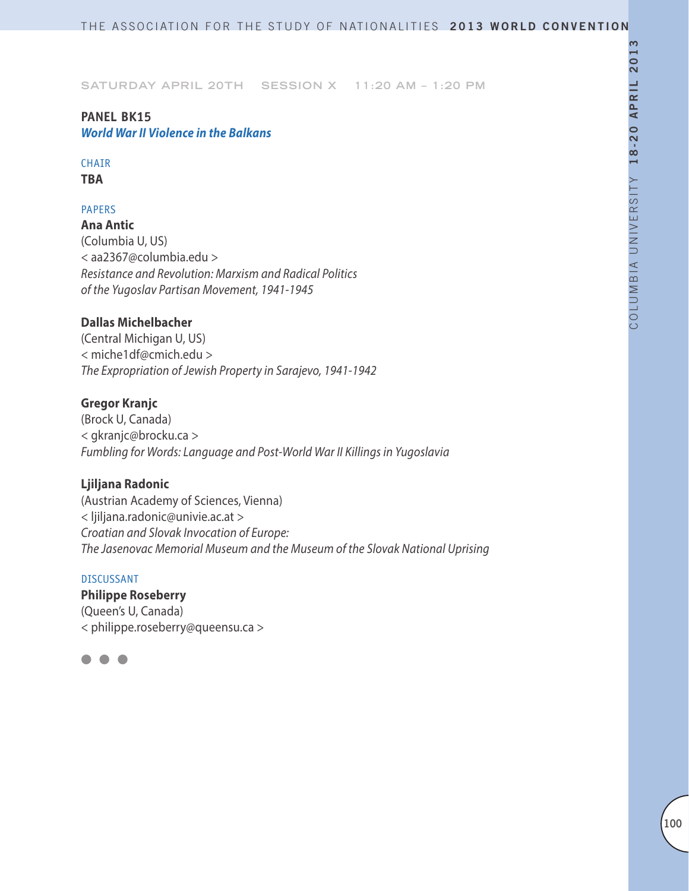SATURDAY APRIL 20TH SESSION X 11:20 AM – 1:20 PM

**PANEL BK15**
***World War II Violence in the Balkans***

CHAIR
**TBA**

PAPERS
**Ana Antic**
(Columbia U, US)
< aa2367@columbia.edu >
*Resistance and Revolution: Marxism and Radical Politics of the Yugoslav Partisan Movement, 1941-1945*

**Dallas Michelbacher**
(Central Michigan U, US)
< miche1df@cmich.edu >
*The Expropriation of Jewish Property in Sarajevo, 1941-1942*

**Gregor Kranjc**
(Brock U, Canada)
< gkranjc@brocku.ca >
*Fumbling for Words: Language and Post-World War II Killings in Yugoslavia*

**Ljiljana Radonic**
(Austrian Academy of Sciences, Vienna)
< ljiljana.radonic@univie.ac.at >
*Croatian and Slovak Invocation of Europe: The Jasenovac Memorial Museum and the Museum of the Slovak National Uprising*

DISCUSSANT
**Philippe Roseberry**
(Queen's U, Canada)
< philippe.roseberry@queensu.ca >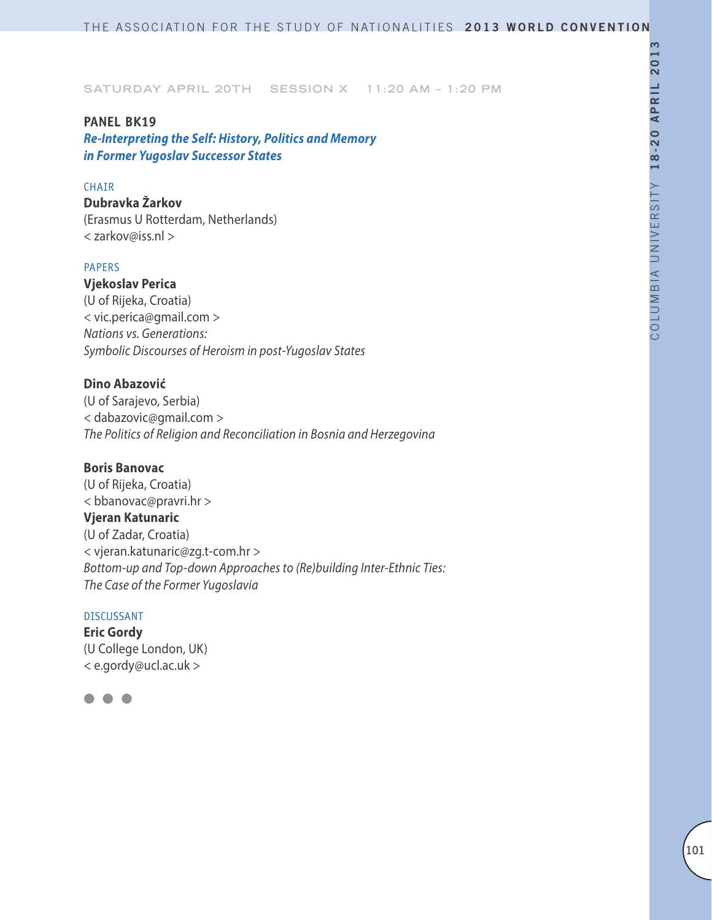SATURDAY APRIL 20TH SESSION X 11:20 AM – 1:20 PM

## PANEL BK19

### *Re-Interpreting the Self: History, Politics and Memory in Former Yugoslav Successor States*

CHAIR

**Dubravka Žarkov**
(Erasmus U Rotterdam, Netherlands)
< zarkov@iss.nl >

PAPERS

**Vjekoslav Perica**
(U of Rijeka, Croatia)
< vic.perica@gmail.com >
*Nations vs. Generations: Symbolic Discourses of Heroism in post-Yugoslav States*

**Dino Abazović**
(U of Sarajevo, Serbia)
< dabazovic@gmail.com >
*The Politics of Religion and Reconciliation in Bosnia and Herzegovina*

**Boris Banovac**
(U of Rijeka, Croatia)
< bbanovac@pravri.hr >
**Vjeran Katunaric**
(U of Zadar, Croatia)
< vjeran.katunaric@zg.t-com.hr >
*Bottom-up and Top-down Approaches to (Re)building Inter-Ethnic Ties: The Case of the Former Yugoslavia*

DISCUSSANT

**Eric Gordy**
(U College London, UK)
< e.gordy@ucl.ac.uk >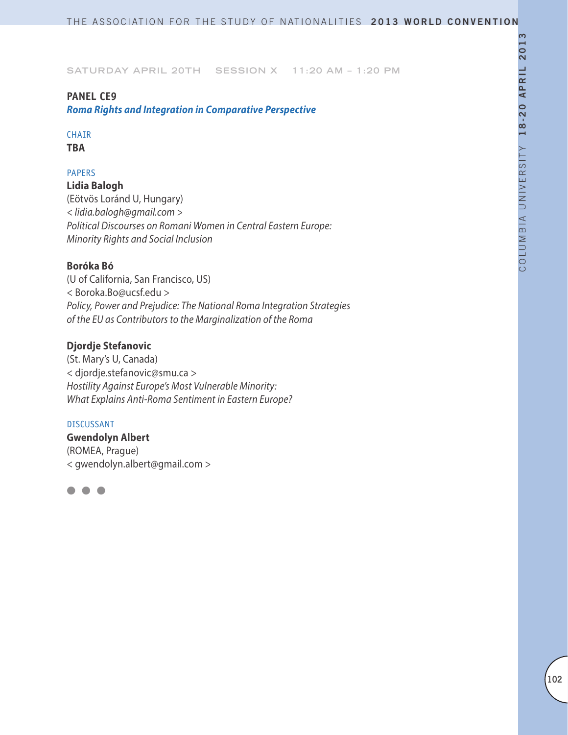SATURDAY APRIL 20TH SESSION X 11:20 AM – 1:20 PM

**PANEL CE9**

***Roma Rights and Integration in Comparative Perspective***

CHAIR

**TBA**

PAPERS

**Lidia Balogh**
(Eötvös Loránd U, Hungary)
*< lidia.balogh@gmail.com >*
*Political Discourses on Romani Women in Central Eastern Europe: Minority Rights and Social Inclusion*

**Boróka Bó**
(U of California, San Francisco, US)
< Boroka.Bo@ucsf.edu >
*Policy, Power and Prejudice: The National Roma Integration Strategies of the EU as Contributors to the Marginalization of the Roma*

**Djordje Stefanovic**
(St. Mary's U, Canada)
< djordje.stefanovic@smu.ca >
*Hostility Against Europe's Most Vulnerable Minority: What Explains Anti-Roma Sentiment in Eastern Europe?*

DISCUSSANT

**Gwendolyn Albert**
(ROMEA, Prague)
< gwendolyn.albert@gmail.com >

● ● ●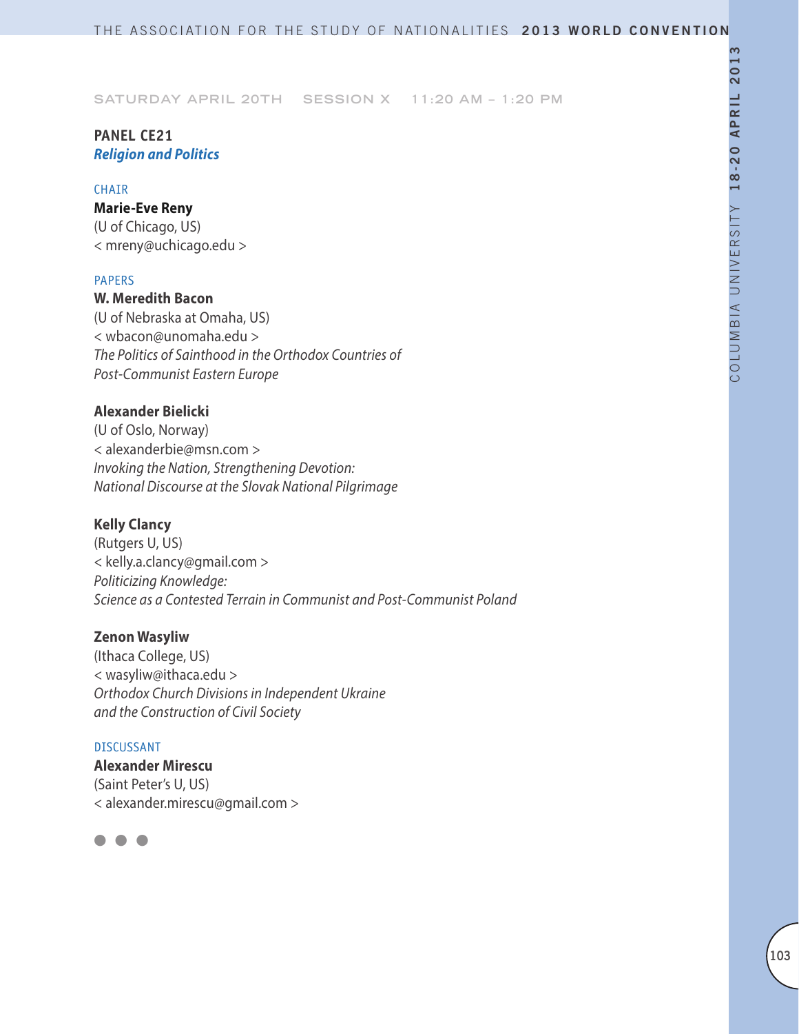SATURDAY APRIL 20TH SESSION X 11:20 AM – 1:20 PM

## PANEL CE21
***Religion and Politics***

CHAIR

**Marie-Eve Reny**
(U of Chicago, US)
< mreny@uchicago.edu >

PAPERS

**W. Meredith Bacon**
(U of Nebraska at Omaha, US)
< wbacon@unomaha.edu >
*The Politics of Sainthood in the Orthodox Countries of Post-Communist Eastern Europe*

**Alexander Bielicki**
(U of Oslo, Norway)
< alexanderbie@msn.com >
*Invoking the Nation, Strengthening Devotion: National Discourse at the Slovak National Pilgrimage*

**Kelly Clancy**
(Rutgers U, US)
< kelly.a.clancy@gmail.com >
*Politicizing Knowledge: Science as a Contested Terrain in Communist and Post-Communist Poland*

**Zenon Wasyliw**
(Ithaca College, US)
< wasyliw@ithaca.edu >
*Orthodox Church Divisions in Independent Ukraine and the Construction of Civil Society*

DISCUSSANT

**Alexander Mirescu**
(Saint Peter's U, US)
< alexander.mirescu@gmail.com >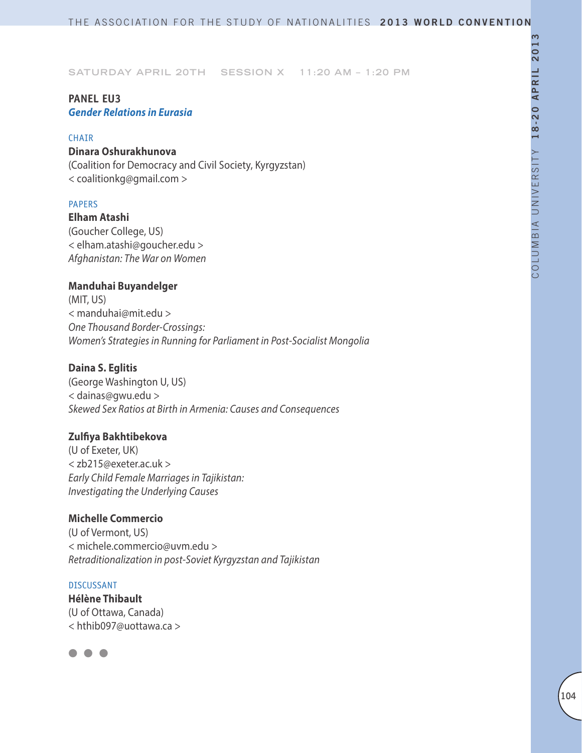SATURDAY APRIL 20TH SESSION X 11:20 AM – 1:20 PM

## PANEL EU3
### *Gender Relations in Eurasia*

CHAIR

**Dinara Oshurakhunova**
(Coalition for Democracy and Civil Society, Kyrgyzstan)
< coalitionkg@gmail.com >

PAPERS

**Elham Atashi**
(Goucher College, US)
< elham.atashi@goucher.edu >
*Afghanistan: The War on Women*

**Manduhai Buyandelger**
(MIT, US)
< manduhai@mit.edu >
*One Thousand Border-Crossings:*
*Women's Strategies in Running for Parliament in Post-Socialist Mongolia*

**Daina S. Eglitis**
(George Washington U, US)
< dainas@gwu.edu >
*Skewed Sex Ratios at Birth in Armenia: Causes and Consequences*

**Zulfiya Bakhtibekova**
(U of Exeter, UK)
< zb215@exeter.ac.uk >
*Early Child Female Marriages in Tajikistan:*
*Investigating the Underlying Causes*

**Michelle Commercio**
(U of Vermont, US)
< michele.commercio@uvm.edu >
*Retraditionalization in post-Soviet Kyrgyzstan and Tajikistan*

DISCUSSANT

**Hélène Thibault**
(U of Ottawa, Canada)
< hthib097@uottawa.ca >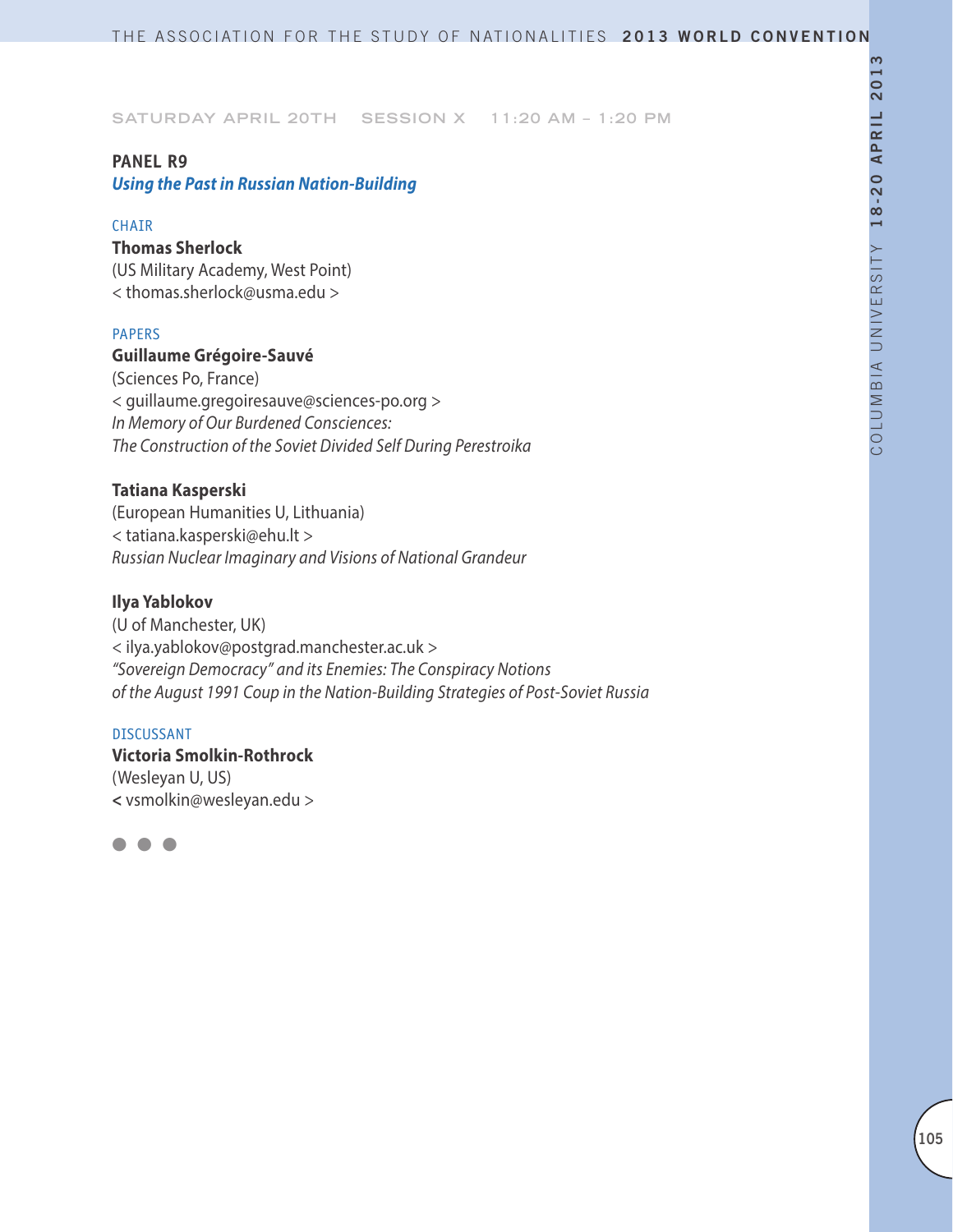SATURDAY APRIL 20TH SESSION X 11:20 AM – 1:20 PM

## PANEL R9

### *Using the Past in Russian Nation-Building*

CHAIR

**Thomas Sherlock**
(US Military Academy, West Point)
< thomas.sherlock@usma.edu >

PAPERS

**Guillaume Grégoire-Sauvé**
(Sciences Po, France)
< guillaume.gregoiresauve@sciences-po.org >
*In Memory of Our Burdened Consciences:*
*The Construction of the Soviet Divided Self During Perestroika*

**Tatiana Kasperski**
(European Humanities U, Lithuania)
< tatiana.kasperski@ehu.lt >
*Russian Nuclear Imaginary and Visions of National Grandeur*

**Ilya Yablokov**
(U of Manchester, UK)
< ilya.yablokov@postgrad.manchester.ac.uk >
*"Sovereign Democracy" and its Enemies: The Conspiracy Notions*
*of the August 1991 Coup in the Nation-Building Strategies of Post-Soviet Russia*

DISCUSSANT

**Victoria Smolkin-Rothrock**
(Wesleyan U, US)
< vsmolkin@wesleyan.edu >

● ● ●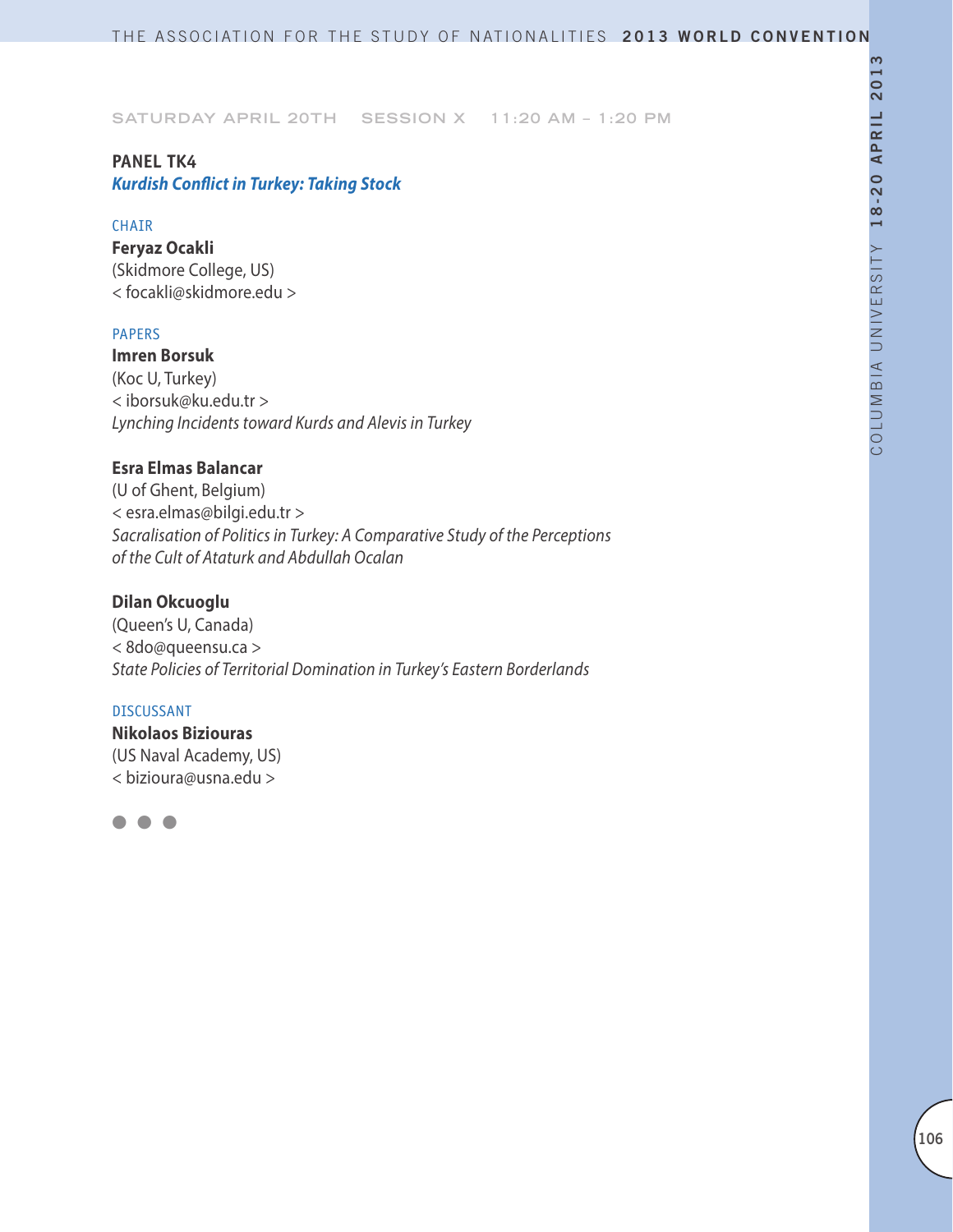SATURDAY APRIL 20TH SESSION X 11:20 AM – 1:20 PM

## PANEL TK4

***Kurdish Conflict in Turkey: Taking Stock***

CHAIR

**Feryaz Ocakli**
(Skidmore College, US)
< focakli@skidmore.edu >

PAPERS

**Imren Borsuk**
(Koc U, Turkey)
< iborsuk@ku.edu.tr >
*Lynching Incidents toward Kurds and Alevis in Turkey*

**Esra Elmas Balancar**
(U of Ghent, Belgium)
< esra.elmas@bilgi.edu.tr >
*Sacralisation of Politics in Turkey: A Comparative Study of the Perceptions of the Cult of Ataturk and Abdullah Ocalan*

**Dilan Okcuoglu**
(Queen's U, Canada)
< 8do@queensu.ca >
*State Policies of Territorial Domination in Turkey's Eastern Borderlands*

DISCUSSANT

**Nikolaos Biziouras**
(US Naval Academy, US)
< bizioura@usna.edu >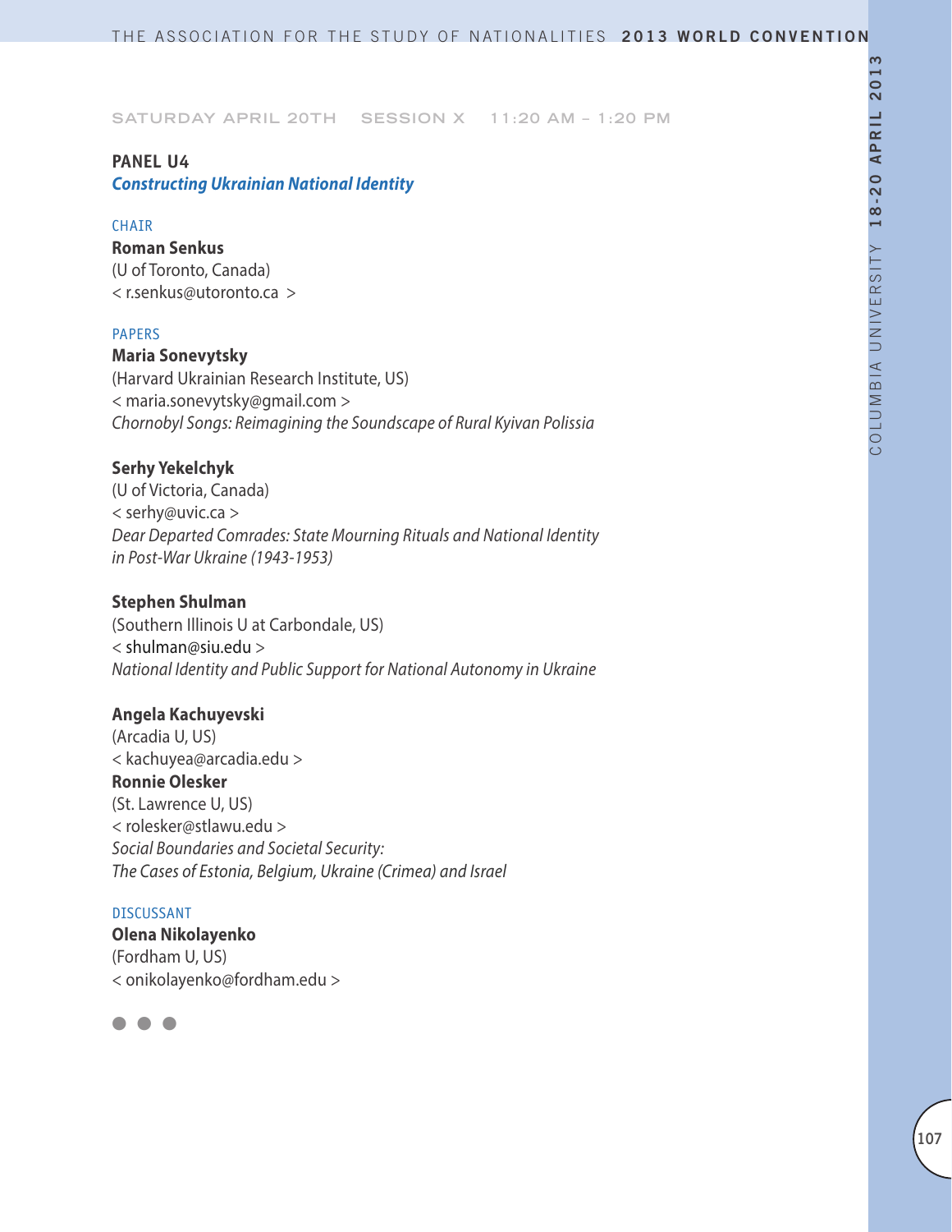SATURDAY APRIL 20TH SESSION X 11:20 AM – 1:20 PM

## PANEL U4

***Constructing Ukrainian National Identity***

CHAIR

**Roman Senkus**
(U of Toronto, Canada)
< r.senkus@utoronto.ca >

PAPERS

**Maria Sonevytsky**
(Harvard Ukrainian Research Institute, US)
< maria.sonevytsky@gmail.com >
*Chornobyl Songs: Reimagining the Soundscape of Rural Kyivan Polissia*

**Serhy Yekelchyk**
(U of Victoria, Canada)
< serhy@uvic.ca >
*Dear Departed Comrades: State Mourning Rituals and National Identity in Post-War Ukraine (1943-1953)*

**Stephen Shulman**
(Southern Illinois U at Carbondale, US)
< shulman@siu.edu >
*National Identity and Public Support for National Autonomy in Ukraine*

**Angela Kachuyevski**
(Arcadia U, US)
< kachuyea@arcadia.edu >
**Ronnie Olesker**
(St. Lawrence U, US)
< rolesker@stlawu.edu >
*Social Boundaries and Societal Security: The Cases of Estonia, Belgium, Ukraine (Crimea) and Israel*

DISCUSSANT

**Olena Nikolayenko**
(Fordham U, US)
< onikolayenko@fordham.edu >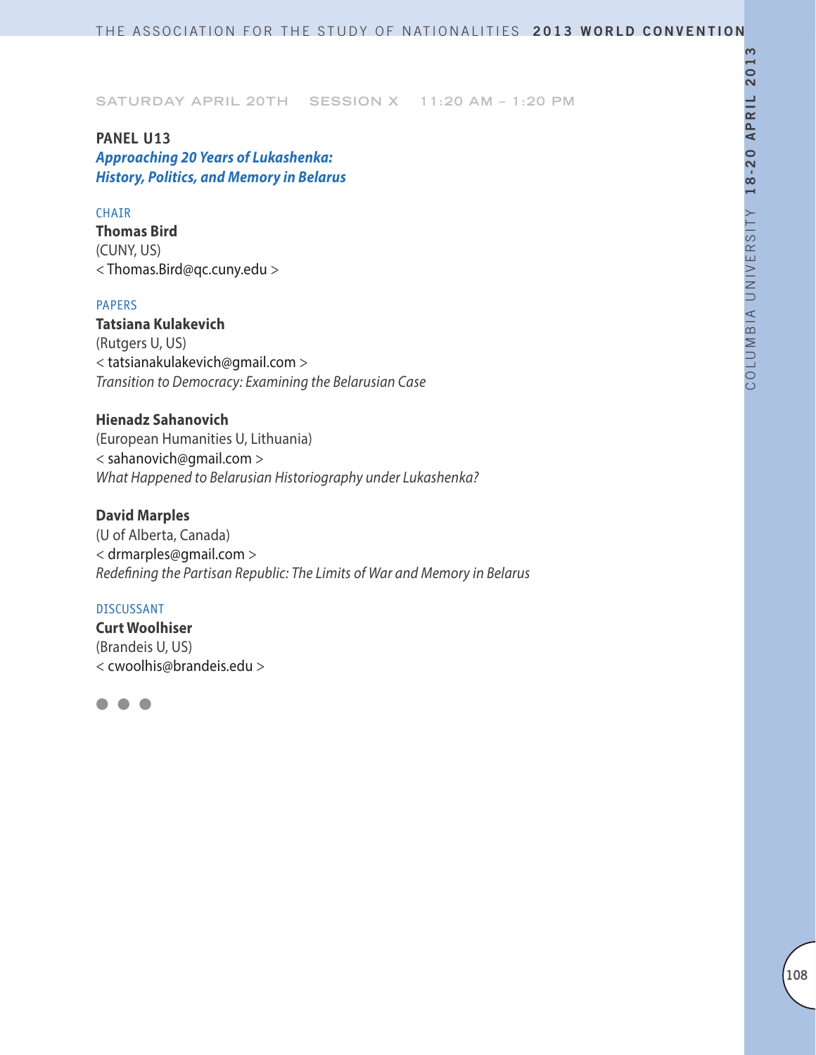SATURDAY APRIL 20TH SESSION X 11:20 AM – 1:20 PM

## PANEL U13

### *Approaching 20 Years of Lukashenka: History, Politics, and Memory in Belarus*

CHAIR

**Thomas Bird**
(CUNY, US)
< Thomas.Bird@qc.cuny.edu >

PAPERS

**Tatsiana Kulakevich**
(Rutgers U, US)
< tatsianakulakevich@gmail.com >
*Transition to Democracy: Examining the Belarusian Case*

**Hienadz Sahanovich**
(European Humanities U, Lithuania)
< sahanovich@gmail.com >
*What Happened to Belarusian Historiography under Lukashenka?*

**David Marples**
(U of Alberta, Canada)
< drmarples@gmail.com >
*Redefining the Partisan Republic: The Limits of War and Memory in Belarus*

DISCUSSANT

**Curt Woolhiser**
(Brandeis U, US)
< cwoolhis@brandeis.edu >

● ● ●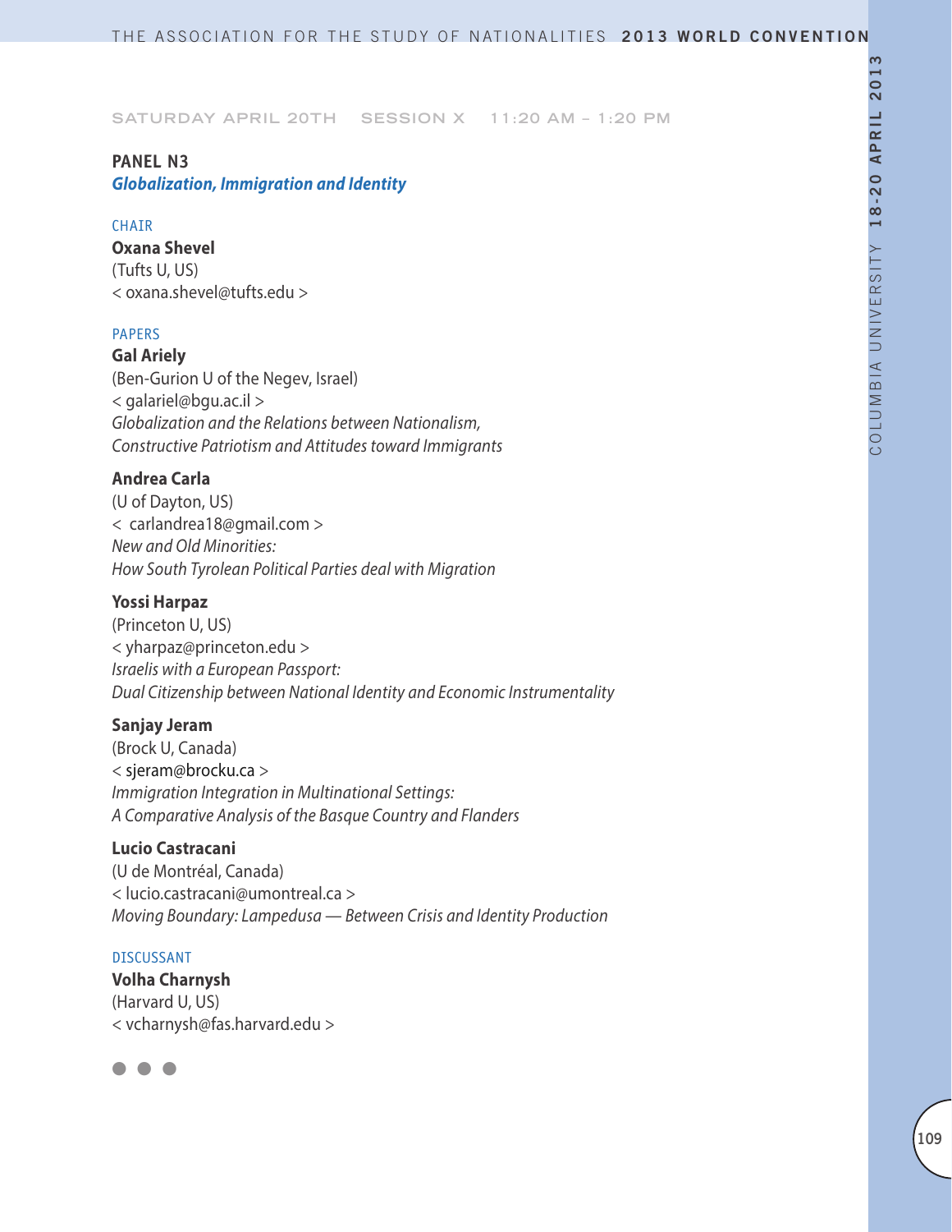SATURDAY APRIL 20TH SESSION X 11:20 AM – 1:20 PM

## PANEL N3
### *Globalization, Immigration and Identity*

CHAIR

**Oxana Shevel**
(Tufts U, US)
< oxana.shevel@tufts.edu >

PAPERS

**Gal Ariely**
(Ben-Gurion U of the Negev, Israel)
< galariel@bgu.ac.il >
*Globalization and the Relations between Nationalism, Constructive Patriotism and Attitudes toward Immigrants*

**Andrea Carla**
(U of Dayton, US)
< carlandrea18@gmail.com >
*New and Old Minorities: How South Tyrolean Political Parties deal with Migration*

**Yossi Harpaz**
(Princeton U, US)
< yharpaz@princeton.edu >
*Israelis with a European Passport: Dual Citizenship between National Identity and Economic Instrumentality*

**Sanjay Jeram**
(Brock U, Canada)
< sjeram@brocku.ca >
*Immigration Integration in Multinational Settings: A Comparative Analysis of the Basque Country and Flanders*

**Lucio Castracani**
(U de Montréal, Canada)
< lucio.castracani@umontreal.ca >
*Moving Boundary: Lampedusa — Between Crisis and Identity Production*

DISCUSSANT

**Volha Charnysh**
(Harvard U, US)
< vcharnysh@fas.harvard.edu >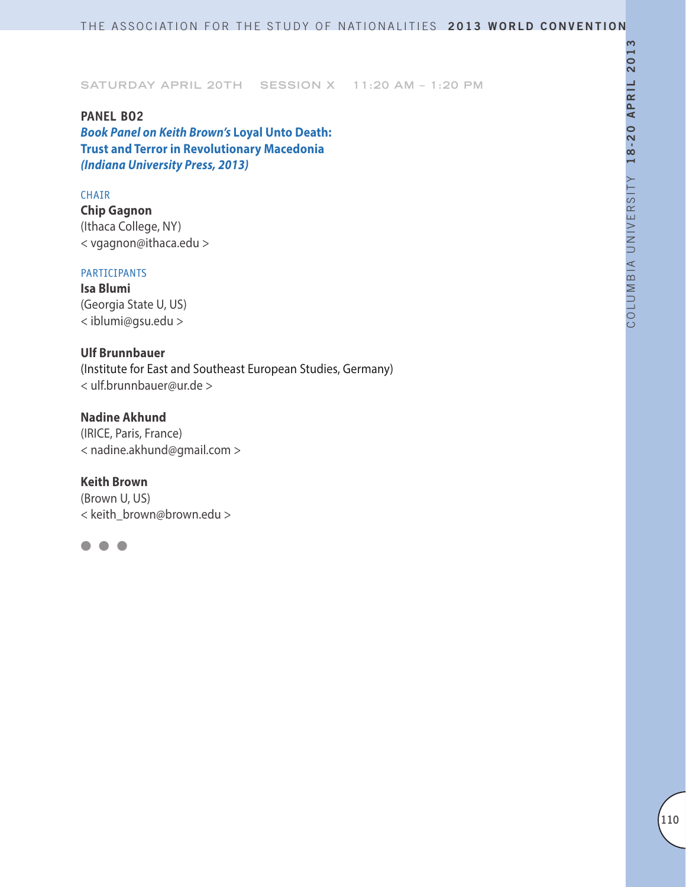SATURDAY APRIL 20TH SESSION X 11:20 AM – 1:20 PM

## PANEL B02

***Book Panel on Keith Brown's* Loyal Unto Death: Trust and Terror in Revolutionary Macedonia *(Indiana University Press, 2013)***

CHAIR

**Chip Gagnon**
(Ithaca College, NY)
< vgagnon@ithaca.edu >

PARTICIPANTS

**Isa Blumi**
(Georgia State U, US)
< iblumi@gsu.edu >

**Ulf Brunnbauer**
(Institute for East and Southeast European Studies, Germany)
< ulf.brunnbauer@ur.de >

**Nadine Akhund**
(IRICE, Paris, France)
< nadine.akhund@gmail.com >

**Keith Brown**
(Brown U, US)
< keith_brown@brown.edu >

● ● ●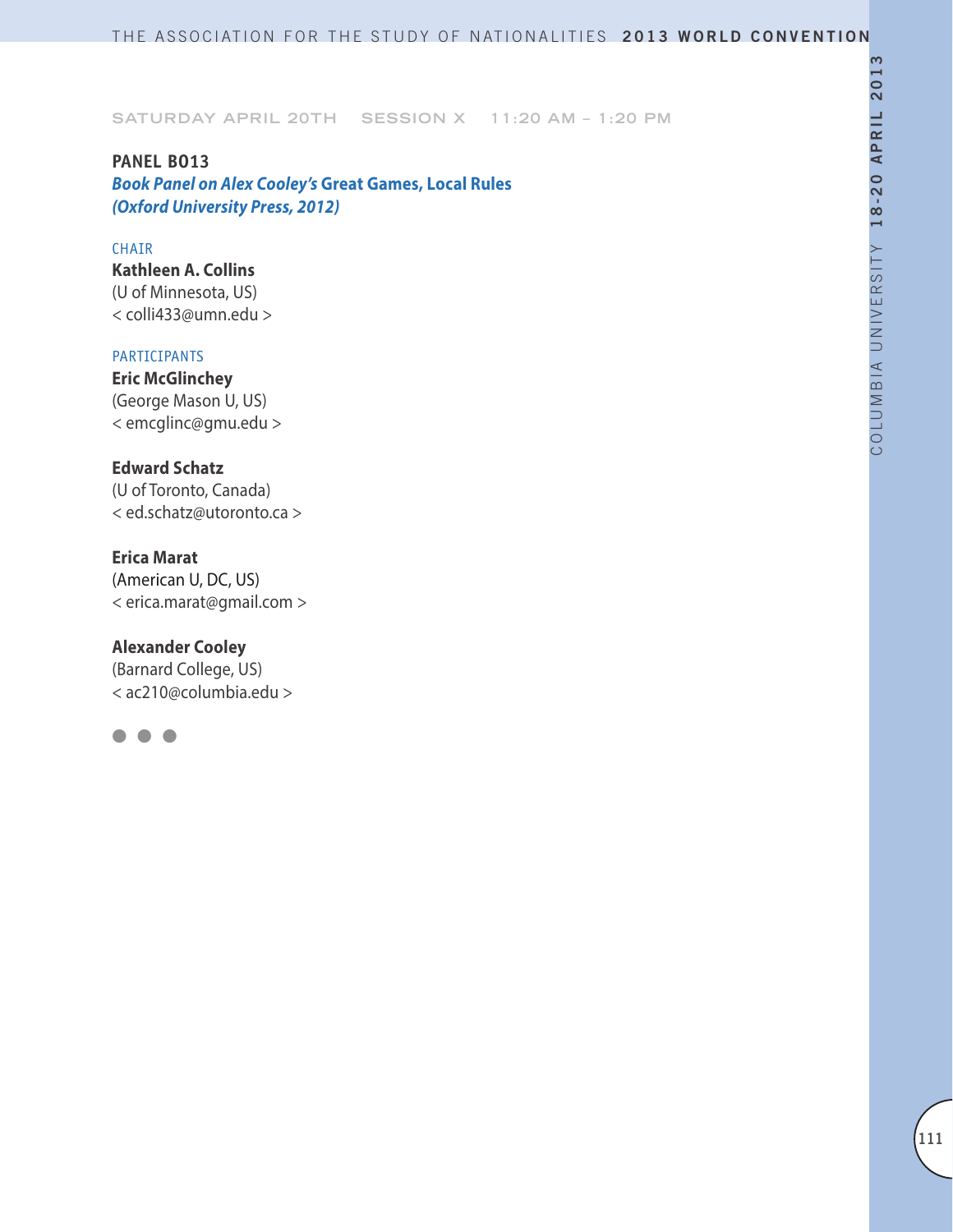SATURDAY APRIL 20TH  SESSION X  11:20 AM – 1:20 PM

## PANEL B013

### *Book Panel on Alex Cooley's* Great Games, Local Rules *(Oxford University Press, 2012)*

CHAIR

**Kathleen A. Collins**
(U of Minnesota, US)
< colli433@umn.edu >

PARTICIPANTS

**Eric McGlinchey**
(George Mason U, US)
< emcglinc@gmu.edu >

**Edward Schatz**
(U of Toronto, Canada)
< ed.schatz@utoronto.ca >

**Erica Marat**
(American U, DC, US)
< erica.marat@gmail.com >

**Alexander Cooley**
(Barnard College, US)
< ac210@columbia.edu >

● ● ●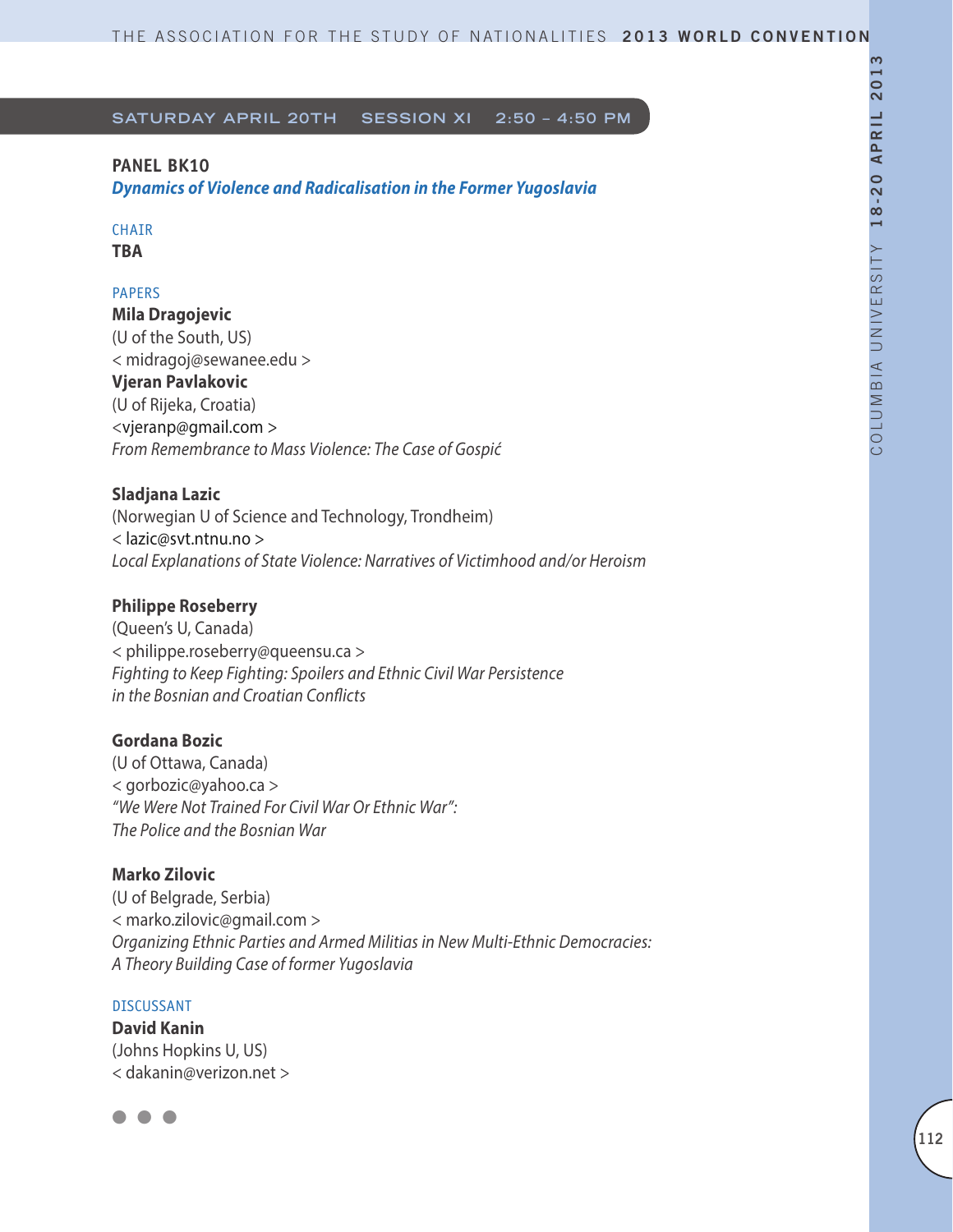## SATURDAY APRIL 20TH SESSION XI 2:50 – 4:50 PM

### PANEL BK10

***Dynamics of Violence and Radicalisation in the Former Yugoslavia***

CHAIR

**TBA**

PAPERS

**Mila Dragojevic**
(U of the South, US)
< midragoj@sewanee.edu >
**Vjeran Pavlakovic**
(U of Rijeka, Croatia)
<vjeranp@gmail.com >
*From Remembrance to Mass Violence: The Case of Gospić*

**Sladjana Lazic**
(Norwegian U of Science and Technology, Trondheim)
< lazic@svt.ntnu.no >
*Local Explanations of State Violence: Narratives of Victimhood and/or Heroism*

**Philippe Roseberry**
(Queen's U, Canada)
< philippe.roseberry@queensu.ca >
*Fighting to Keep Fighting: Spoilers and Ethnic Civil War Persistence in the Bosnian and Croatian Conflicts*

**Gordana Bozic**
(U of Ottawa, Canada)
< gorbozic@yahoo.ca >
*"We Were Not Trained For Civil War Or Ethnic War": The Police and the Bosnian War*

**Marko Zilovic**
(U of Belgrade, Serbia)
< marko.zilovic@gmail.com >
*Organizing Ethnic Parties and Armed Militias in New Multi-Ethnic Democracies: A Theory Building Case of former Yugoslavia*

DISCUSSANT

**David Kanin**
(Johns Hopkins U, US)
< dakanin@verizon.net >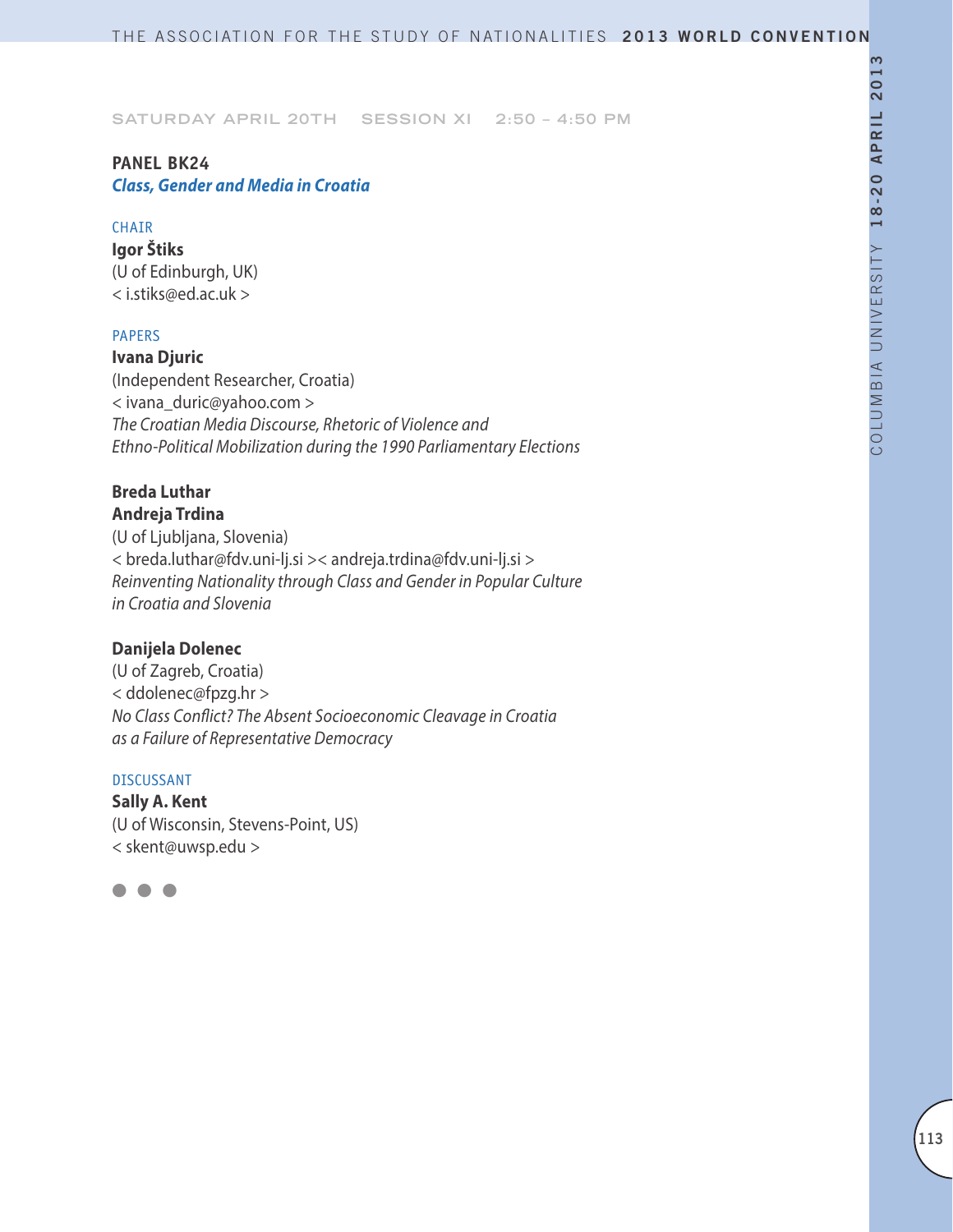SATURDAY APRIL 20TH SESSION XI 2:50 – 4:50 PM

## PANEL BK24
### *Class, Gender and Media in Croatia*

CHAIR

**Igor Štiks**
(U of Edinburgh, UK)
< i.stiks@ed.ac.uk >

PAPERS

**Ivana Djuric**
(Independent Researcher, Croatia)
< ivana_duric@yahoo.com >
*The Croatian Media Discourse, Rhetoric of Violence and Ethno-Political Mobilization during the 1990 Parliamentary Elections*

**Breda Luthar**
**Andreja Trdina**
(U of Ljubljana, Slovenia)
< breda.luthar@fdv.uni-lj.si >< andreja.trdina@fdv.uni-lj.si >
*Reinventing Nationality through Class and Gender in Popular Culture in Croatia and Slovenia*

**Danijela Dolenec**
(U of Zagreb, Croatia)
< ddolenec@fpzg.hr >
*No Class Conflict? The Absent Socioeconomic Cleavage in Croatia as a Failure of Representative Democracy*

DISCUSSANT

**Sally A. Kent**
(U of Wisconsin, Stevens-Point, US)
< skent@uwsp.edu >

● ● ●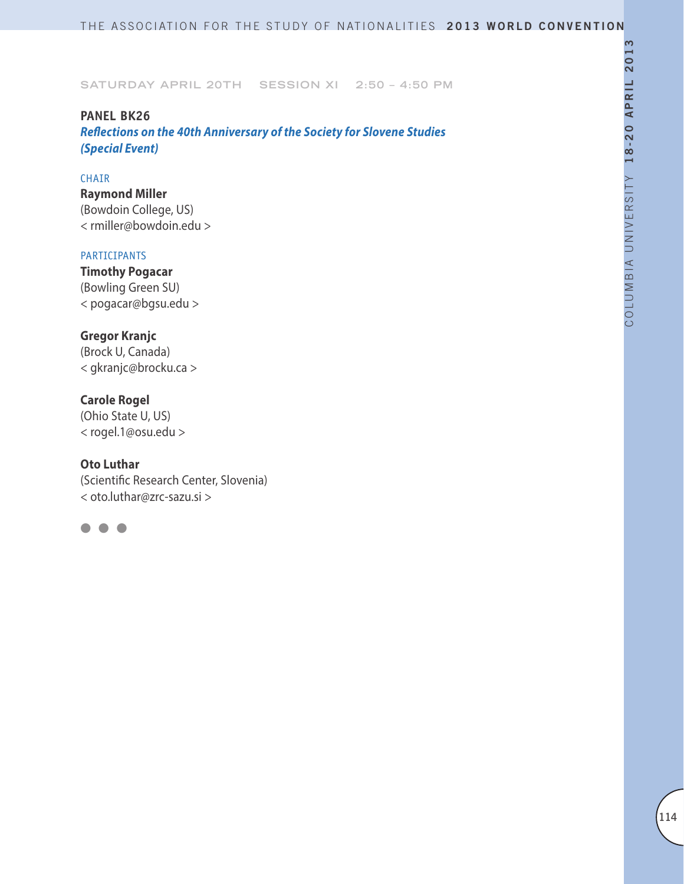SATURDAY APRIL 20TH SESSION XI 2:50 – 4:50 PM

## PANEL BK26

### *Reflections on the 40th Anniversary of the Society for Slovene Studies (Special Event)*

CHAIR

**Raymond Miller**
(Bowdoin College, US)
< rmiller@bowdoin.edu >

PARTICIPANTS

**Timothy Pogacar**
(Bowling Green SU)
< pogacar@bgsu.edu >

**Gregor Kranjc**
(Brock U, Canada)
< gkranjc@brocku.ca >

**Carole Rogel**
(Ohio State U, US)
< rogel.1@osu.edu >

**Oto Luthar**
(Scientific Research Center, Slovenia)
< oto.luthar@zrc-sazu.si >

● ● ●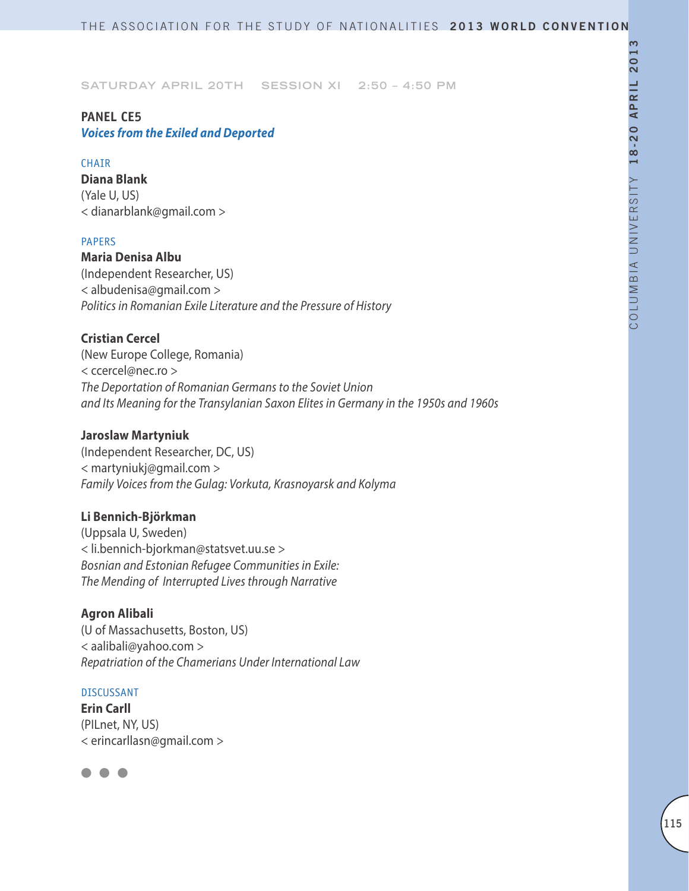SATURDAY APRIL 20TH SESSION XI 2:50 – 4:50 PM

## PANEL CE5
### *Voices from the Exiled and Deported*

CHAIR

**Diana Blank**
(Yale U, US)
< dianarblank@gmail.com >

PAPERS

**Maria Denisa Albu**
(Independent Researcher, US)
< albudenisa@gmail.com >
*Politics in Romanian Exile Literature and the Pressure of History*

**Cristian Cercel**
(New Europe College, Romania)
< ccercel@nec.ro >
*The Deportation of Romanian Germans to the Soviet Union and Its Meaning for the Transylanian Saxon Elites in Germany in the 1950s and 1960s*

**Jaroslaw Martyniuk**
(Independent Researcher, DC, US)
< martyniukj@gmail.com >
*Family Voices from the Gulag: Vorkuta, Krasnoyarsk and Kolyma*

**Li Bennich-Björkman**
(Uppsala U, Sweden)
< li.bennich-bjorkman@statsvet.uu.se >
*Bosnian and Estonian Refugee Communities in Exile: The Mending of Interrupted Lives through Narrative*

**Agron Alibali**
(U of Massachusetts, Boston, US)
< aalibali@yahoo.com >
*Repatriation of the Chamerians Under International Law*

DISCUSSANT

**Erin Carll**
(PILnet, NY, US)
< erincarllasn@gmail.com >

● ● ●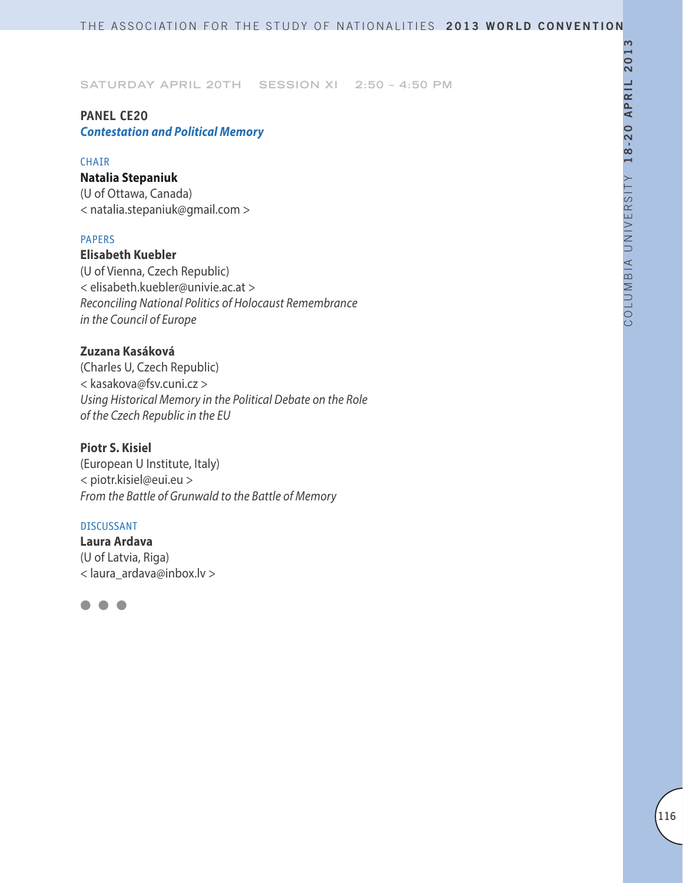SATURDAY APRIL 20TH SESSION XI 2:50 – 4:50 PM

## PANEL CE20
***Contestation and Political Memory***

CHAIR

**Natalia Stepaniuk**
(U of Ottawa, Canada)
< natalia.stepaniuk@gmail.com >

PAPERS

**Elisabeth Kuebler**
(U of Vienna, Czech Republic)
< elisabeth.kuebler@univie.ac.at >
*Reconciling National Politics of Holocaust Remembrance in the Council of Europe*

**Zuzana Kasáková**
(Charles U, Czech Republic)
< kasakova@fsv.cuni.cz >
*Using Historical Memory in the Political Debate on the Role of the Czech Republic in the EU*

**Piotr S. Kisiel**
(European U Institute, Italy)
< piotr.kisiel@eui.eu >
*From the Battle of Grunwald to the Battle of Memory*

DISCUSSANT

**Laura Ardava**
(U of Latvia, Riga)
< laura_ardava@inbox.lv >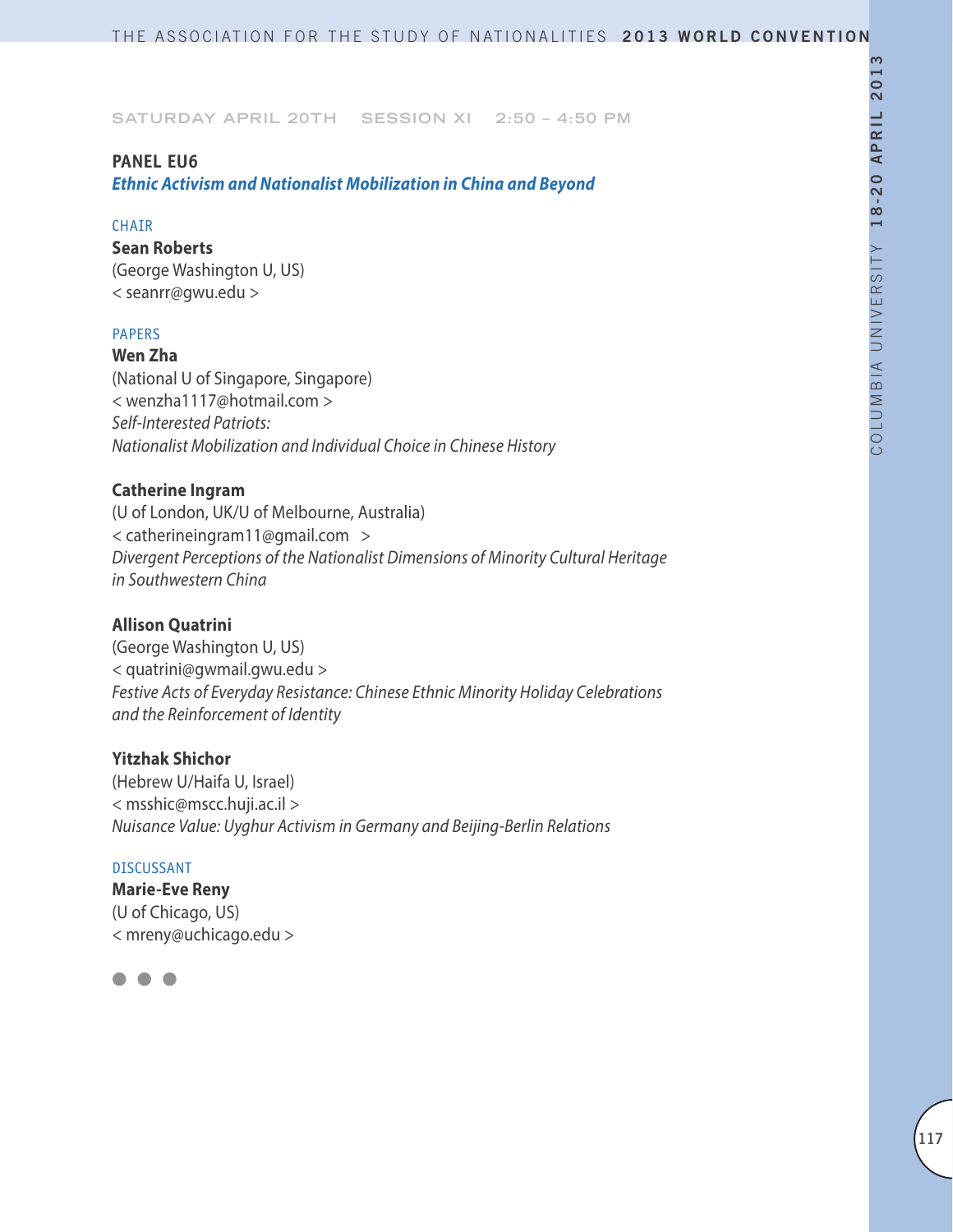SATURDAY APRIL 20TH SESSION XI 2:50 – 4:50 PM

## PANEL EU6

***Ethnic Activism and Nationalist Mobilization in China and Beyond***

CHAIR

**Sean Roberts**
(George Washington U, US)
< seanrr@gwu.edu >

PAPERS

**Wen Zha**
(National U of Singapore, Singapore)
< wenzha1117@hotmail.com >
*Self-Interested Patriots:*
*Nationalist Mobilization and Individual Choice in Chinese History*

**Catherine Ingram**
(U of London, UK/U of Melbourne, Australia)
< catherineingram11@gmail.com >
*Divergent Perceptions of the Nationalist Dimensions of Minority Cultural Heritage in Southwestern China*

**Allison Quatrini**
(George Washington U, US)
< quatrini@gwmail.gwu.edu >
*Festive Acts of Everyday Resistance: Chinese Ethnic Minority Holiday Celebrations and the Reinforcement of Identity*

**Yitzhak Shichor**
(Hebrew U/Haifa U, Israel)
< msshic@mscc.huji.ac.il >
*Nuisance Value: Uyghur Activism in Germany and Beijing-Berlin Relations*

DISCUSSANT

**Marie-Eve Reny**
(U of Chicago, US)
< mreny@uchicago.edu >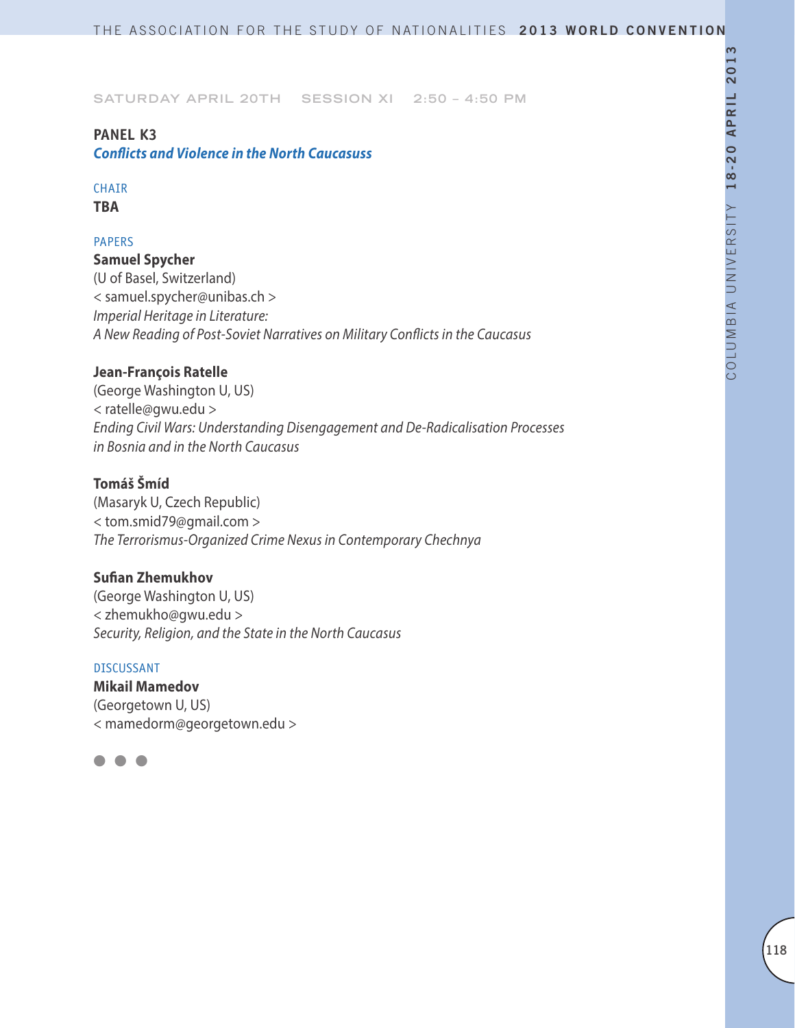SATURDAY APRIL 20TH SESSION XI 2:50 – 4:50 PM

## PANEL K3

### *Conflicts and Violence in the North Caucasuss*

CHAIR

**TBA**

PAPERS

**Samuel Spycher**
(U of Basel, Switzerland)
< samuel.spycher@unibas.ch >
*Imperial Heritage in Literature:*
*A New Reading of Post-Soviet Narratives on Military Conflicts in the Caucasus*

**Jean-François Ratelle**
(George Washington U, US)
< ratelle@gwu.edu >
*Ending Civil Wars: Understanding Disengagement and De-Radicalisation Processes in Bosnia and in the North Caucasus*

**Tomáš Šmíd**
(Masaryk U, Czech Republic)
< tom.smid79@gmail.com >
*The Terrorismus-Organized Crime Nexus in Contemporary Chechnya*

**Sufian Zhemukhov**
(George Washington U, US)
< zhemukho@gwu.edu >
*Security, Religion, and the State in the North Caucasus*

DISCUSSANT

**Mikail Mamedov**
(Georgetown U, US)
< mamedorm@georgetown.edu >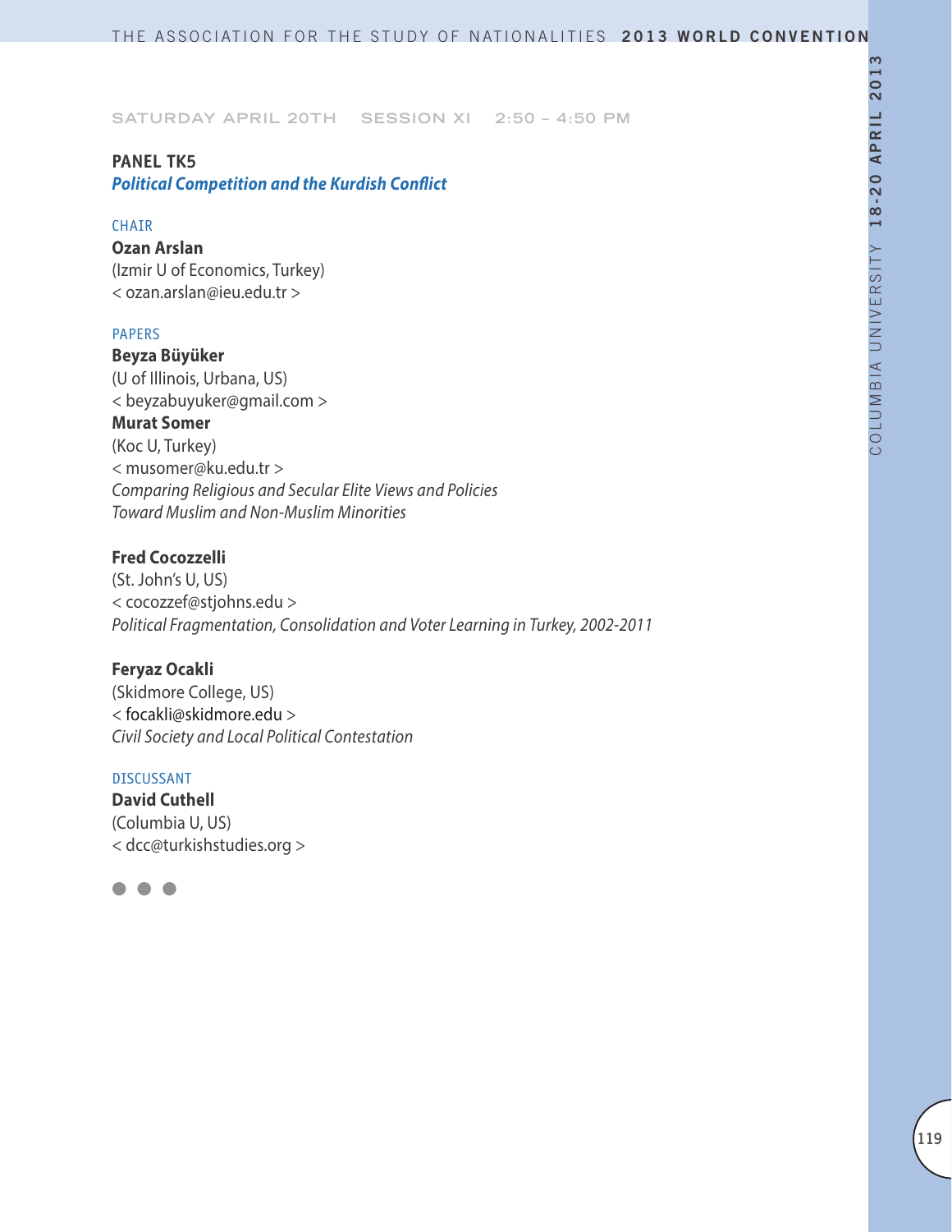SATURDAY APRIL 20TH SESSION XI 2:50 – 4:50 PM

## PANEL TK5

***Political Competition and the Kurdish Conflict***

CHAIR

**Ozan Arslan**
(Izmir U of Economics, Turkey)
< ozan.arslan@ieu.edu.tr >

PAPERS

**Beyza Büyüker**
(U of Illinois, Urbana, US)
< beyzabuyuker@gmail.com >

**Murat Somer**
(Koc U, Turkey)
< musomer@ku.edu.tr >
*Comparing Religious and Secular Elite Views and Policies Toward Muslim and Non-Muslim Minorities*

**Fred Cocozzelli**
(St. John's U, US)
< cocozzef@stjohns.edu >
*Political Fragmentation, Consolidation and Voter Learning in Turkey, 2002-2011*

**Feryaz Ocakli**
(Skidmore College, US)
< focakli@skidmore.edu >
*Civil Society and Local Political Contestation*

DISCUSSANT

**David Cuthell**
(Columbia U, US)
< dcc@turkishstudies.org >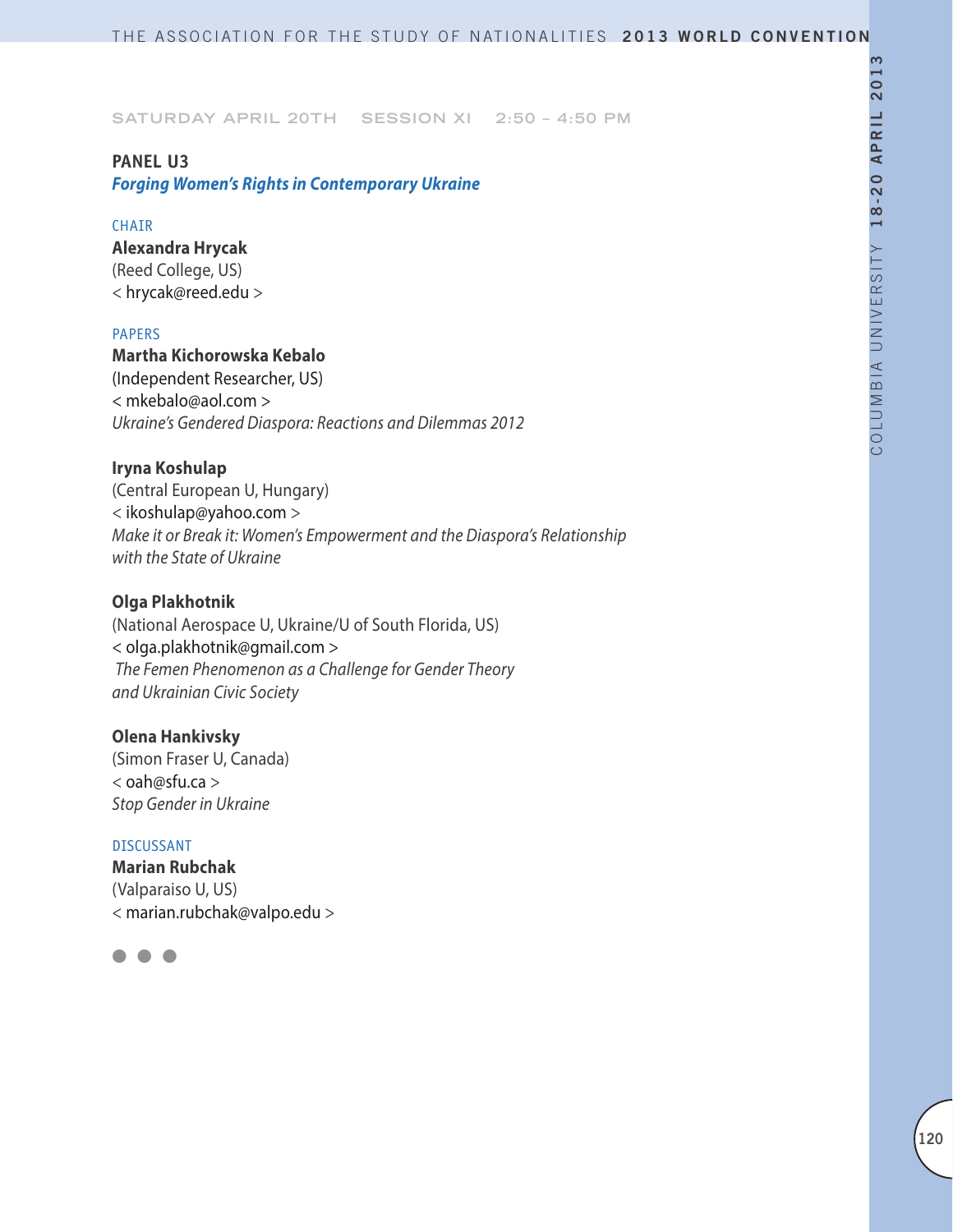SATURDAY APRIL 20TH SESSION XI 2:50 – 4:50 PM

## PANEL U3
### *Forging Women's Rights in Contemporary Ukraine*

CHAIR

**Alexandra Hrycak**
(Reed College, US)
< hrycak@reed.edu >

PAPERS

**Martha Kichorowska Kebalo**
(Independent Researcher, US)
< mkebalo@aol.com >
*Ukraine's Gendered Diaspora: Reactions and Dilemmas 2012*

**Iryna Koshulap**
(Central European U, Hungary)
< ikoshulap@yahoo.com >
*Make it or Break it: Women's Empowerment and the Diaspora's Relationship with the State of Ukraine*

**Olga Plakhotnik**
(National Aerospace U, Ukraine/U of South Florida, US)
< olga.plakhotnik@gmail.com >
*The Femen Phenomenon as a Challenge for Gender Theory and Ukrainian Civic Society*

**Olena Hankivsky**
(Simon Fraser U, Canada)
< oah@sfu.ca >
*Stop Gender in Ukraine*

DISCUSSANT

**Marian Rubchak**
(Valparaiso U, US)
< marian.rubchak@valpo.edu >

● ● ●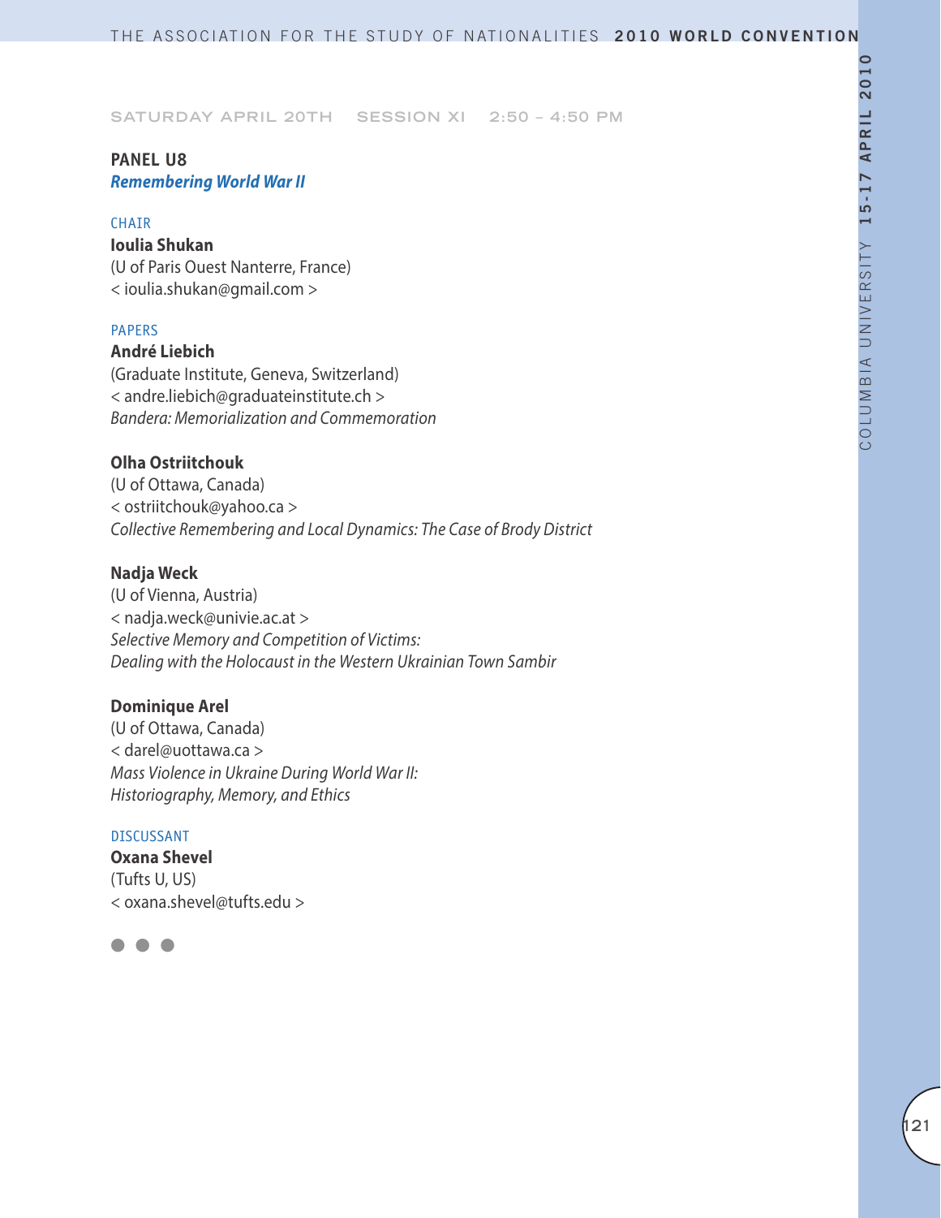SATURDAY APRIL 20TH SESSION XI 2:50 – 4:50 PM

## PANEL U8
### *Remembering World War II*

CHAIR

**Ioulia Shukan**
(U of Paris Ouest Nanterre, France)
< ioulia.shukan@gmail.com >

PAPERS

**André Liebich**
(Graduate Institute, Geneva, Switzerland)
< andre.liebich@graduateinstitute.ch >
*Bandera: Memorialization and Commemoration*

**Olha Ostriitchouk**
(U of Ottawa, Canada)
< ostriitchouk@yahoo.ca >
*Collective Remembering and Local Dynamics: The Case of Brody District*

**Nadja Weck**
(U of Vienna, Austria)
< nadja.weck@univie.ac.at >
*Selective Memory and Competition of Victims: Dealing with the Holocaust in the Western Ukrainian Town Sambir*

**Dominique Arel**
(U of Ottawa, Canada)
< darel@uottawa.ca >
*Mass Violence in Ukraine During World War II: Historiography, Memory, and Ethics*

DISCUSSANT

**Oxana Shevel**
(Tufts U, US)
< oxana.shevel@tufts.edu >

● ● ●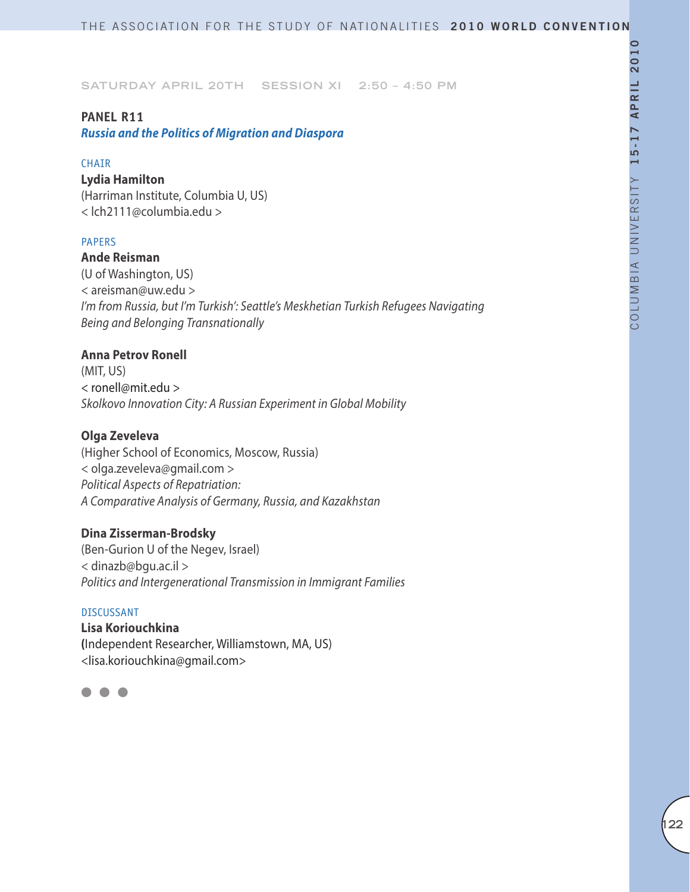SATURDAY APRIL 20TH SESSION XI 2:50 – 4:50 PM

## PANEL R11

### *Russia and the Politics of Migration and Diaspora*

CHAIR

**Lydia Hamilton**
(Harriman Institute, Columbia U, US)
< lch2111@columbia.edu >

PAPERS

**Ande Reisman**
(U of Washington, US)
< areisman@uw.edu >
*I'm from Russia, but I'm Turkish': Seattle's Meskhetian Turkish Refugees Navigating Being and Belonging Transnationally*

**Anna Petrov Ronell**
(MIT, US)
< ronell@mit.edu >
*Skolkovo Innovation City: A Russian Experiment in Global Mobility*

**Olga Zeveleva**
(Higher School of Economics, Moscow, Russia)
< olga.zeveleva@gmail.com >
*Political Aspects of Repatriation:*
*A Comparative Analysis of Germany, Russia, and Kazakhstan*

**Dina Zisserman-Brodsky**
(Ben-Gurion U of the Negev, Israel)
< dinazb@bgu.ac.il >
*Politics and Intergenerational Transmission in Immigrant Families*

DISCUSSANT

**Lisa Koriouchkina**
(Independent Researcher, Williamstown, MA, US)
<lisa.koriouchkina@gmail.com>

● ● ●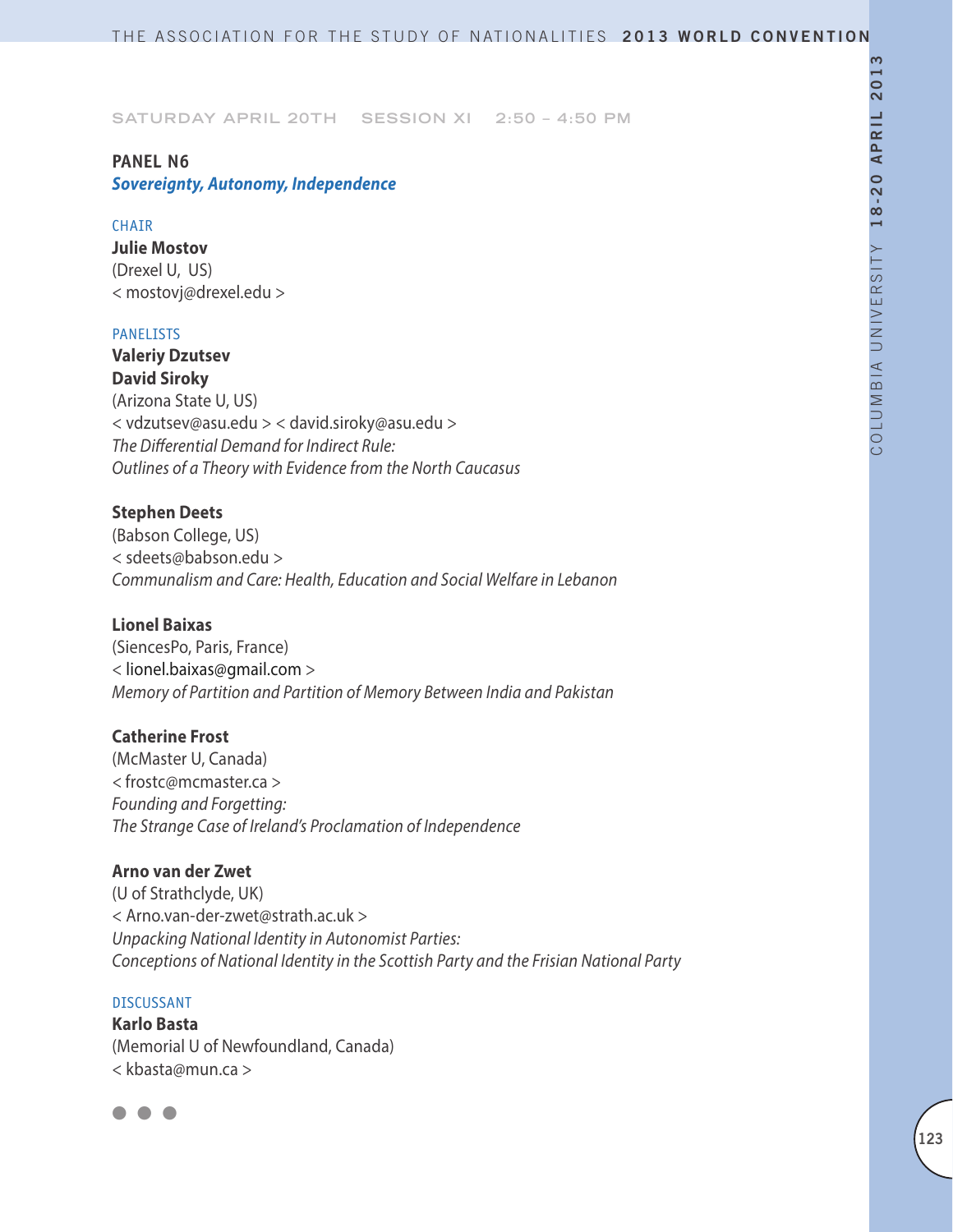SATURDAY APRIL 20TH SESSION XI 2:50 – 4:50 PM

## PANEL N6
### *Sovereignty, Autonomy, Independence*

CHAIR

**Julie Mostov**
(Drexel U, US)
< mostovj@drexel.edu >

PANELISTS

**Valeriy Dzutsev**
**David Siroky**
(Arizona State U, US)
< vdzutsev@asu.edu > < david.siroky@asu.edu >
*The Differential Demand for Indirect Rule:*
*Outlines of a Theory with Evidence from the North Caucasus*

**Stephen Deets**
(Babson College, US)
< sdeets@babson.edu >
*Communalism and Care: Health, Education and Social Welfare in Lebanon*

**Lionel Baixas**
(SiencesPo, Paris, France)
< lionel.baixas@gmail.com >
*Memory of Partition and Partition of Memory Between India and Pakistan*

**Catherine Frost**
(McMaster U, Canada)
< frostc@mcmaster.ca >
*Founding and Forgetting:*
*The Strange Case of Ireland's Proclamation of Independence*

**Arno van der Zwet**
(U of Strathclyde, UK)
< Arno.van-der-zwet@strath.ac.uk >
*Unpacking National Identity in Autonomist Parties:*
*Conceptions of National Identity in the Scottish Party and the Frisian National Party*

DISCUSSANT

**Karlo Basta**
(Memorial U of Newfoundland, Canada)
< kbasta@mun.ca >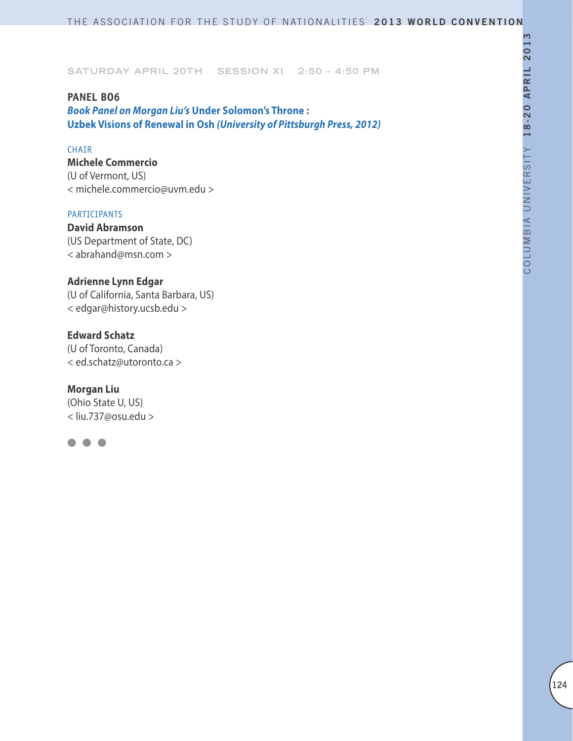SATURDAY APRIL 20TH SESSION XI 2:50 – 4:50 PM

## PANEL B06

### *Book Panel on Morgan Liu's* Under Solomon's Throne : Uzbek Visions of Renewal in Osh *(University of Pittsburgh Press, 2012)*

CHAIR

**Michele Commercio**
(U of Vermont, US)
< michele.commercio@uvm.edu >

PARTICIPANTS

**David Abramson**
(US Department of State, DC)
< abrahand@msn.com >

**Adrienne Lynn Edgar**
(U of California, Santa Barbara, US)
< edgar@history.ucsb.edu >

**Edward Schatz**
(U of Toronto, Canada)
< ed.schatz@utoronto.ca >

**Morgan Liu**
(Ohio State U, US)
< liu.737@osu.edu >

● ● ●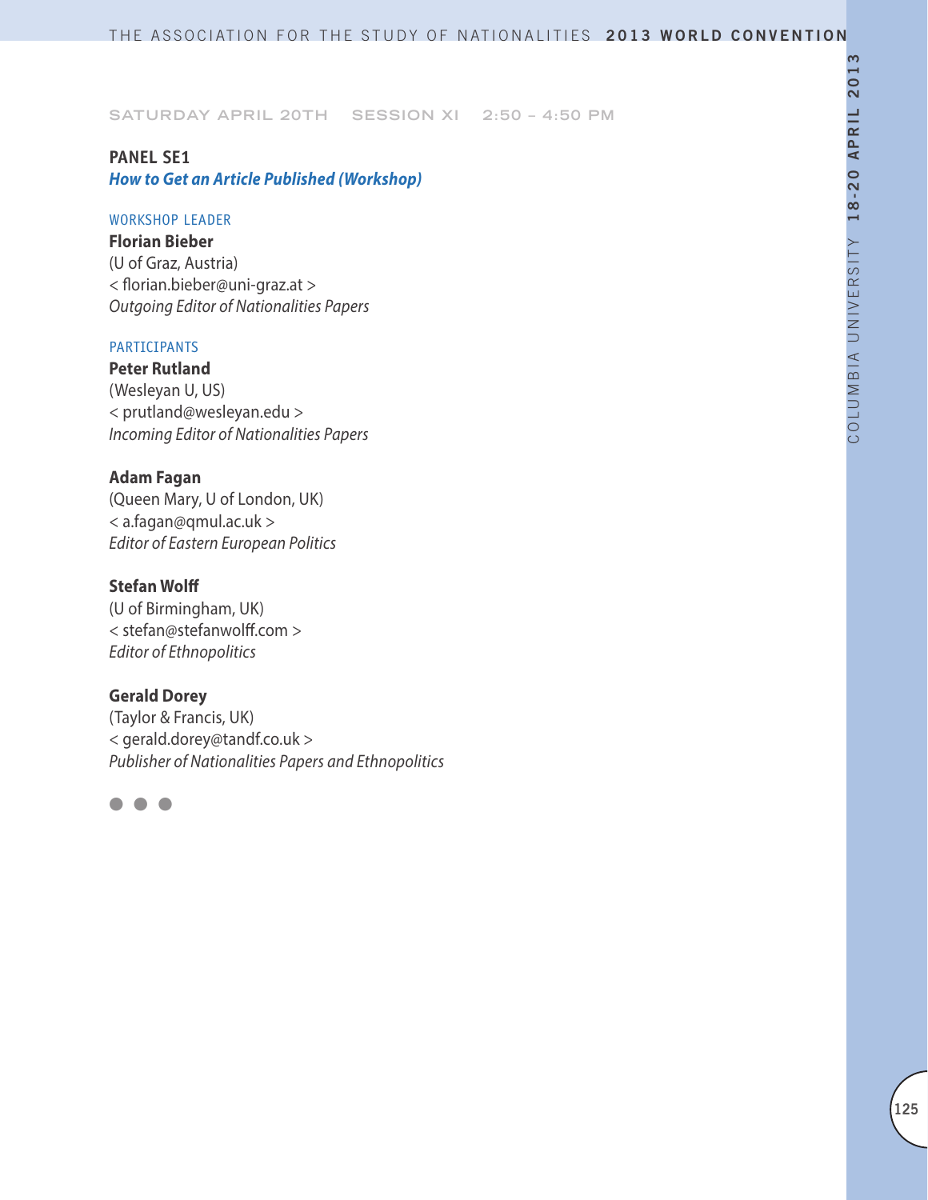SATURDAY APRIL 20TH SESSION XI 2:50 – 4:50 PM

## PANEL SE1

### *How to Get an Article Published (Workshop)*

WORKSHOP LEADER

**Florian Bieber**
(U of Graz, Austria)
< florian.bieber@uni-graz.at >
*Outgoing Editor of Nationalities Papers*

PARTICIPANTS

**Peter Rutland**
(Wesleyan U, US)
< prutland@wesleyan.edu >
*Incoming Editor of Nationalities Papers*

**Adam Fagan**
(Queen Mary, U of London, UK)
< a.fagan@qmul.ac.uk >
*Editor of Eastern European Politics*

**Stefan Wolff**
(U of Birmingham, UK)
< stefan@stefanwolff.com >
*Editor of Ethnopolitics*

**Gerald Dorey**
(Taylor & Francis, UK)
< gerald.dorey@tandf.co.uk >
*Publisher of Nationalities Papers and Ethnopolitics*

● ● ●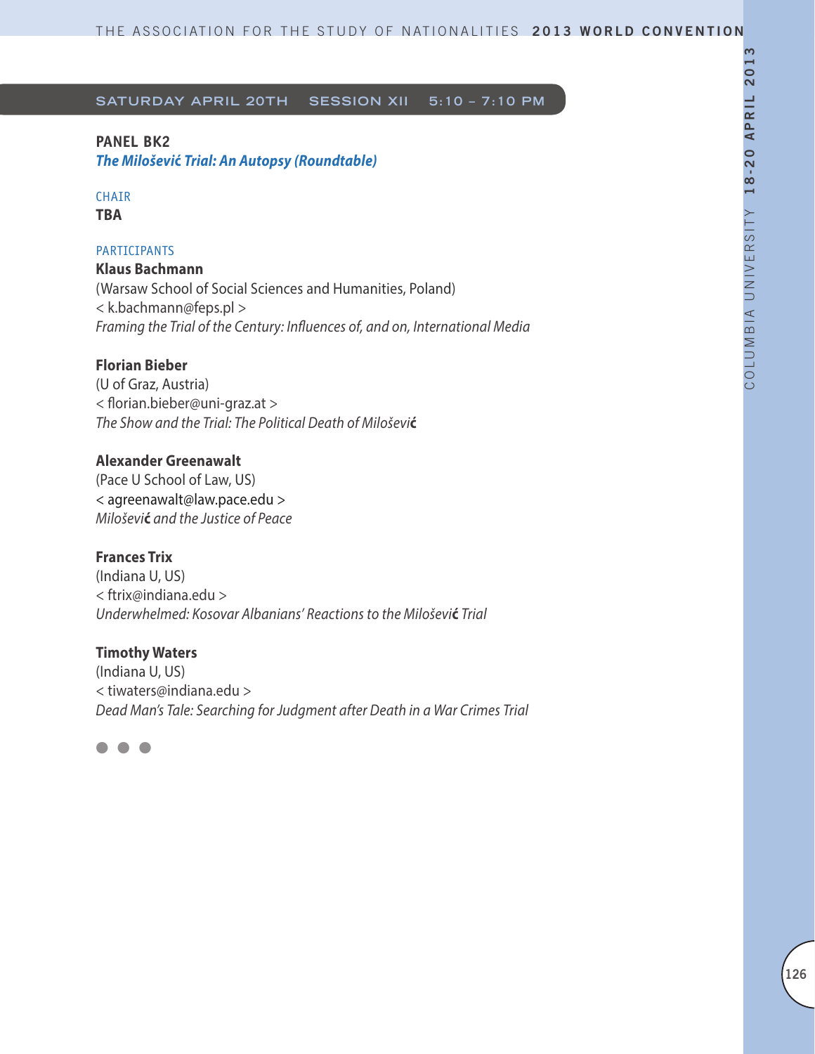## SATURDAY APRIL 20TH SESSION XII 5:10 – 7:10 PM

**PANEL BK2**
***The Milošević Trial: An Autopsy (Roundtable)***

CHAIR
**TBA**

PARTICIPANTS

**Klaus Bachmann**
(Warsaw School of Social Sciences and Humanities, Poland)
< k.bachmann@feps.pl >
*Framing the Trial of the Century: Influences of, and on, International Media*

**Florian Bieber**
(U of Graz, Austria)
< florian.bieber@uni-graz.at >
*The Show and the Trial: The Political Death of Milošević*

**Alexander Greenawalt**
(Pace U School of Law, US)
< agreenawalt@law.pace.edu >
*Milošević and the Justice of Peace*

**Frances Trix**
(Indiana U, US)
< ftrix@indiana.edu >
*Underwhelmed: Kosovar Albanians' Reactions to the Milošević Trial*

**Timothy Waters**
(Indiana U, US)
< tiwaters@indiana.edu >
*Dead Man's Tale: Searching for Judgment after Death in a War Crimes Trial*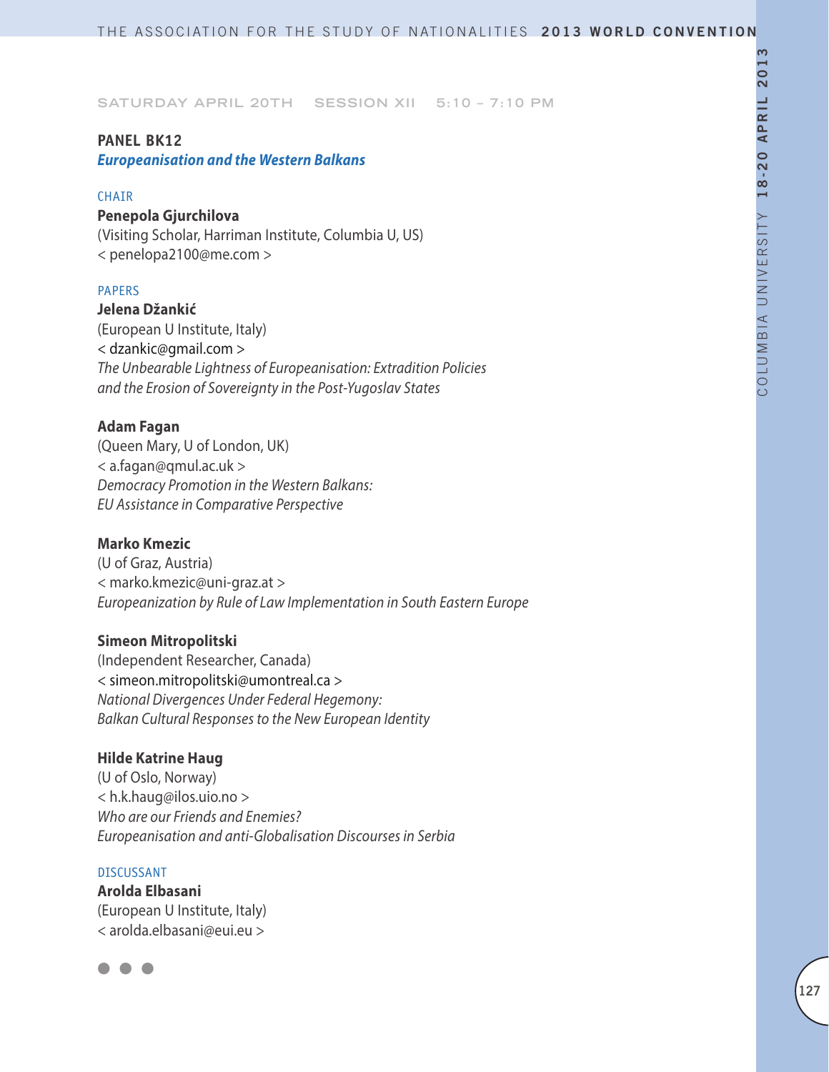SATURDAY APRIL 20TH SESSION XII 5:10 – 7:10 PM

## PANEL BK12

### *Europeanisation and the Western Balkans*

CHAIR

**Penepola Gjurchilova**
(Visiting Scholar, Harriman Institute, Columbia U, US)
< penelopa2100@me.com >

PAPERS

**Jelena Džankić**
(European U Institute, Italy)
< dzankic@gmail.com >
*The Unbearable Lightness of Europeanisation: Extradition Policies and the Erosion of Sovereignty in the Post-Yugoslav States*

**Adam Fagan**
(Queen Mary, U of London, UK)
< a.fagan@qmul.ac.uk >
*Democracy Promotion in the Western Balkans: EU Assistance in Comparative Perspective*

**Marko Kmezic**
(U of Graz, Austria)
< marko.kmezic@uni-graz.at >
*Europeanization by Rule of Law Implementation in South Eastern Europe*

**Simeon Mitropolitski**
(Independent Researcher, Canada)
< simeon.mitropolitski@umontreal.ca >
*National Divergences Under Federal Hegemony: Balkan Cultural Responses to the New European Identity*

**Hilde Katrine Haug**
(U of Oslo, Norway)
< h.k.haug@ilos.uio.no >
*Who are our Friends and Enemies? Europeanisation and anti-Globalisation Discourses in Serbia*

DISCUSSANT

**Arolda Elbasani**
(European U Institute, Italy)
< arolda.elbasani@eui.eu >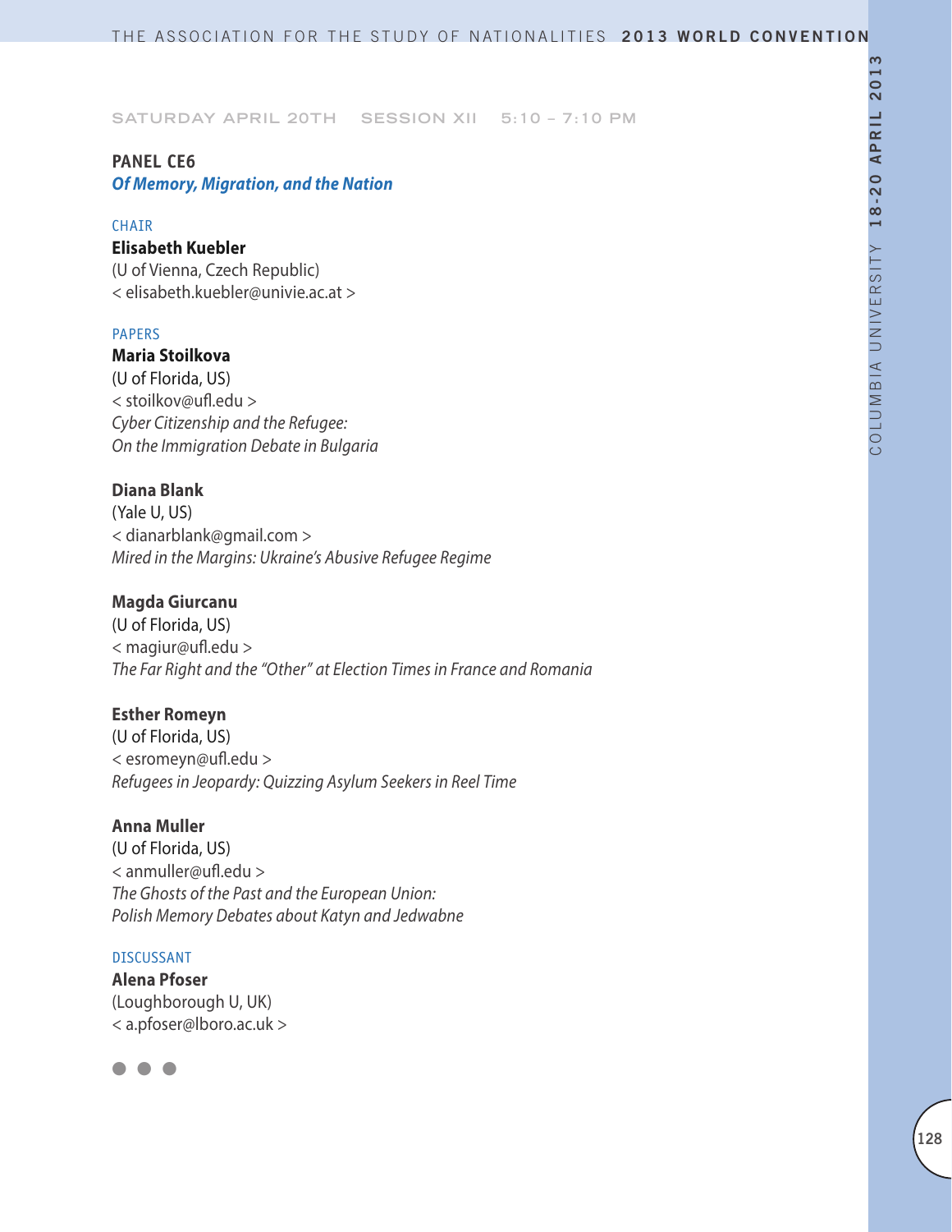SATURDAY APRIL 20TH SESSION XII 5:10 – 7:10 PM

## PANEL CE6

### *Of Memory, Migration, and the Nation*

CHAIR

**Elisabeth Kuebler**
(U of Vienna, Czech Republic)
< elisabeth.kuebler@univie.ac.at >

PAPERS

**Maria Stoilkova**
(U of Florida, US)
< stoilkov@ufl.edu >
*Cyber Citizenship and the Refugee:*
*On the Immigration Debate in Bulgaria*

**Diana Blank**
(Yale U, US)
< dianarblank@gmail.com >
*Mired in the Margins: Ukraine's Abusive Refugee Regime*

**Magda Giurcanu**
(U of Florida, US)
< magiur@ufl.edu >
*The Far Right and the "Other" at Election Times in France and Romania*

**Esther Romeyn**
(U of Florida, US)
< esromeyn@ufl.edu >
*Refugees in Jeopardy: Quizzing Asylum Seekers in Reel Time*

**Anna Muller**
(U of Florida, US)
< anmuller@ufl.edu >
*The Ghosts of the Past and the European Union:*
*Polish Memory Debates about Katyn and Jedwabne*

DISCUSSANT

**Alena Pfoser**
(Loughborough U, UK)
< a.pfoser@lboro.ac.uk >

● ● ●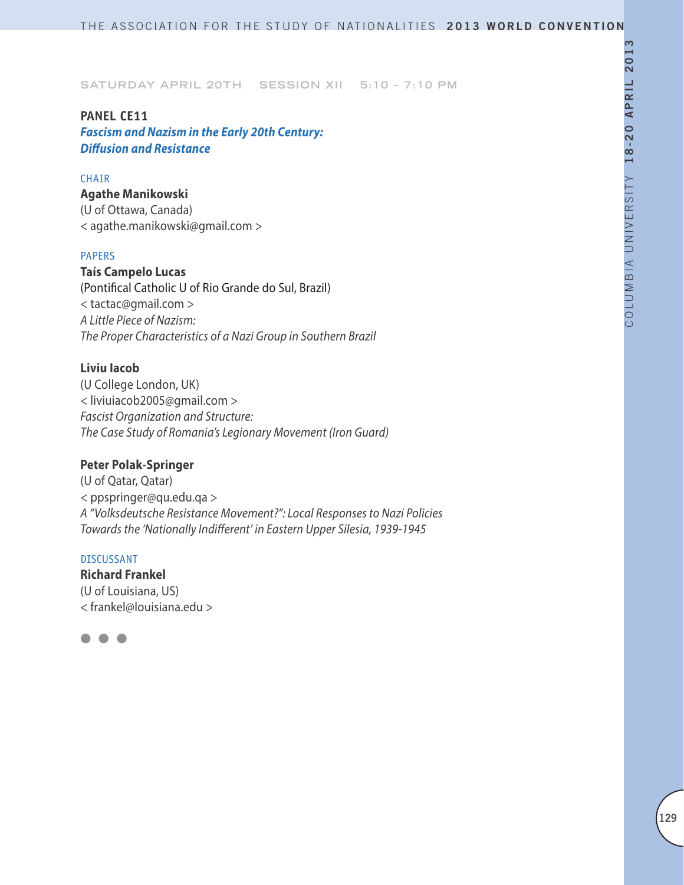SATURDAY APRIL 20TH SESSION XII 5:10 – 7:10 PM

## PANEL CE11

### *Fascism and Nazism in the Early 20th Century: Diffusion and Resistance*

CHAIR

**Agathe Manikowski**
(U of Ottawa, Canada)
< agathe.manikowski@gmail.com >

PAPERS

**Taís Campelo Lucas**
(Pontifical Catholic U of Rio Grande do Sul, Brazil)
< tactac@gmail.com >
*A Little Piece of Nazism:*
*The Proper Characteristics of a Nazi Group in Southern Brazil*

**Liviu Iacob**
(U College London, UK)
< liviuiacob2005@gmail.com >
*Fascist Organization and Structure:*
*The Case Study of Romania's Legionary Movement (Iron Guard)*

**Peter Polak-Springer**
(U of Qatar, Qatar)
< ppspringer@qu.edu.qa >
*A "Volksdeutsche Resistance Movement?": Local Responses to Nazi Policies Towards the 'Nationally Indifferent' in Eastern Upper Silesia, 1939-1945*

DISCUSSANT

**Richard Frankel**
(U of Louisiana, US)
< frankel@louisiana.edu >

● ● ●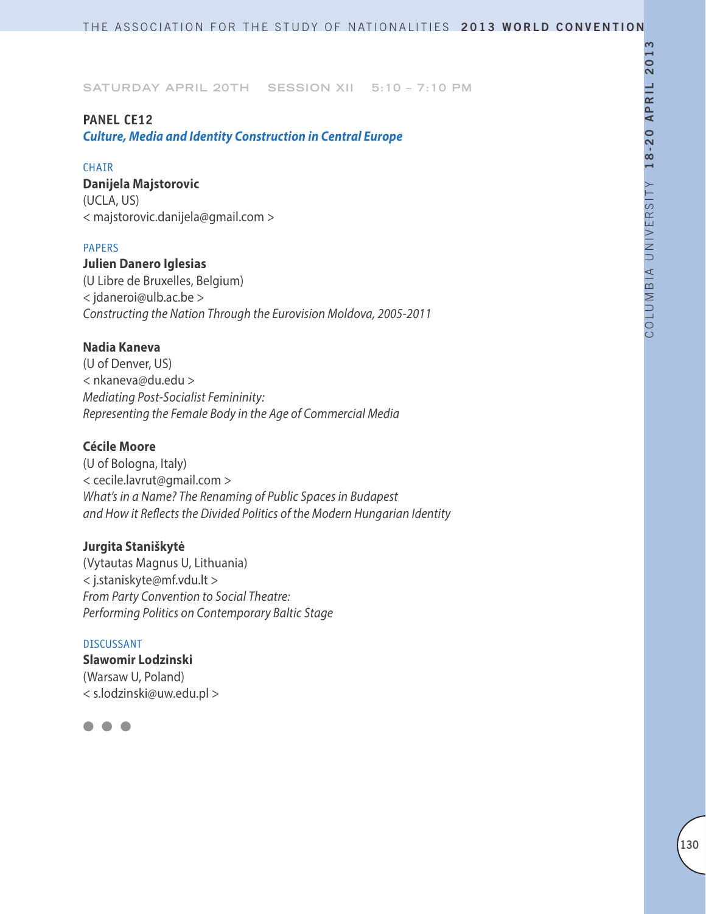SATURDAY APRIL 20TH SESSION XII 5:10 – 7:10 PM

## PANEL CE12

***Culture, Media and Identity Construction in Central Europe***

CHAIR

**Danijela Majstorovic**
(UCLA, US)
< majstorovic.danijela@gmail.com >

PAPERS

**Julien Danero Iglesias**
(U Libre de Bruxelles, Belgium)
< jdaneroi@ulb.ac.be >
*Constructing the Nation Through the Eurovision Moldova, 2005-2011*

**Nadia Kaneva**
(U of Denver, US)
< nkaneva@du.edu >
*Mediating Post-Socialist Femininity:*
*Representing the Female Body in the Age of Commercial Media*

**Cécile Moore**
(U of Bologna, Italy)
< cecile.lavrut@gmail.com >
*What's in a Name? The Renaming of Public Spaces in Budapest*
*and How it Reflects the Divided Politics of the Modern Hungarian Identity*

**Jurgita Staniškytė**
(Vytautas Magnus U, Lithuania)
< j.staniskyte@mf.vdu.lt >
*From Party Convention to Social Theatre:*
*Performing Politics on Contemporary Baltic Stage*

DISCUSSANT

**Slawomir Lodzinski**
(Warsaw U, Poland)
< s.lodzinski@uw.edu.pl >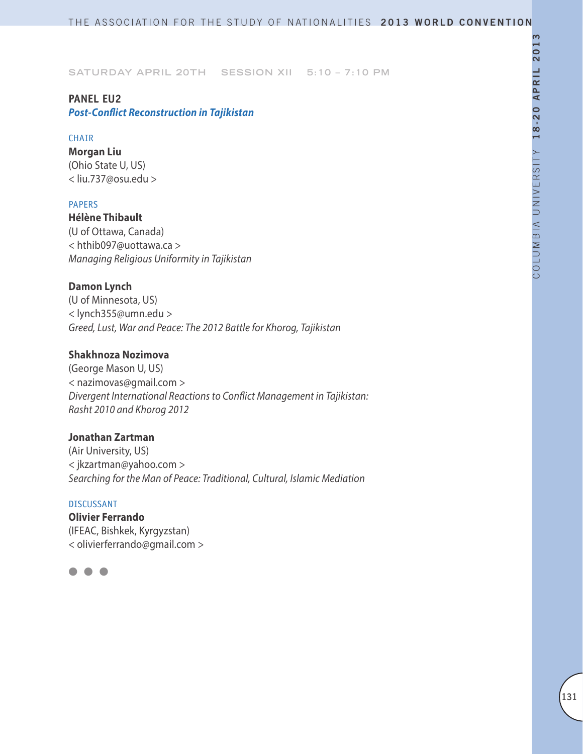SATURDAY APRIL 20TH SESSION XII 5:10 – 7:10 PM

**PANEL EU2**
***Post-Conflict Reconstruction in Tajikistan***

CHAIR

**Morgan Liu**
(Ohio State U, US)
< liu.737@osu.edu >

PAPERS

**Hélène Thibault**
(U of Ottawa, Canada)
< hthib097@uottawa.ca >
*Managing Religious Uniformity in Tajikistan*

**Damon Lynch**
(U of Minnesota, US)
< lynch355@umn.edu >
*Greed, Lust, War and Peace: The 2012 Battle for Khorog, Tajikistan*

**Shakhnoza Nozimova**
(George Mason U, US)
< nazimovas@gmail.com >
*Divergent International Reactions to Conflict Management in Tajikistan: Rasht 2010 and Khorog 2012*

**Jonathan Zartman**
(Air University, US)
< jkzartman@yahoo.com >
*Searching for the Man of Peace: Traditional, Cultural, Islamic Mediation*

DISCUSSANT

**Olivier Ferrando**
(IFEAC, Bishkek, Kyrgyzstan)
< olivierferrando@gmail.com >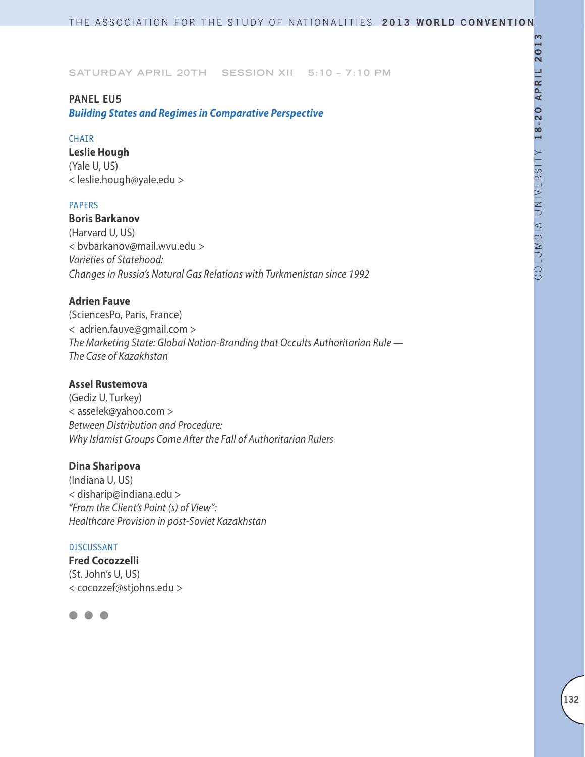SATURDAY APRIL 20TH SESSION XII 5:10 – 7:10 PM

## PANEL EU5

### *Building States and Regimes in Comparative Perspective*

CHAIR

**Leslie Hough**
(Yale U, US)
< leslie.hough@yale.edu >

PAPERS

**Boris Barkanov**
(Harvard U, US)
< bvbarkanov@mail.wvu.edu >
*Varieties of Statehood:*
*Changes in Russia's Natural Gas Relations with Turkmenistan since 1992*

**Adrien Fauve**
(SciencesPo, Paris, France)
< adrien.fauve@gmail.com >
*The Marketing State: Global Nation-Branding that Occults Authoritarian Rule —*
*The Case of Kazakhstan*

**Assel Rustemova**
(Gediz U, Turkey)
< asselek@yahoo.com >
*Between Distribution and Procedure:*
*Why Islamist Groups Come After the Fall of Authoritarian Rulers*

**Dina Sharipova**
(Indiana U, US)
< disharip@indiana.edu >
*"From the Client's Point (s) of View":*
*Healthcare Provision in post-Soviet Kazakhstan*

DISCUSSANT

**Fred Cocozzelli**
(St. John's U, US)
< cocozzef@stjohns.edu >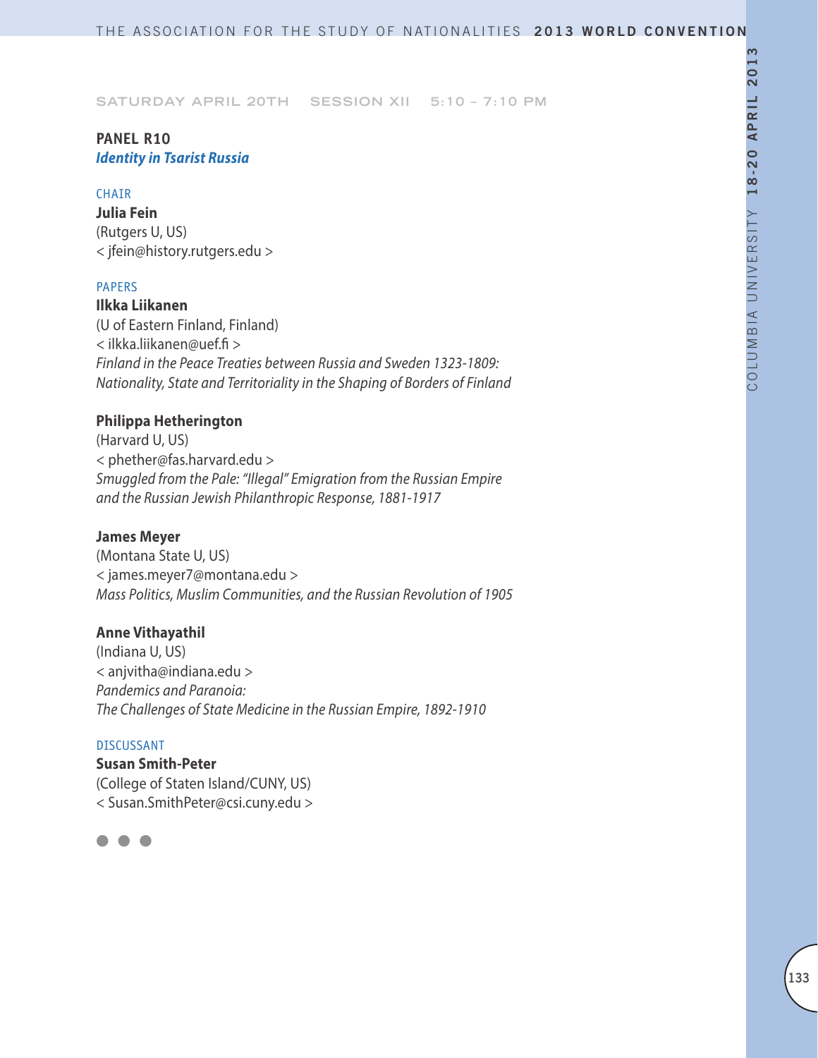SATURDAY APRIL 20TH SESSION XII 5:10 – 7:10 PM

## PANEL R10
### *Identity in Tsarist Russia*

CHAIR

**Julia Fein**
(Rutgers U, US)
< jfein@history.rutgers.edu >

PAPERS

**Ilkka Liikanen**
(U of Eastern Finland, Finland)
< ilkka.liikanen@uef.fi >
*Finland in the Peace Treaties between Russia and Sweden 1323-1809: Nationality, State and Territoriality in the Shaping of Borders of Finland*

**Philippa Hetherington**
(Harvard U, US)
< phether@fas.harvard.edu >
*Smuggled from the Pale: "Illegal" Emigration from the Russian Empire and the Russian Jewish Philanthropic Response, 1881-1917*

**James Meyer**
(Montana State U, US)
< james.meyer7@montana.edu >
*Mass Politics, Muslim Communities, and the Russian Revolution of 1905*

**Anne Vithayathil**
(Indiana U, US)
< anjvitha@indiana.edu >
*Pandemics and Paranoia: The Challenges of State Medicine in the Russian Empire, 1892-1910*

DISCUSSANT

**Susan Smith-Peter**
(College of Staten Island/CUNY, US)
< Susan.SmithPeter@csi.cuny.edu >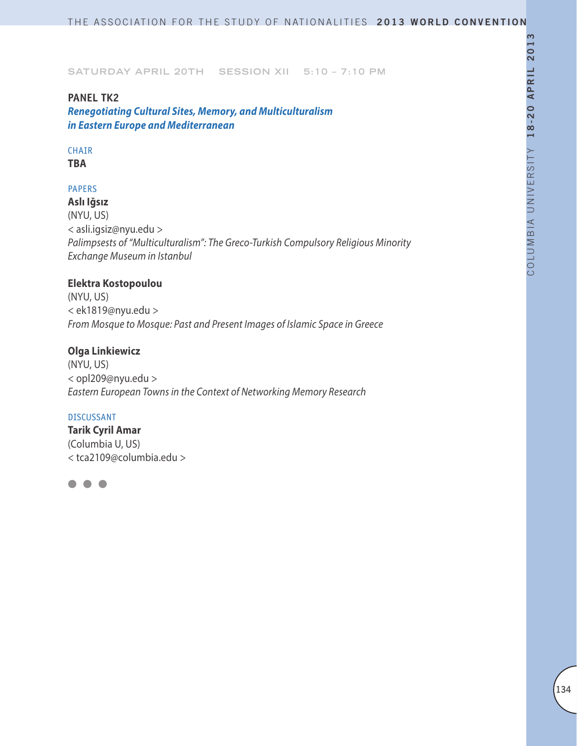SATURDAY APRIL 20TH SESSION XII 5:10 – 7:10 PM

## PANEL TK2

***Renegotiating Cultural Sites, Memory, and Multiculturalism in Eastern Europe and Mediterranean***

CHAIR

**TBA**

PAPERS

**Aslı Iğsız**
(NYU, US)
< asli.igsiz@nyu.edu >
*Palimpsests of "Multiculturalism": The Greco-Turkish Compulsory Religious Minority Exchange Museum in Istanbul*

**Elektra Kostopoulou**
(NYU, US)
< ek1819@nyu.edu >
*From Mosque to Mosque: Past and Present Images of Islamic Space in Greece*

**Olga Linkiewicz**
(NYU, US)
< opl209@nyu.edu >
*Eastern European Towns in the Context of Networking Memory Research*

DISCUSSANT

**Tarik Cyril Amar**
(Columbia U, US)
< tca2109@columbia.edu >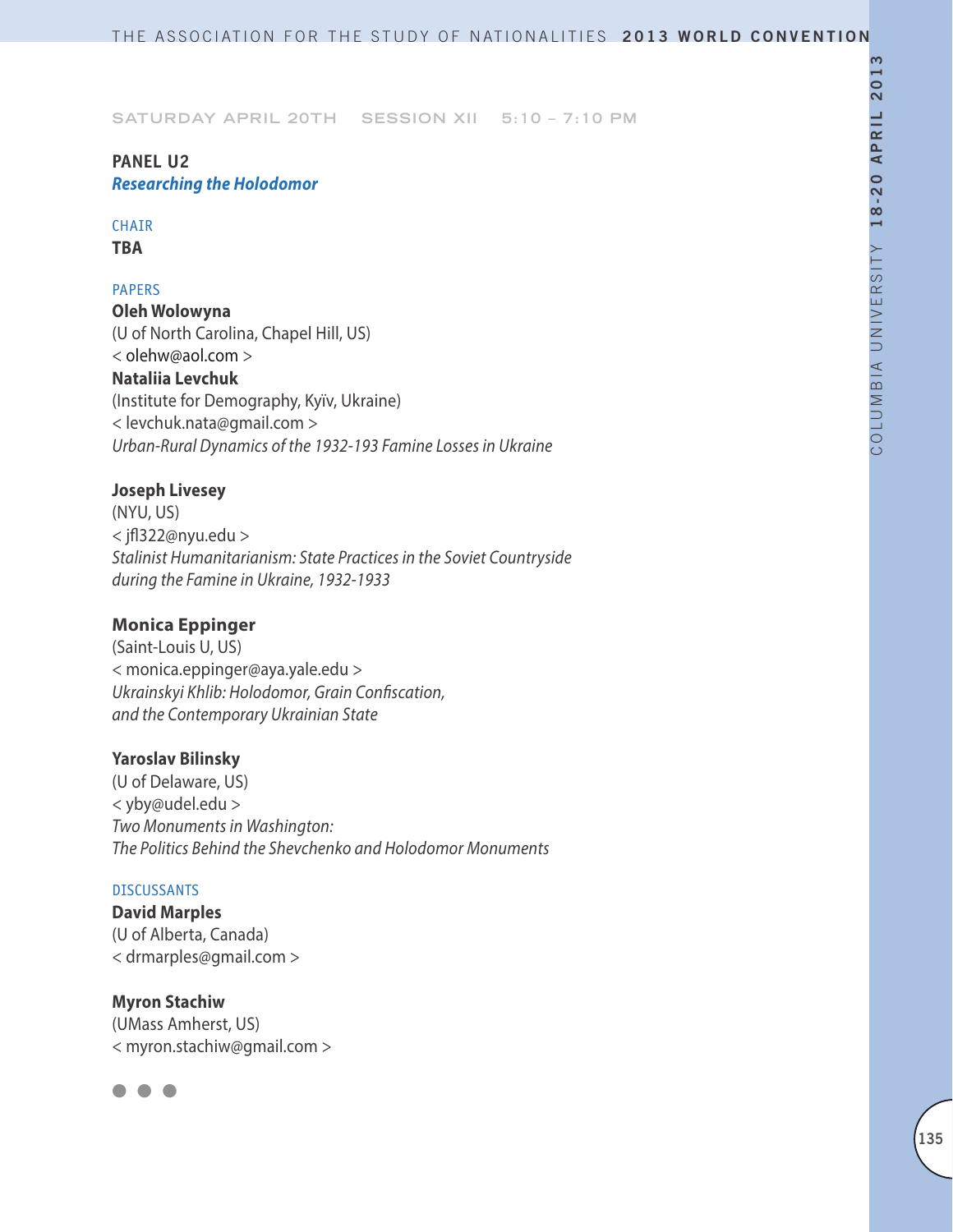SATURDAY APRIL 20TH SESSION XII 5:10 – 7:10 PM

## PANEL U2

***Researching the Holodomor***

CHAIR

**TBA**

PAPERS

**Oleh Wolowyna**
(U of North Carolina, Chapel Hill, US)
< olehw@aol.com >
**Nataliia Levchuk**
(Institute for Demography, Kyïv, Ukraine)
< levchuk.nata@gmail.com >
*Urban-Rural Dynamics of the 1932-193 Famine Losses in Ukraine*

**Joseph Livesey**
(NYU, US)
< jfl322@nyu.edu >
*Stalinist Humanitarianism: State Practices in the Soviet Countryside during the Famine in Ukraine, 1932-1933*

**Monica Eppinger**
(Saint-Louis U, US)
< monica.eppinger@aya.yale.edu >
*Ukrainskyi Khlib: Holodomor, Grain Confiscation, and the Contemporary Ukrainian State*

**Yaroslav Bilinsky**
(U of Delaware, US)
< yby@udel.edu >
*Two Monuments in Washington: The Politics Behind the Shevchenko and Holodomor Monuments*

DISCUSSANTS

**David Marples**
(U of Alberta, Canada)
< drmarples@gmail.com >

**Myron Stachiw**
(UMass Amherst, US)
< myron.stachiw@gmail.com >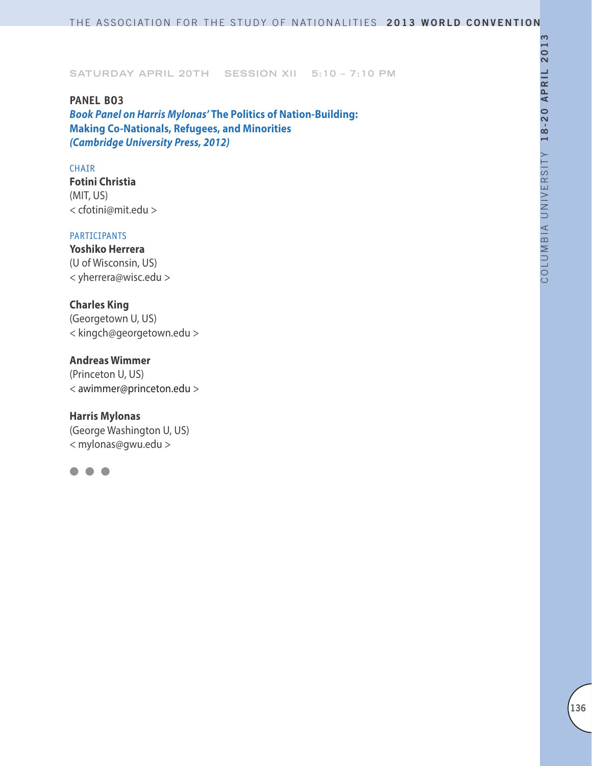SATURDAY APRIL 20TH SESSION XII 5:10 – 7:10 PM

## PANEL B03

### *Book Panel on Harris Mylonas'* The Politics of Nation-Building: Making Co-Nationals, Refugees, and Minorities *(Cambridge University Press, 2012)*

CHAIR

**Fotini Christia**
(MIT, US)
< cfotini@mit.edu >

PARTICIPANTS

**Yoshiko Herrera**
(U of Wisconsin, US)
< yherrera@wisc.edu >

**Charles King**
(Georgetown U, US)
< kingch@georgetown.edu >

**Andreas Wimmer**
(Princeton U, US)
< awimmer@princeton.edu >

**Harris Mylonas**
(George Washington U, US)
< mylonas@gwu.edu >

● ● ●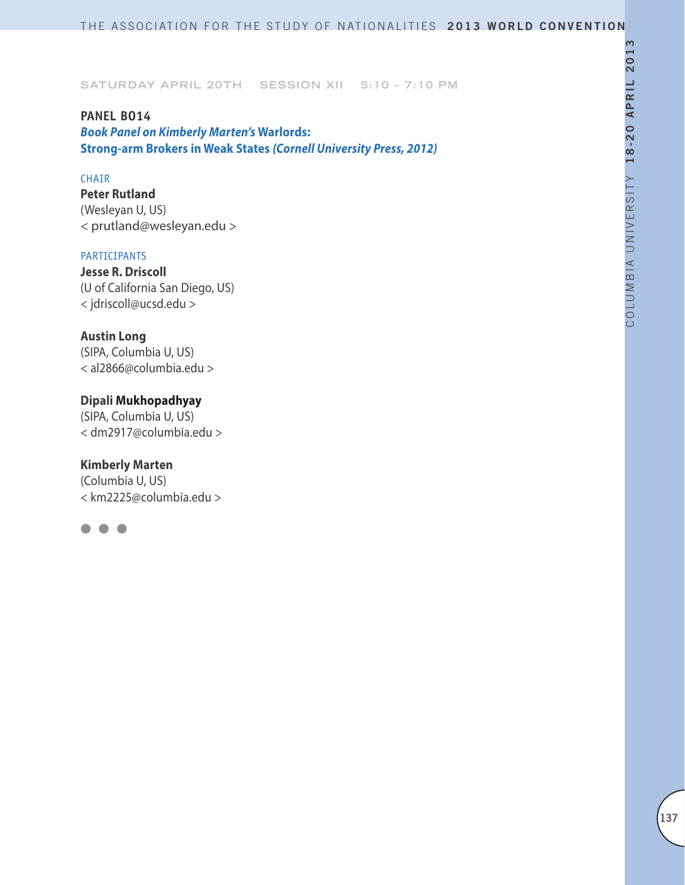SATURDAY APRIL 20TH SESSION XII 5:10 – 7:10 PM

## PANEL B014

### *Book Panel on Kimberly Marten's* Warlords: Strong-arm Brokers in Weak States *(Cornell University Press, 2012)*

CHAIR

**Peter Rutland**
(Wesleyan U, US)
< prutland@wesleyan.edu >

PARTICIPANTS

**Jesse R. Driscoll**
(U of California San Diego, US)
< jdriscoll@ucsd.edu >

**Austin Long**
(SIPA, Columbia U, US)
< al2866@columbia.edu >

**Dipali Mukhopadhyay**
(SIPA, Columbia U, US)
< dm2917@columbia.edu >

**Kimberly Marten**
(Columbia U, US)
< km2225@columbia.edu >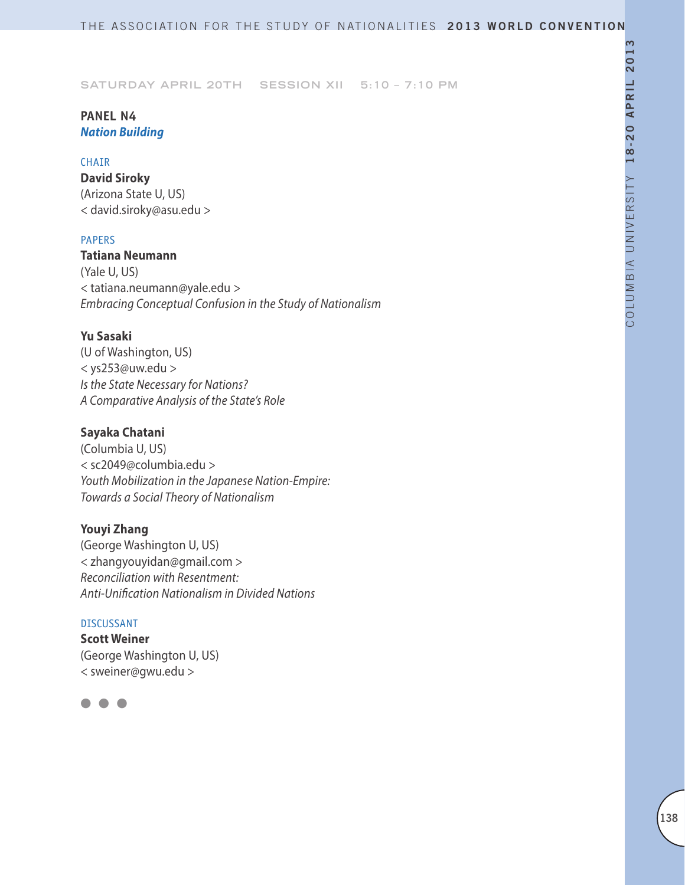SATURDAY APRIL 20TH SESSION XII 5:10 – 7:10 PM

## PANEL N4
### *Nation Building*

CHAIR

**David Siroky**
(Arizona State U, US)
< david.siroky@asu.edu >

PAPERS

**Tatiana Neumann**
(Yale U, US)
< tatiana.neumann@yale.edu >
*Embracing Conceptual Confusion in the Study of Nationalism*

**Yu Sasaki**
(U of Washington, US)
< ys253@uw.edu >
*Is the State Necessary for Nations?*
*A Comparative Analysis of the State's Role*

**Sayaka Chatani**
(Columbia U, US)
< sc2049@columbia.edu >
*Youth Mobilization in the Japanese Nation-Empire:*
*Towards a Social Theory of Nationalism*

**Youyi Zhang**
(George Washington U, US)
< zhangyouyidan@gmail.com >
*Reconciliation with Resentment:*
*Anti-Unification Nationalism in Divided Nations*

DISCUSSANT

**Scott Weiner**
(George Washington U, US)
< sweiner@gwu.edu >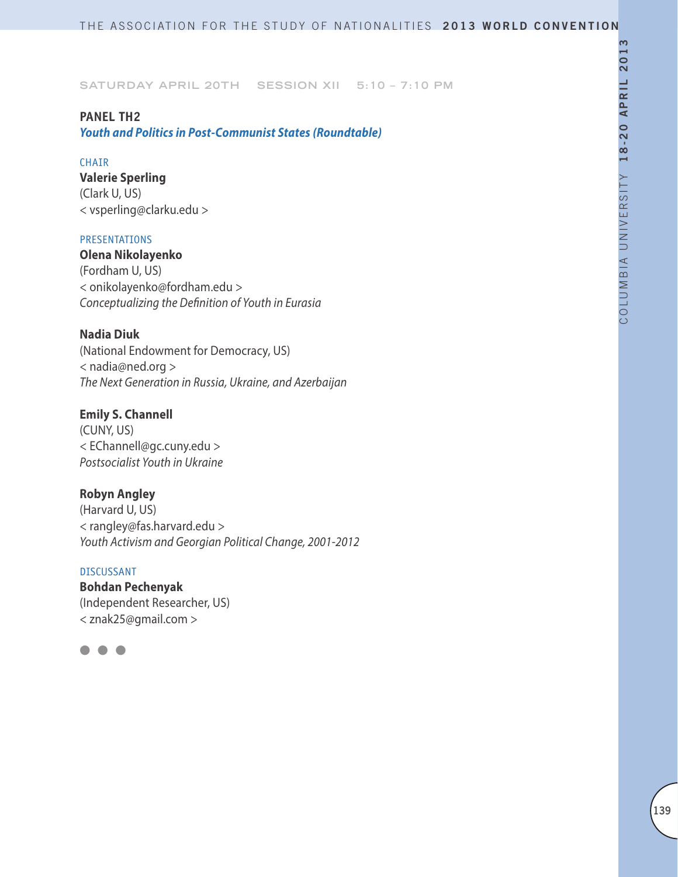SATURDAY APRIL 20TH SESSION XII 5:10 – 7:10 PM

## PANEL TH2

***Youth and Politics in Post-Communist States (Roundtable)***

CHAIR

**Valerie Sperling**
(Clark U, US)
< vsperling@clarku.edu >

PRESENTATIONS

**Olena Nikolayenko**
(Fordham U, US)
< onikolayenko@fordham.edu >
*Conceptualizing the Definition of Youth in Eurasia*

**Nadia Diuk**
(National Endowment for Democracy, US)
< nadia@ned.org >
*The Next Generation in Russia, Ukraine, and Azerbaijan*

**Emily S. Channell**
(CUNY, US)
< EChannell@gc.cuny.edu >
*Postsocialist Youth in Ukraine*

**Robyn Angley**
(Harvard U, US)
< rangley@fas.harvard.edu >
*Youth Activism and Georgian Political Change, 2001-2012*

DISCUSSANT

**Bohdan Pechenyak**
(Independent Researcher, US)
< znak25@gmail.com >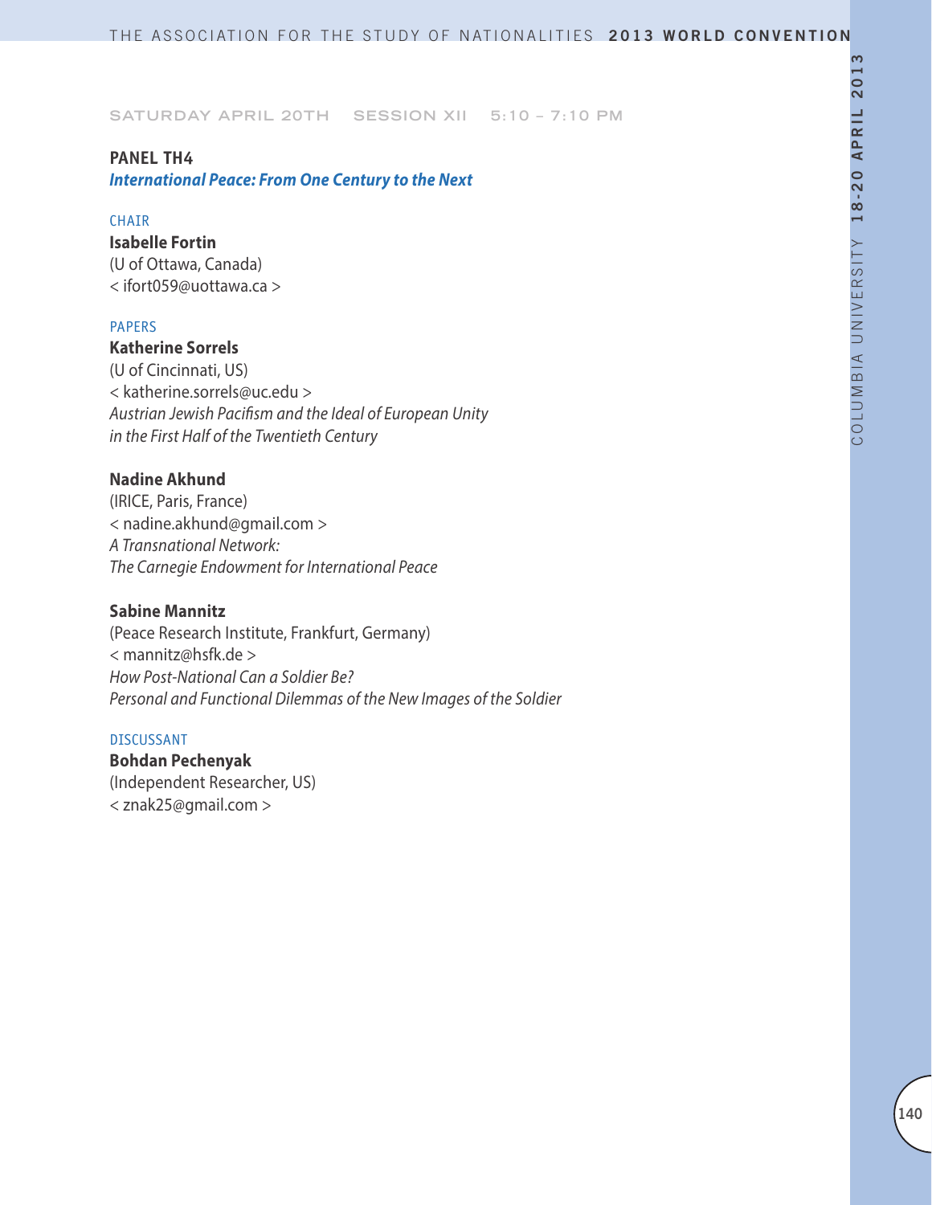SATURDAY APRIL 20TH SESSION XII 5:10 – 7:10 PM

## PANEL TH4

***International Peace: From One Century to the Next***

CHAIR

**Isabelle Fortin**
(U of Ottawa, Canada)
< ifort059@uottawa.ca >

PAPERS

**Katherine Sorrels**
(U of Cincinnati, US)
< katherine.sorrels@uc.edu >
*Austrian Jewish Pacifism and the Ideal of European Unity in the First Half of the Twentieth Century*

**Nadine Akhund**
(IRICE, Paris, France)
< nadine.akhund@gmail.com >
*A Transnational Network: The Carnegie Endowment for International Peace*

**Sabine Mannitz**
(Peace Research Institute, Frankfurt, Germany)
< mannitz@hsfk.de >
*How Post-National Can a Soldier Be? Personal and Functional Dilemmas of the New Images of the Soldier*

DISCUSSANT

**Bohdan Pechenyak**
(Independent Researcher, US)
< znak25@gmail.com >